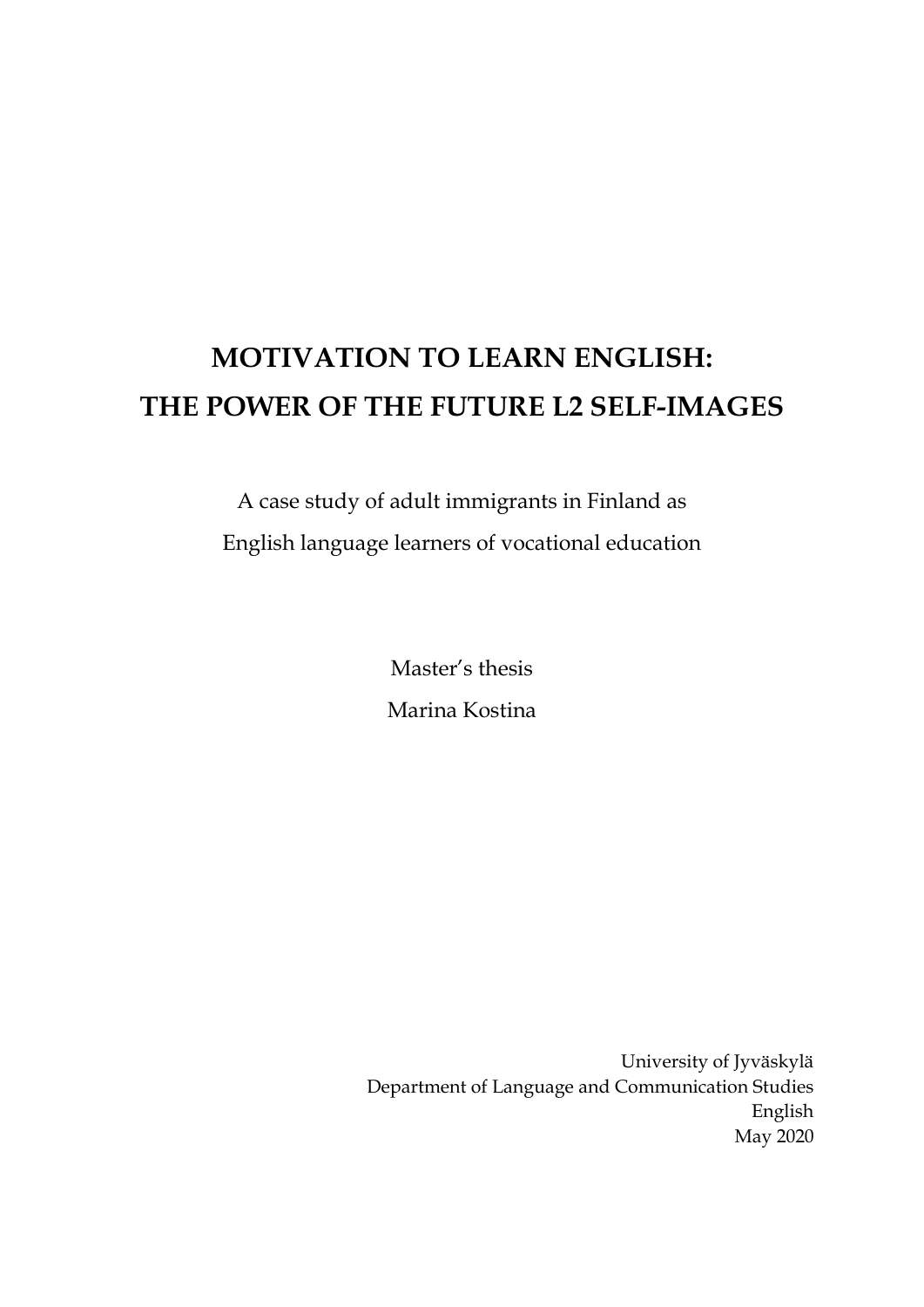# MOTIVATION TO LEARN ENGLISH: THE POWER OF THE FUTURE L2 SELF-IMAGES

A case study of adult immigrants in Finland as
English language learners of vocational education

Master's thesis

Marina Kostina

University of Jyväskylä
Department of Language and Communication Studies
English
May 2020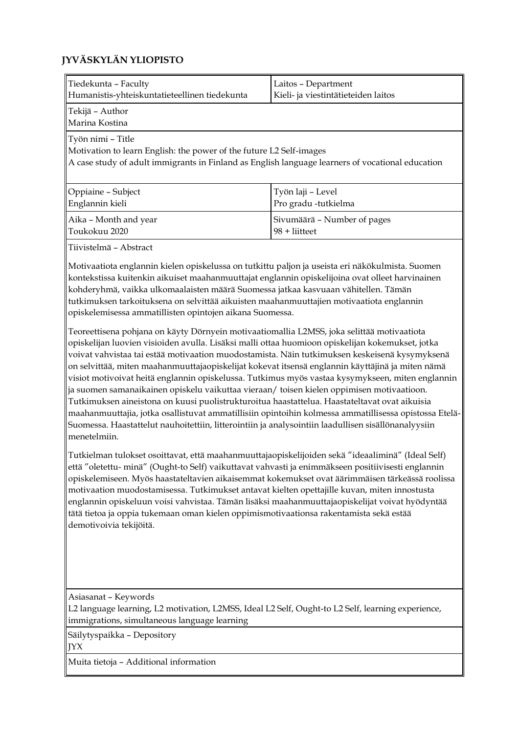**JYVÄSKYLÄN YLIOPISTO**

| Tiedekunta – Faculty<br>Humanistis-yhteiskuntatieteellinen tiedekunta | Laitos – Department<br>Kieli- ja viestintätieteiden laitos |
|---|---|
| Tekijä – Author<br>Marina Kostina | |
| Työn nimi – Title<br>Motivation to learn English: the power of the future L2 Self-images<br>A case study of adult immigrants in Finland as English language learners of vocational education | |
| Oppiaine – Subject<br>Englannin kieli | Työn laji – Level<br>Pro gradu -tutkielma |
| Aika – Month and year<br>Toukokuu 2020 | Sivumäärä – Number of pages<br>98 + liitteet |

Tiivistelmä – Abstract

Motivaatiota englannin kielen opiskelussa on tutkittu paljon ja useista eri näkökulmista. Suomen kontekstissa kuitenkin aikuiset maahanmuuttajat englannin opiskelijoina ovat olleet harvinainen kohderyhmä, vaikka ulkomaalaisten määrä Suomessa jatkaa kasvuaan vähitellen. Tämän tutkimuksen tarkoituksena on selvittää aikuisten maahanmuuttajien motivaatiota englannin opiskelemisessa ammatillisten opintojen aikana Suomessa.

Teoreettisena pohjana on käyty Dörnyein motivaatiomallia L2MSS, joka selittää motivaatiota opiskelijan luovien visioiden avulla. Lisäksi malli ottaa huomioon opiskelijan kokemukset, jotka voivat vahvistaa tai estää motivaation muodostamista. Näin tutkimuksen keskeisenä kysymyksenä on selvittää, miten maahanmuuttajaopiskelijat kokevat itsensä englannin käyttäjinä ja miten nämä visiot motivoivat heitä englannin opiskelussa. Tutkimus myös vastaa kysymykseen, miten englannin ja suomen samanaikainen opiskelu vaikuttaa vieraan/ toisen kielen oppimisen motivaatioon. Tutkimuksen aineistona on kuusi puolistrukturoitua haastattelua. Haastateltavat ovat aikuisia maahanmuuttajia, jotka osallistuvat ammatillisiin opintoihin kolmessa ammatillisessa opistossa Etelä-Suomessa. Haastattelut nauhoitettiin, litterointiin ja analysointiin laadullisen sisällönanalyysiin menetelmiin.

Tutkielman tulokset osoittavat, että maahanmuuttajaopiskelijoiden sekä ”ideaaliminä” (Ideal Self) että ”oletettu- minä” (Ought-to Self) vaikuttavat vahvasti ja enimmäkseen positiivisesti englannin opiskelemiseen. Myös haastateltavien aikaisemmat kokemukset ovat äärimmäisen tärkeässä roolissa motivaation muodostamisessa. Tutkimukset antavat kielten opettajille kuvan, miten innostusta englannin opiskeluun voisi vahvistaa. Tämän lisäksi maahanmuuttajaopiskelijat voivat hyödyntää tätä tietoa ja oppia tukemaan oman kielen oppimismotivaationsa rakentamista sekä estää demotivoivia tekijöitä.

Asiasanat – Keywords
L2 language learning, L2 motivation, L2MSS, Ideal L2 Self, Ought-to L2 Self, learning experience, immigrations, simultaneous language learning

Säilytyspaikka – Depository
JYX

Muita tietoja – Additional information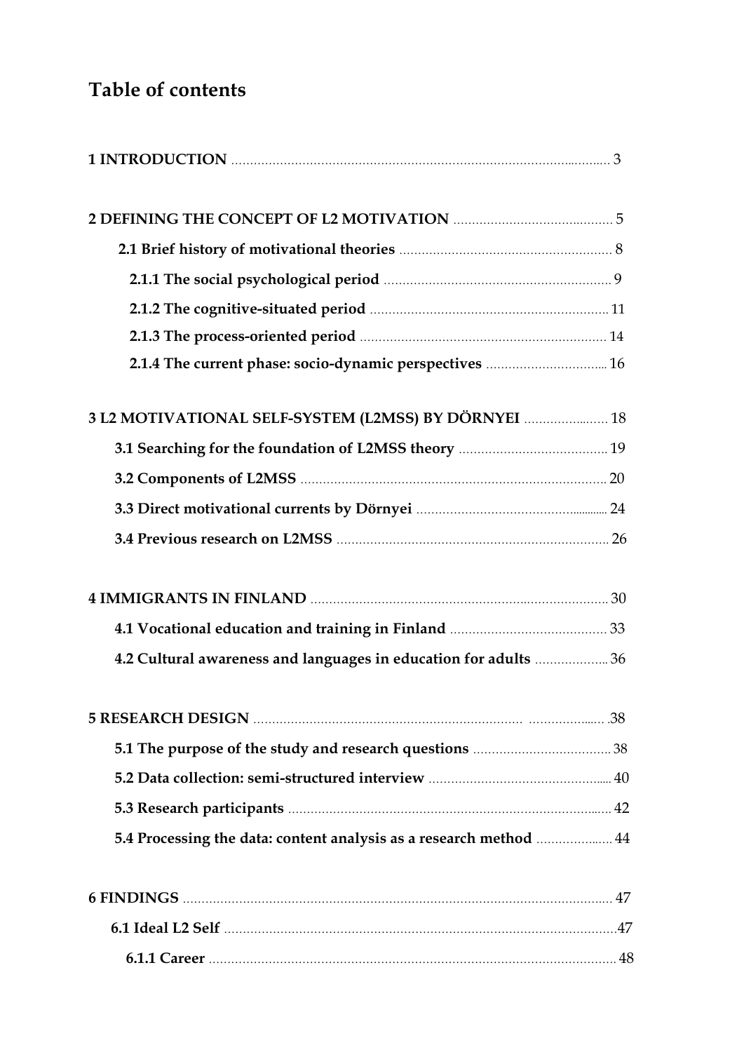# Table of contents

**1 INTRODUCTION** ........................................................................................................ 3

**2 DEFINING THE CONCEPT OF L2 MOTIVATION** ............................................ 5

**2.1 Brief history of motivational theories** ........................................................ 8

**2.1.1 The social psychological period** ............................................................ 9

**2.1.2 The cognitive-situated period** ............................................................... 11

**2.1.3 The process-oriented period** ................................................................. 14

**2.1.4 The current phase: socio-dynamic perspectives** ................................. 16

**3 L2 MOTIVATIONAL SELF-SYSTEM (L2MSS) BY DÖRNYEI** ........................ 18

**3.1 Searching for the foundation of L2MSS theory** ......................................... 19

**3.2 Components of L2MSS** ................................................................................ 20

**3.3 Direct motivational currents by Dörnyei** ................................................... 24

**3.4 Previous research on L2MSS** ...................................................................... 26

**4 IMMIGRANTS IN FINLAND** ............................................................................. 30

**4.1 Vocational education and training in Finland** ........................................... 33

**4.2 Cultural awareness and languages in education for adults** ..................... 36

**5 RESEARCH DESIGN** ........................................................................................... 38

**5.1 The purpose of the study and research questions** ..................................... 38

**5.2 Data collection: semi-structured interview** ................................................ 40

**5.3 Research participants** .................................................................................... 42

**5.4 Processing the data: content analysis as a research method** ..................... 44

**6 FINDINGS** ............................................................................................................. 47

**6.1 Ideal L2 Self** ................................................................................................... 47

**6.1.1 Career** ........................................................................................................ 48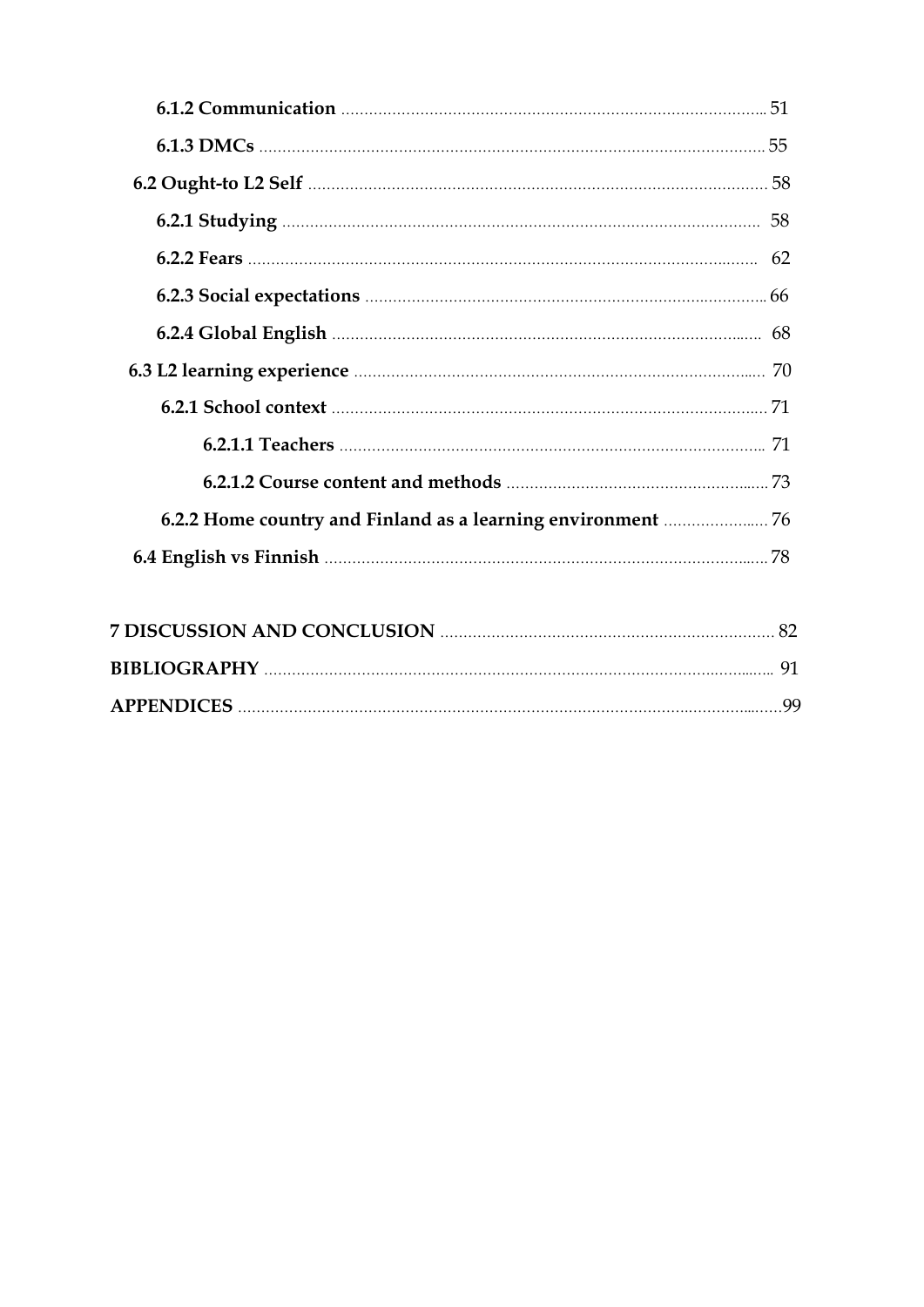**6.1.2 Communication** ........................................................................................ 51

**6.1.3 DMCs** ......................................................................................................... 55

**6.2 Ought-to L2 Self** ............................................................................................. 58

**6.2.1 Studying** ..................................................................................................... 58

**6.2.2 Fears** .......................................................................................................... 62

**6.2.3 Social expectations** ..................................................................................... 66

**6.2.4 Global English** ............................................................................................ 68

**6.3 L2 learning experience** .................................................................................... 70

**6.2.1 School context** ............................................................................................ 71

**6.2.1.1 Teachers** .................................................................................................. 71

**6.2.1.2 Course content and methods** ...................................................................... 73

**6.2.2 Home country and Finland as a learning environment** ..................................... 76

**6.4 English vs Finnish** ............................................................................................ 78

**7 DISCUSSION AND CONCLUSION** ....................................................................... 82

**BIBLIOGRAPHY** ................................................................................................... 91

**APPENDICES** ....................................................................................................... 99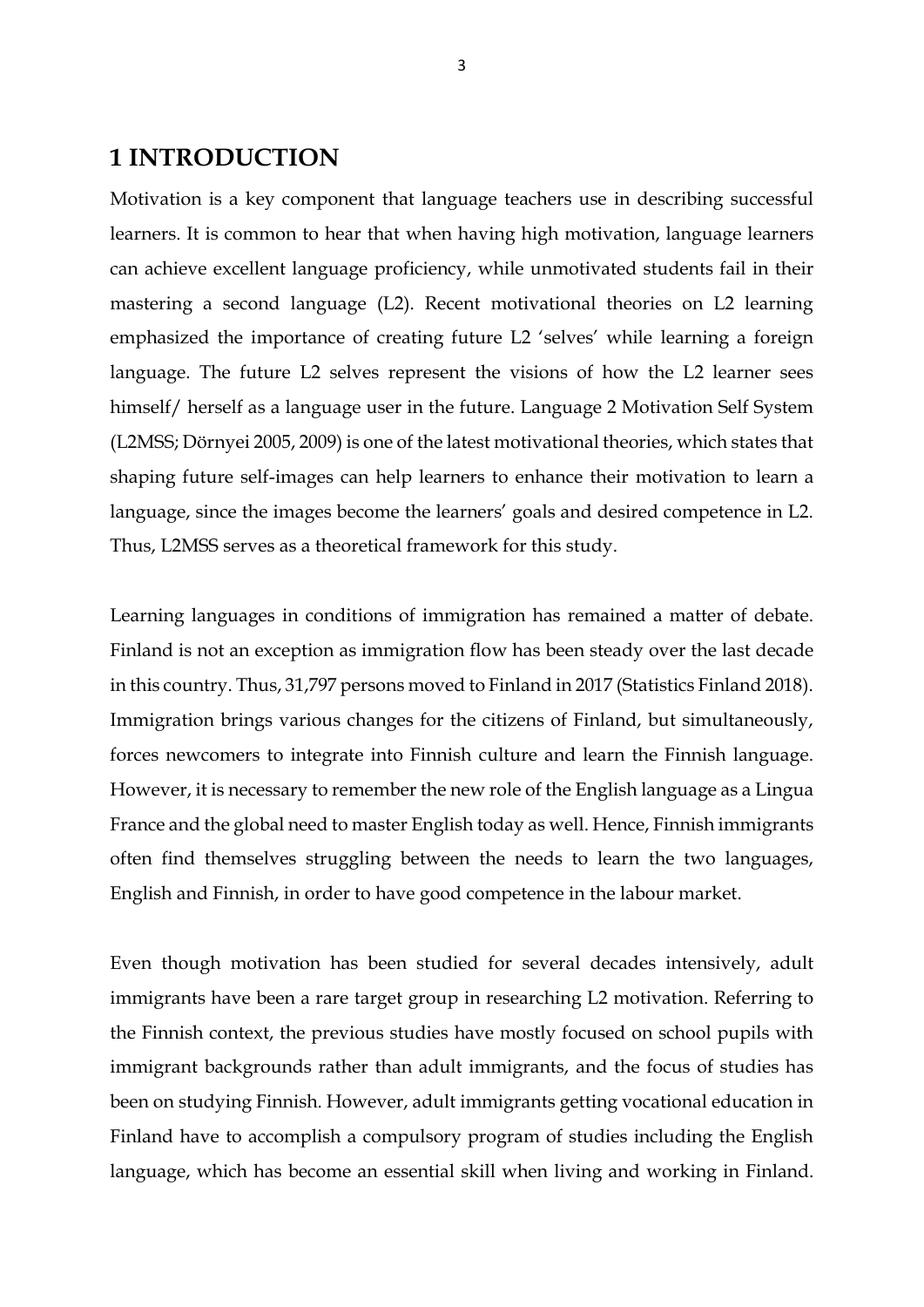# 1 INTRODUCTION

Motivation is a key component that language teachers use in describing successful learners. It is common to hear that when having high motivation, language learners can achieve excellent language proficiency, while unmotivated students fail in their mastering a second language (L2). Recent motivational theories on L2 learning emphasized the importance of creating future L2 'selves' while learning a foreign language. The future L2 selves represent the visions of how the L2 learner sees himself/ herself as a language user in the future. Language 2 Motivation Self System (L2MSS; Dörnyei 2005, 2009) is one of the latest motivational theories, which states that shaping future self-images can help learners to enhance their motivation to learn a language, since the images become the learners' goals and desired competence in L2. Thus, L2MSS serves as a theoretical framework for this study.

Learning languages in conditions of immigration has remained a matter of debate. Finland is not an exception as immigration flow has been steady over the last decade in this country. Thus, 31,797 persons moved to Finland in 2017 (Statistics Finland 2018). Immigration brings various changes for the citizens of Finland, but simultaneously, forces newcomers to integrate into Finnish culture and learn the Finnish language. However, it is necessary to remember the new role of the English language as a Lingua France and the global need to master English today as well. Hence, Finnish immigrants often find themselves struggling between the needs to learn the two languages, English and Finnish, in order to have good competence in the labour market.

Even though motivation has been studied for several decades intensively, adult immigrants have been a rare target group in researching L2 motivation. Referring to the Finnish context, the previous studies have mostly focused on school pupils with immigrant backgrounds rather than adult immigrants, and the focus of studies has been on studying Finnish. However, adult immigrants getting vocational education in Finland have to accomplish a compulsory program of studies including the English language, which has become an essential skill when living and working in Finland.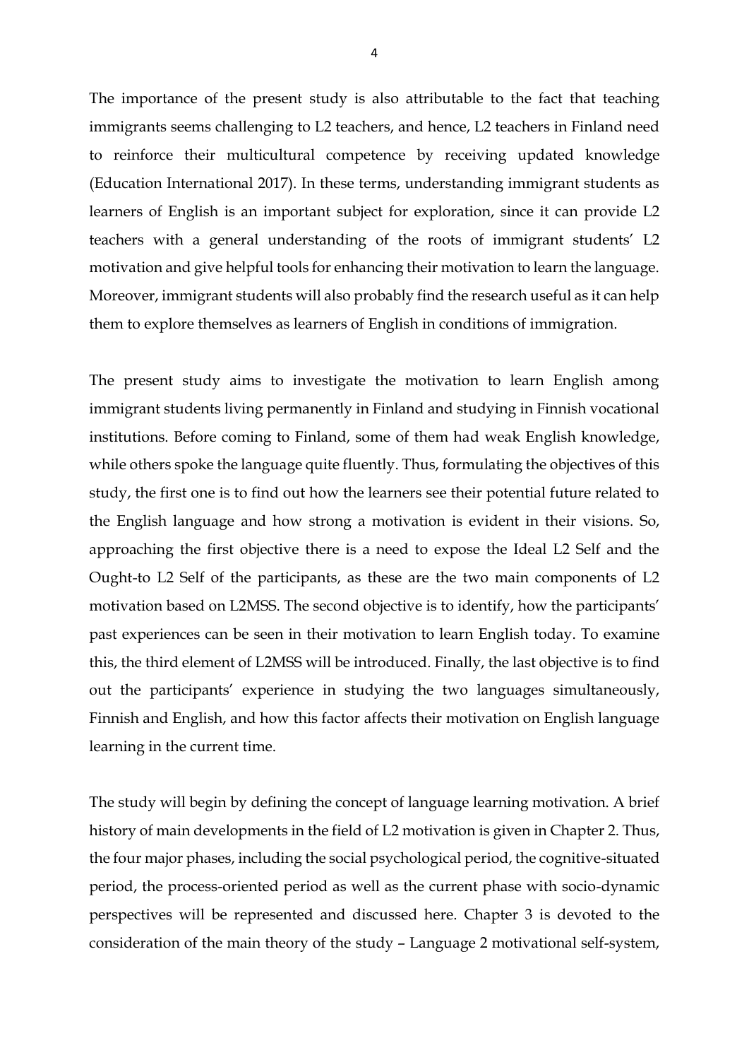The importance of the present study is also attributable to the fact that teaching immigrants seems challenging to L2 teachers, and hence, L2 teachers in Finland need to reinforce their multicultural competence by receiving updated knowledge (Education International 2017). In these terms, understanding immigrant students as learners of English is an important subject for exploration, since it can provide L2 teachers with a general understanding of the roots of immigrant students' L2 motivation and give helpful tools for enhancing their motivation to learn the language. Moreover, immigrant students will also probably find the research useful as it can help them to explore themselves as learners of English in conditions of immigration.

The present study aims to investigate the motivation to learn English among immigrant students living permanently in Finland and studying in Finnish vocational institutions. Before coming to Finland, some of them had weak English knowledge, while others spoke the language quite fluently. Thus, formulating the objectives of this study, the first one is to find out how the learners see their potential future related to the English language and how strong a motivation is evident in their visions. So, approaching the first objective there is a need to expose the Ideal L2 Self and the Ought-to L2 Self of the participants, as these are the two main components of L2 motivation based on L2MSS. The second objective is to identify, how the participants' past experiences can be seen in their motivation to learn English today. To examine this, the third element of L2MSS will be introduced. Finally, the last objective is to find out the participants' experience in studying the two languages simultaneously, Finnish and English, and how this factor affects their motivation on English language learning in the current time.

The study will begin by defining the concept of language learning motivation. A brief history of main developments in the field of L2 motivation is given in Chapter 2. Thus, the four major phases, including the social psychological period, the cognitive-situated period, the process-oriented period as well as the current phase with socio-dynamic perspectives will be represented and discussed here. Chapter 3 is devoted to the consideration of the main theory of the study – Language 2 motivational self-system,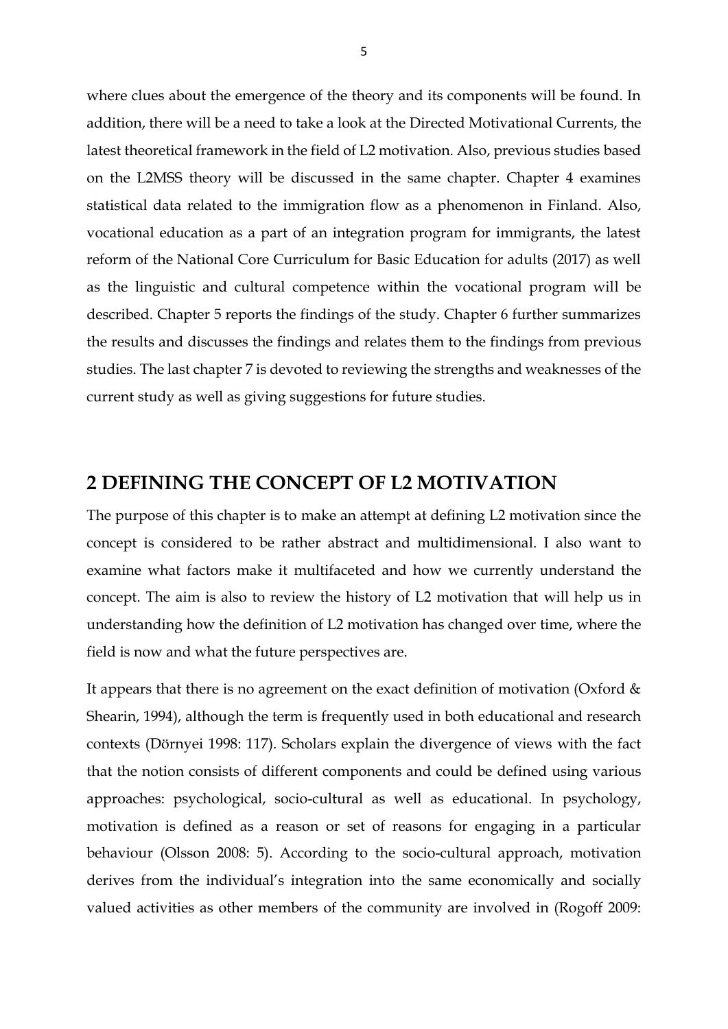where clues about the emergence of the theory and its components will be found. In addition, there will be a need to take a look at the Directed Motivational Currents, the latest theoretical framework in the field of L2 motivation. Also, previous studies based on the L2MSS theory will be discussed in the same chapter. Chapter 4 examines statistical data related to the immigration flow as a phenomenon in Finland. Also, vocational education as a part of an integration program for immigrants, the latest reform of the National Core Curriculum for Basic Education for adults (2017) as well as the linguistic and cultural competence within the vocational program will be described. Chapter 5 reports the findings of the study. Chapter 6 further summarizes the results and discusses the findings and relates them to the findings from previous studies. The last chapter 7 is devoted to reviewing the strengths and weaknesses of the current study as well as giving suggestions for future studies.

# 2 DEFINING THE CONCEPT OF L2 MOTIVATION

The purpose of this chapter is to make an attempt at defining L2 motivation since the concept is considered to be rather abstract and multidimensional. I also want to examine what factors make it multifaceted and how we currently understand the concept. The aim is also to review the history of L2 motivation that will help us in understanding how the definition of L2 motivation has changed over time, where the field is now and what the future perspectives are.

It appears that there is no agreement on the exact definition of motivation (Oxford & Shearin, 1994), although the term is frequently used in both educational and research contexts (Dörnyei 1998: 117). Scholars explain the divergence of views with the fact that the notion consists of different components and could be defined using various approaches: psychological, socio-cultural as well as educational. In psychology, motivation is defined as a reason or set of reasons for engaging in a particular behaviour (Olsson 2008: 5). According to the socio-cultural approach, motivation derives from the individual's integration into the same economically and socially valued activities as other members of the community are involved in (Rogoff 2009: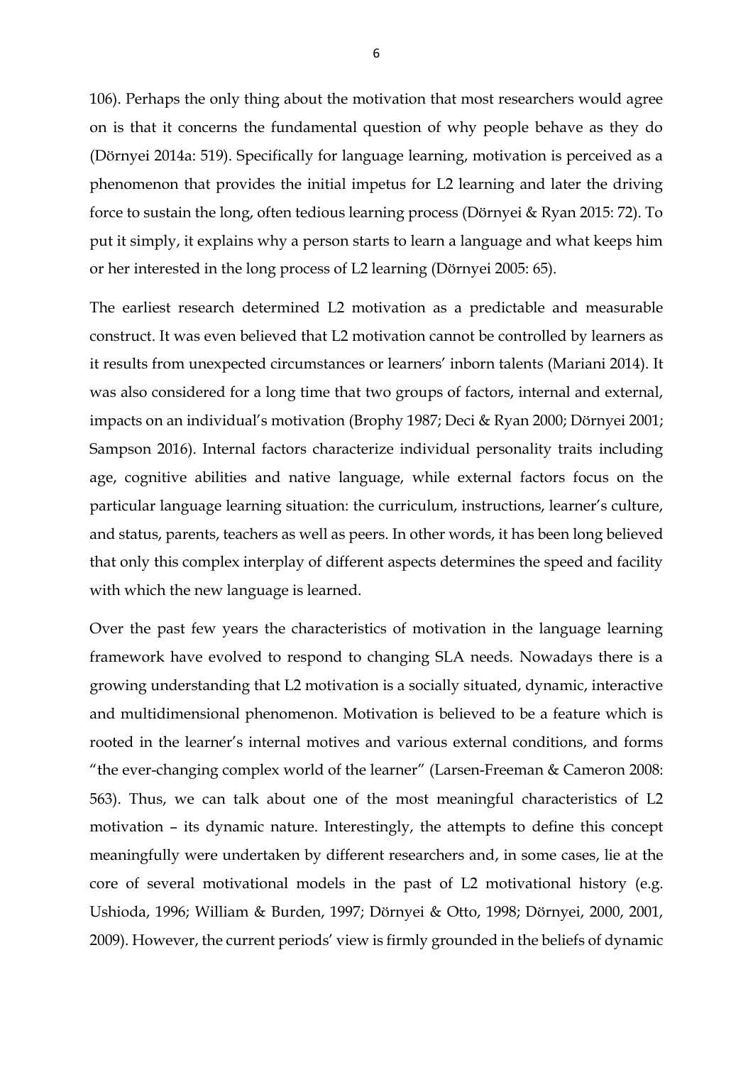106). Perhaps the only thing about the motivation that most researchers would agree on is that it concerns the fundamental question of why people behave as they do (Dörnyei 2014a: 519). Specifically for language learning, motivation is perceived as a phenomenon that provides the initial impetus for L2 learning and later the driving force to sustain the long, often tedious learning process (Dörnyei & Ryan 2015: 72). To put it simply, it explains why a person starts to learn a language and what keeps him or her interested in the long process of L2 learning (Dörnyei 2005: 65).

The earliest research determined L2 motivation as a predictable and measurable construct. It was even believed that L2 motivation cannot be controlled by learners as it results from unexpected circumstances or learners' inborn talents (Mariani 2014). It was also considered for a long time that two groups of factors, internal and external, impacts on an individual's motivation (Brophy 1987; Deci & Ryan 2000; Dörnyei 2001; Sampson 2016). Internal factors characterize individual personality traits including age, cognitive abilities and native language, while external factors focus on the particular language learning situation: the curriculum, instructions, learner's culture, and status, parents, teachers as well as peers. In other words, it has been long believed that only this complex interplay of different aspects determines the speed and facility with which the new language is learned.

Over the past few years the characteristics of motivation in the language learning framework have evolved to respond to changing SLA needs. Nowadays there is a growing understanding that L2 motivation is a socially situated, dynamic, interactive and multidimensional phenomenon. Motivation is believed to be a feature which is rooted in the learner's internal motives and various external conditions, and forms "the ever-changing complex world of the learner" (Larsen-Freeman & Cameron 2008: 563). Thus, we can talk about one of the most meaningful characteristics of L2 motivation – its dynamic nature. Interestingly, the attempts to define this concept meaningfully were undertaken by different researchers and, in some cases, lie at the core of several motivational models in the past of L2 motivational history (e.g. Ushioda, 1996; William & Burden, 1997; Dörnyei & Otto, 1998; Dörnyei, 2000, 2001, 2009). However, the current periods' view is firmly grounded in the beliefs of dynamic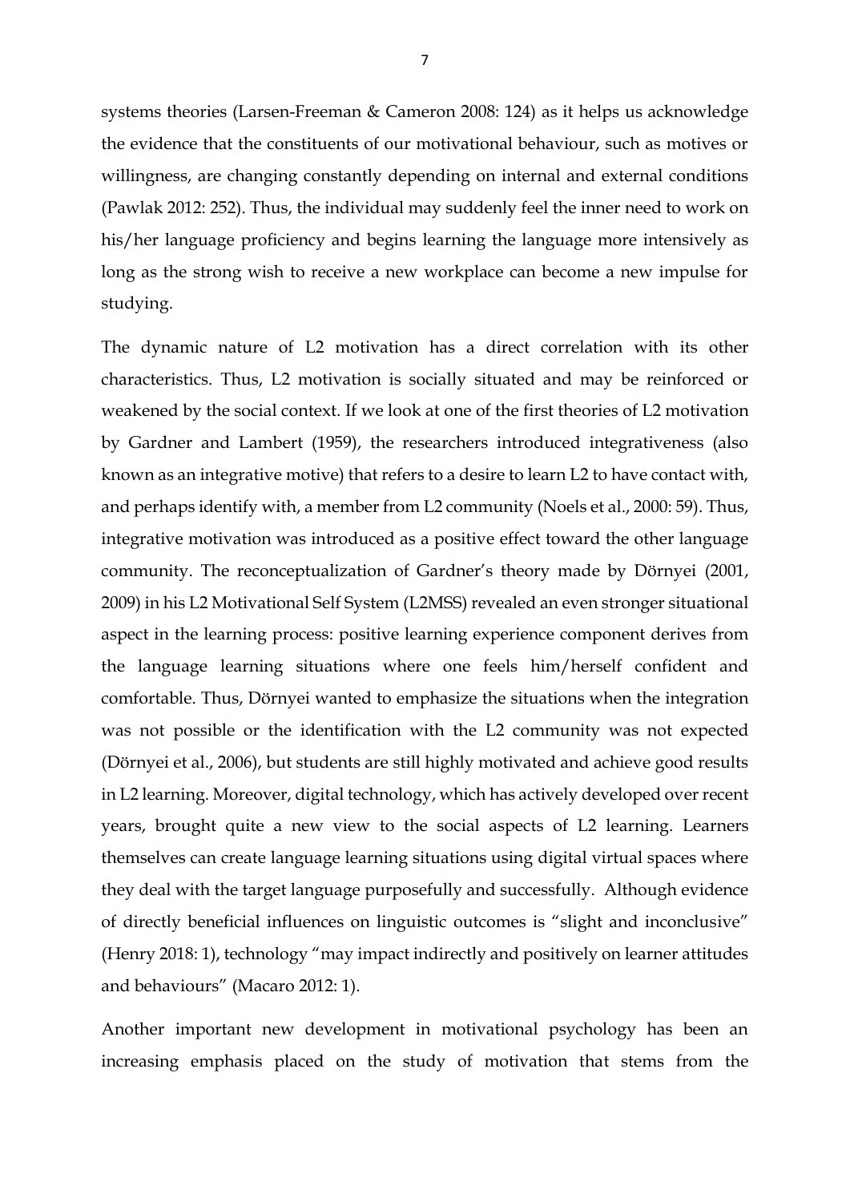systems theories (Larsen-Freeman & Cameron 2008: 124) as it helps us acknowledge the evidence that the constituents of our motivational behaviour, such as motives or willingness, are changing constantly depending on internal and external conditions (Pawlak 2012: 252). Thus, the individual may suddenly feel the inner need to work on his/her language proficiency and begins learning the language more intensively as long as the strong wish to receive a new workplace can become a new impulse for studying.

The dynamic nature of L2 motivation has a direct correlation with its other characteristics. Thus, L2 motivation is socially situated and may be reinforced or weakened by the social context. If we look at one of the first theories of L2 motivation by Gardner and Lambert (1959), the researchers introduced integrativeness (also known as an integrative motive) that refers to a desire to learn L2 to have contact with, and perhaps identify with, a member from L2 community (Noels et al., 2000: 59). Thus, integrative motivation was introduced as a positive effect toward the other language community. The reconceptualization of Gardner's theory made by Dörnyei (2001, 2009) in his L2 Motivational Self System (L2MSS) revealed an even stronger situational aspect in the learning process: positive learning experience component derives from the language learning situations where one feels him/herself confident and comfortable. Thus, Dörnyei wanted to emphasize the situations when the integration was not possible or the identification with the L2 community was not expected (Dörnyei et al., 2006), but students are still highly motivated and achieve good results in L2 learning. Moreover, digital technology, which has actively developed over recent years, brought quite a new view to the social aspects of L2 learning. Learners themselves can create language learning situations using digital virtual spaces where they deal with the target language purposefully and successfully. Although evidence of directly beneficial influences on linguistic outcomes is "slight and inconclusive" (Henry 2018: 1), technology "may impact indirectly and positively on learner attitudes and behaviours" (Macaro 2012: 1).

Another important new development in motivational psychology has been an increasing emphasis placed on the study of motivation that stems from the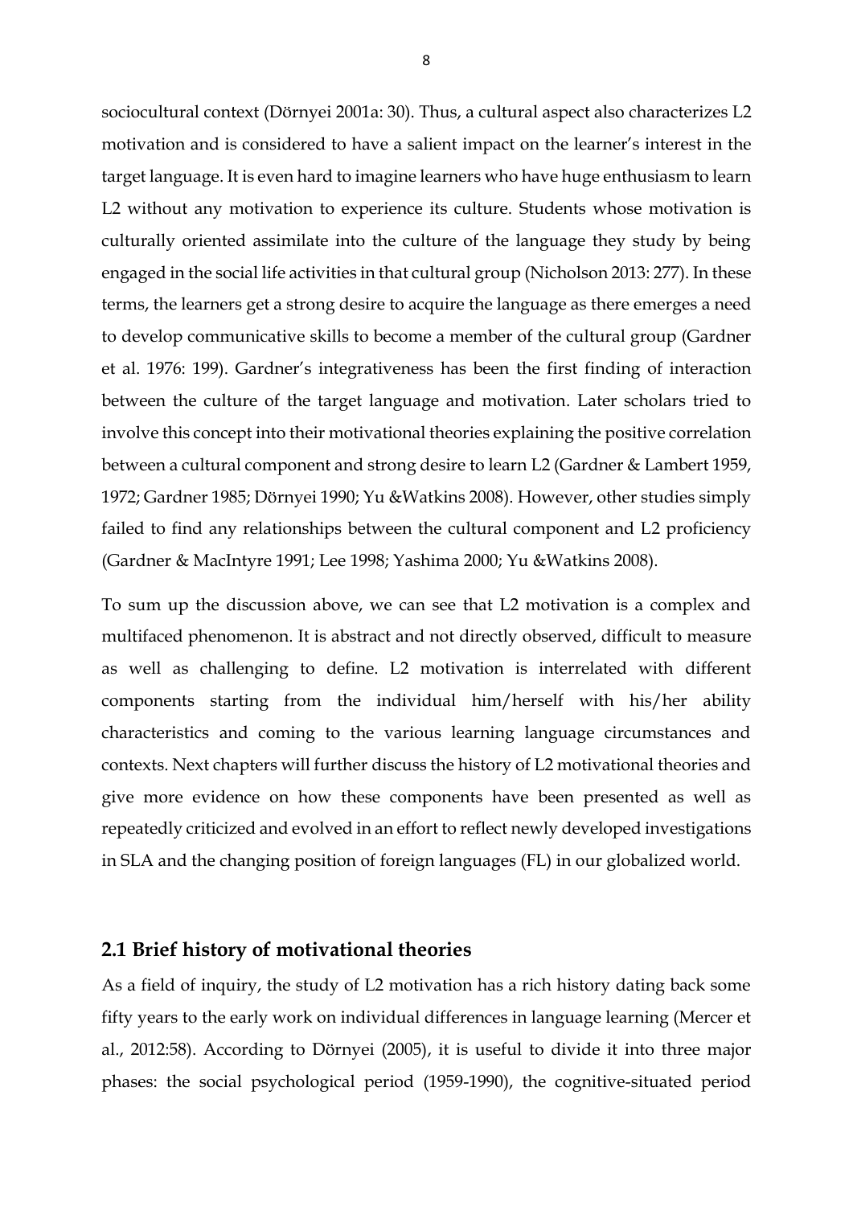sociocultural context (Dörnyei 2001a: 30). Thus, a cultural aspect also characterizes L2 motivation and is considered to have a salient impact on the learner's interest in the target language. It is even hard to imagine learners who have huge enthusiasm to learn L2 without any motivation to experience its culture. Students whose motivation is culturally oriented assimilate into the culture of the language they study by being engaged in the social life activities in that cultural group (Nicholson 2013: 277). In these terms, the learners get a strong desire to acquire the language as there emerges a need to develop communicative skills to become a member of the cultural group (Gardner et al. 1976: 199). Gardner's integrativeness has been the first finding of interaction between the culture of the target language and motivation. Later scholars tried to involve this concept into their motivational theories explaining the positive correlation between a cultural component and strong desire to learn L2 (Gardner & Lambert 1959, 1972; Gardner 1985; Dörnyei 1990; Yu &Watkins 2008). However, other studies simply failed to find any relationships between the cultural component and L2 proficiency (Gardner & MacIntyre 1991; Lee 1998; Yashima 2000; Yu &Watkins 2008).

To sum up the discussion above, we can see that L2 motivation is a complex and multifaced phenomenon. It is abstract and not directly observed, difficult to measure as well as challenging to define. L2 motivation is interrelated with different components starting from the individual him/herself with his/her ability characteristics and coming to the various learning language circumstances and contexts. Next chapters will further discuss the history of L2 motivational theories and give more evidence on how these components have been presented as well as repeatedly criticized and evolved in an effort to reflect newly developed investigations in SLA and the changing position of foreign languages (FL) in our globalized world.

## 2.1 Brief history of motivational theories

As a field of inquiry, the study of L2 motivation has a rich history dating back some fifty years to the early work on individual differences in language learning (Mercer et al., 2012:58). According to Dörnyei (2005), it is useful to divide it into three major phases: the social psychological period (1959-1990), the cognitive-situated period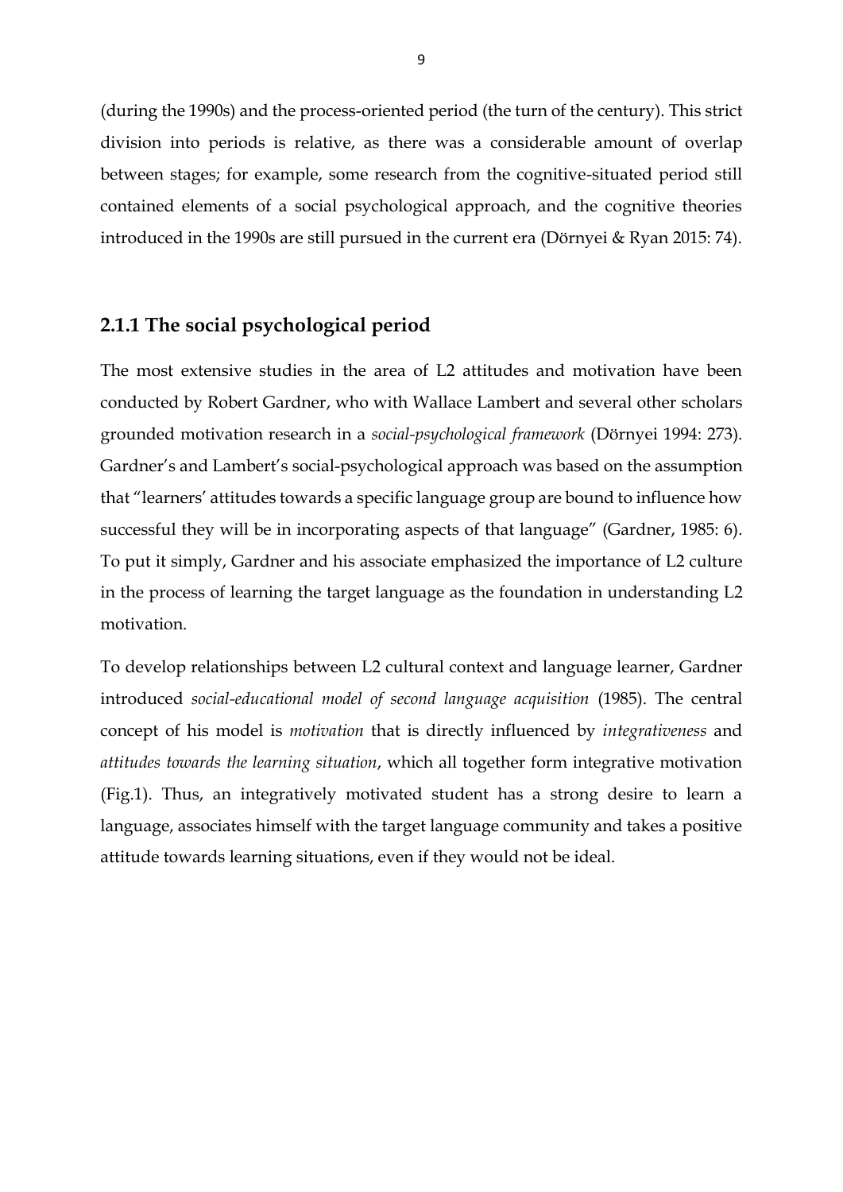(during the 1990s) and the process-oriented period (the turn of the century). This strict division into periods is relative, as there was a considerable amount of overlap between stages; for example, some research from the cognitive-situated period still contained elements of a social psychological approach, and the cognitive theories introduced in the 1990s are still pursued in the current era (Dörnyei & Ryan 2015: 74).

### 2.1.1 The social psychological period

The most extensive studies in the area of L2 attitudes and motivation have been conducted by Robert Gardner, who with Wallace Lambert and several other scholars grounded motivation research in a *social-psychological framework* (Dörnyei 1994: 273). Gardner's and Lambert's social-psychological approach was based on the assumption that "learners' attitudes towards a specific language group are bound to influence how successful they will be in incorporating aspects of that language" (Gardner, 1985: 6). To put it simply, Gardner and his associate emphasized the importance of L2 culture in the process of learning the target language as the foundation in understanding L2 motivation.

To develop relationships between L2 cultural context and language learner, Gardner introduced *social-educational model of second language acquisition* (1985). The central concept of his model is *motivation* that is directly influenced by *integrativeness* and *attitudes towards the learning situation*, which all together form integrative motivation (Fig.1). Thus, an integratively motivated student has a strong desire to learn a language, associates himself with the target language community and takes a positive attitude towards learning situations, even if they would not be ideal.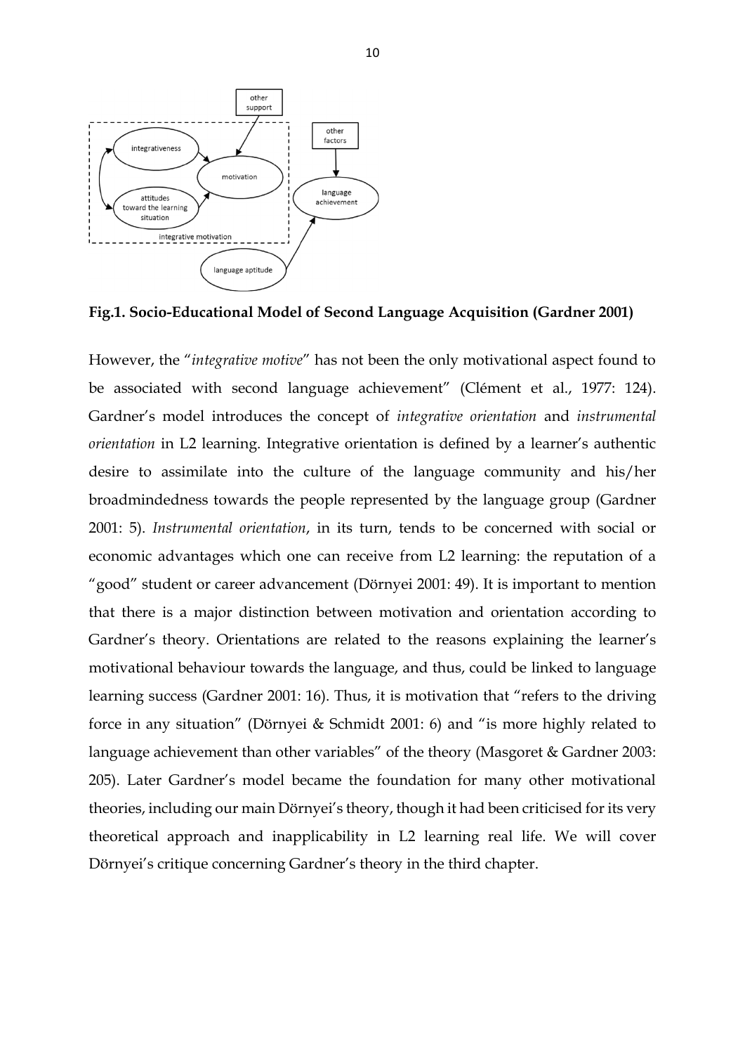**Fig.1. Socio-Educational Model of Second Language Acquisition (Gardner 2001)**

However, the "*integrative motive*" has not been the only motivational aspect found to be associated with second language achievement" (Clément et al., 1977: 124). Gardner's model introduces the concept of *integrative orientation* and *instrumental orientation* in L2 learning. Integrative orientation is defined by a learner's authentic desire to assimilate into the culture of the language community and his/her broadmindedness towards the people represented by the language group (Gardner 2001: 5). *Instrumental orientation*, in its turn, tends to be concerned with social or economic advantages which one can receive from L2 learning: the reputation of a "good" student or career advancement (Dörnyei 2001: 49). It is important to mention that there is a major distinction between motivation and orientation according to Gardner's theory. Orientations are related to the reasons explaining the learner's motivational behaviour towards the language, and thus, could be linked to language learning success (Gardner 2001: 16). Thus, it is motivation that "refers to the driving force in any situation" (Dörnyei & Schmidt 2001: 6) and "is more highly related to language achievement than other variables" of the theory (Masgoret & Gardner 2003: 205). Later Gardner's model became the foundation for many other motivational theories, including our main Dörnyei's theory, though it had been criticised for its very theoretical approach and inapplicability in L2 learning real life. We will cover Dörnyei's critique concerning Gardner's theory in the third chapter.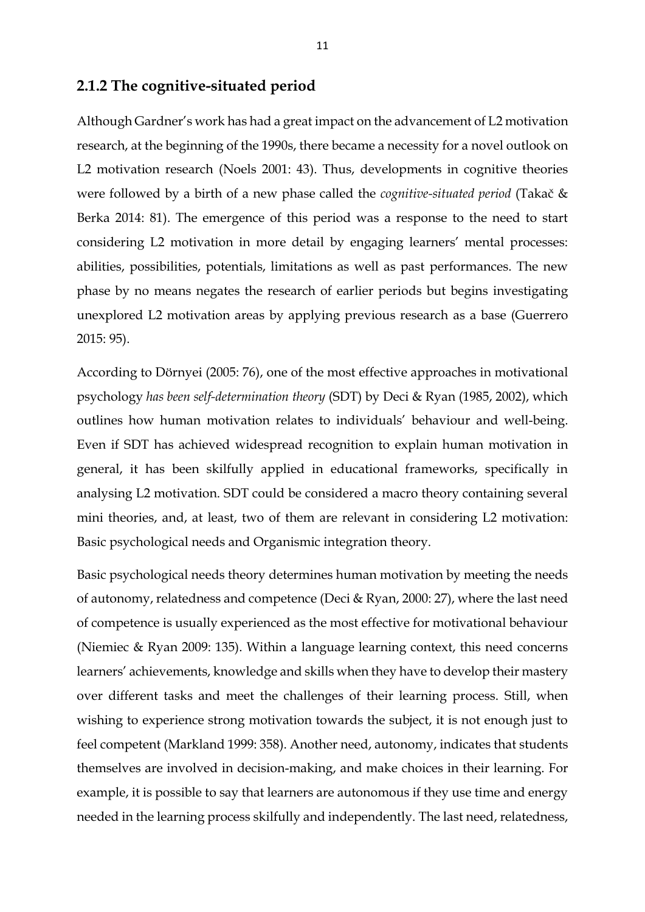### 2.1.2 The cognitive-situated period

Although Gardner's work has had a great impact on the advancement of L2 motivation research, at the beginning of the 1990s, there became a necessity for a novel outlook on L2 motivation research (Noels 2001: 43). Thus, developments in cognitive theories were followed by a birth of a new phase called the *cognitive-situated period* (Takač & Berka 2014: 81). The emergence of this period was a response to the need to start considering L2 motivation in more detail by engaging learners' mental processes: abilities, possibilities, potentials, limitations as well as past performances. The new phase by no means negates the research of earlier periods but begins investigating unexplored L2 motivation areas by applying previous research as a base (Guerrero 2015: 95).

According to Dörnyei (2005: 76), one of the most effective approaches in motivational psychology *has been self-determination theory* (SDT) by Deci & Ryan (1985, 2002), which outlines how human motivation relates to individuals' behaviour and well-being. Even if SDT has achieved widespread recognition to explain human motivation in general, it has been skilfully applied in educational frameworks, specifically in analysing L2 motivation. SDT could be considered a macro theory containing several mini theories, and, at least, two of them are relevant in considering L2 motivation: Basic psychological needs and Organismic integration theory.

Basic psychological needs theory determines human motivation by meeting the needs of autonomy, relatedness and competence (Deci & Ryan, 2000: 27), where the last need of competence is usually experienced as the most effective for motivational behaviour (Niemiec & Ryan 2009: 135). Within a language learning context, this need concerns learners' achievements, knowledge and skills when they have to develop their mastery over different tasks and meet the challenges of their learning process. Still, when wishing to experience strong motivation towards the subject, it is not enough just to feel competent (Markland 1999: 358). Another need, autonomy, indicates that students themselves are involved in decision-making, and make choices in their learning. For example, it is possible to say that learners are autonomous if they use time and energy needed in the learning process skilfully and independently. The last need, relatedness,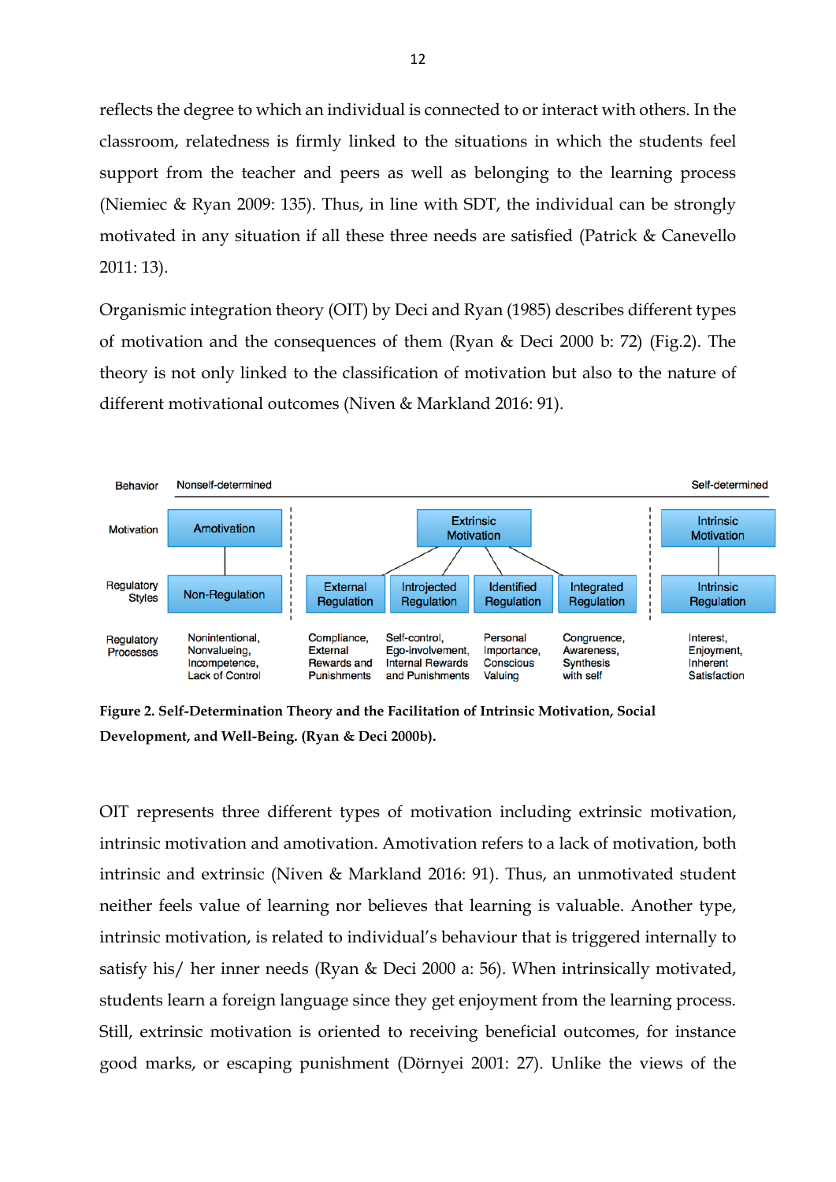reflects the degree to which an individual is connected to or interact with others. In the classroom, relatedness is firmly linked to the situations in which the students feel support from the teacher and peers as well as belonging to the learning process (Niemiec & Ryan 2009: 135). Thus, in line with SDT, the individual can be strongly motivated in any situation if all these three needs are satisfied (Patrick & Canevello 2011: 13).

Organismic integration theory (OIT) by Deci and Ryan (1985) describes different types of motivation and the consequences of them (Ryan & Deci 2000 b: 72) (Fig.2). The theory is not only linked to the classification of motivation but also to the nature of different motivational outcomes (Niven & Markland 2016: 91).

| Behavior | Nonself-determined | | | | | Self-determined |
|---|---|---|---|---|---|---|
| Motivation | Amotivation | Extrinsic Motivation | | | | Intrinsic Motivation |
| Regulatory Styles | Non-Regulation | External Regulation | Introjected Regulation | Identified Regulation | Integrated Regulation | Intrinsic Regulation |
| Regulatory Processes | Nonintentional, Nonvalueing, Incompetence, Lack of Control | Compliance, External Rewards and Punishments | Self-control, Ego-involvement, Internal Rewards and Punishments | Personal Importance, Conscious Valuing | Congruence, Awareness, Synthesis with self | Interest, Enjoyment, Inherent Satisfaction |

**Figure 2. Self-Determination Theory and the Facilitation of Intrinsic Motivation, Social Development, and Well-Being. (Ryan & Deci 2000b).**

OIT represents three different types of motivation including extrinsic motivation, intrinsic motivation and amotivation. Amotivation refers to a lack of motivation, both intrinsic and extrinsic (Niven & Markland 2016: 91). Thus, an unmotivated student neither feels value of learning nor believes that learning is valuable. Another type, intrinsic motivation, is related to individual's behaviour that is triggered internally to satisfy his/ her inner needs (Ryan & Deci 2000 a: 56). When intrinsically motivated, students learn a foreign language since they get enjoyment from the learning process. Still, extrinsic motivation is oriented to receiving beneficial outcomes, for instance good marks, or escaping punishment (Dörnyei 2001: 27). Unlike the views of the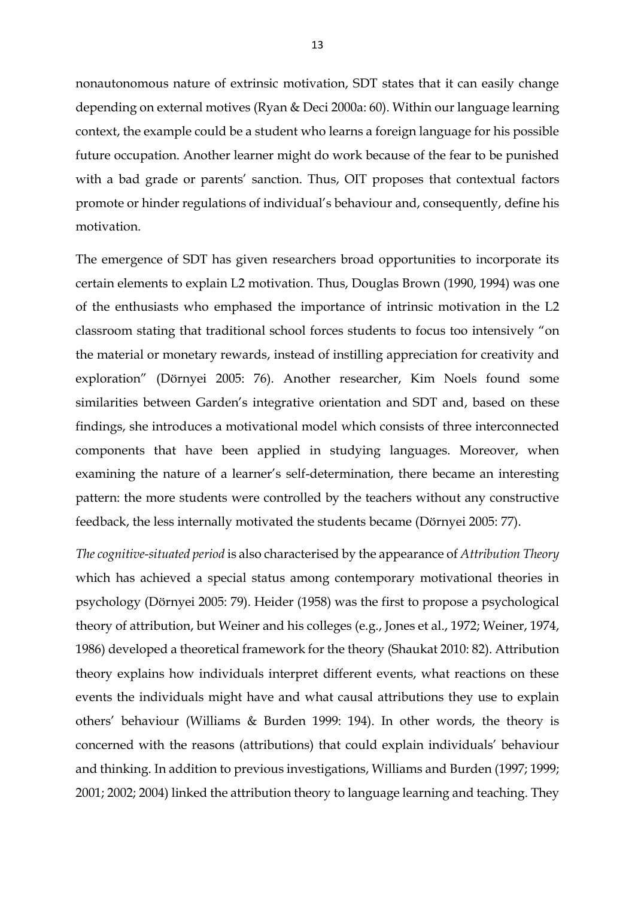nonautonomous nature of extrinsic motivation, SDT states that it can easily change depending on external motives (Ryan & Deci 2000a: 60). Within our language learning context, the example could be a student who learns a foreign language for his possible future occupation. Another learner might do work because of the fear to be punished with a bad grade or parents' sanction. Thus, OIT proposes that contextual factors promote or hinder regulations of individual's behaviour and, consequently, define his motivation.

The emergence of SDT has given researchers broad opportunities to incorporate its certain elements to explain L2 motivation. Thus, Douglas Brown (1990, 1994) was one of the enthusiasts who emphased the importance of intrinsic motivation in the L2 classroom stating that traditional school forces students to focus too intensively "on the material or monetary rewards, instead of instilling appreciation for creativity and exploration" (Dörnyei 2005: 76). Another researcher, Kim Noels found some similarities between Garden's integrative orientation and SDT and, based on these findings, she introduces a motivational model which consists of three interconnected components that have been applied in studying languages. Moreover, when examining the nature of a learner's self-determination, there became an interesting pattern: the more students were controlled by the teachers without any constructive feedback, the less internally motivated the students became (Dörnyei 2005: 77).

*The cognitive-situated period* is also characterised by the appearance of *Attribution Theory* which has achieved a special status among contemporary motivational theories in psychology (Dörnyei 2005: 79). Heider (1958) was the first to propose a psychological theory of attribution, but Weiner and his colleges (e.g., Jones et al., 1972; Weiner, 1974, 1986) developed a theoretical framework for the theory (Shaukat 2010: 82). Attribution theory explains how individuals interpret different events, what reactions on these events the individuals might have and what causal attributions they use to explain others' behaviour (Williams & Burden 1999: 194). In other words, the theory is concerned with the reasons (attributions) that could explain individuals' behaviour and thinking. In addition to previous investigations, Williams and Burden (1997; 1999; 2001; 2002; 2004) linked the attribution theory to language learning and teaching. They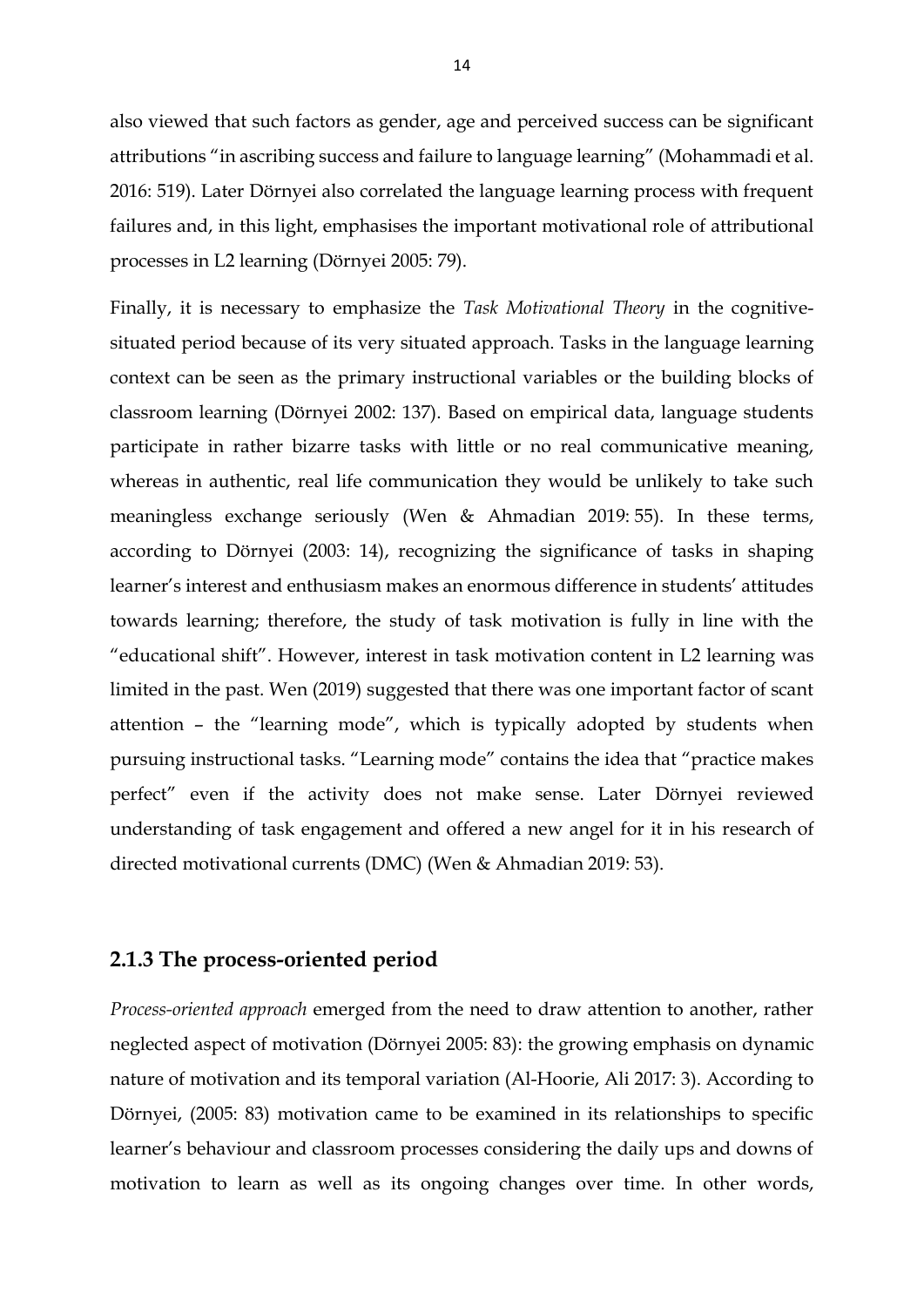also viewed that such factors as gender, age and perceived success can be significant attributions "in ascribing success and failure to language learning" (Mohammadi et al. 2016: 519). Later Dörnyei also correlated the language learning process with frequent failures and, in this light, emphasises the important motivational role of attributional processes in L2 learning (Dörnyei 2005: 79).

Finally, it is necessary to emphasize the *Task Motivational Theory* in the cognitive-situated period because of its very situated approach. Tasks in the language learning context can be seen as the primary instructional variables or the building blocks of classroom learning (Dörnyei 2002: 137). Based on empirical data, language students participate in rather bizarre tasks with little or no real communicative meaning, whereas in authentic, real life communication they would be unlikely to take such meaningless exchange seriously (Wen & Ahmadian 2019: 55). In these terms, according to Dörnyei (2003: 14), recognizing the significance of tasks in shaping learner's interest and enthusiasm makes an enormous difference in students' attitudes towards learning; therefore, the study of task motivation is fully in line with the "educational shift". However, interest in task motivation content in L2 learning was limited in the past. Wen (2019) suggested that there was one important factor of scant attention – the "learning mode", which is typically adopted by students when pursuing instructional tasks. "Learning mode" contains the idea that "practice makes perfect" even if the activity does not make sense. Later Dörnyei reviewed understanding of task engagement and offered a new angel for it in his research of directed motivational currents (DMC) (Wen & Ahmadian 2019: 53).

### 2.1.3 The process-oriented period

*Process-oriented approach* emerged from the need to draw attention to another, rather neglected aspect of motivation (Dörnyei 2005: 83): the growing emphasis on dynamic nature of motivation and its temporal variation (Al-Hoorie, Ali 2017: 3). According to Dörnyei, (2005: 83) motivation came to be examined in its relationships to specific learner's behaviour and classroom processes considering the daily ups and downs of motivation to learn as well as its ongoing changes over time. In other words,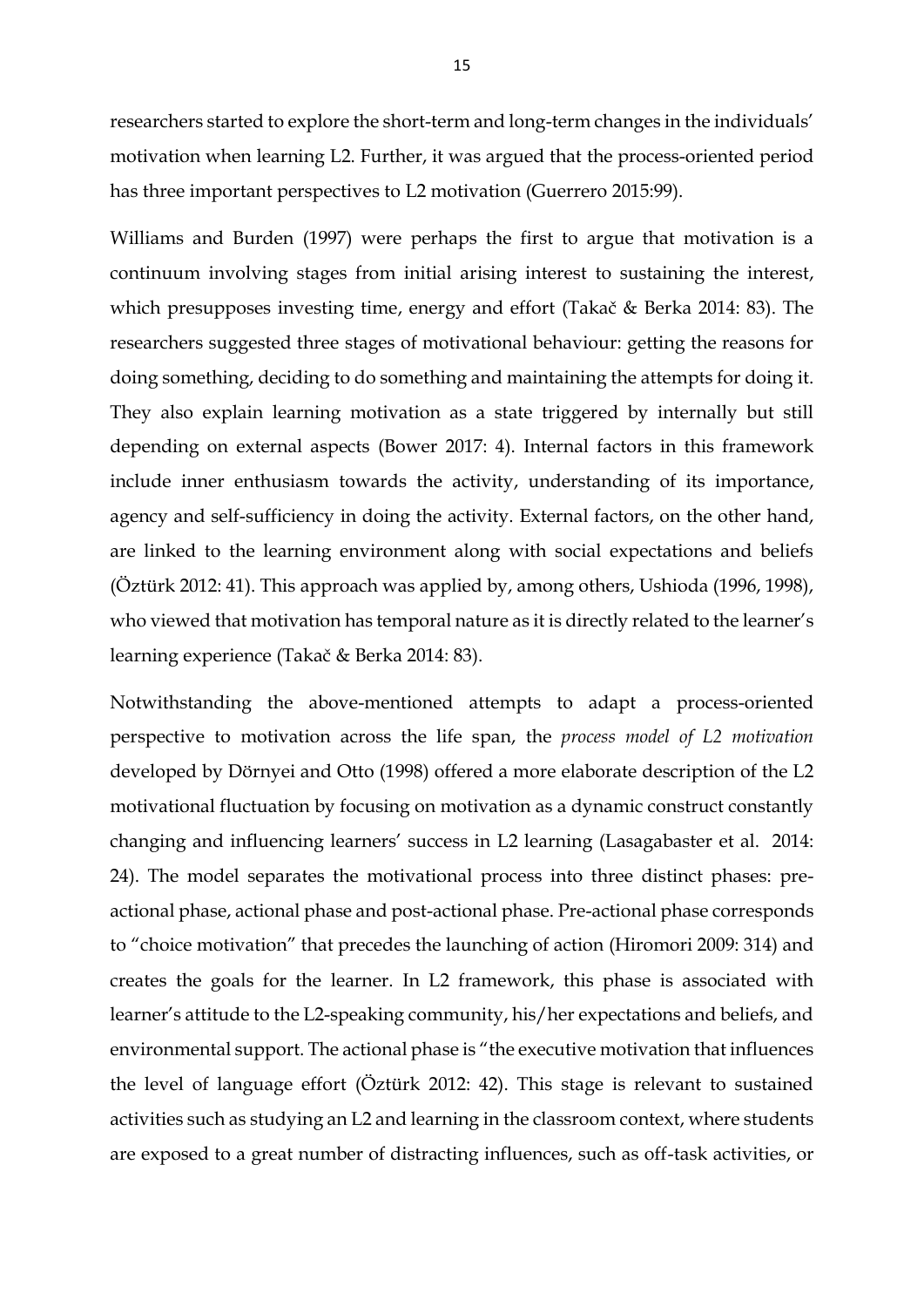researchers started to explore the short-term and long-term changes in the individuals' motivation when learning L2. Further, it was argued that the process-oriented period has three important perspectives to L2 motivation (Guerrero 2015:99).

Williams and Burden (1997) were perhaps the first to argue that motivation is a continuum involving stages from initial arising interest to sustaining the interest, which presupposes investing time, energy and effort (Takač & Berka 2014: 83). The researchers suggested three stages of motivational behaviour: getting the reasons for doing something, deciding to do something and maintaining the attempts for doing it. They also explain learning motivation as a state triggered by internally but still depending on external aspects (Bower 2017: 4). Internal factors in this framework include inner enthusiasm towards the activity, understanding of its importance, agency and self-sufficiency in doing the activity. External factors, on the other hand, are linked to the learning environment along with social expectations and beliefs (Öztürk 2012: 41). This approach was applied by, among others, Ushioda (1996, 1998), who viewed that motivation has temporal nature as it is directly related to the learner's learning experience (Takač & Berka 2014: 83).

Notwithstanding the above-mentioned attempts to adapt a process-oriented perspective to motivation across the life span, the *process model of L2 motivation* developed by Dörnyei and Otto (1998) offered a more elaborate description of the L2 motivational fluctuation by focusing on motivation as a dynamic construct constantly changing and influencing learners' success in L2 learning (Lasagabaster et al. 2014: 24). The model separates the motivational process into three distinct phases: pre-actional phase, actional phase and post-actional phase. Pre-actional phase corresponds to "choice motivation" that precedes the launching of action (Hiromori 2009: 314) and creates the goals for the learner. In L2 framework, this phase is associated with learner's attitude to the L2-speaking community, his/her expectations and beliefs, and environmental support. The actional phase is "the executive motivation that influences the level of language effort (Öztürk 2012: 42). This stage is relevant to sustained activities such as studying an L2 and learning in the classroom context, where students are exposed to a great number of distracting influences, such as off-task activities, or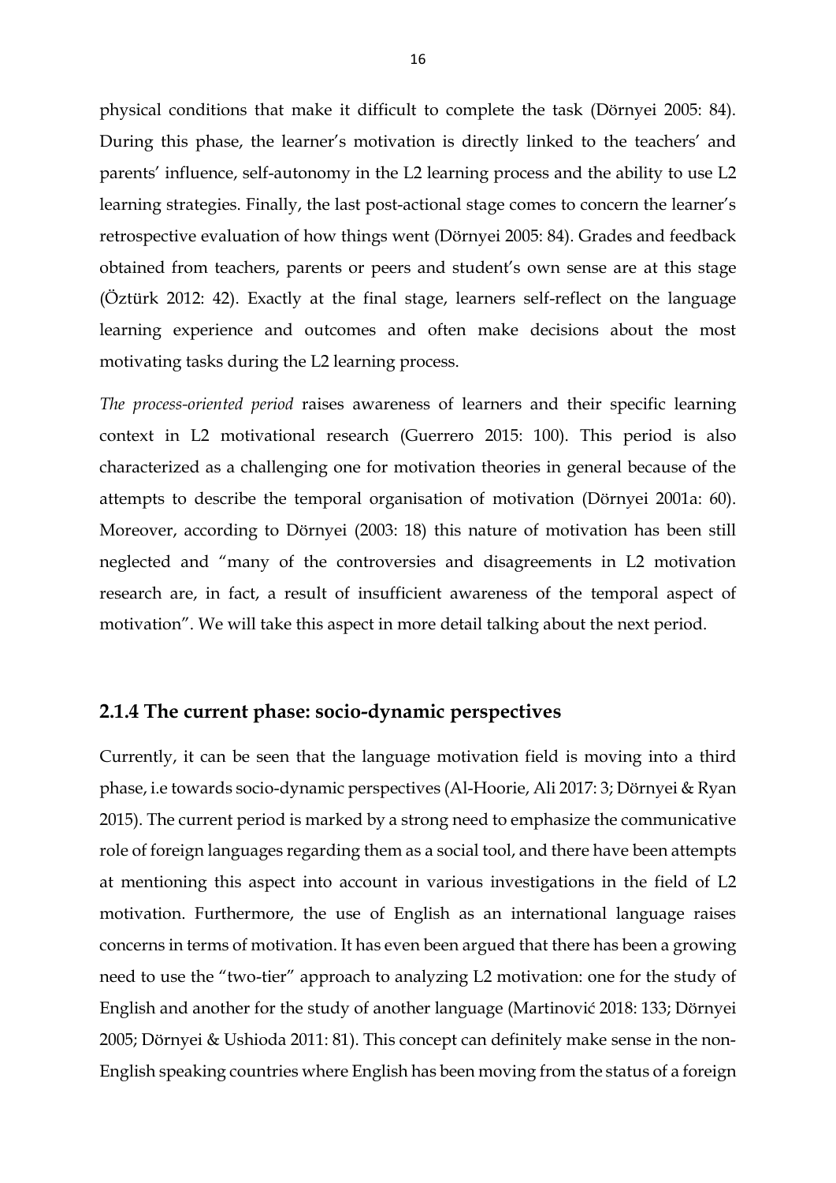physical conditions that make it difficult to complete the task (Dörnyei 2005: 84). During this phase, the learner's motivation is directly linked to the teachers' and parents' influence, self-autonomy in the L2 learning process and the ability to use L2 learning strategies. Finally, the last post-actional stage comes to concern the learner's retrospective evaluation of how things went (Dörnyei 2005: 84). Grades and feedback obtained from teachers, parents or peers and student's own sense are at this stage (Öztürk 2012: 42). Exactly at the final stage, learners self-reflect on the language learning experience and outcomes and often make decisions about the most motivating tasks during the L2 learning process.

*The process-oriented period* raises awareness of learners and their specific learning context in L2 motivational research (Guerrero 2015: 100). This period is also characterized as a challenging one for motivation theories in general because of the attempts to describe the temporal organisation of motivation (Dörnyei 2001a: 60). Moreover, according to Dörnyei (2003: 18) this nature of motivation has been still neglected and "many of the controversies and disagreements in L2 motivation research are, in fact, a result of insufficient awareness of the temporal aspect of motivation". We will take this aspect in more detail talking about the next period.

### 2.1.4 The current phase: socio-dynamic perspectives

Currently, it can be seen that the language motivation field is moving into a third phase, i.e towards socio-dynamic perspectives (Al-Hoorie, Ali 2017: 3; Dörnyei & Ryan 2015). The current period is marked by a strong need to emphasize the communicative role of foreign languages regarding them as a social tool, and there have been attempts at mentioning this aspect into account in various investigations in the field of L2 motivation. Furthermore, the use of English as an international language raises concerns in terms of motivation. It has even been argued that there has been a growing need to use the "two-tier" approach to analyzing L2 motivation: one for the study of English and another for the study of another language (Martinović 2018: 133; Dörnyei 2005; Dörnyei & Ushioda 2011: 81). This concept can definitely make sense in the non-English speaking countries where English has been moving from the status of a foreign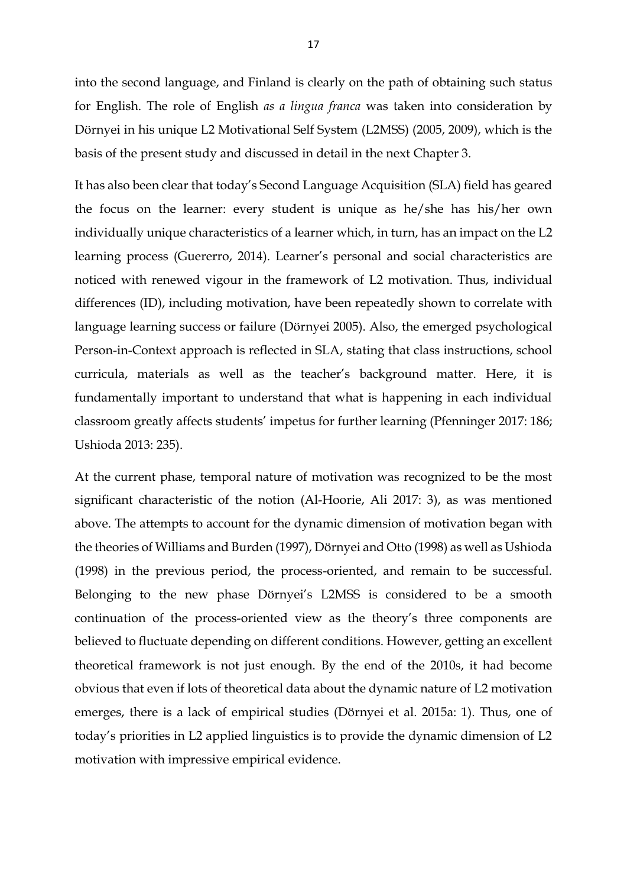into the second language, and Finland is clearly on the path of obtaining such status for English. The role of English *as a lingua franca* was taken into consideration by Dörnyei in his unique L2 Motivational Self System (L2MSS) (2005, 2009), which is the basis of the present study and discussed in detail in the next Chapter 3.

It has also been clear that today's Second Language Acquisition (SLA) field has geared the focus on the learner: every student is unique as he/she has his/her own individually unique characteristics of a learner which, in turn, has an impact on the L2 learning process (Guererro, 2014). Learner's personal and social characteristics are noticed with renewed vigour in the framework of L2 motivation. Thus, individual differences (ID), including motivation, have been repeatedly shown to correlate with language learning success or failure (Dörnyei 2005). Also, the emerged psychological Person-in-Context approach is reflected in SLA, stating that class instructions, school curricula, materials as well as the teacher's background matter. Here, it is fundamentally important to understand that what is happening in each individual classroom greatly affects students' impetus for further learning (Pfenninger 2017: 186; Ushioda 2013: 235).

At the current phase, temporal nature of motivation was recognized to be the most significant characteristic of the notion (Al-Hoorie, Ali 2017: 3), as was mentioned above. The attempts to account for the dynamic dimension of motivation began with the theories of Williams and Burden (1997), Dörnyei and Otto (1998) as well as Ushioda (1998) in the previous period, the process-oriented, and remain to be successful. Belonging to the new phase Dörnyei's L2MSS is considered to be a smooth continuation of the process-oriented view as the theory's three components are believed to fluctuate depending on different conditions. However, getting an excellent theoretical framework is not just enough. By the end of the 2010s, it had become obvious that even if lots of theoretical data about the dynamic nature of L2 motivation emerges, there is a lack of empirical studies (Dörnyei et al. 2015a: 1). Thus, one of today's priorities in L2 applied linguistics is to provide the dynamic dimension of L2 motivation with impressive empirical evidence.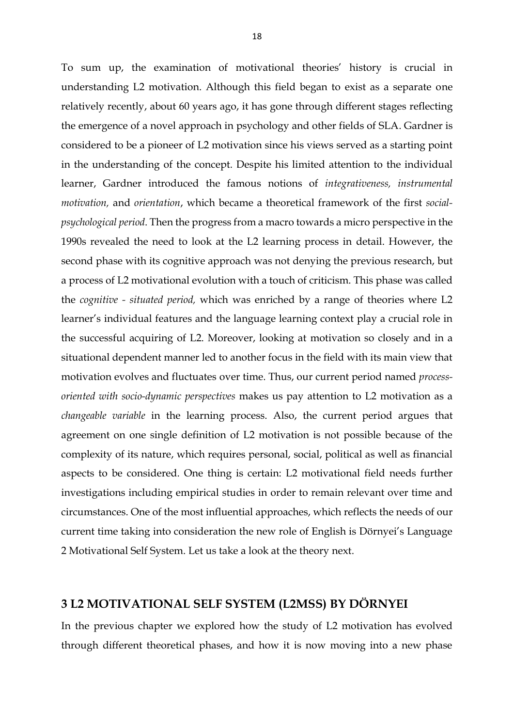To sum up, the examination of motivational theories' history is crucial in understanding L2 motivation. Although this field began to exist as a separate one relatively recently, about 60 years ago, it has gone through different stages reflecting the emergence of a novel approach in psychology and other fields of SLA. Gardner is considered to be a pioneer of L2 motivation since his views served as a starting point in the understanding of the concept. Despite his limited attention to the individual learner, Gardner introduced the famous notions of *integrativeness, instrumental motivation,* and *orientation*, which became a theoretical framework of the first *social-psychological period*. Then the progress from a macro towards a micro perspective in the 1990s revealed the need to look at the L2 learning process in detail. However, the second phase with its cognitive approach was not denying the previous research, but a process of L2 motivational evolution with a touch of criticism. This phase was called the *cognitive - situated period,* which was enriched by a range of theories where L2 learner's individual features and the language learning context play a crucial role in the successful acquiring of L2. Moreover, looking at motivation so closely and in a situational dependent manner led to another focus in the field with its main view that motivation evolves and fluctuates over time. Thus, our current period named *process-oriented with socio-dynamic perspectives* makes us pay attention to L2 motivation as a *changeable variable* in the learning process. Also, the current period argues that agreement on one single definition of L2 motivation is not possible because of the complexity of its nature, which requires personal, social, political as well as financial aspects to be considered. One thing is certain: L2 motivational field needs further investigations including empirical studies in order to remain relevant over time and circumstances. One of the most influential approaches, which reflects the needs of our current time taking into consideration the new role of English is Dörnyei's Language 2 Motivational Self System. Let us take a look at the theory next.

# 3 L2 MOTIVATIONAL SELF SYSTEM (L2MSS) BY DÖRNYEI

In the previous chapter we explored how the study of L2 motivation has evolved through different theoretical phases, and how it is now moving into a new phase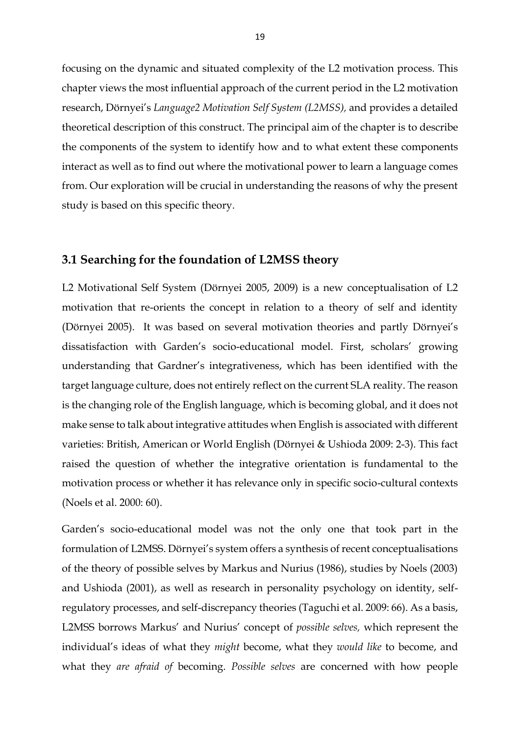focusing on the dynamic and situated complexity of the L2 motivation process. This chapter views the most influential approach of the current period in the L2 motivation research, Dörnyei's *Language2 Motivation Self System (L2MSS),* and provides a detailed theoretical description of this construct. The principal aim of the chapter is to describe the components of the system to identify how and to what extent these components interact as well as to find out where the motivational power to learn a language comes from. Our exploration will be crucial in understanding the reasons of why the present study is based on this specific theory.

## 3.1 Searching for the foundation of L2MSS theory

L2 Motivational Self System (Dörnyei 2005, 2009) is a new conceptualisation of L2 motivation that re-orients the concept in relation to a theory of self and identity (Dörnyei 2005). It was based on several motivation theories and partly Dörnyei's dissatisfaction with Garden's socio-educational model. First, scholars' growing understanding that Gardner's integrativeness, which has been identified with the target language culture, does not entirely reflect on the current SLA reality. The reason is the changing role of the English language, which is becoming global, and it does not make sense to talk about integrative attitudes when English is associated with different varieties: British, American or World English (Dörnyei & Ushioda 2009: 2-3). This fact raised the question of whether the integrative orientation is fundamental to the motivation process or whether it has relevance only in specific socio-cultural contexts (Noels et al. 2000: 60).

Garden's socio-educational model was not the only one that took part in the formulation of L2MSS. Dörnyei's system offers a synthesis of recent conceptualisations of the theory of possible selves by Markus and Nurius (1986), studies by Noels (2003) and Ushioda (2001), as well as research in personality psychology on identity, self-regulatory processes, and self-discrepancy theories (Taguchi et al. 2009: 66). As a basis, L2MSS borrows Markus' and Nurius' concept of *possible selves,* which represent the individual's ideas of what they *might* become, what they *would like* to become, and what they *are afraid of* becoming. *Possible selves* are concerned with how people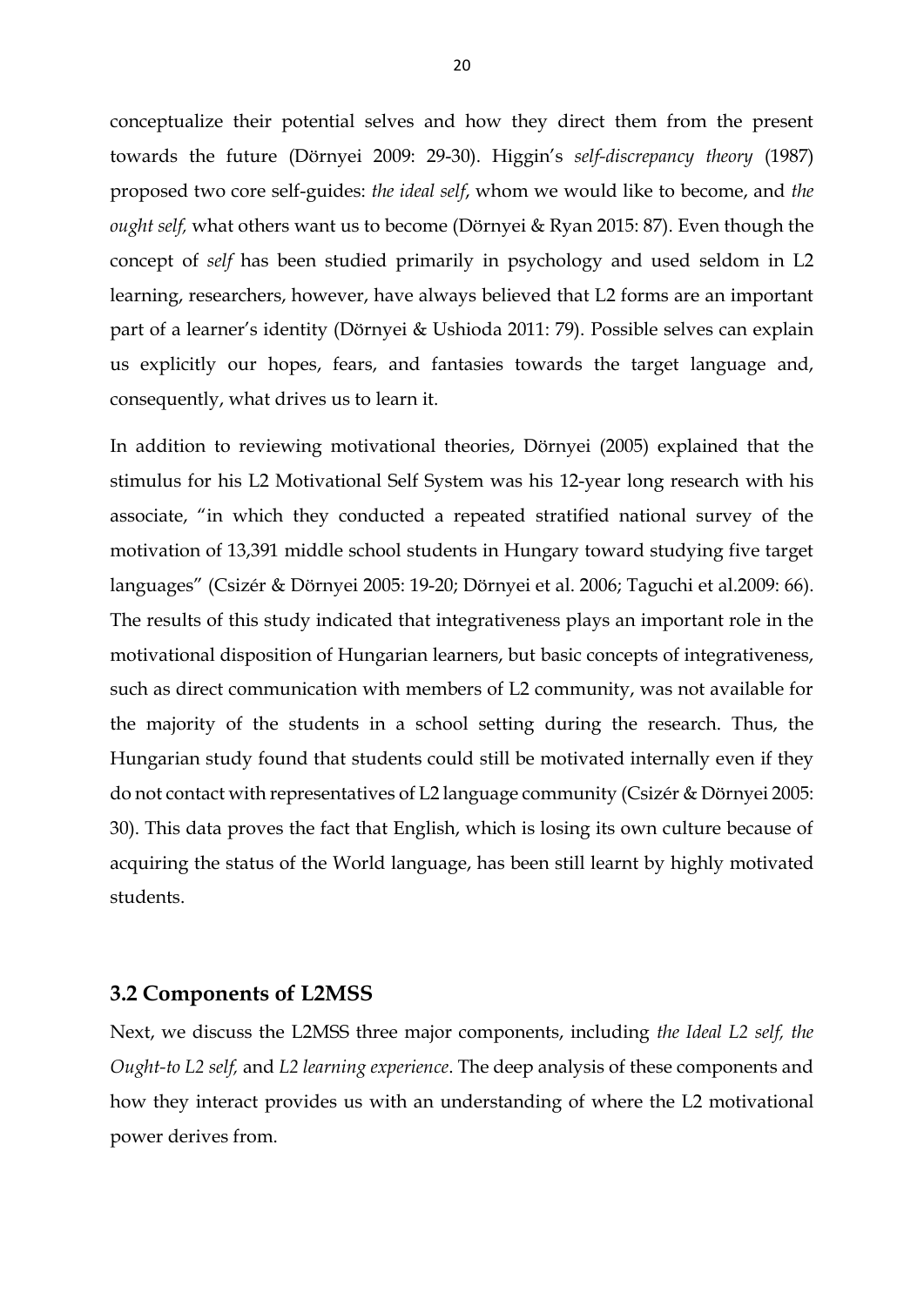conceptualize their potential selves and how they direct them from the present towards the future (Dörnyei 2009: 29-30). Higgin's *self-discrepancy theory* (1987) proposed two core self-guides: *the ideal self*, whom we would like to become, and *the ought self,* what others want us to become (Dörnyei & Ryan 2015: 87). Even though the concept of *self* has been studied primarily in psychology and used seldom in L2 learning, researchers, however, have always believed that L2 forms are an important part of a learner's identity (Dörnyei & Ushioda 2011: 79). Possible selves can explain us explicitly our hopes, fears, and fantasies towards the target language and, consequently, what drives us to learn it.

In addition to reviewing motivational theories, Dörnyei (2005) explained that the stimulus for his L2 Motivational Self System was his 12-year long research with his associate, "in which they conducted a repeated stratified national survey of the motivation of 13,391 middle school students in Hungary toward studying five target languages" (Csizér & Dörnyei 2005: 19-20; Dörnyei et al. 2006; Taguchi et al.2009: 66). The results of this study indicated that integrativeness plays an important role in the motivational disposition of Hungarian learners, but basic concepts of integrativeness, such as direct communication with members of L2 community, was not available for the majority of the students in a school setting during the research. Thus, the Hungarian study found that students could still be motivated internally even if they do not contact with representatives of L2 language community (Csizér & Dörnyei 2005: 30). This data proves the fact that English, which is losing its own culture because of acquiring the status of the World language, has been still learnt by highly motivated students.

### 3.2 Components of L2MSS

Next, we discuss the L2MSS three major components, including *the Ideal L2 self, the Ought-to L2 self,* and *L2 learning experience*. The deep analysis of these components and how they interact provides us with an understanding of where the L2 motivational power derives from.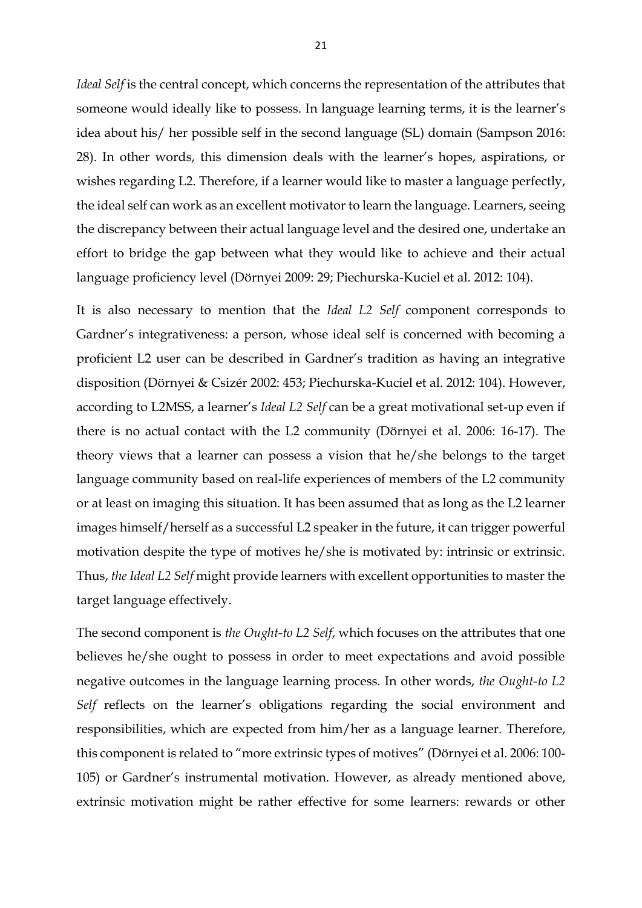*Ideal Self* is the central concept, which concerns the representation of the attributes that someone would ideally like to possess. In language learning terms, it is the learner's idea about his/ her possible self in the second language (SL) domain (Sampson 2016: 28). In other words, this dimension deals with the learner's hopes, aspirations, or wishes regarding L2. Therefore, if a learner would like to master a language perfectly, the ideal self can work as an excellent motivator to learn the language. Learners, seeing the discrepancy between their actual language level and the desired one, undertake an effort to bridge the gap between what they would like to achieve and their actual language proficiency level (Dörnyei 2009: 29; Piechurska-Kuciel et al. 2012: 104).

It is also necessary to mention that the *Ideal L2 Self* component corresponds to Gardner's integrativeness: a person, whose ideal self is concerned with becoming a proficient L2 user can be described in Gardner's tradition as having an integrative disposition (Dörnyei & Csizér 2002: 453; Piechurska-Kuciel et al. 2012: 104). However, according to L2MSS, a learner's *Ideal L2 Self* can be a great motivational set-up even if there is no actual contact with the L2 community (Dörnyei et al. 2006: 16-17). The theory views that a learner can possess a vision that he/she belongs to the target language community based on real-life experiences of members of the L2 community or at least on imaging this situation. It has been assumed that as long as the L2 learner images himself/herself as a successful L2 speaker in the future, it can trigger powerful motivation despite the type of motives he/she is motivated by: intrinsic or extrinsic. Thus, *the Ideal L2 Self* might provide learners with excellent opportunities to master the target language effectively.

The second component is *the Ought-to L2 Self*, which focuses on the attributes that one believes he/she ought to possess in order to meet expectations and avoid possible negative outcomes in the language learning process. In other words, *the Ought-to L2 Self* reflects on the learner's obligations regarding the social environment and responsibilities, which are expected from him/her as a language learner. Therefore, this component is related to "more extrinsic types of motives" (Dörnyei et al. 2006: 100-105) or Gardner's instrumental motivation. However, as already mentioned above, extrinsic motivation might be rather effective for some learners: rewards or other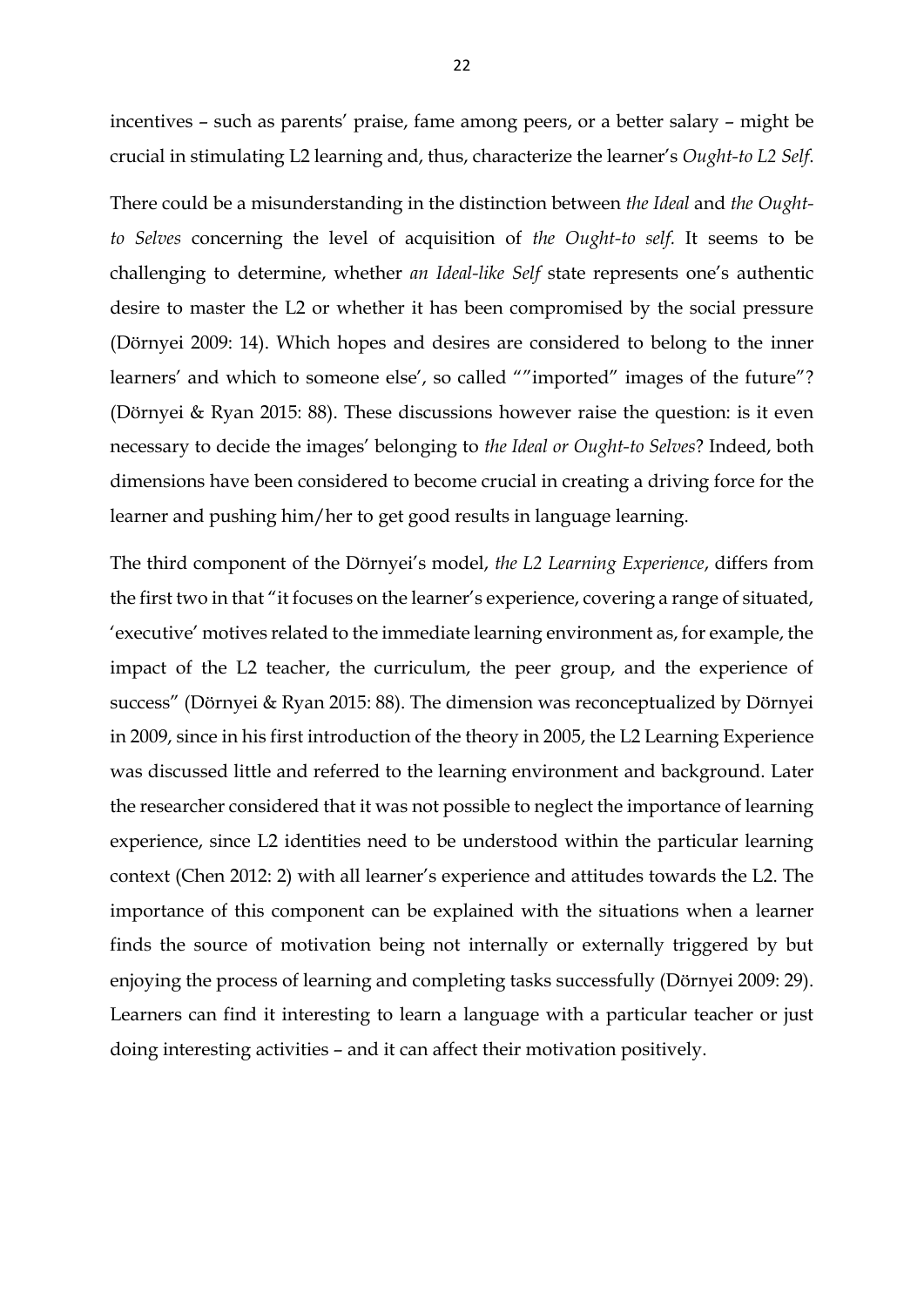incentives – such as parents' praise, fame among peers, or a better salary – might be crucial in stimulating L2 learning and, thus, characterize the learner's *Ought-to L2 Self*.

There could be a misunderstanding in the distinction between *the Ideal* and *the Ought-to Selves* concerning the level of acquisition of *the Ought-to self.* It seems to be challenging to determine, whether *an Ideal-like Self* state represents one's authentic desire to master the L2 or whether it has been compromised by the social pressure (Dörnyei 2009: 14). Which hopes and desires are considered to belong to the inner learners' and which to someone else', so called ""imported" images of the future"? (Dörnyei & Ryan 2015: 88). These discussions however raise the question: is it even necessary to decide the images' belonging to *the Ideal or Ought-to Selves*? Indeed, both dimensions have been considered to become crucial in creating a driving force for the learner and pushing him/her to get good results in language learning.

The third component of the Dörnyei's model, *the L2 Learning Experience*, differs from the first two in that "it focuses on the learner's experience, covering a range of situated, 'executive' motives related to the immediate learning environment as, for example, the impact of the L2 teacher, the curriculum, the peer group, and the experience of success" (Dörnyei & Ryan 2015: 88). The dimension was reconceptualized by Dörnyei in 2009, since in his first introduction of the theory in 2005, the L2 Learning Experience was discussed little and referred to the learning environment and background. Later the researcher considered that it was not possible to neglect the importance of learning experience, since L2 identities need to be understood within the particular learning context (Chen 2012: 2) with all learner's experience and attitudes towards the L2. The importance of this component can be explained with the situations when a learner finds the source of motivation being not internally or externally triggered by but enjoying the process of learning and completing tasks successfully (Dörnyei 2009: 29). Learners can find it interesting to learn a language with a particular teacher or just doing interesting activities – and it can affect their motivation positively.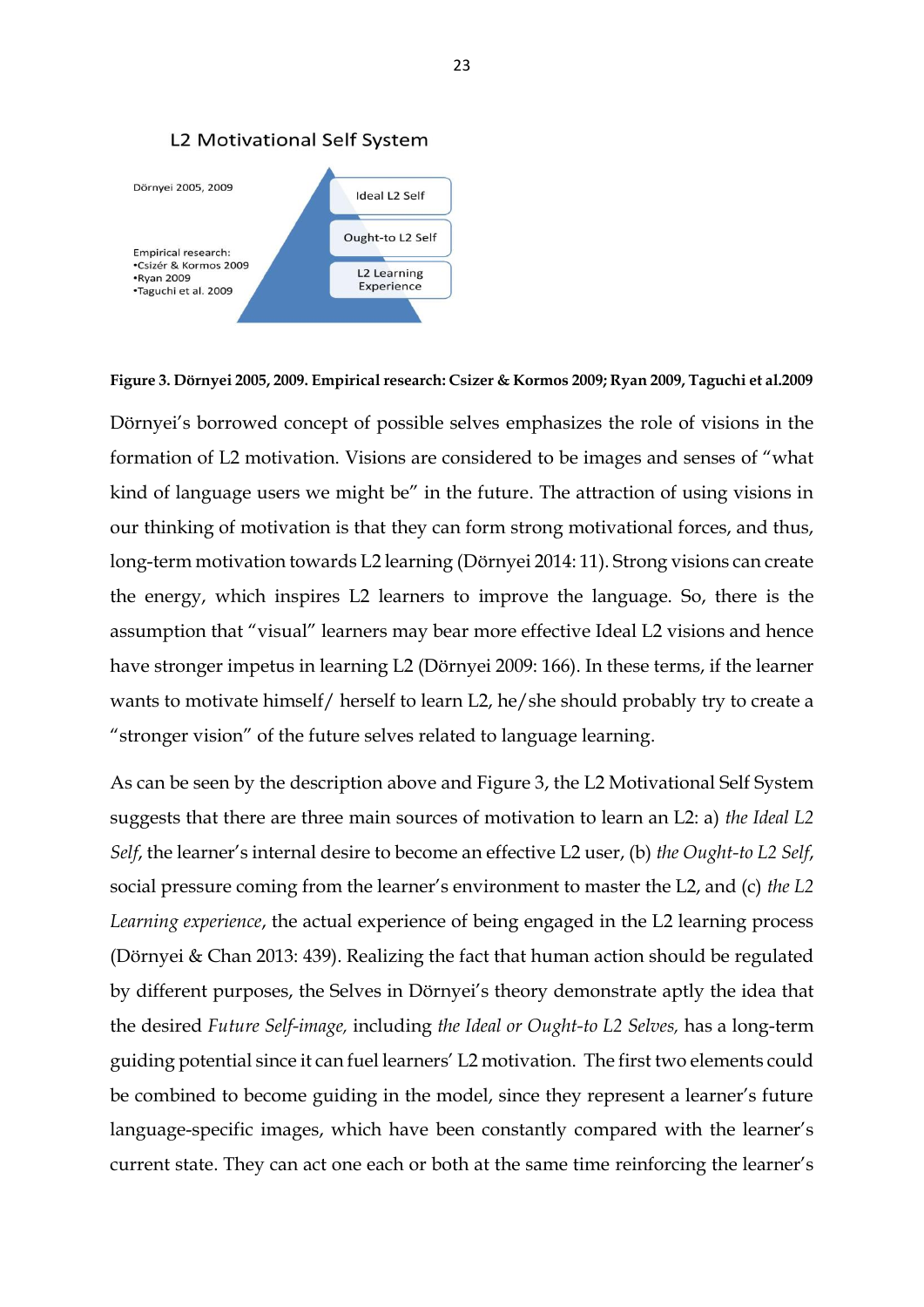L2 Motivational Self System

Dörnyei 2005, 2009

Empirical research:
•Csizér & Kormos 2009
•Ryan 2009
•Taguchi et al. 2009

Ideal L2 Self

Ought-to L2 Self

L2 Learning Experience

**Figure 3. Dörnyei 2005, 2009. Empirical research: Csizer & Kormos 2009; Ryan 2009, Taguchi et al.2009**

Dörnyei's borrowed concept of possible selves emphasizes the role of visions in the formation of L2 motivation. Visions are considered to be images and senses of "what kind of language users we might be" in the future. The attraction of using visions in our thinking of motivation is that they can form strong motivational forces, and thus, long-term motivation towards L2 learning (Dörnyei 2014: 11). Strong visions can create the energy, which inspires L2 learners to improve the language. So, there is the assumption that "visual" learners may bear more effective Ideal L2 visions and hence have stronger impetus in learning L2 (Dörnyei 2009: 166). In these terms, if the learner wants to motivate himself/ herself to learn L2, he/she should probably try to create a "stronger vision" of the future selves related to language learning.

As can be seen by the description above and Figure 3, the L2 Motivational Self System suggests that there are three main sources of motivation to learn an L2: a) *the Ideal L2 Self*, the learner's internal desire to become an effective L2 user, (b) *the Ought-to L2 Self*, social pressure coming from the learner's environment to master the L2, and (c) *the L2 Learning experience*, the actual experience of being engaged in the L2 learning process (Dörnyei & Chan 2013: 439). Realizing the fact that human action should be regulated by different purposes, the Selves in Dörnyei's theory demonstrate aptly the idea that the desired *Future Self-image,* including *the Ideal or Ought-to L2 Selves,* has a long-term guiding potential since it can fuel learners' L2 motivation. The first two elements could be combined to become guiding in the model, since they represent a learner's future language-specific images, which have been constantly compared with the learner's current state. They can act one each or both at the same time reinforcing the learner's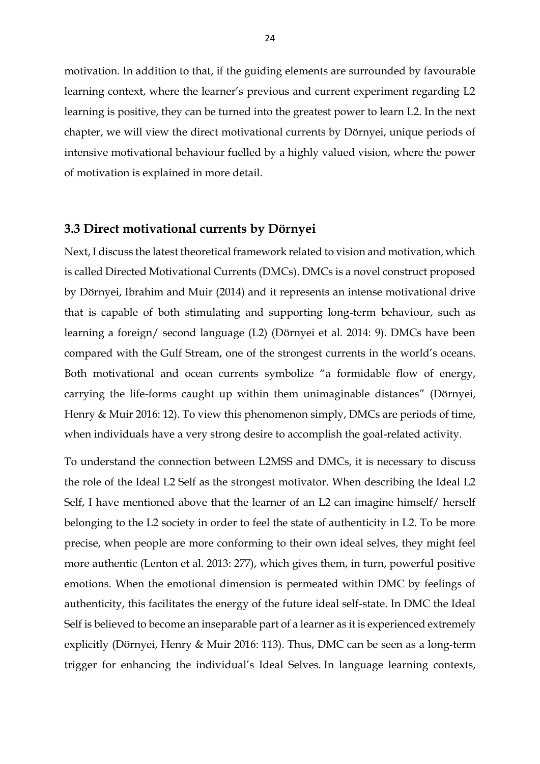motivation. In addition to that, if the guiding elements are surrounded by favourable learning context, where the learner's previous and current experiment regarding L2 learning is positive, they can be turned into the greatest power to learn L2. In the next chapter, we will view the direct motivational currents by Dörnyei, unique periods of intensive motivational behaviour fuelled by a highly valued vision, where the power of motivation is explained in more detail.

### 3.3 Direct motivational currents by Dörnyei

Next, I discuss the latest theoretical framework related to vision and motivation, which is called Directed Motivational Currents (DMCs). DMCs is a novel construct proposed by Dörnyei, Ibrahim and Muir (2014) and it represents an intense motivational drive that is capable of both stimulating and supporting long-term behaviour, such as learning a foreign/ second language (L2) (Dörnyei et al. 2014: 9). DMCs have been compared with the Gulf Stream, one of the strongest currents in the world's oceans. Both motivational and ocean currents symbolize "a formidable flow of energy, carrying the life-forms caught up within them unimaginable distances" (Dörnyei, Henry & Muir 2016: 12). To view this phenomenon simply, DMCs are periods of time, when individuals have a very strong desire to accomplish the goal-related activity.

To understand the connection between L2MSS and DMCs, it is necessary to discuss the role of the Ideal L2 Self as the strongest motivator. When describing the Ideal L2 Self, I have mentioned above that the learner of an L2 can imagine himself/ herself belonging to the L2 society in order to feel the state of authenticity in L2. To be more precise, when people are more conforming to their own ideal selves, they might feel more authentic (Lenton et al. 2013: 277), which gives them, in turn, powerful positive emotions. When the emotional dimension is permeated within DMC by feelings of authenticity, this facilitates the energy of the future ideal self-state. In DMC the Ideal Self is believed to become an inseparable part of a learner as it is experienced extremely explicitly (Dörnyei, Henry & Muir 2016: 113). Thus, DMC can be seen as a long-term trigger for enhancing the individual's Ideal Selves. In language learning contexts,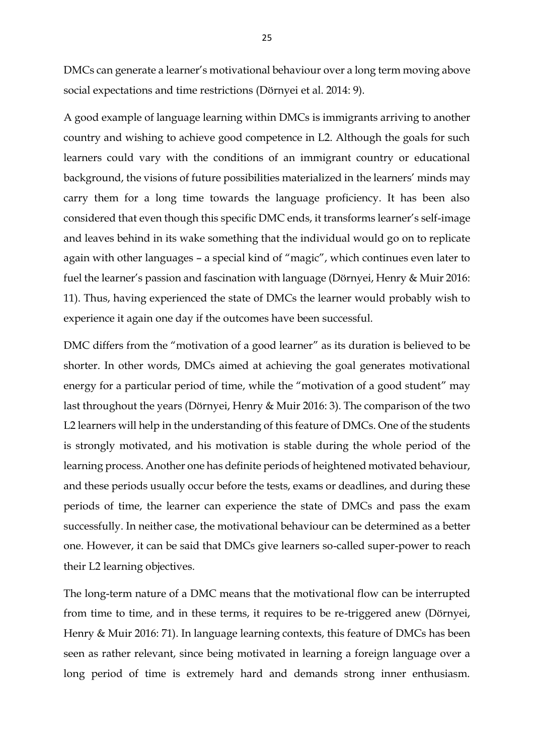DMCs can generate a learner's motivational behaviour over a long term moving above social expectations and time restrictions (Dörnyei et al. 2014: 9).

A good example of language learning within DMCs is immigrants arriving to another country and wishing to achieve good competence in L2. Although the goals for such learners could vary with the conditions of an immigrant country or educational background, the visions of future possibilities materialized in the learners' minds may carry them for a long time towards the language proficiency. It has been also considered that even though this specific DMC ends, it transforms learner's self-image and leaves behind in its wake something that the individual would go on to replicate again with other languages – a special kind of "magic", which continues even later to fuel the learner's passion and fascination with language (Dörnyei, Henry & Muir 2016: 11). Thus, having experienced the state of DMCs the learner would probably wish to experience it again one day if the outcomes have been successful.

DMC differs from the "motivation of a good learner" as its duration is believed to be shorter. In other words, DMCs aimed at achieving the goal generates motivational energy for a particular period of time, while the "motivation of a good student" may last throughout the years (Dörnyei, Henry & Muir 2016: 3). The comparison of the two L2 learners will help in the understanding of this feature of DMCs. One of the students is strongly motivated, and his motivation is stable during the whole period of the learning process. Another one has definite periods of heightened motivated behaviour, and these periods usually occur before the tests, exams or deadlines, and during these periods of time, the learner can experience the state of DMCs and pass the exam successfully. In neither case, the motivational behaviour can be determined as a better one. However, it can be said that DMCs give learners so-called super-power to reach their L2 learning objectives.

The long-term nature of a DMC means that the motivational flow can be interrupted from time to time, and in these terms, it requires to be re-triggered anew (Dörnyei, Henry & Muir 2016: 71). In language learning contexts, this feature of DMCs has been seen as rather relevant, since being motivated in learning a foreign language over a long period of time is extremely hard and demands strong inner enthusiasm.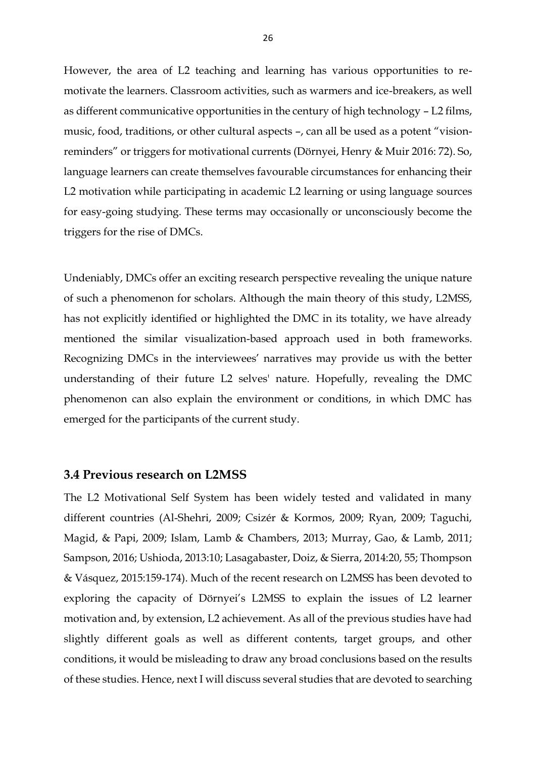However, the area of L2 teaching and learning has various opportunities to re-motivate the learners. Classroom activities, such as warmers and ice-breakers, as well as different communicative opportunities in the century of high technology – L2 films, music, food, traditions, or other cultural aspects –, can all be used as a potent "vision-reminders" or triggers for motivational currents (Dörnyei, Henry & Muir 2016: 72). So, language learners can create themselves favourable circumstances for enhancing their L2 motivation while participating in academic L2 learning or using language sources for easy-going studying. These terms may occasionally or unconsciously become the triggers for the rise of DMCs.

Undeniably, DMCs offer an exciting research perspective revealing the unique nature of such a phenomenon for scholars. Although the main theory of this study, L2MSS, has not explicitly identified or highlighted the DMC in its totality, we have already mentioned the similar visualization-based approach used in both frameworks. Recognizing DMCs in the interviewees' narratives may provide us with the better understanding of their future L2 selves' nature. Hopefully, revealing the DMC phenomenon can also explain the environment or conditions, in which DMC has emerged for the participants of the current study.

### 3.4 Previous research on L2MSS

The L2 Motivational Self System has been widely tested and validated in many different countries (Al-Shehri, 2009; Csizér & Kormos, 2009; Ryan, 2009; Taguchi, Magid, & Papi, 2009; Islam, Lamb & Chambers, 2013; Murray, Gao, & Lamb, 2011; Sampson, 2016; Ushioda, 2013:10; Lasagabaster, Doiz, & Sierra, 2014:20, 55; Thompson & Vásquez, 2015:159-174). Much of the recent research on L2MSS has been devoted to exploring the capacity of Dörnyei's L2MSS to explain the issues of L2 learner motivation and, by extension, L2 achievement. As all of the previous studies have had slightly different goals as well as different contents, target groups, and other conditions, it would be misleading to draw any broad conclusions based on the results of these studies. Hence, next I will discuss several studies that are devoted to searching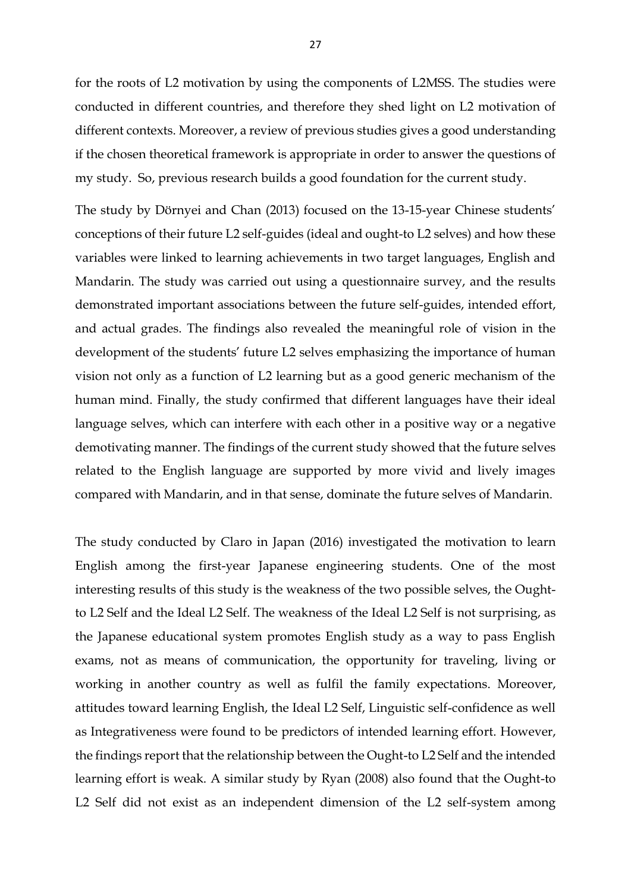for the roots of L2 motivation by using the components of L2MSS. The studies were conducted in different countries, and therefore they shed light on L2 motivation of different contexts. Moreover, a review of previous studies gives a good understanding if the chosen theoretical framework is appropriate in order to answer the questions of my study. So, previous research builds a good foundation for the current study.

The study by Dörnyei and Chan (2013) focused on the 13-15-year Chinese students' conceptions of their future L2 self-guides (ideal and ought-to L2 selves) and how these variables were linked to learning achievements in two target languages, English and Mandarin. The study was carried out using a questionnaire survey, and the results demonstrated important associations between the future self-guides, intended effort, and actual grades. The findings also revealed the meaningful role of vision in the development of the students' future L2 selves emphasizing the importance of human vision not only as a function of L2 learning but as a good generic mechanism of the human mind. Finally, the study confirmed that different languages have their ideal language selves, which can interfere with each other in a positive way or a negative demotivating manner. The findings of the current study showed that the future selves related to the English language are supported by more vivid and lively images compared with Mandarin, and in that sense, dominate the future selves of Mandarin.

The study conducted by Claro in Japan (2016) investigated the motivation to learn English among the first-year Japanese engineering students. One of the most interesting results of this study is the weakness of the two possible selves, the Ought-to L2 Self and the Ideal L2 Self. The weakness of the Ideal L2 Self is not surprising, as the Japanese educational system promotes English study as a way to pass English exams, not as means of communication, the opportunity for traveling, living or working in another country as well as fulfil the family expectations. Moreover, attitudes toward learning English, the Ideal L2 Self, Linguistic self-confidence as well as Integrativeness were found to be predictors of intended learning effort. However, the findings report that the relationship between the Ought-to L2 Self and the intended learning effort is weak. A similar study by Ryan (2008) also found that the Ought-to L2 Self did not exist as an independent dimension of the L2 self-system among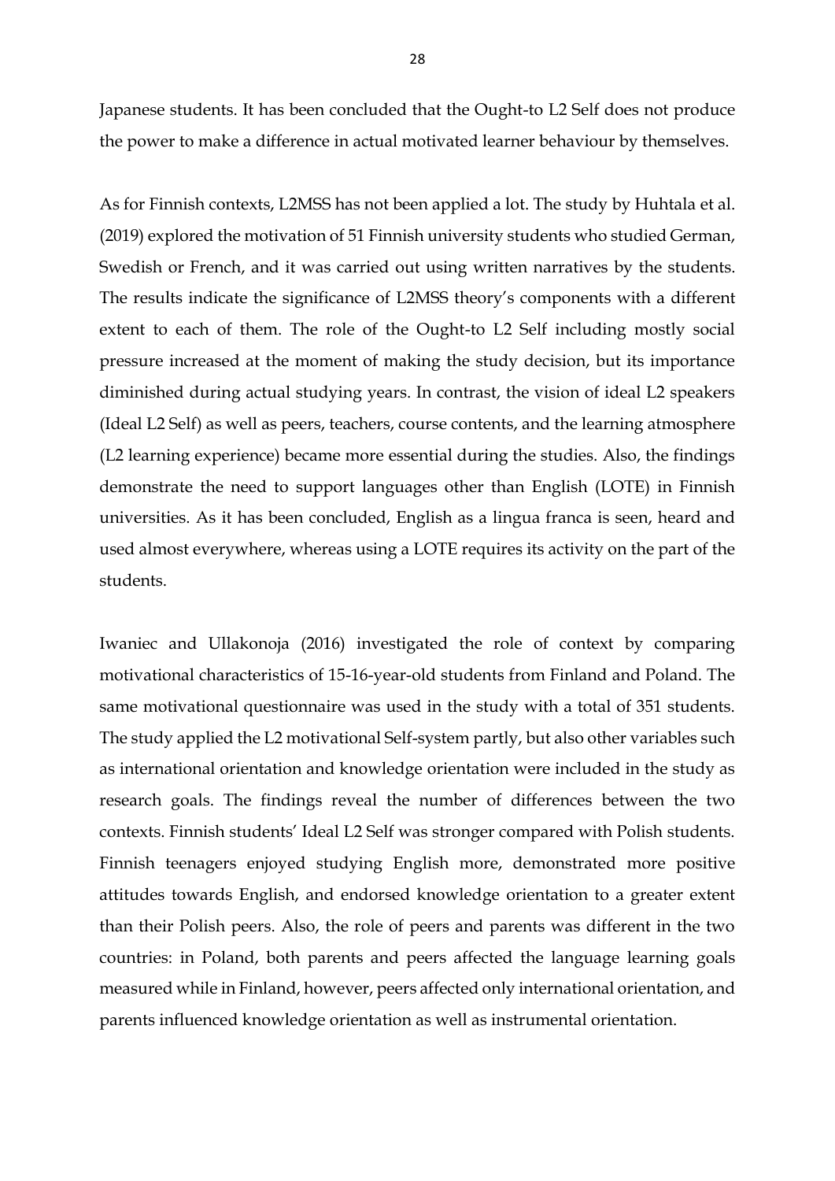Japanese students. It has been concluded that the Ought-to L2 Self does not produce the power to make a difference in actual motivated learner behaviour by themselves.

As for Finnish contexts, L2MSS has not been applied a lot. The study by Huhtala et al. (2019) explored the motivation of 51 Finnish university students who studied German, Swedish or French, and it was carried out using written narratives by the students. The results indicate the significance of L2MSS theory's components with a different extent to each of them. The role of the Ought-to L2 Self including mostly social pressure increased at the moment of making the study decision, but its importance diminished during actual studying years. In contrast, the vision of ideal L2 speakers (Ideal L2 Self) as well as peers, teachers, course contents, and the learning atmosphere (L2 learning experience) became more essential during the studies. Also, the findings demonstrate the need to support languages other than English (LOTE) in Finnish universities. As it has been concluded, English as a lingua franca is seen, heard and used almost everywhere, whereas using a LOTE requires its activity on the part of the students.

Iwaniec and Ullakonoja (2016) investigated the role of context by comparing motivational characteristics of 15-16-year-old students from Finland and Poland. The same motivational questionnaire was used in the study with a total of 351 students. The study applied the L2 motivational Self-system partly, but also other variables such as international orientation and knowledge orientation were included in the study as research goals. The findings reveal the number of differences between the two contexts. Finnish students' Ideal L2 Self was stronger compared with Polish students. Finnish teenagers enjoyed studying English more, demonstrated more positive attitudes towards English, and endorsed knowledge orientation to a greater extent than their Polish peers. Also, the role of peers and parents was different in the two countries: in Poland, both parents and peers affected the language learning goals measured while in Finland, however, peers affected only international orientation, and parents influenced knowledge orientation as well as instrumental orientation.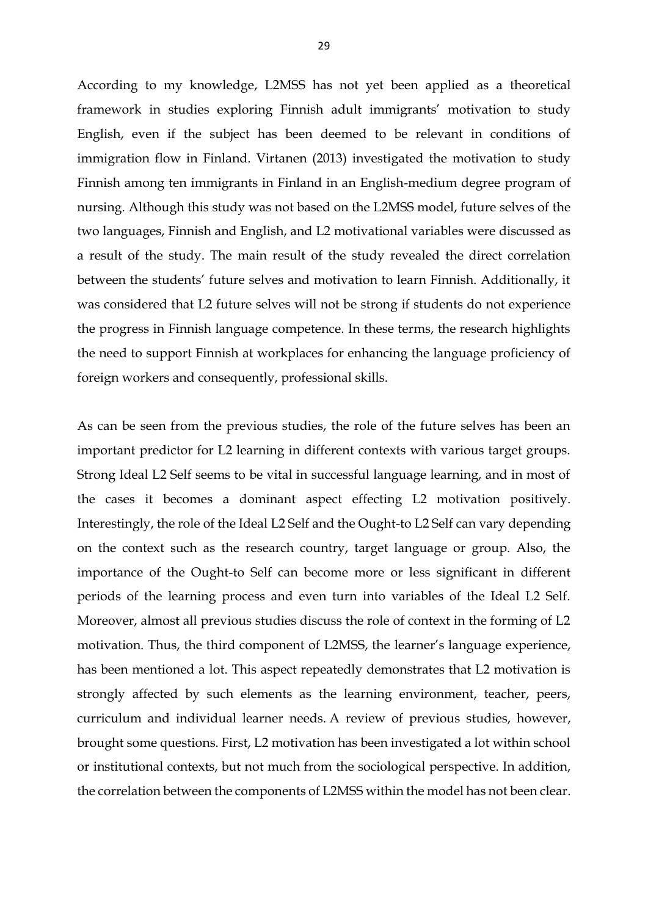According to my knowledge, L2MSS has not yet been applied as a theoretical framework in studies exploring Finnish adult immigrants' motivation to study English, even if the subject has been deemed to be relevant in conditions of immigration flow in Finland. Virtanen (2013) investigated the motivation to study Finnish among ten immigrants in Finland in an English-medium degree program of nursing. Although this study was not based on the L2MSS model, future selves of the two languages, Finnish and English, and L2 motivational variables were discussed as a result of the study. The main result of the study revealed the direct correlation between the students' future selves and motivation to learn Finnish. Additionally, it was considered that L2 future selves will not be strong if students do not experience the progress in Finnish language competence. In these terms, the research highlights the need to support Finnish at workplaces for enhancing the language proficiency of foreign workers and consequently, professional skills.

As can be seen from the previous studies, the role of the future selves has been an important predictor for L2 learning in different contexts with various target groups. Strong Ideal L2 Self seems to be vital in successful language learning, and in most of the cases it becomes a dominant aspect effecting L2 motivation positively. Interestingly, the role of the Ideal L2 Self and the Ought-to L2 Self can vary depending on the context such as the research country, target language or group. Also, the importance of the Ought-to Self can become more or less significant in different periods of the learning process and even turn into variables of the Ideal L2 Self. Moreover, almost all previous studies discuss the role of context in the forming of L2 motivation. Thus, the third component of L2MSS, the learner's language experience, has been mentioned a lot. This aspect repeatedly demonstrates that L2 motivation is strongly affected by such elements as the learning environment, teacher, peers, curriculum and individual learner needs. A review of previous studies, however, brought some questions. First, L2 motivation has been investigated a lot within school or institutional contexts, but not much from the sociological perspective. In addition, the correlation between the components of L2MSS within the model has not been clear.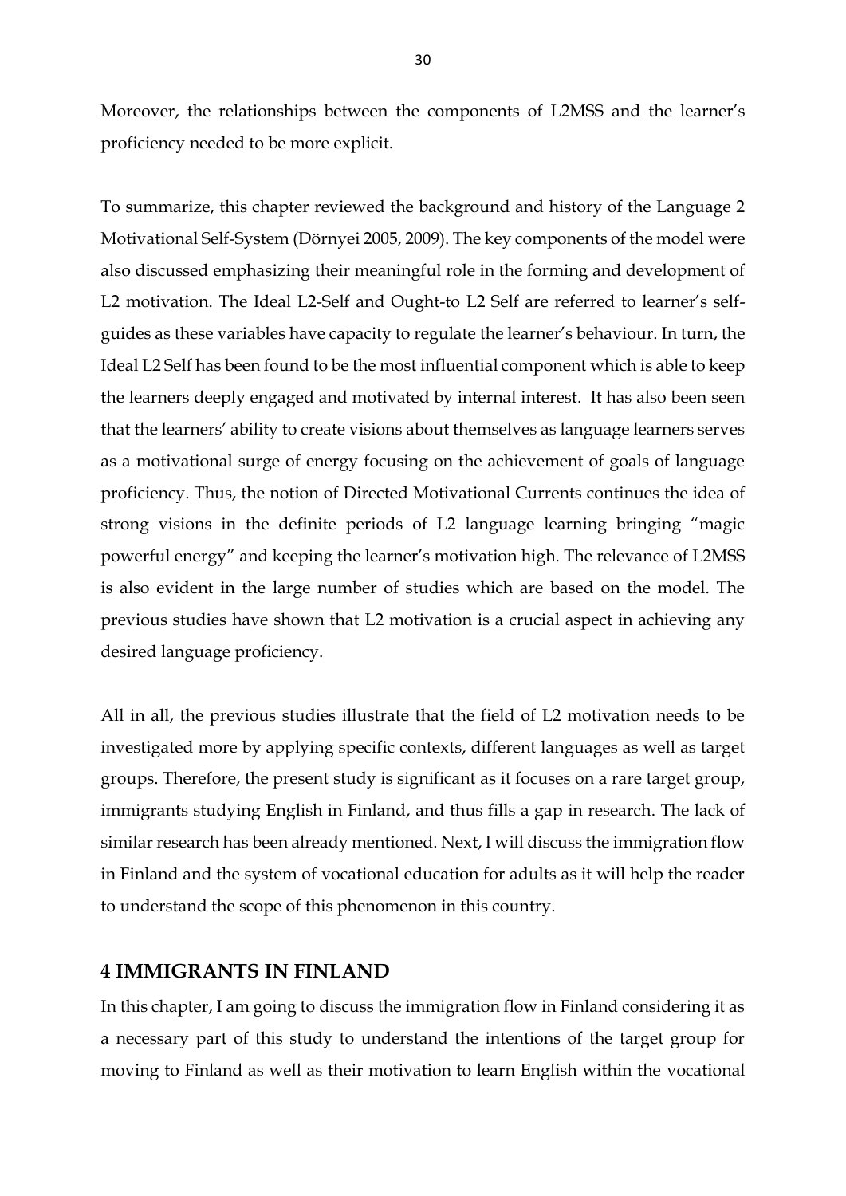Moreover, the relationships between the components of L2MSS and the learner's proficiency needed to be more explicit.

To summarize, this chapter reviewed the background and history of the Language 2 Motivational Self-System (Dörnyei 2005, 2009). The key components of the model were also discussed emphasizing their meaningful role in the forming and development of L2 motivation. The Ideal L2-Self and Ought-to L2 Self are referred to learner's self-guides as these variables have capacity to regulate the learner's behaviour. In turn, the Ideal L2 Self has been found to be the most influential component which is able to keep the learners deeply engaged and motivated by internal interest. It has also been seen that the learners' ability to create visions about themselves as language learners serves as a motivational surge of energy focusing on the achievement of goals of language proficiency. Thus, the notion of Directed Motivational Currents continues the idea of strong visions in the definite periods of L2 language learning bringing "magic powerful energy" and keeping the learner's motivation high. The relevance of L2MSS is also evident in the large number of studies which are based on the model. The previous studies have shown that L2 motivation is a crucial aspect in achieving any desired language proficiency.

All in all, the previous studies illustrate that the field of L2 motivation needs to be investigated more by applying specific contexts, different languages as well as target groups. Therefore, the present study is significant as it focuses on a rare target group, immigrants studying English in Finland, and thus fills a gap in research. The lack of similar research has been already mentioned. Next, I will discuss the immigration flow in Finland and the system of vocational education for adults as it will help the reader to understand the scope of this phenomenon in this country.

# 4 IMMIGRANTS IN FINLAND

In this chapter, I am going to discuss the immigration flow in Finland considering it as a necessary part of this study to understand the intentions of the target group for moving to Finland as well as their motivation to learn English within the vocational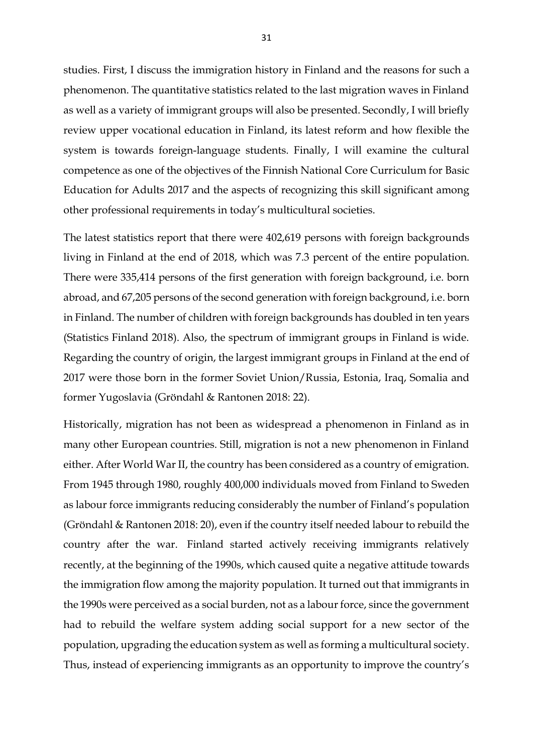studies. First, I discuss the immigration history in Finland and the reasons for such a phenomenon. The quantitative statistics related to the last migration waves in Finland as well as a variety of immigrant groups will also be presented. Secondly, I will briefly review upper vocational education in Finland, its latest reform and how flexible the system is towards foreign-language students. Finally, I will examine the cultural competence as one of the objectives of the Finnish National Core Curriculum for Basic Education for Adults 2017 and the aspects of recognizing this skill significant among other professional requirements in today's multicultural societies.

The latest statistics report that there were 402,619 persons with foreign backgrounds living in Finland at the end of 2018, which was 7.3 percent of the entire population. There were 335,414 persons of the first generation with foreign background, i.e. born abroad, and 67,205 persons of the second generation with foreign background, i.e. born in Finland. The number of children with foreign backgrounds has doubled in ten years (Statistics Finland 2018). Also, the spectrum of immigrant groups in Finland is wide. Regarding the country of origin, the largest immigrant groups in Finland at the end of 2017 were those born in the former Soviet Union/Russia, Estonia, Iraq, Somalia and former Yugoslavia (Gröndahl & Rantonen 2018: 22).

Historically, migration has not been as widespread a phenomenon in Finland as in many other European countries. Still, migration is not a new phenomenon in Finland either. After World War II, the country has been considered as a country of emigration. From 1945 through 1980, roughly 400,000 individuals moved from Finland to Sweden as labour force immigrants reducing considerably the number of Finland's population (Gröndahl & Rantonen 2018: 20), even if the country itself needed labour to rebuild the country after the war. Finland started actively receiving immigrants relatively recently, at the beginning of the 1990s, which caused quite a negative attitude towards the immigration flow among the majority population. It turned out that immigrants in the 1990s were perceived as a social burden, not as a labour force, since the government had to rebuild the welfare system adding social support for a new sector of the population, upgrading the education system as well as forming a multicultural society. Thus, instead of experiencing immigrants as an opportunity to improve the country's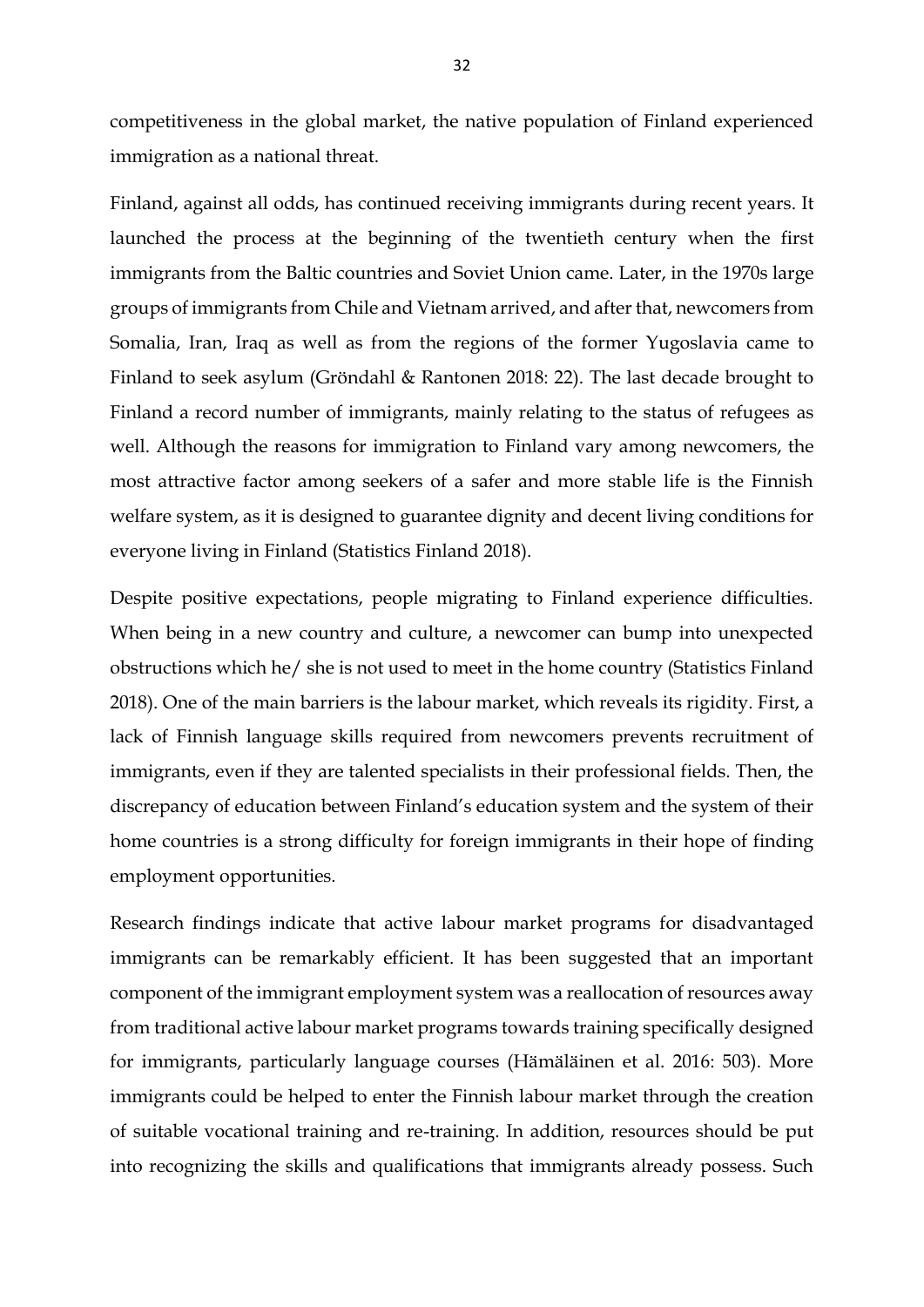competitiveness in the global market, the native population of Finland experienced immigration as a national threat.

Finland, against all odds, has continued receiving immigrants during recent years. It launched the process at the beginning of the twentieth century when the first immigrants from the Baltic countries and Soviet Union came. Later, in the 1970s large groups of immigrants from Chile and Vietnam arrived, and after that, newcomers from Somalia, Iran, Iraq as well as from the regions of the former Yugoslavia came to Finland to seek asylum (Gröndahl & Rantonen 2018: 22). The last decade brought to Finland a record number of immigrants, mainly relating to the status of refugees as well. Although the reasons for immigration to Finland vary among newcomers, the most attractive factor among seekers of a safer and more stable life is the Finnish welfare system, as it is designed to guarantee dignity and decent living conditions for everyone living in Finland (Statistics Finland 2018).

Despite positive expectations, people migrating to Finland experience difficulties. When being in a new country and culture, a newcomer can bump into unexpected obstructions which he/ she is not used to meet in the home country (Statistics Finland 2018). One of the main barriers is the labour market, which reveals its rigidity. First, a lack of Finnish language skills required from newcomers prevents recruitment of immigrants, even if they are talented specialists in their professional fields. Then, the discrepancy of education between Finland's education system and the system of their home countries is a strong difficulty for foreign immigrants in their hope of finding employment opportunities.

Research findings indicate that active labour market programs for disadvantaged immigrants can be remarkably efficient. It has been suggested that an important component of the immigrant employment system was a reallocation of resources away from traditional active labour market programs towards training specifically designed for immigrants, particularly language courses (Hämäläinen et al. 2016: 503). More immigrants could be helped to enter the Finnish labour market through the creation of suitable vocational training and re-training. In addition, resources should be put into recognizing the skills and qualifications that immigrants already possess. Such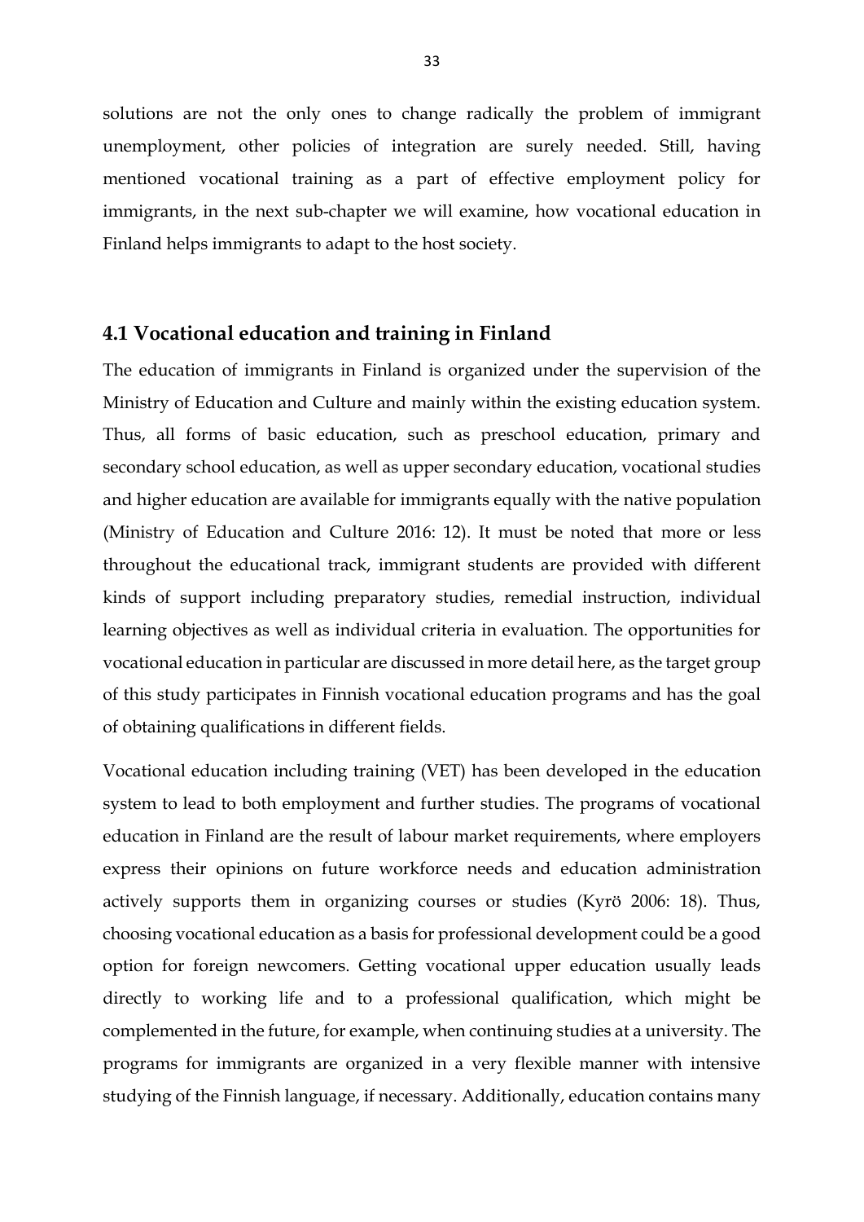solutions are not the only ones to change radically the problem of immigrant unemployment, other policies of integration are surely needed. Still, having mentioned vocational training as a part of effective employment policy for immigrants, in the next sub-chapter we will examine, how vocational education in Finland helps immigrants to adapt to the host society.

## 4.1 Vocational education and training in Finland

The education of immigrants in Finland is organized under the supervision of the Ministry of Education and Culture and mainly within the existing education system. Thus, all forms of basic education, such as preschool education, primary and secondary school education, as well as upper secondary education, vocational studies and higher education are available for immigrants equally with the native population (Ministry of Education and Culture 2016: 12). It must be noted that more or less throughout the educational track, immigrant students are provided with different kinds of support including preparatory studies, remedial instruction, individual learning objectives as well as individual criteria in evaluation. The opportunities for vocational education in particular are discussed in more detail here, as the target group of this study participates in Finnish vocational education programs and has the goal of obtaining qualifications in different fields.

Vocational education including training (VET) has been developed in the education system to lead to both employment and further studies. The programs of vocational education in Finland are the result of labour market requirements, where employers express their opinions on future workforce needs and education administration actively supports them in organizing courses or studies (Kyrö 2006: 18). Thus, choosing vocational education as a basis for professional development could be a good option for foreign newcomers. Getting vocational upper education usually leads directly to working life and to a professional qualification, which might be complemented in the future, for example, when continuing studies at a university. The programs for immigrants are organized in a very flexible manner with intensive studying of the Finnish language, if necessary. Additionally, education contains many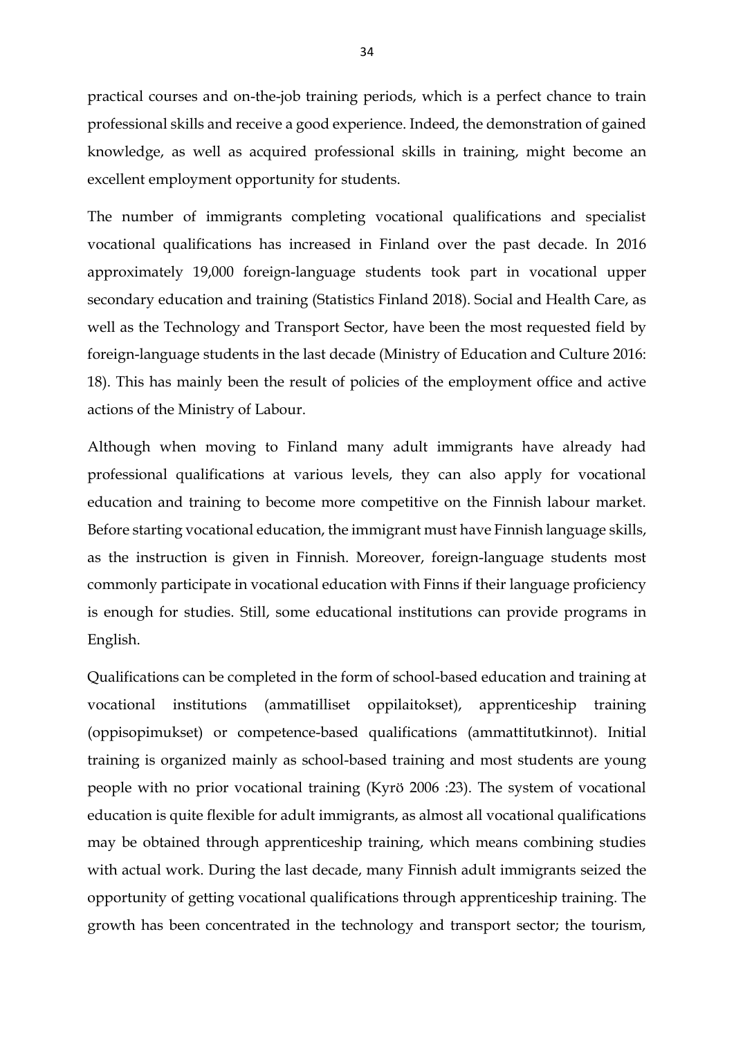practical courses and on-the-job training periods, which is a perfect chance to train professional skills and receive a good experience. Indeed, the demonstration of gained knowledge, as well as acquired professional skills in training, might become an excellent employment opportunity for students.

The number of immigrants completing vocational qualifications and specialist vocational qualifications has increased in Finland over the past decade. In 2016 approximately 19,000 foreign-language students took part in vocational upper secondary education and training (Statistics Finland 2018). Social and Health Care, as well as the Technology and Transport Sector, have been the most requested field by foreign-language students in the last decade (Ministry of Education and Culture 2016: 18). This has mainly been the result of policies of the employment office and active actions of the Ministry of Labour.

Although when moving to Finland many adult immigrants have already had professional qualifications at various levels, they can also apply for vocational education and training to become more competitive on the Finnish labour market. Before starting vocational education, the immigrant must have Finnish language skills, as the instruction is given in Finnish. Moreover, foreign-language students most commonly participate in vocational education with Finns if their language proficiency is enough for studies. Still, some educational institutions can provide programs in English.

Qualifications can be completed in the form of school-based education and training at vocational institutions (ammatilliset oppilaitokset), apprenticeship training (oppisopimukset) or competence-based qualifications (ammattitutkinnot). Initial training is organized mainly as school-based training and most students are young people with no prior vocational training (Kyrö 2006 :23). The system of vocational education is quite flexible for adult immigrants, as almost all vocational qualifications may be obtained through apprenticeship training, which means combining studies with actual work. During the last decade, many Finnish adult immigrants seized the opportunity of getting vocational qualifications through apprenticeship training. The growth has been concentrated in the technology and transport sector; the tourism,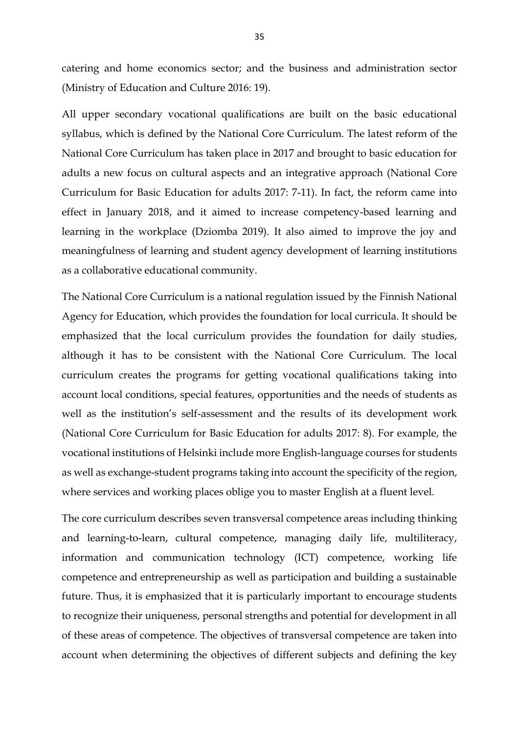catering and home economics sector; and the business and administration sector (Ministry of Education and Culture 2016: 19).

All upper secondary vocational qualifications are built on the basic educational syllabus, which is defined by the National Core Curriculum. The latest reform of the National Core Curriculum has taken place in 2017 and brought to basic education for adults a new focus on cultural aspects and an integrative approach (National Core Curriculum for Basic Education for adults 2017: 7-11). In fact, the reform came into effect in January 2018, and it aimed to increase competency-based learning and learning in the workplace (Dziomba 2019). It also aimed to improve the joy and meaningfulness of learning and student agency development of learning institutions as a collaborative educational community.

The National Core Curriculum is a national regulation issued by the Finnish National Agency for Education, which provides the foundation for local curricula. It should be emphasized that the local curriculum provides the foundation for daily studies, although it has to be consistent with the National Core Curriculum. The local curriculum creates the programs for getting vocational qualifications taking into account local conditions, special features, opportunities and the needs of students as well as the institution's self-assessment and the results of its development work (National Core Curriculum for Basic Education for adults 2017: 8). For example, the vocational institutions of Helsinki include more English-language courses for students as well as exchange-student programs taking into account the specificity of the region, where services and working places oblige you to master English at a fluent level.

The core curriculum describes seven transversal competence areas including thinking and learning-to-learn, cultural competence, managing daily life, multiliteracy, information and communication technology (ICT) competence, working life competence and entrepreneurship as well as participation and building a sustainable future. Thus, it is emphasized that it is particularly important to encourage students to recognize their uniqueness, personal strengths and potential for development in all of these areas of competence. The objectives of transversal competence are taken into account when determining the objectives of different subjects and defining the key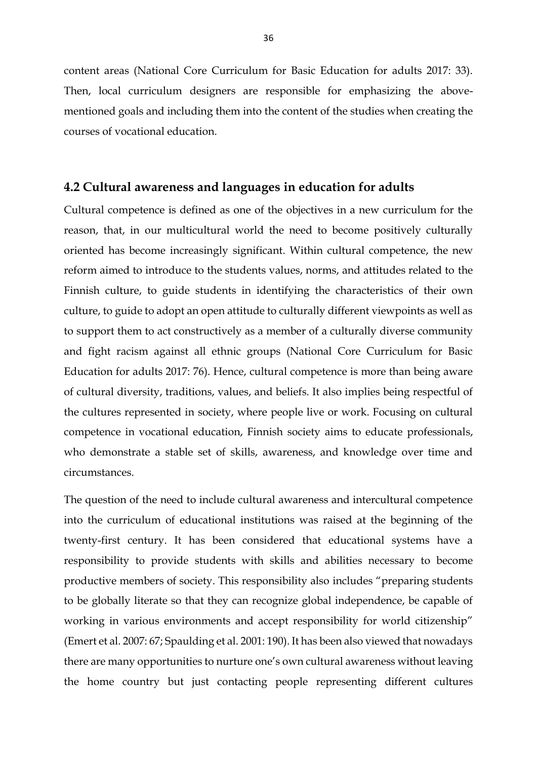content areas (National Core Curriculum for Basic Education for adults 2017: 33). Then, local curriculum designers are responsible for emphasizing the above-mentioned goals and including them into the content of the studies when creating the courses of vocational education.

## 4.2 Cultural awareness and languages in education for adults

Cultural competence is defined as one of the objectives in a new curriculum for the reason, that, in our multicultural world the need to become positively culturally oriented has become increasingly significant. Within cultural competence, the new reform aimed to introduce to the students values, norms, and attitudes related to the Finnish culture, to guide students in identifying the characteristics of their own culture, to guide to adopt an open attitude to culturally different viewpoints as well as to support them to act constructively as a member of a culturally diverse community and fight racism against all ethnic groups (National Core Curriculum for Basic Education for adults 2017: 76). Hence, cultural competence is more than being aware of cultural diversity, traditions, values, and beliefs. It also implies being respectful of the cultures represented in society, where people live or work. Focusing on cultural competence in vocational education, Finnish society aims to educate professionals, who demonstrate a stable set of skills, awareness, and knowledge over time and circumstances.

The question of the need to include cultural awareness and intercultural competence into the curriculum of educational institutions was raised at the beginning of the twenty-first century. It has been considered that educational systems have a responsibility to provide students with skills and abilities necessary to become productive members of society. This responsibility also includes "preparing students to be globally literate so that they can recognize global independence, be capable of working in various environments and accept responsibility for world citizenship" (Emert et al. 2007: 67; Spaulding et al. 2001: 190). It has been also viewed that nowadays there are many opportunities to nurture one's own cultural awareness without leaving the home country but just contacting people representing different cultures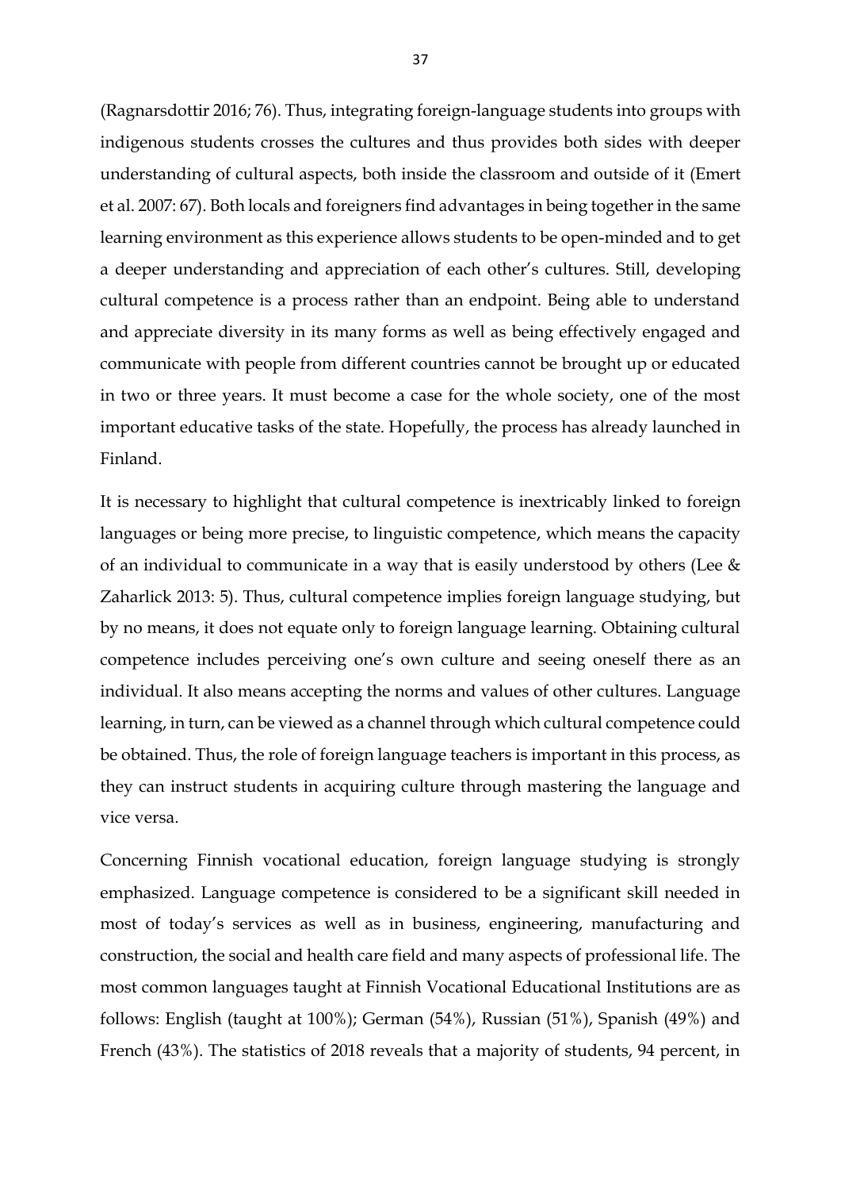(Ragnarsdottir 2016; 76). Thus, integrating foreign-language students into groups with indigenous students crosses the cultures and thus provides both sides with deeper understanding of cultural aspects, both inside the classroom and outside of it (Emert et al. 2007: 67). Both locals and foreigners find advantages in being together in the same learning environment as this experience allows students to be open-minded and to get a deeper understanding and appreciation of each other's cultures. Still, developing cultural competence is a process rather than an endpoint. Being able to understand and appreciate diversity in its many forms as well as being effectively engaged and communicate with people from different countries cannot be brought up or educated in two or three years. It must become a case for the whole society, one of the most important educative tasks of the state. Hopefully, the process has already launched in Finland.

It is necessary to highlight that cultural competence is inextricably linked to foreign languages or being more precise, to linguistic competence, which means the capacity of an individual to communicate in a way that is easily understood by others (Lee & Zaharlick 2013: 5). Thus, cultural competence implies foreign language studying, but by no means, it does not equate only to foreign language learning. Obtaining cultural competence includes perceiving one's own culture and seeing oneself there as an individual. It also means accepting the norms and values of other cultures. Language learning, in turn, can be viewed as a channel through which cultural competence could be obtained. Thus, the role of foreign language teachers is important in this process, as they can instruct students in acquiring culture through mastering the language and vice versa.

Concerning Finnish vocational education, foreign language studying is strongly emphasized. Language competence is considered to be a significant skill needed in most of today's services as well as in business, engineering, manufacturing and construction, the social and health care field and many aspects of professional life. The most common languages taught at Finnish Vocational Educational Institutions are as follows: English (taught at 100%); German (54%), Russian (51%), Spanish (49%) and French (43%). The statistics of 2018 reveals that a majority of students, 94 percent, in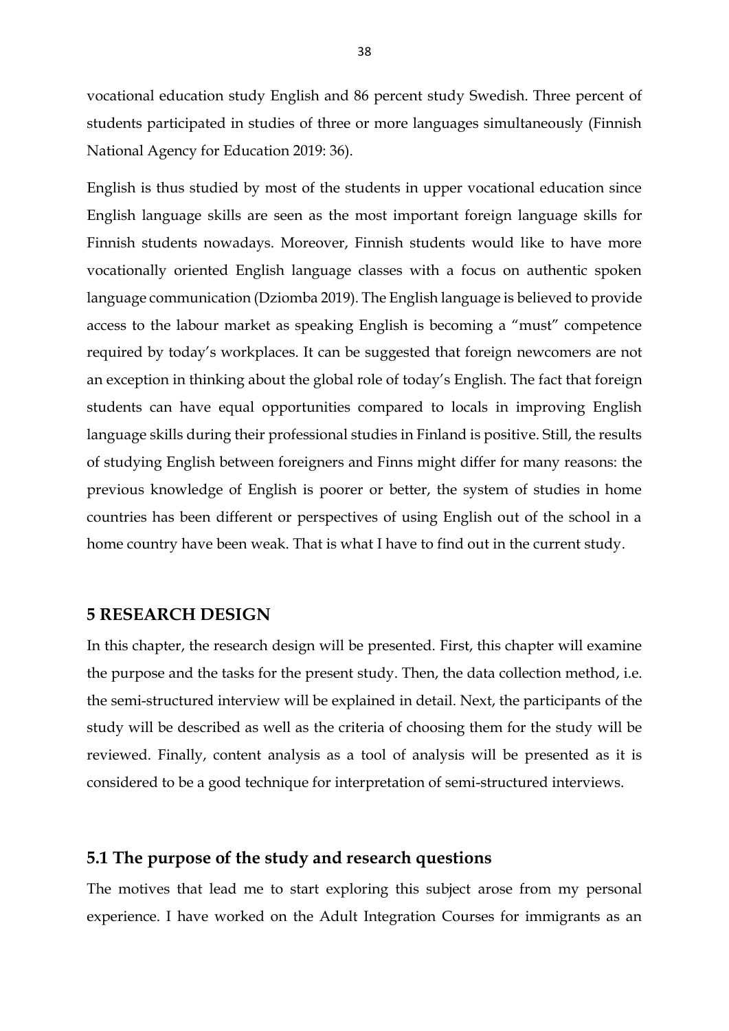vocational education study English and 86 percent study Swedish. Three percent of students participated in studies of three or more languages simultaneously (Finnish National Agency for Education 2019: 36).

English is thus studied by most of the students in upper vocational education since English language skills are seen as the most important foreign language skills for Finnish students nowadays. Moreover, Finnish students would like to have more vocationally oriented English language classes with a focus on authentic spoken language communication (Dziomba 2019). The English language is believed to provide access to the labour market as speaking English is becoming a "must" competence required by today's workplaces. It can be suggested that foreign newcomers are not an exception in thinking about the global role of today's English. The fact that foreign students can have equal opportunities compared to locals in improving English language skills during their professional studies in Finland is positive. Still, the results of studying English between foreigners and Finns might differ for many reasons: the previous knowledge of English is poorer or better, the system of studies in home countries has been different or perspectives of using English out of the school in a home country have been weak. That is what I have to find out in the current study.

# 5 RESEARCH DESIGN

In this chapter, the research design will be presented. First, this chapter will examine the purpose and the tasks for the present study. Then, the data collection method, i.e. the semi-structured interview will be explained in detail. Next, the participants of the study will be described as well as the criteria of choosing them for the study will be reviewed. Finally, content analysis as a tool of analysis will be presented as it is considered to be a good technique for interpretation of semi-structured interviews.

## 5.1 The purpose of the study and research questions

The motives that lead me to start exploring this subject arose from my personal experience. I have worked on the Adult Integration Courses for immigrants as an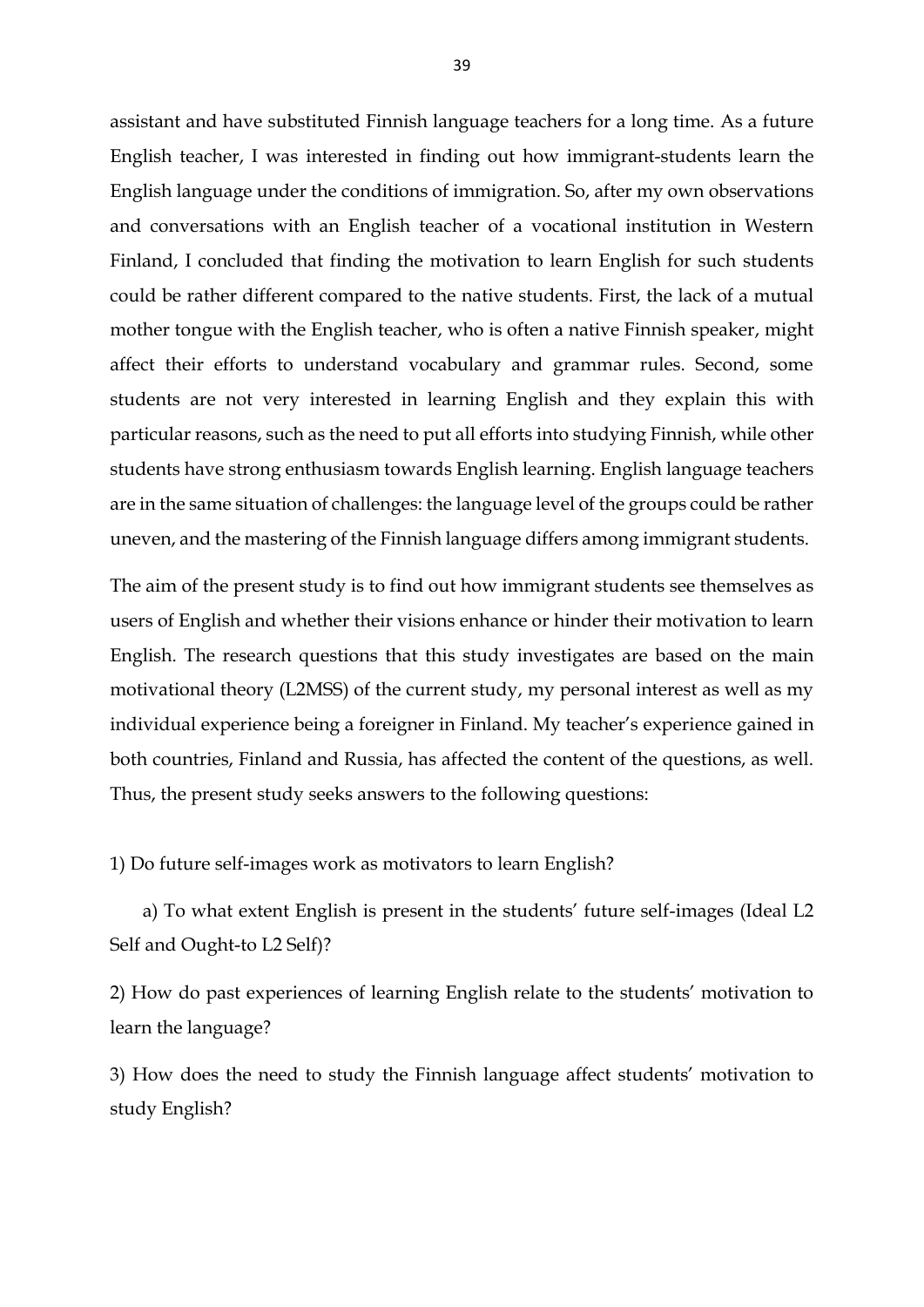assistant and have substituted Finnish language teachers for a long time. As a future English teacher, I was interested in finding out how immigrant-students learn the English language under the conditions of immigration. So, after my own observations and conversations with an English teacher of a vocational institution in Western Finland, I concluded that finding the motivation to learn English for such students could be rather different compared to the native students. First, the lack of a mutual mother tongue with the English teacher, who is often a native Finnish speaker, might affect their efforts to understand vocabulary and grammar rules. Second, some students are not very interested in learning English and they explain this with particular reasons, such as the need to put all efforts into studying Finnish, while other students have strong enthusiasm towards English learning. English language teachers are in the same situation of challenges: the language level of the groups could be rather uneven, and the mastering of the Finnish language differs among immigrant students.

The aim of the present study is to find out how immigrant students see themselves as users of English and whether their visions enhance or hinder their motivation to learn English. The research questions that this study investigates are based on the main motivational theory (L2MSS) of the current study, my personal interest as well as my individual experience being a foreigner in Finland. My teacher's experience gained in both countries, Finland and Russia, has affected the content of the questions, as well. Thus, the present study seeks answers to the following questions:

1) Do future self-images work as motivators to learn English?

   a) To what extent English is present in the students' future self-images (Ideal L2 Self and Ought-to L2 Self)?

2) How do past experiences of learning English relate to the students' motivation to learn the language?

3) How does the need to study the Finnish language affect students' motivation to study English?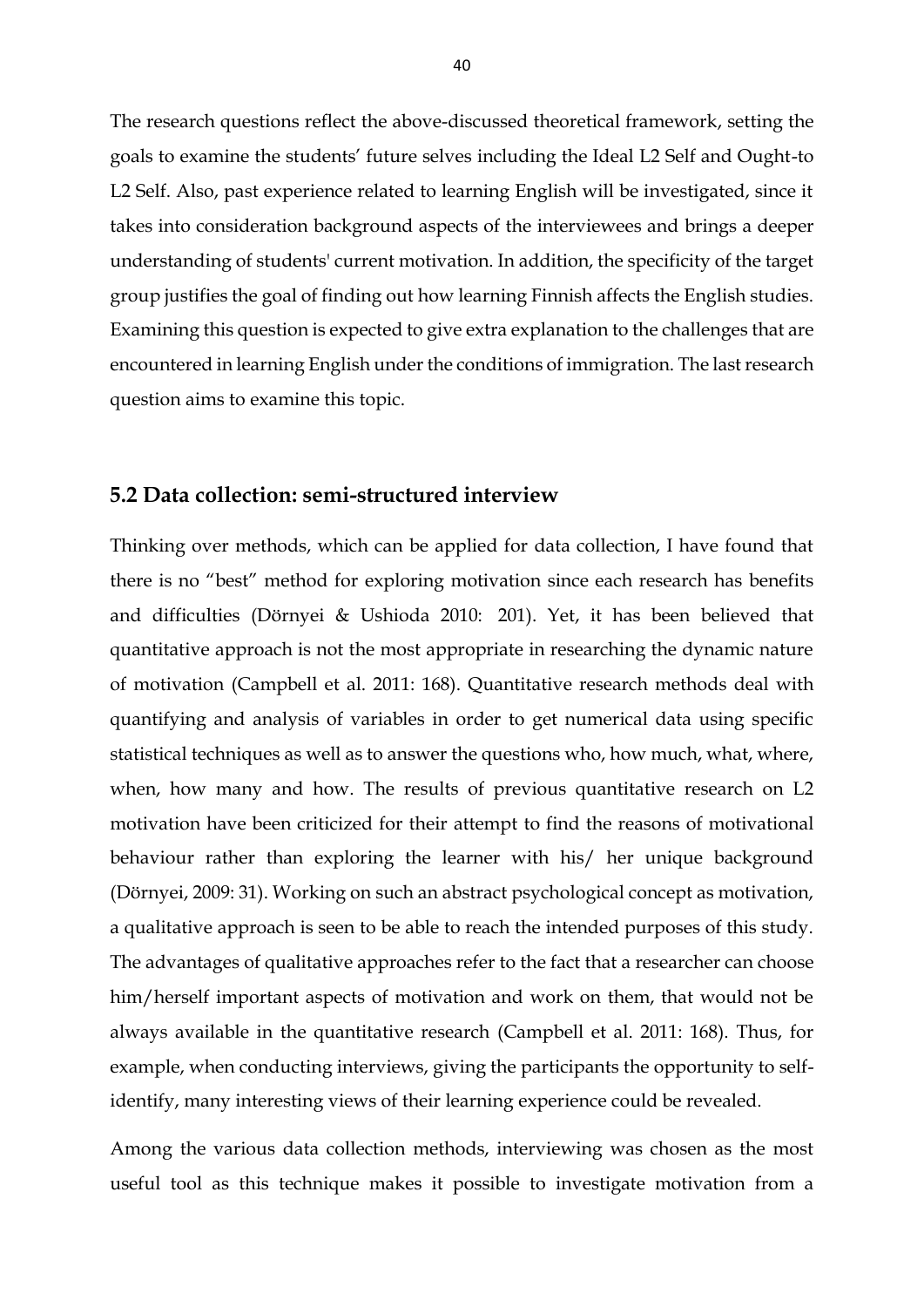The research questions reflect the above-discussed theoretical framework, setting the goals to examine the students' future selves including the Ideal L2 Self and Ought-to L2 Self. Also, past experience related to learning English will be investigated, since it takes into consideration background aspects of the interviewees and brings a deeper understanding of students' current motivation. In addition, the specificity of the target group justifies the goal of finding out how learning Finnish affects the English studies. Examining this question is expected to give extra explanation to the challenges that are encountered in learning English under the conditions of immigration. The last research question aims to examine this topic.

## 5.2 Data collection: semi-structured interview

Thinking over methods, which can be applied for data collection, I have found that there is no "best" method for exploring motivation since each research has benefits and difficulties (Dörnyei & Ushioda 2010: 201). Yet, it has been believed that quantitative approach is not the most appropriate in researching the dynamic nature of motivation (Campbell et al. 2011: 168). Quantitative research methods deal with quantifying and analysis of variables in order to get numerical data using specific statistical techniques as well as to answer the questions who, how much, what, where, when, how many and how. The results of previous quantitative research on L2 motivation have been criticized for their attempt to find the reasons of motivational behaviour rather than exploring the learner with his/ her unique background (Dörnyei, 2009: 31). Working on such an abstract psychological concept as motivation, a qualitative approach is seen to be able to reach the intended purposes of this study. The advantages of qualitative approaches refer to the fact that a researcher can choose him/herself important aspects of motivation and work on them, that would not be always available in the quantitative research (Campbell et al. 2011: 168). Thus, for example, when conducting interviews, giving the participants the opportunity to self-identify, many interesting views of their learning experience could be revealed.

Among the various data collection methods, interviewing was chosen as the most useful tool as this technique makes it possible to investigate motivation from a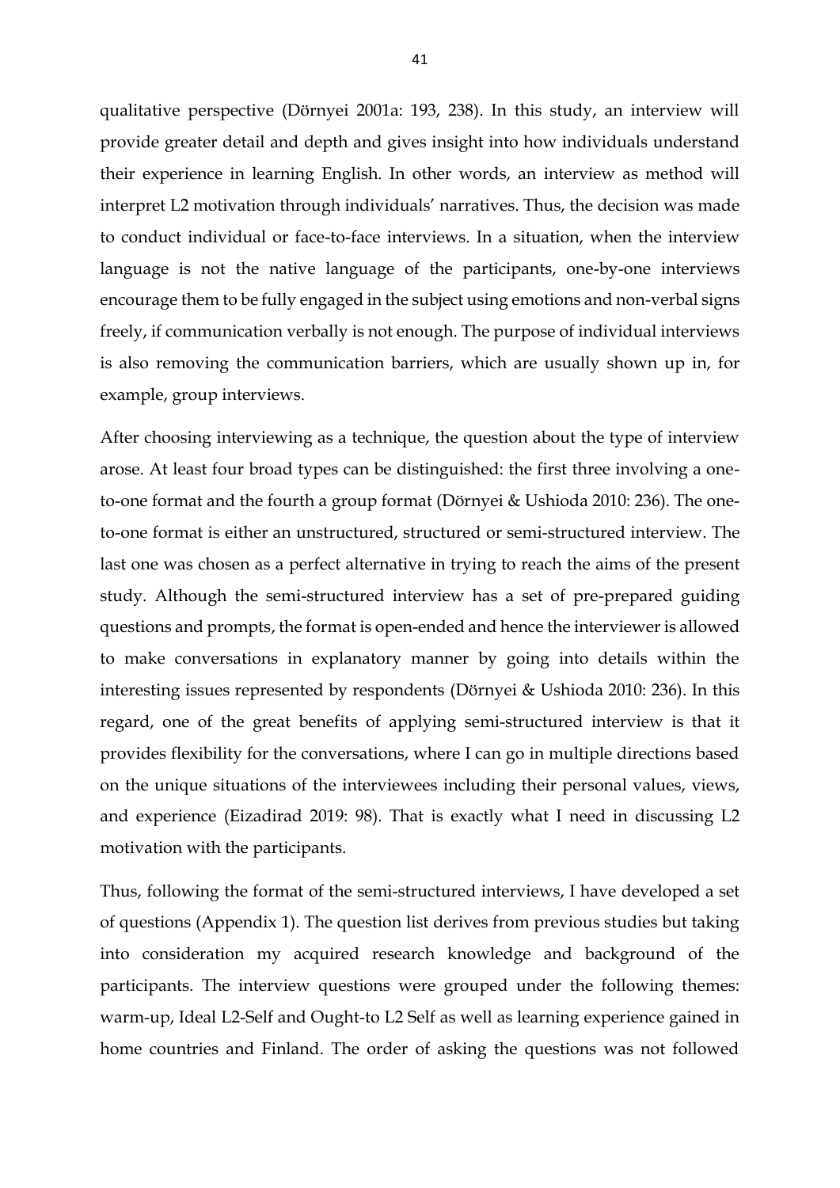qualitative perspective (Dörnyei 2001a: 193, 238). In this study, an interview will provide greater detail and depth and gives insight into how individuals understand their experience in learning English. In other words, an interview as method will interpret L2 motivation through individuals' narratives. Thus, the decision was made to conduct individual or face-to-face interviews. In a situation, when the interview language is not the native language of the participants, one-by-one interviews encourage them to be fully engaged in the subject using emotions and non-verbal signs freely, if communication verbally is not enough. The purpose of individual interviews is also removing the communication barriers, which are usually shown up in, for example, group interviews.

After choosing interviewing as a technique, the question about the type of interview arose. At least four broad types can be distinguished: the first three involving a one-to-one format and the fourth a group format (Dörnyei & Ushioda 2010: 236). The one-to-one format is either an unstructured, structured or semi-structured interview. The last one was chosen as a perfect alternative in trying to reach the aims of the present study. Although the semi-structured interview has a set of pre-prepared guiding questions and prompts, the format is open-ended and hence the interviewer is allowed to make conversations in explanatory manner by going into details within the interesting issues represented by respondents (Dörnyei & Ushioda 2010: 236). In this regard, one of the great benefits of applying semi-structured interview is that it provides flexibility for the conversations, where I can go in multiple directions based on the unique situations of the interviewees including their personal values, views, and experience (Eizadirad 2019: 98). That is exactly what I need in discussing L2 motivation with the participants.

Thus, following the format of the semi-structured interviews, I have developed a set of questions (Appendix 1). The question list derives from previous studies but taking into consideration my acquired research knowledge and background of the participants. The interview questions were grouped under the following themes: warm-up, Ideal L2-Self and Ought-to L2 Self as well as learning experience gained in home countries and Finland. The order of asking the questions was not followed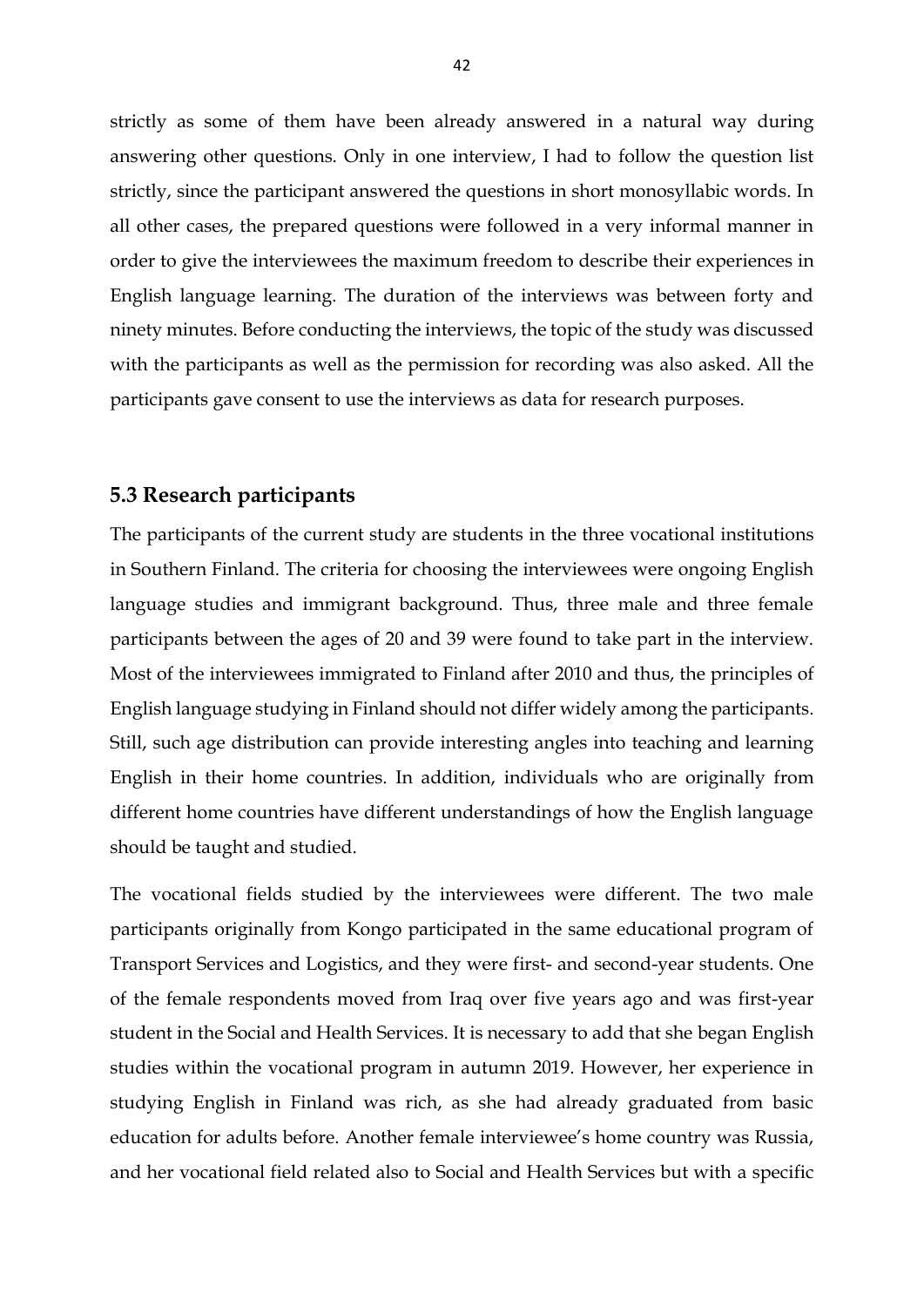strictly as some of them have been already answered in a natural way during answering other questions. Only in one interview, I had to follow the question list strictly, since the participant answered the questions in short monosyllabic words. In all other cases, the prepared questions were followed in a very informal manner in order to give the interviewees the maximum freedom to describe their experiences in English language learning. The duration of the interviews was between forty and ninety minutes. Before conducting the interviews, the topic of the study was discussed with the participants as well as the permission for recording was also asked. All the participants gave consent to use the interviews as data for research purposes.

### 5.3 Research participants

The participants of the current study are students in the three vocational institutions in Southern Finland. The criteria for choosing the interviewees were ongoing English language studies and immigrant background. Thus, three male and three female participants between the ages of 20 and 39 were found to take part in the interview. Most of the interviewees immigrated to Finland after 2010 and thus, the principles of English language studying in Finland should not differ widely among the participants. Still, such age distribution can provide interesting angles into teaching and learning English in their home countries. In addition, individuals who are originally from different home countries have different understandings of how the English language should be taught and studied.

The vocational fields studied by the interviewees were different. The two male participants originally from Kongo participated in the same educational program of Transport Services and Logistics, and they were first- and second-year students. One of the female respondents moved from Iraq over five years ago and was first-year student in the Social and Health Services. It is necessary to add that she began English studies within the vocational program in autumn 2019. However, her experience in studying English in Finland was rich, as she had already graduated from basic education for adults before. Another female interviewee's home country was Russia, and her vocational field related also to Social and Health Services but with a specific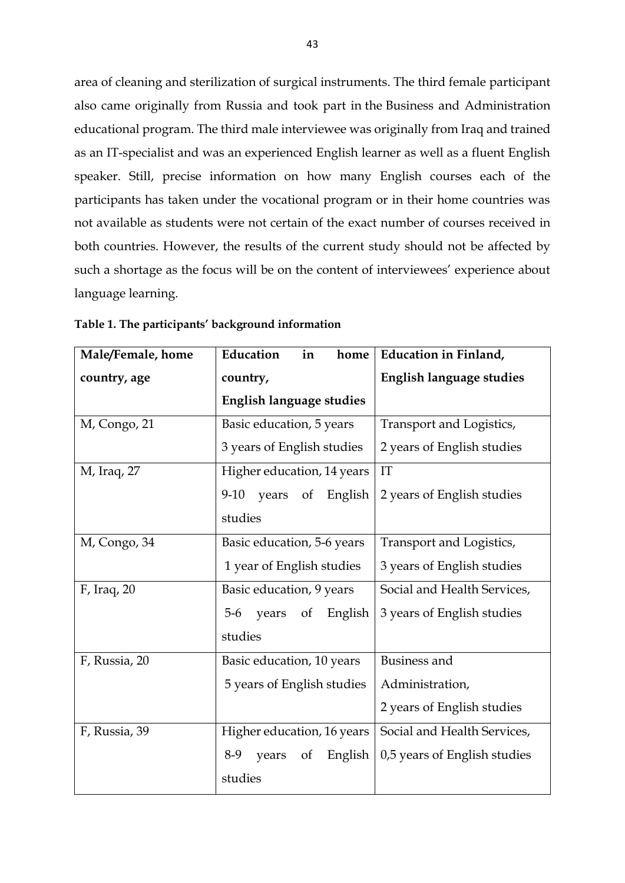area of cleaning and sterilization of surgical instruments. The third female participant also came originally from Russia and took part in the Business and Administration educational program. The third male interviewee was originally from Iraq and trained as an IT-specialist and was an experienced English learner as well as a fluent English speaker. Still, precise information on how many English courses each of the participants has taken under the vocational program or in their home countries was not available as students were not certain of the exact number of courses received in both countries. However, the results of the current study should not be affected by such a shortage as the focus will be on the content of interviewees' experience about language learning.

**Table 1. The participants' background information**

| Male/Female, home country, age | Education in home country, English language studies | Education in Finland, English language studies |
|---|---|---|
| M, Congo, 21 | Basic education, 5 years<br>3 years of English studies | Transport and Logistics,<br>2 years of English studies |
| M, Iraq, 27 | Higher education, 14 years<br>9-10 years of English studies | IT<br>2 years of English studies |
| M, Congo, 34 | Basic education, 5-6 years<br>1 year of English studies | Transport and Logistics,<br>3 years of English studies |
| F, Iraq, 20 | Basic education, 9 years<br>5-6 years of English studies | Social and Health Services,<br>3 years of English studies |
| F, Russia, 20 | Basic education, 10 years<br>5 years of English studies | Business and Administration,<br>2 years of English studies |
| F, Russia, 39 | Higher education, 16 years<br>8-9 years of English studies | Social and Health Services,<br>0,5 years of English studies |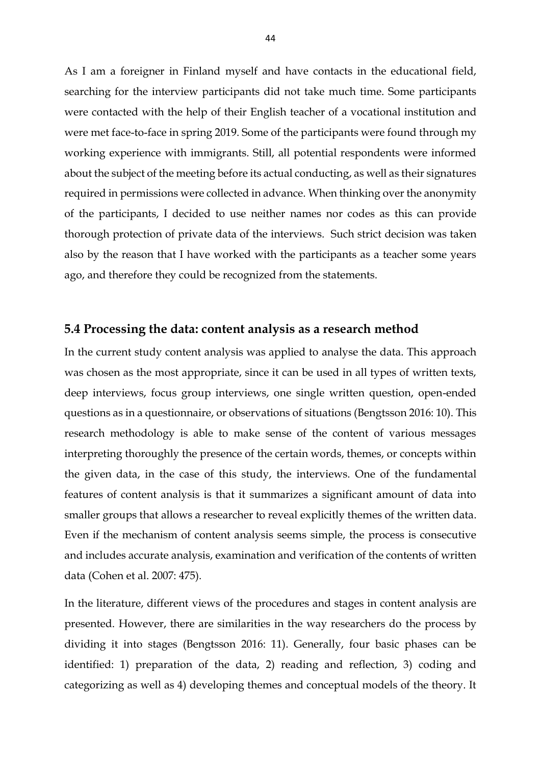As I am a foreigner in Finland myself and have contacts in the educational field, searching for the interview participants did not take much time. Some participants were contacted with the help of their English teacher of a vocational institution and were met face-to-face in spring 2019. Some of the participants were found through my working experience with immigrants. Still, all potential respondents were informed about the subject of the meeting before its actual conducting, as well as their signatures required in permissions were collected in advance. When thinking over the anonymity of the participants, I decided to use neither names nor codes as this can provide thorough protection of private data of the interviews. Such strict decision was taken also by the reason that I have worked with the participants as a teacher some years ago, and therefore they could be recognized from the statements.

## 5.4 Processing the data: content analysis as a research method

In the current study content analysis was applied to analyse the data. This approach was chosen as the most appropriate, since it can be used in all types of written texts, deep interviews, focus group interviews, one single written question, open-ended questions as in a questionnaire, or observations of situations (Bengtsson 2016: 10). This research methodology is able to make sense of the content of various messages interpreting thoroughly the presence of the certain words, themes, or concepts within the given data, in the case of this study, the interviews. One of the fundamental features of content analysis is that it summarizes a significant amount of data into smaller groups that allows a researcher to reveal explicitly themes of the written data. Even if the mechanism of content analysis seems simple, the process is consecutive and includes accurate analysis, examination and verification of the contents of written data (Cohen et al. 2007: 475).

In the literature, different views of the procedures and stages in content analysis are presented. However, there are similarities in the way researchers do the process by dividing it into stages (Bengtsson 2016: 11). Generally, four basic phases can be identified: 1) preparation of the data, 2) reading and reflection, 3) coding and categorizing as well as 4) developing themes and conceptual models of the theory. It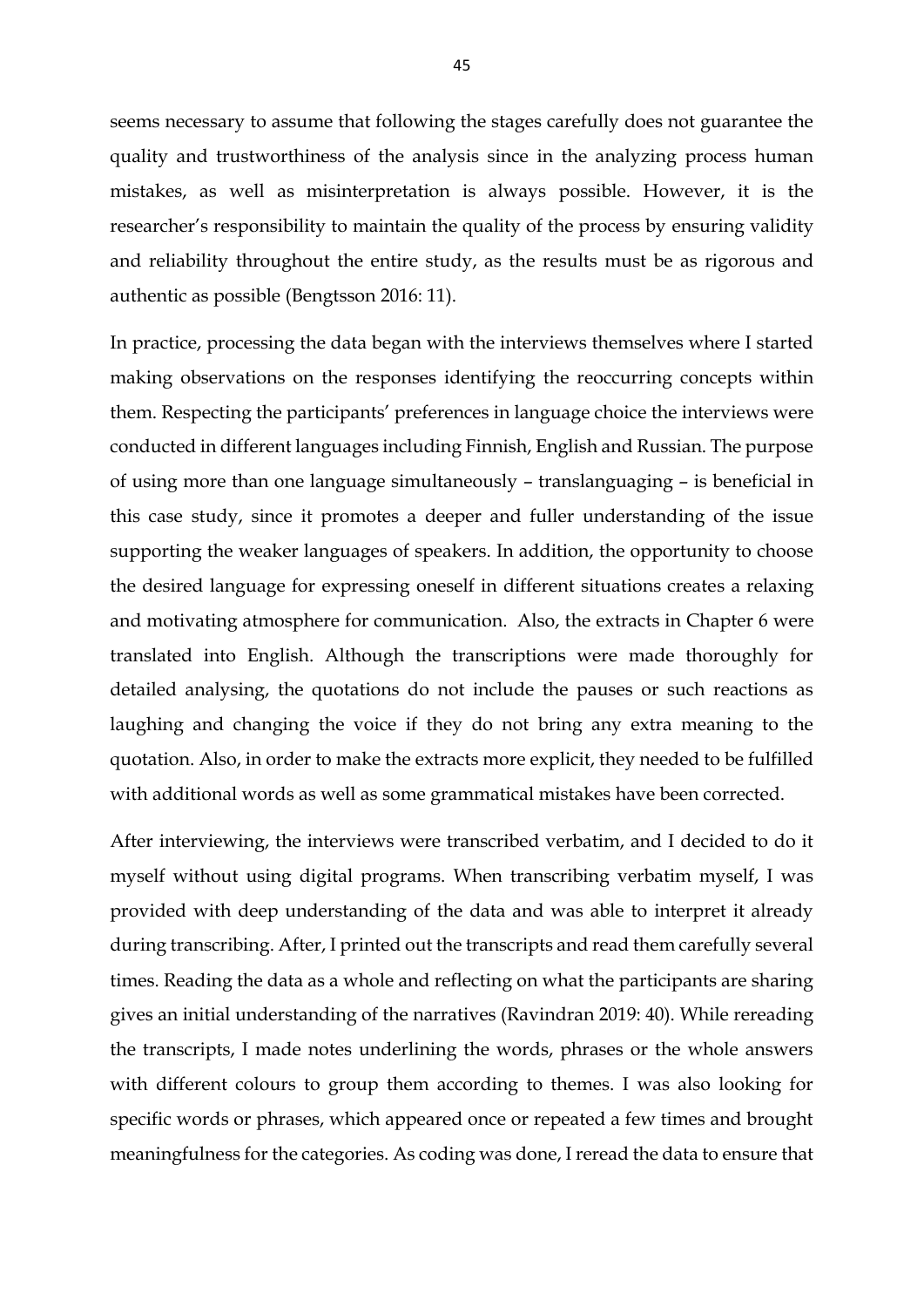seems necessary to assume that following the stages carefully does not guarantee the quality and trustworthiness of the analysis since in the analyzing process human mistakes, as well as misinterpretation is always possible. However, it is the researcher's responsibility to maintain the quality of the process by ensuring validity and reliability throughout the entire study, as the results must be as rigorous and authentic as possible (Bengtsson 2016: 11).

In practice, processing the data began with the interviews themselves where I started making observations on the responses identifying the reoccurring concepts within them. Respecting the participants' preferences in language choice the interviews were conducted in different languages including Finnish, English and Russian. The purpose of using more than one language simultaneously – translanguaging – is beneficial in this case study, since it promotes a deeper and fuller understanding of the issue supporting the weaker languages of speakers. In addition, the opportunity to choose the desired language for expressing oneself in different situations creates a relaxing and motivating atmosphere for communication. Also, the extracts in Chapter 6 were translated into English. Although the transcriptions were made thoroughly for detailed analysing, the quotations do not include the pauses or such reactions as laughing and changing the voice if they do not bring any extra meaning to the quotation. Also, in order to make the extracts more explicit, they needed to be fulfilled with additional words as well as some grammatical mistakes have been corrected.

After interviewing, the interviews were transcribed verbatim, and I decided to do it myself without using digital programs. When transcribing verbatim myself, I was provided with deep understanding of the data and was able to interpret it already during transcribing. After, I printed out the transcripts and read them carefully several times. Reading the data as a whole and reflecting on what the participants are sharing gives an initial understanding of the narratives (Ravindran 2019: 40). While rereading the transcripts, I made notes underlining the words, phrases or the whole answers with different colours to group them according to themes. I was also looking for specific words or phrases, which appeared once or repeated a few times and brought meaningfulness for the categories. As coding was done, I reread the data to ensure that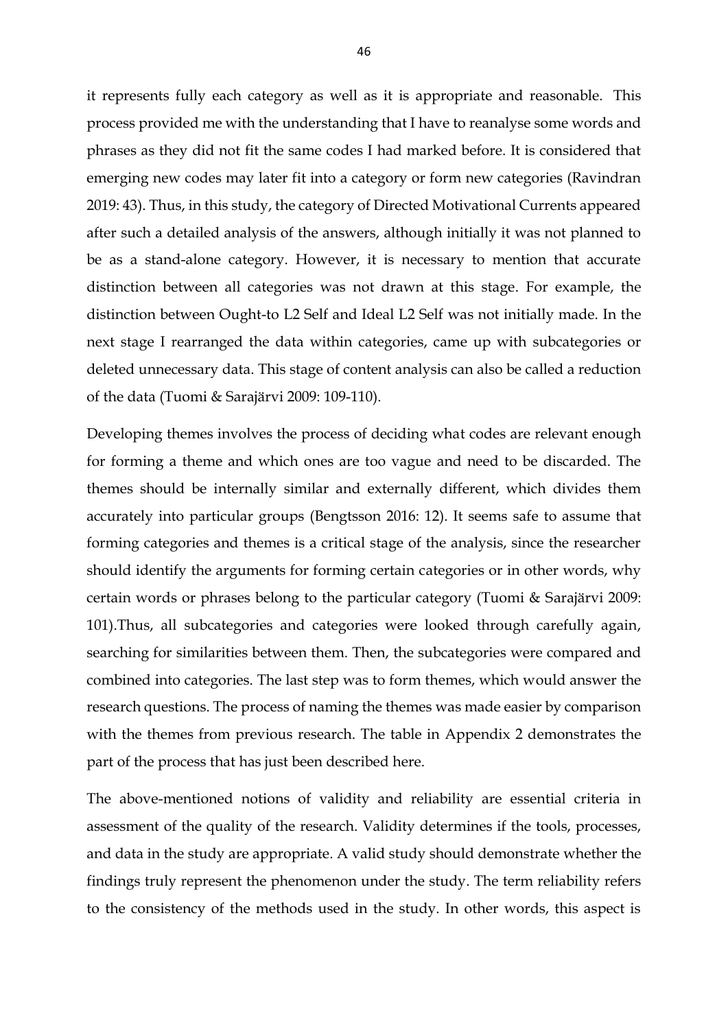it represents fully each category as well as it is appropriate and reasonable. This process provided me with the understanding that I have to reanalyse some words and phrases as they did not fit the same codes I had marked before. It is considered that emerging new codes may later fit into a category or form new categories (Ravindran 2019: 43). Thus, in this study, the category of Directed Motivational Currents appeared after such a detailed analysis of the answers, although initially it was not planned to be as a stand-alone category. However, it is necessary to mention that accurate distinction between all categories was not drawn at this stage. For example, the distinction between Ought-to L2 Self and Ideal L2 Self was not initially made. In the next stage I rearranged the data within categories, came up with subcategories or deleted unnecessary data. This stage of content analysis can also be called a reduction of the data (Tuomi & Sarajärvi 2009: 109-110).

Developing themes involves the process of deciding what codes are relevant enough for forming a theme and which ones are too vague and need to be discarded. The themes should be internally similar and externally different, which divides them accurately into particular groups (Bengtsson 2016: 12). It seems safe to assume that forming categories and themes is a critical stage of the analysis, since the researcher should identify the arguments for forming certain categories or in other words, why certain words or phrases belong to the particular category (Tuomi & Sarajärvi 2009: 101).Thus, all subcategories and categories were looked through carefully again, searching for similarities between them. Then, the subcategories were compared and combined into categories. The last step was to form themes, which would answer the research questions. The process of naming the themes was made easier by comparison with the themes from previous research. The table in Appendix 2 demonstrates the part of the process that has just been described here.

The above-mentioned notions of validity and reliability are essential criteria in assessment of the quality of the research. Validity determines if the tools, processes, and data in the study are appropriate. A valid study should demonstrate whether the findings truly represent the phenomenon under the study. The term reliability refers to the consistency of the methods used in the study. In other words, this aspect is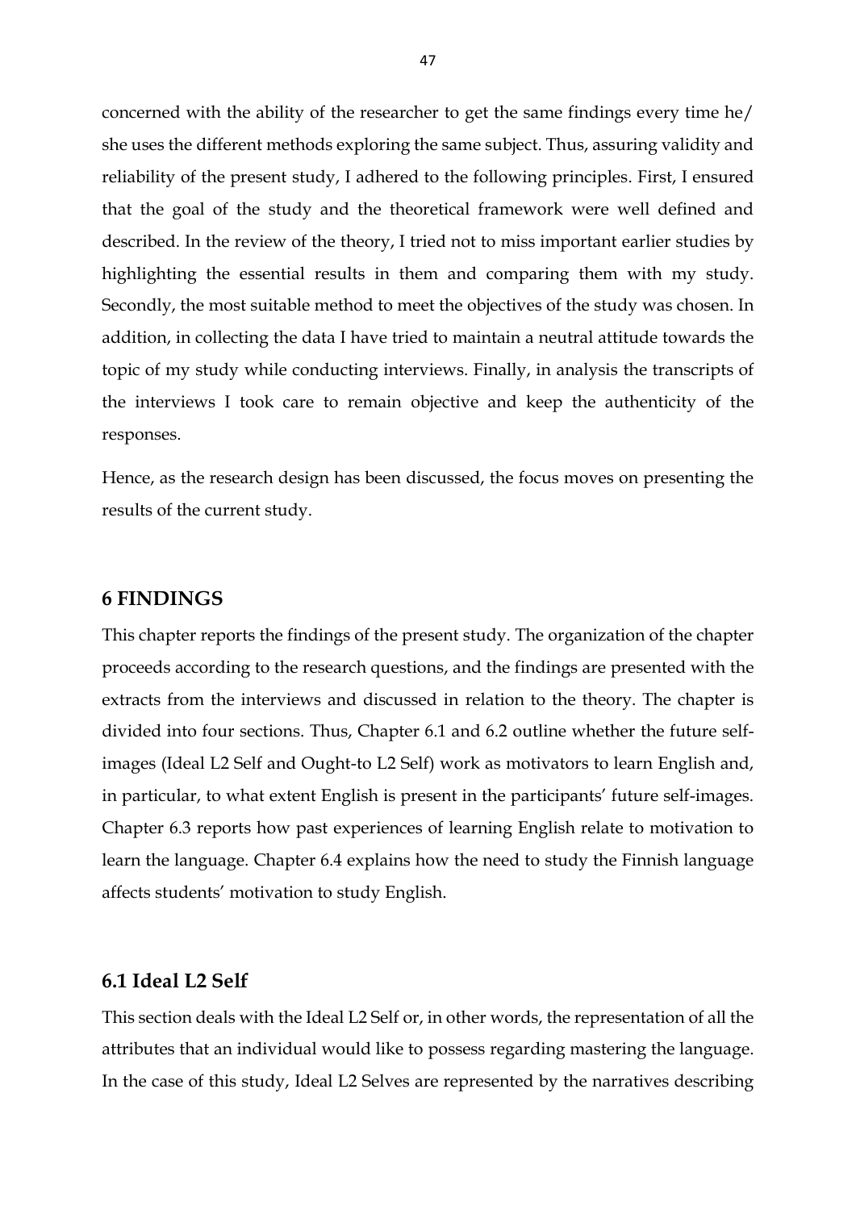concerned with the ability of the researcher to get the same findings every time he/ she uses the different methods exploring the same subject. Thus, assuring validity and reliability of the present study, I adhered to the following principles. First, I ensured that the goal of the study and the theoretical framework were well defined and described. In the review of the theory, I tried not to miss important earlier studies by highlighting the essential results in them and comparing them with my study. Secondly, the most suitable method to meet the objectives of the study was chosen. In addition, in collecting the data I have tried to maintain a neutral attitude towards the topic of my study while conducting interviews. Finally, in analysis the transcripts of the interviews I took care to remain objective and keep the authenticity of the responses.

Hence, as the research design has been discussed, the focus moves on presenting the results of the current study.

# 6 FINDINGS

This chapter reports the findings of the present study. The organization of the chapter proceeds according to the research questions, and the findings are presented with the extracts from the interviews and discussed in relation to the theory. The chapter is divided into four sections. Thus, Chapter 6.1 and 6.2 outline whether the future self-images (Ideal L2 Self and Ought-to L2 Self) work as motivators to learn English and, in particular, to what extent English is present in the participants' future self-images. Chapter 6.3 reports how past experiences of learning English relate to motivation to learn the language. Chapter 6.4 explains how the need to study the Finnish language affects students' motivation to study English.

## 6.1 Ideal L2 Self

This section deals with the Ideal L2 Self or, in other words, the representation of all the attributes that an individual would like to possess regarding mastering the language. In the case of this study, Ideal L2 Selves are represented by the narratives describing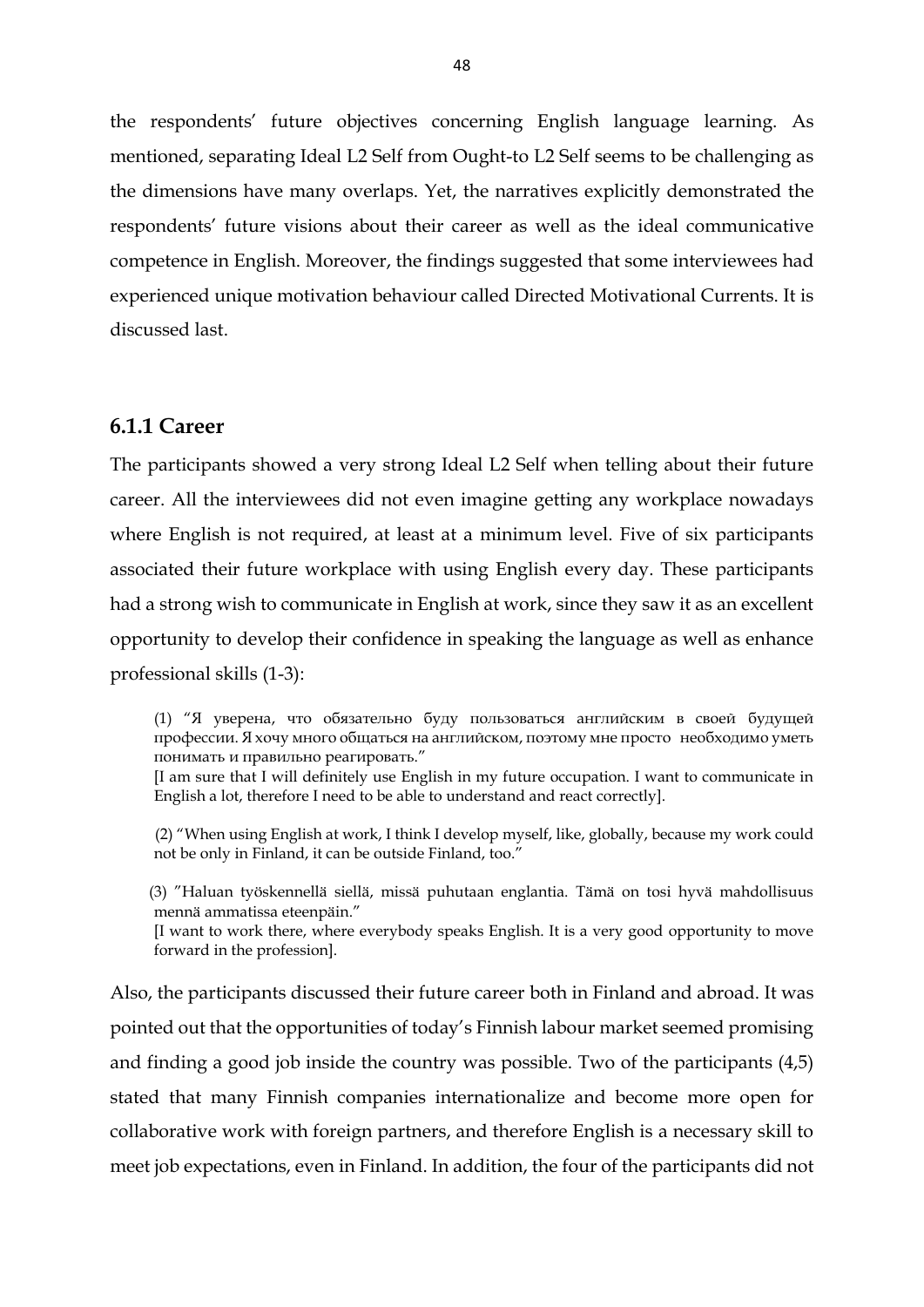the respondents' future objectives concerning English language learning. As mentioned, separating Ideal L2 Self from Ought-to L2 Self seems to be challenging as the dimensions have many overlaps. Yet, the narratives explicitly demonstrated the respondents' future visions about their career as well as the ideal communicative competence in English. Moreover, the findings suggested that some interviewees had experienced unique motivation behaviour called Directed Motivational Currents. It is discussed last.

### 6.1.1 Career

The participants showed a very strong Ideal L2 Self when telling about their future career. All the interviewees did not even imagine getting any workplace nowadays where English is not required, at least at a minimum level. Five of six participants associated their future workplace with using English every day. These participants had a strong wish to communicate in English at work, since they saw it as an excellent opportunity to develop their confidence in speaking the language as well as enhance professional skills (1-3):

> (1) "Я уверена, что обязательно буду пользоваться английским в своей будущей профессии. Я хочу много общаться на английском, поэтому мне просто необходимо уметь понимать и правильно реагировать."
> [I am sure that I will definitely use English in my future occupation. I want to communicate in English a lot, therefore I need to be able to understand and react correctly].

> (2) "When using English at work, I think I develop myself, like, globally, because my work could not be only in Finland, it can be outside Finland, too."

> (3) "Haluan työskennellä siellä, missä puhutaan englantia. Tämä on tosi hyvä mahdollisuus mennä ammatissa eteenpäin."
> [I want to work there, where everybody speaks English. It is a very good opportunity to move forward in the profession].

Also, the participants discussed their future career both in Finland and abroad. It was pointed out that the opportunities of today's Finnish labour market seemed promising and finding a good job inside the country was possible. Two of the participants (4,5) stated that many Finnish companies internationalize and become more open for collaborative work with foreign partners, and therefore English is a necessary skill to meet job expectations, even in Finland. In addition, the four of the participants did not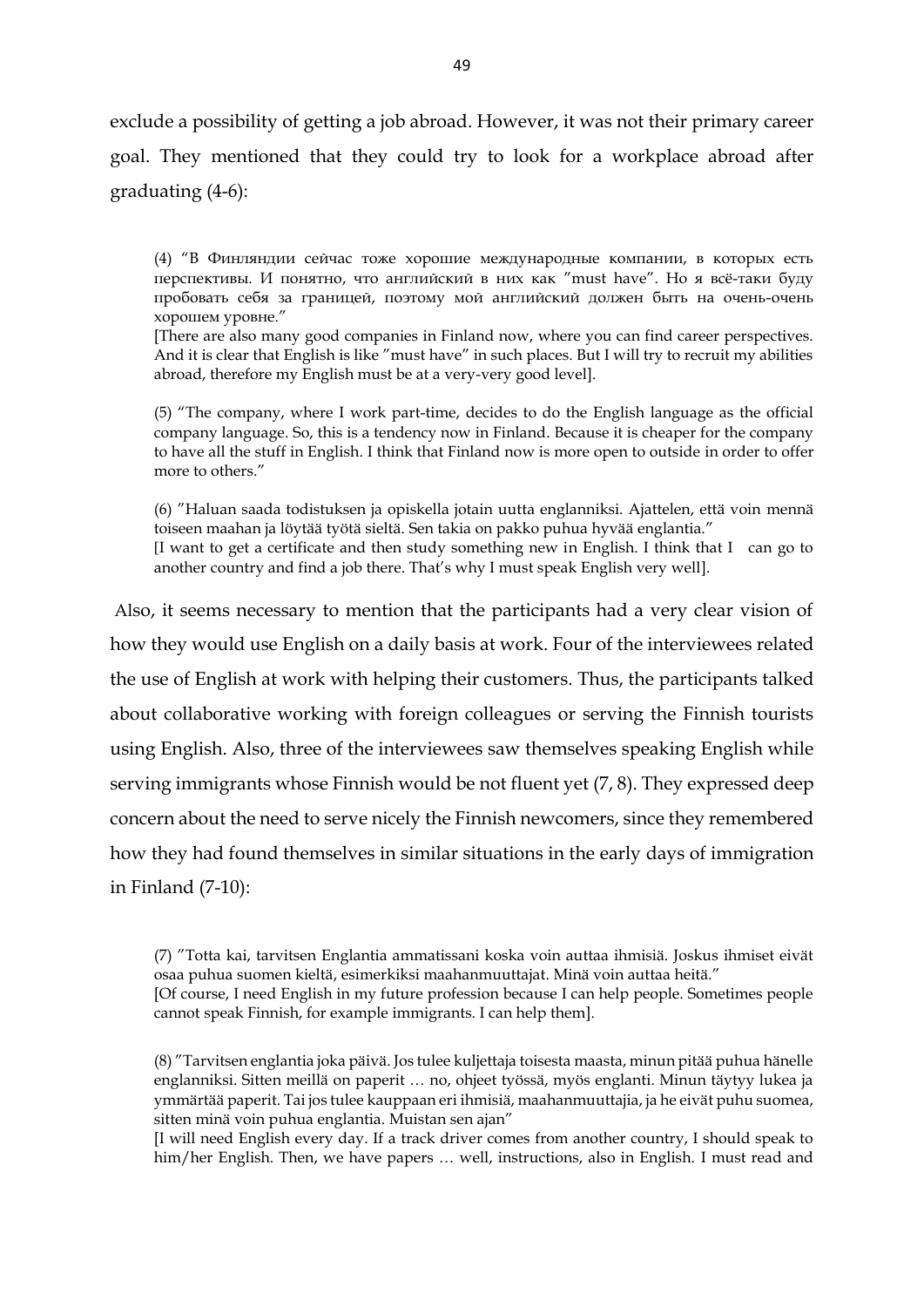exclude a possibility of getting a job abroad. However, it was not their primary career goal. They mentioned that they could try to look for a workplace abroad after graduating (4-6):

> (4) "В Финляндии сейчас тоже хорошие международные компании, в которых есть перспективы. И понятно, что английский в них как "must have". Но я всё-таки буду пробовать себя за границей, поэтому мой английский должен быть на очень-очень хорошем уровне."
> [There are also many good companies in Finland now, where you can find career perspectives. And it is clear that English is like "must have" in such places. But I will try to recruit my abilities abroad, therefore my English must be at a very-very good level].
>
> (5) "The company, where I work part-time, decides to do the English language as the official company language. So, this is a tendency now in Finland. Because it is cheaper for the company to have all the stuff in English. I think that Finland now is more open to outside in order to offer more to others."
>
> (6) "Haluan saada todistuksen ja opiskella jotain uutta englanniksi. Ajattelen, että voin mennä toiseen maahan ja löytää työtä sieltä. Sen takia on pakko puhua hyvää englantia."
> [I want to get a certificate and then study something new in English. I think that I can go to another country and find a job there. That's why I must speak English very well].

Also, it seems necessary to mention that the participants had a very clear vision of how they would use English on a daily basis at work. Four of the interviewees related the use of English at work with helping their customers. Thus, the participants talked about collaborative working with foreign colleagues or serving the Finnish tourists using English. Also, three of the interviewees saw themselves speaking English while serving immigrants whose Finnish would be not fluent yet (7, 8). They expressed deep concern about the need to serve nicely the Finnish newcomers, since they remembered how they had found themselves in similar situations in the early days of immigration in Finland (7-10):

> (7) "Totta kai, tarvitsen Englantia ammatissani koska voin auttaa ihmisiä. Joskus ihmiset eivät osaa puhua suomen kieltä, esimerkiksi maahanmuuttajat. Minä voin auttaa heitä."
> [Of course, I need English in my future profession because I can help people. Sometimes people cannot speak Finnish, for example immigrants. I can help them].
>
> (8) "Tarvitsen englantia joka päivä. Jos tulee kuljettaja toisesta maasta, minun pitää puhua hänelle englanniksi. Sitten meillä on paperit … no, ohjeet työssä, myös englanti. Minun täytyy lukea ja ymmärtää paperit. Tai jos tulee kauppaan eri ihmisiä, maahanmuuttajia, ja he eivät puhu suomea, sitten minä voin puhua englantia. Muistan sen ajan"
> [I will need English every day. If a track driver comes from another country, I should speak to him/her English. Then, we have papers … well, instructions, also in English. I must read and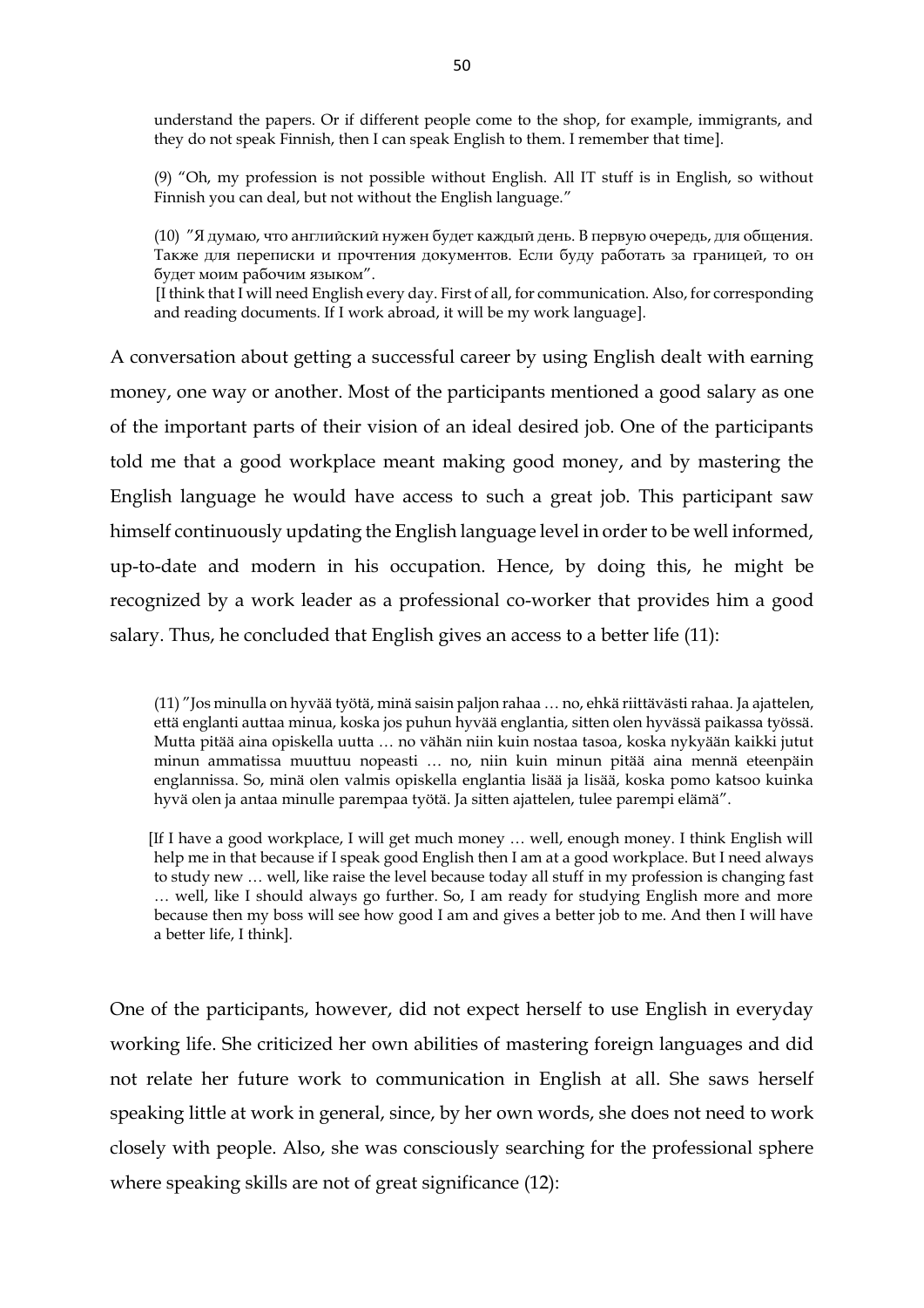understand the papers. Or if different people come to the shop, for example, immigrants, and they do not speak Finnish, then I can speak English to them. I remember that time].

(9) "Oh, my profession is not possible without English. All IT stuff is in English, so without Finnish you can deal, but not without the English language."

(10) "Я думаю, что английский нужен будет каждый день. В первую очередь, для общения. Также для переписки и прочтения документов. Если буду работать за границей, то он будет моим рабочим языком".
[I think that I will need English every day. First of all, for communication. Also, for corresponding and reading documents. If I work abroad, it will be my work language].

A conversation about getting a successful career by using English dealt with earning money, one way or another. Most of the participants mentioned a good salary as one of the important parts of their vision of an ideal desired job. One of the participants told me that a good workplace meant making good money, and by mastering the English language he would have access to such a great job. This participant saw himself continuously updating the English language level in order to be well informed, up-to-date and modern in his occupation. Hence, by doing this, he might be recognized by a work leader as a professional co-worker that provides him a good salary. Thus, he concluded that English gives an access to a better life (11):

(11) "Jos minulla on hyvää työtä, minä saisin paljon rahaa … no, ehkä riittävästi rahaa. Ja ajattelen, että englanti auttaa minua, koska jos puhun hyvää englantia, sitten olen hyvässä paikassa työssä. Mutta pitää aina opiskella uutta … no vähän niin kuin nostaa tasoa, koska nykyään kaikki jutut minun ammatissa muuttuu nopeasti … no, niin kuin minun pitää aina mennä eteenpäin englannissa. So, minä olen valmis opiskella englantia lisää ja lisää, koska pomo katsoo kuinka hyvä olen ja antaa minulle parempaa työtä. Ja sitten ajattelen, tulee parempi elämä".

[If I have a good workplace, I will get much money … well, enough money. I think English will help me in that because if I speak good English then I am at a good workplace. But I need always to study new … well, like raise the level because today all stuff in my profession is changing fast … well, like I should always go further. So, I am ready for studying English more and more because then my boss will see how good I am and gives a better job to me. And then I will have a better life, I think].

One of the participants, however, did not expect herself to use English in everyday working life. She criticized her own abilities of mastering foreign languages and did not relate her future work to communication in English at all. She saws herself speaking little at work in general, since, by her own words, she does not need to work closely with people. Also, she was consciously searching for the professional sphere where speaking skills are not of great significance (12):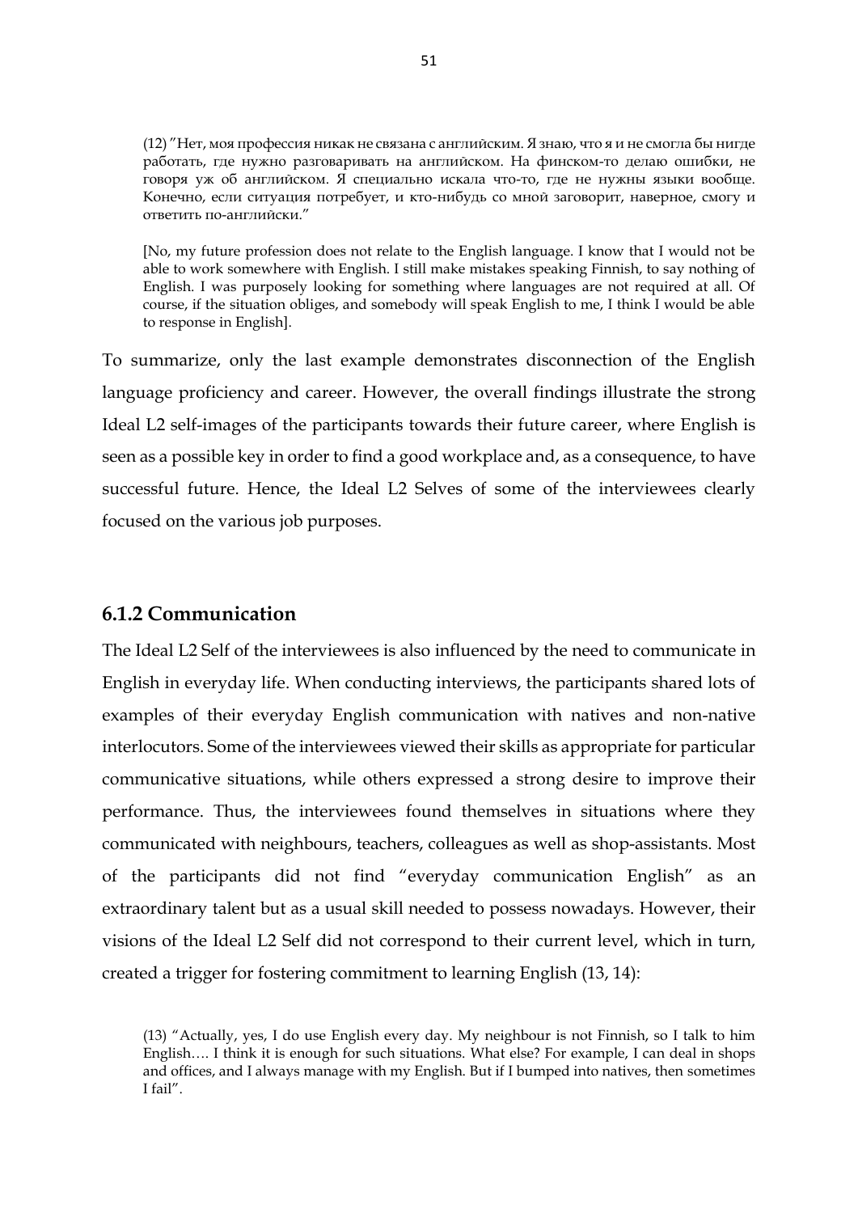(12) ”Нет, моя профессия никак не связана с английским. Я знаю, что я и не смогла бы нигде работать, где нужно разговаривать на английском. На финском-то делаю ошибки, не говоря уж об английском. Я специально искала что-то, где не нужны языки вообще. Конечно, если ситуация потребует, и кто-нибудь со мной заговорит, наверное, смогу и ответить по-английски.”

[No, my future profession does not relate to the English language. I know that I would not be able to work somewhere with English. I still make mistakes speaking Finnish, to say nothing of English. I was purposely looking for something where languages are not required at all. Of course, if the situation obliges, and somebody will speak English to me, I think I would be able to response in English].

To summarize, only the last example demonstrates disconnection of the English language proficiency and career. However, the overall findings illustrate the strong Ideal L2 self-images of the participants towards their future career, where English is seen as a possible key in order to find a good workplace and, as a consequence, to have successful future. Hence, the Ideal L2 Selves of some of the interviewees clearly focused on the various job purposes.

### 6.1.2 Communication

The Ideal L2 Self of the interviewees is also influenced by the need to communicate in English in everyday life. When conducting interviews, the participants shared lots of examples of their everyday English communication with natives and non-native interlocutors. Some of the interviewees viewed their skills as appropriate for particular communicative situations, while others expressed a strong desire to improve their performance. Thus, the interviewees found themselves in situations where they communicated with neighbours, teachers, colleagues as well as shop-assistants. Most of the participants did not find “everyday communication English” as an extraordinary talent but as a usual skill needed to possess nowadays. However, their visions of the Ideal L2 Self did not correspond to their current level, which in turn, created a trigger for fostering commitment to learning English (13, 14):

(13) “Actually, yes, I do use English every day. My neighbour is not Finnish, so I talk to him English…. I think it is enough for such situations. What else? For example, I can deal in shops and offices, and I always manage with my English. But if I bumped into natives, then sometimes I fail”.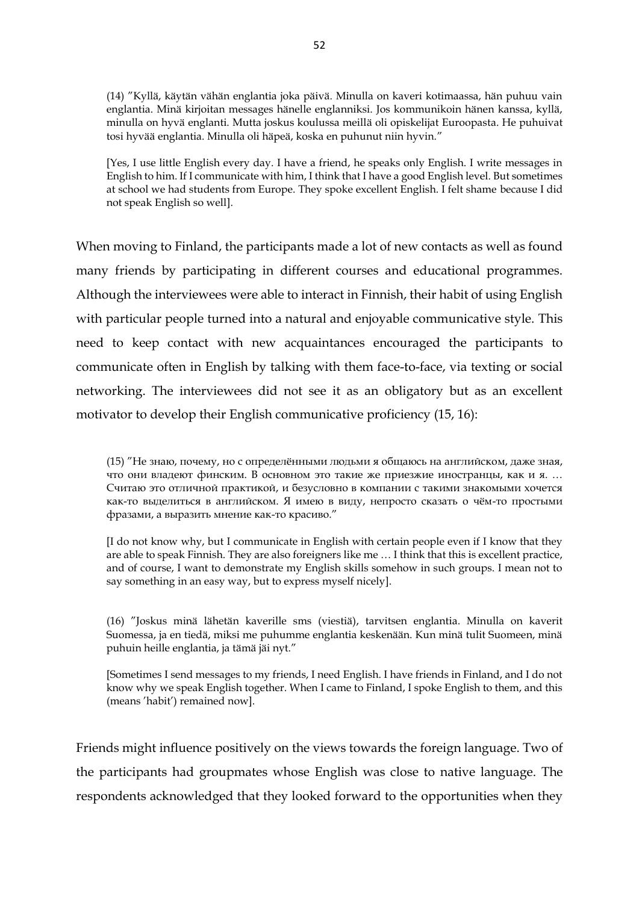(14) ”Kyllä, käytän vähän englantia joka päivä. Minulla on kaveri kotimaassa, hän puhuu vain englantia. Minä kirjoitan messages hänelle englanniksi. Jos kommunikoin hänen kanssa, kyllä, minulla on hyvä englanti. Mutta joskus koulussa meillä oli opiskelijat Euroopasta. He puhuivat tosi hyvää englantia. Minulla oli häpeä, koska en puhunut niin hyvin.”

[Yes, I use little English every day. I have a friend, he speaks only English. I write messages in English to him. If I communicate with him, I think that I have a good English level. But sometimes at school we had students from Europe. They spoke excellent English. I felt shame because I did not speak English so well].

When moving to Finland, the participants made a lot of new contacts as well as found many friends by participating in different courses and educational programmes. Although the interviewees were able to interact in Finnish, their habit of using English with particular people turned into a natural and enjoyable communicative style. This need to keep contact with new acquaintances encouraged the participants to communicate often in English by talking with them face-to-face, via texting or social networking. The interviewees did not see it as an obligatory but as an excellent motivator to develop their English communicative proficiency (15, 16):

(15) ”Не знаю, почему, но с определёнными людьми я общаюсь на английском, даже зная, что они владеют финским. В основном это такие же приезжие иностранцы, как и я. … Считаю это отличной практикой, и безусловно в компании с такими знакомыми хочется как-то выделиться в английском. Я имею в виду, непросто сказать о чём-то простыми фразами, а выразить мнение как-то красиво.”

[I do not know why, but I communicate in English with certain people even if I know that they are able to speak Finnish. They are also foreigners like me … I think that this is excellent practice, and of course, I want to demonstrate my English skills somehow in such groups. I mean not to say something in an easy way, but to express myself nicely].

(16) ”Joskus minä lähetän kaverille sms (viestiä), tarvitsen englantia. Minulla on kaverit Suomessa, ja en tiedä, miksi me puhumme englantia keskenään. Kun minä tulit Suomeen, minä puhuin heille englantia, ja tämä jäi nyt.”

[Sometimes I send messages to my friends, I need English. I have friends in Finland, and I do not know why we speak English together. When I came to Finland, I spoke English to them, and this (means 'habit') remained now].

Friends might influence positively on the views towards the foreign language. Two of the participants had groupmates whose English was close to native language. The respondents acknowledged that they looked forward to the opportunities when they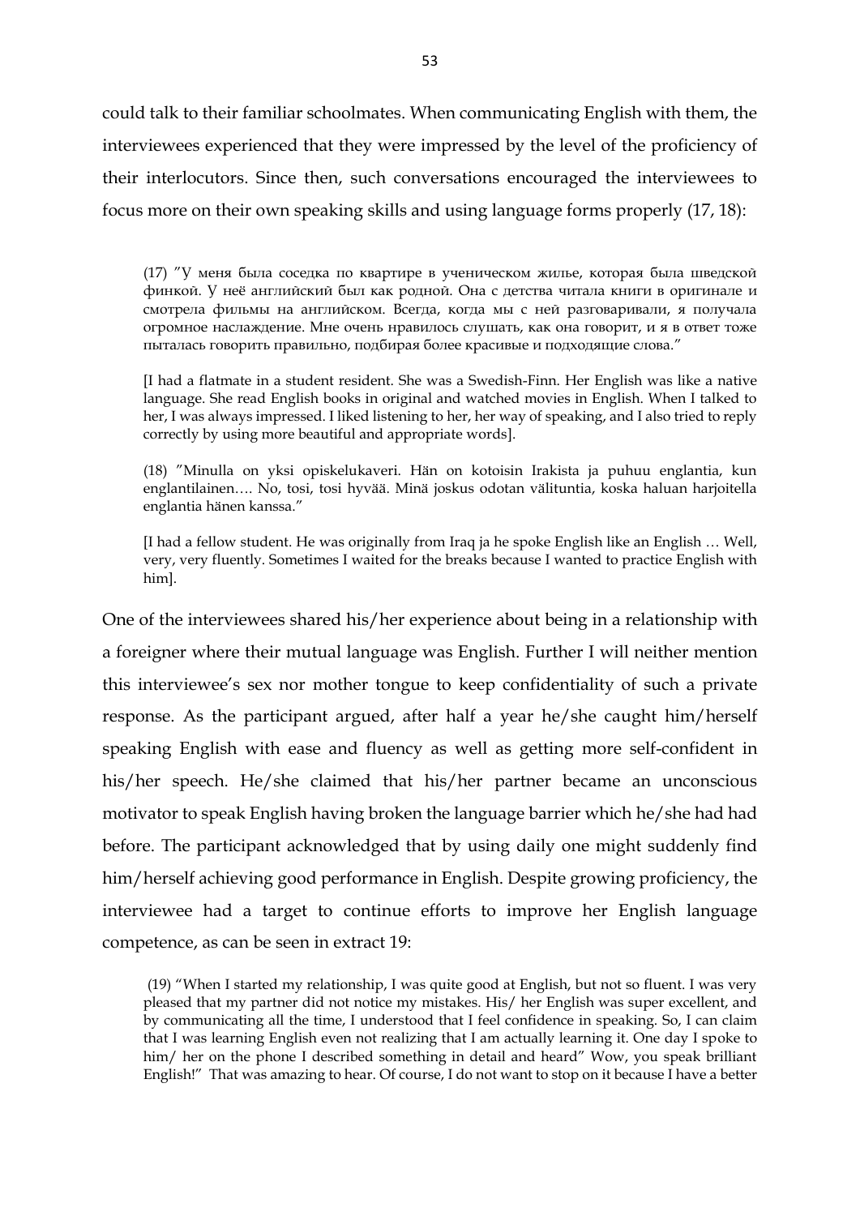could talk to their familiar schoolmates. When communicating English with them, the interviewees experienced that they were impressed by the level of the proficiency of their interlocutors. Since then, such conversations encouraged the interviewees to focus more on their own speaking skills and using language forms properly (17, 18):

> (17) ”У меня была соседка по квартире в ученическом жилье, которая была шведской финкой. У неё английский был как родной. Она с детства читала книги в оригинале и смотрела фильмы на английском. Всегда, когда мы с ней разговаривали, я получала огромное наслаждение. Мне очень нравилось слушать, как она говорит, и я в ответ тоже пыталась говорить правильно, подбирая более красивые и подходящие слова.”
>
> [I had a flatmate in a student resident. She was a Swedish-Finn. Her English was like a native language. She read English books in original and watched movies in English. When I talked to her, I was always impressed. I liked listening to her, her way of speaking, and I also tried to reply correctly by using more beautiful and appropriate words].
>
> (18) ”Minulla on yksi opiskelukaveri. Hän on kotoisin Irakista ja puhuu englantia, kun englantilainen…. No, tosi, tosi hyvää. Minä joskus odotan välituntia, koska haluan harjoitella englantia hänen kanssa.”
>
> [I had a fellow student. He was originally from Iraq ja he spoke English like an English … Well, very, very fluently. Sometimes I waited for the breaks because I wanted to practice English with him].

One of the interviewees shared his/her experience about being in a relationship with a foreigner where their mutual language was English. Further I will neither mention this interviewee's sex nor mother tongue to keep confidentiality of such a private response. As the participant argued, after half a year he/she caught him/herself speaking English with ease and fluency as well as getting more self-confident in his/her speech. He/she claimed that his/her partner became an unconscious motivator to speak English having broken the language barrier which he/she had had before. The participant acknowledged that by using daily one might suddenly find him/herself achieving good performance in English. Despite growing proficiency, the interviewee had a target to continue efforts to improve her English language competence, as can be seen in extract 19:

> (19) "When I started my relationship, I was quite good at English, but not so fluent. I was very pleased that my partner did not notice my mistakes. His/ her English was super excellent, and by communicating all the time, I understood that I feel confidence in speaking. So, I can claim that I was learning English even not realizing that I am actually learning it. One day I spoke to him/ her on the phone I described something in detail and heard" Wow, you speak brilliant English!" That was amazing to hear. Of course, I do not want to stop on it because I have a better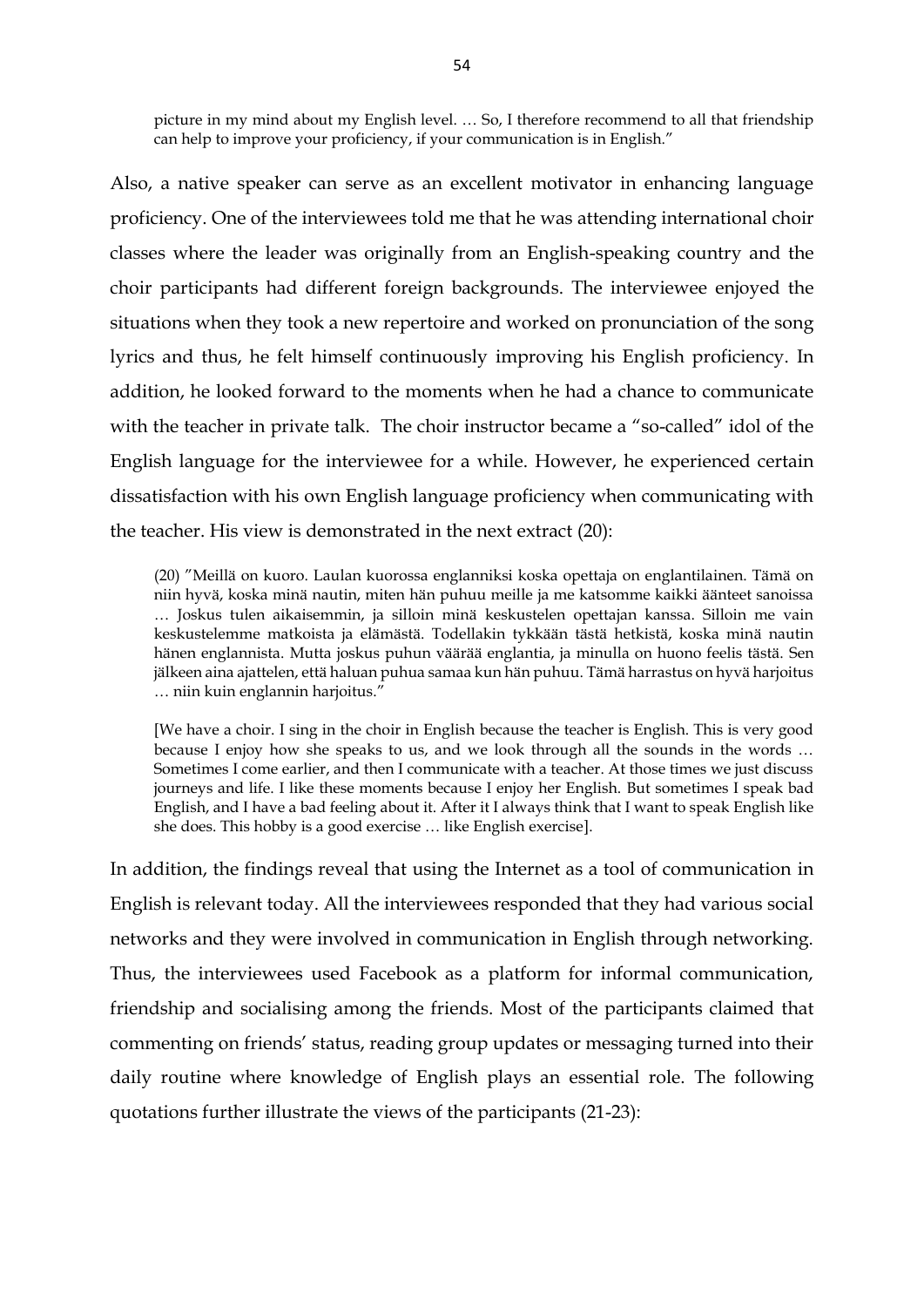picture in my mind about my English level. … So, I therefore recommend to all that friendship can help to improve your proficiency, if your communication is in English."

Also, a native speaker can serve as an excellent motivator in enhancing language proficiency. One of the interviewees told me that he was attending international choir classes where the leader was originally from an English-speaking country and the choir participants had different foreign backgrounds. The interviewee enjoyed the situations when they took a new repertoire and worked on pronunciation of the song lyrics and thus, he felt himself continuously improving his English proficiency. In addition, he looked forward to the moments when he had a chance to communicate with the teacher in private talk. The choir instructor became a "so-called" idol of the English language for the interviewee for a while. However, he experienced certain dissatisfaction with his own English language proficiency when communicating with the teacher. His view is demonstrated in the next extract (20):

> (20) "Meillä on kuoro. Laulan kuorossa englanniksi koska opettaja on englantilainen. Tämä on niin hyvä, koska minä nautin, miten hän puhuu meille ja me katsomme kaikki äänteet sanoissa … Joskus tulen aikaisemmin, ja silloin minä keskustelen opettajan kanssa. Silloin me vain keskustelemme matkoista ja elämästä. Todellakin tykkään tästä hetkistä, koska minä nautin hänen englannista. Mutta joskus puhun väärää englantia, ja minulla on huono feelis tästä. Sen jälkeen aina ajattelen, että haluan puhua samaa kun hän puhuu. Tämä harrastus on hyvä harjoitus … niin kuin englannin harjoitus."
>
> [We have a choir. I sing in the choir in English because the teacher is English. This is very good because I enjoy how she speaks to us, and we look through all the sounds in the words … Sometimes I come earlier, and then I communicate with a teacher. At those times we just discuss journeys and life. I like these moments because I enjoy her English. But sometimes I speak bad English, and I have a bad feeling about it. After it I always think that I want to speak English like she does. This hobby is a good exercise … like English exercise].

In addition, the findings reveal that using the Internet as a tool of communication in English is relevant today. All the interviewees responded that they had various social networks and they were involved in communication in English through networking. Thus, the interviewees used Facebook as a platform for informal communication, friendship and socialising among the friends. Most of the participants claimed that commenting on friends' status, reading group updates or messaging turned into their daily routine where knowledge of English plays an essential role. The following quotations further illustrate the views of the participants (21-23):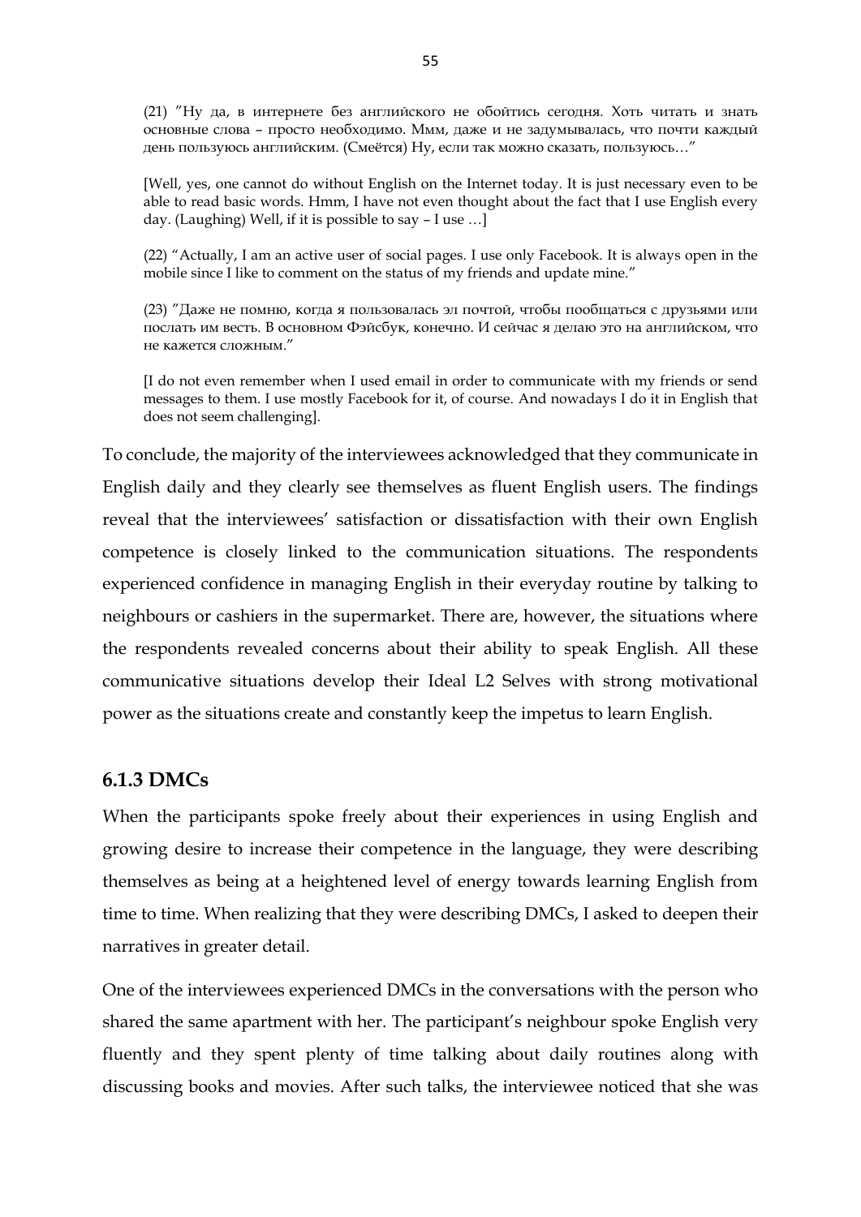(21) ”Ну да, в интернете без английского не обойтись сегодня. Хоть читать и знать основные слова – просто необходимо. Ммм, даже и не задумывалась, что почти каждый день пользуюсь английским. (Смеётся) Ну, если так можно сказать, пользуюсь…”

[Well, yes, one cannot do without English on the Internet today. It is just necessary even to be able to read basic words. Hmm, I have not even thought about the fact that I use English every day. (Laughing) Well, if it is possible to say – I use …]

(22) “Actually, I am an active user of social pages. I use only Facebook. It is always open in the mobile since I like to comment on the status of my friends and update mine.”

(23) ”Даже не помню, когда я пользовалась эл почтой, чтобы пообщаться с друзьями или послать им весть. В основном Фэйсбук, конечно. И сейчас я делаю это на английском, что не кажется сложным.”

[I do not even remember when I used email in order to communicate with my friends or send messages to them. I use mostly Facebook for it, of course. And nowadays I do it in English that does not seem challenging].

To conclude, the majority of the interviewees acknowledged that they communicate in English daily and they clearly see themselves as fluent English users. The findings reveal that the interviewees' satisfaction or dissatisfaction with their own English competence is closely linked to the communication situations. The respondents experienced confidence in managing English in their everyday routine by talking to neighbours or cashiers in the supermarket. There are, however, the situations where the respondents revealed concerns about their ability to speak English. All these communicative situations develop their Ideal L2 Selves with strong motivational power as the situations create and constantly keep the impetus to learn English.

### 6.1.3 DMCs

When the participants spoke freely about their experiences in using English and growing desire to increase their competence in the language, they were describing themselves as being at a heightened level of energy towards learning English from time to time. When realizing that they were describing DMCs, I asked to deepen their narratives in greater detail.

One of the interviewees experienced DMCs in the conversations with the person who shared the same apartment with her. The participant's neighbour spoke English very fluently and they spent plenty of time talking about daily routines along with discussing books and movies. After such talks, the interviewee noticed that she was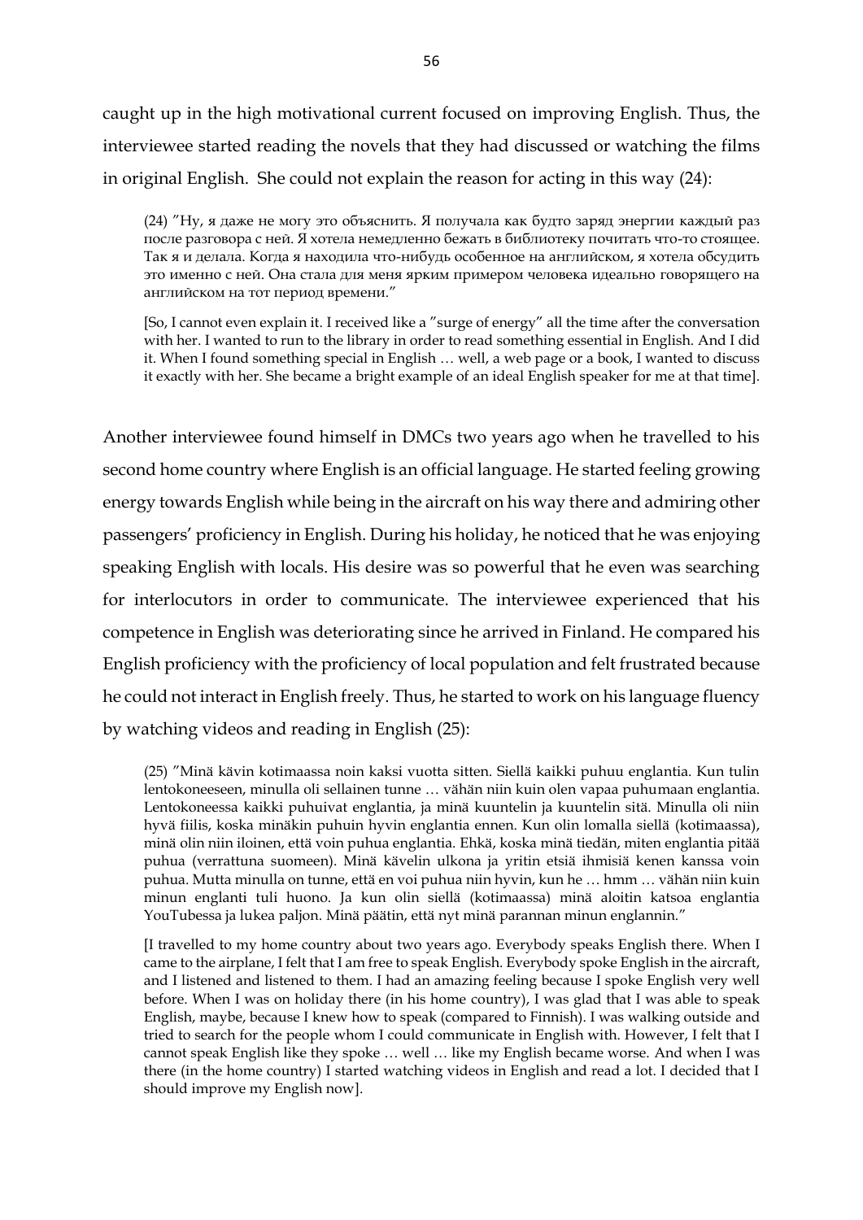caught up in the high motivational current focused on improving English. Thus, the interviewee started reading the novels that they had discussed or watching the films in original English. She could not explain the reason for acting in this way (24):

> (24) "Ну, я даже не могу это объяснить. Я получала как будто заряд энергии каждый раз после разговора с ней. Я хотела немедленно бежать в библиотеку почитать что-то стоящее. Так я и делала. Когда я находила что-нибудь особенное на английском, я хотела обсудить это именно с ней. Она стала для меня ярким примером человека идеально говорящего на английском на тот период времени."
>
> [So, I cannot even explain it. I received like a "surge of energy" all the time after the conversation with her. I wanted to run to the library in order to read something essential in English. And I did it. When I found something special in English … well, a web page or a book, I wanted to discuss it exactly with her. She became a bright example of an ideal English speaker for me at that time].

Another interviewee found himself in DMCs two years ago when he travelled to his second home country where English is an official language. He started feeling growing energy towards English while being in the aircraft on his way there and admiring other passengers' proficiency in English. During his holiday, he noticed that he was enjoying speaking English with locals. His desire was so powerful that he even was searching for interlocutors in order to communicate. The interviewee experienced that his competence in English was deteriorating since he arrived in Finland. He compared his English proficiency with the proficiency of local population and felt frustrated because he could not interact in English freely. Thus, he started to work on his language fluency by watching videos and reading in English (25):

> (25) "Minä kävin kotimaassa noin kaksi vuotta sitten. Siellä kaikki puhuu englantia. Kun tulin lentokoneeseen, minulla oli sellainen tunne … vähän niin kuin olen vapaa puhumaan englantia. Lentokoneessa kaikki puhuivat englantia, ja minä kuuntelin ja kuuntelin sitä. Minulla oli niin hyvä fiilis, koska minäkin puhuin hyvin englantia ennen. Kun olin lomalla siellä (kotimaassa), minä olin niin iloinen, että voin puhua englantia. Ehkä, koska minä tiedän, miten englantia pitää puhua (verrattuna suomeen). Minä kävelin ulkona ja yritin etsiä ihmisiä kenen kanssa voin puhua. Mutta minulla on tunne, että en voi puhua niin hyvin, kun he … hmm … vähän niin kuin minun englanti tuli huono. Ja kun olin siellä (kotimaassa) minä aloitin katsoa englantia YouTubessa ja lukea paljon. Minä päätin, että nyt minä parannan minun englannin."
>
> [I travelled to my home country about two years ago. Everybody speaks English there. When I came to the airplane, I felt that I am free to speak English. Everybody spoke English in the aircraft, and I listened and listened to them. I had an amazing feeling because I spoke English very well before. When I was on holiday there (in his home country), I was glad that I was able to speak English, maybe, because I knew how to speak (compared to Finnish). I was walking outside and tried to search for the people whom I could communicate in English with. However, I felt that I cannot speak English like they spoke … well … like my English became worse. And when I was there (in the home country) I started watching videos in English and read a lot. I decided that I should improve my English now].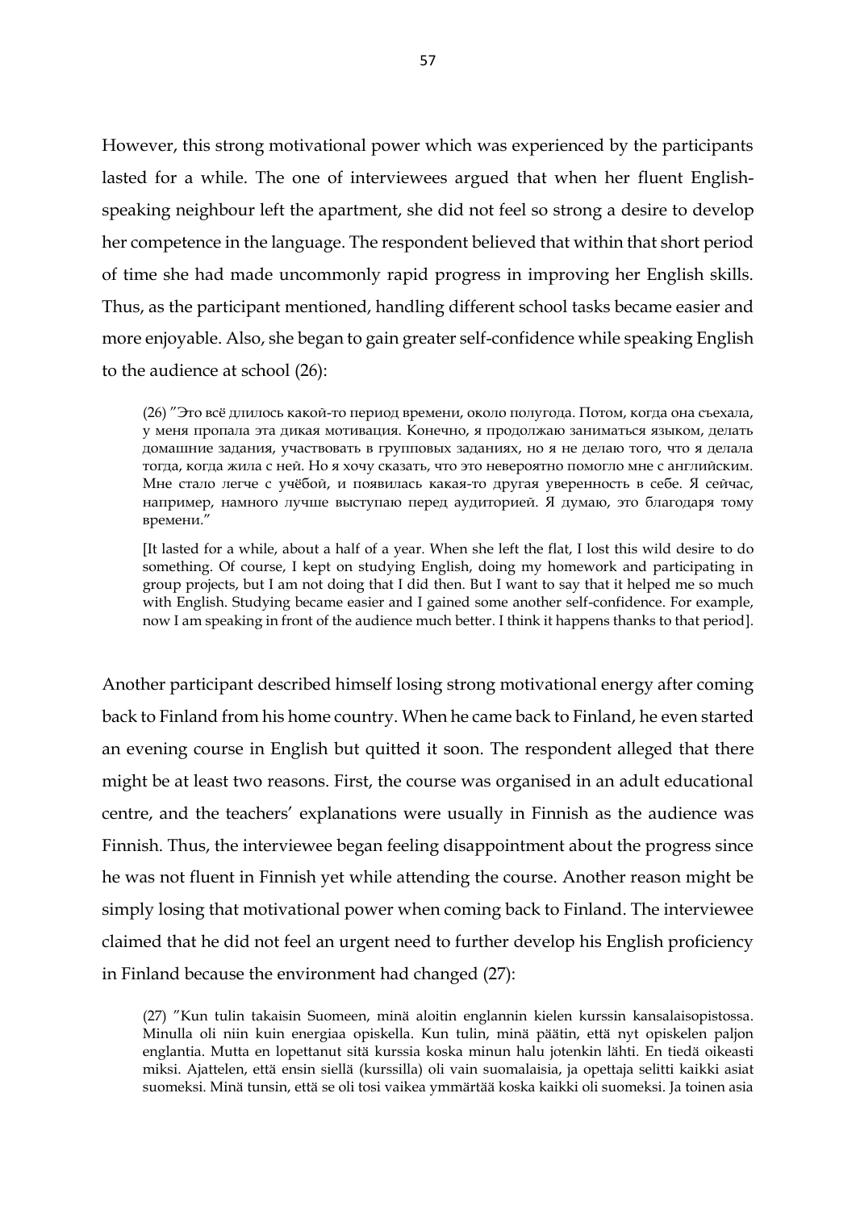However, this strong motivational power which was experienced by the participants lasted for a while. The one of interviewees argued that when her fluent English-speaking neighbour left the apartment, she did not feel so strong a desire to develop her competence in the language. The respondent believed that within that short period of time she had made uncommonly rapid progress in improving her English skills. Thus, as the participant mentioned, handling different school tasks became easier and more enjoyable. Also, she began to gain greater self-confidence while speaking English to the audience at school (26):

> (26) "Это всё длилось какой-то период времени, около полугода. Потом, когда она съехала, у меня пропала эта дикая мотивация. Конечно, я продолжаю заниматься языком, делать домашние задания, участвовать в групповых заданиях, но я не делаю того, что я делала тогда, когда жила с ней. Но я хочу сказать, что это невероятно помогло мне с английским. Мне стало легче с учёбой, и появилась какая-то другая уверенность в себе. Я сейчас, например, намного лучше выступаю перед аудиторией. Я думаю, это благодаря тому времени."
>
> [It lasted for a while, about a half of a year. When she left the flat, I lost this wild desire to do something. Of course, I kept on studying English, doing my homework and participating in group projects, but I am not doing that I did then. But I want to say that it helped me so much with English. Studying became easier and I gained some another self-confidence. For example, now I am speaking in front of the audience much better. I think it happens thanks to that period].

Another participant described himself losing strong motivational energy after coming back to Finland from his home country. When he came back to Finland, he even started an evening course in English but quitted it soon. The respondent alleged that there might be at least two reasons. First, the course was organised in an adult educational centre, and the teachers' explanations were usually in Finnish as the audience was Finnish. Thus, the interviewee began feeling disappointment about the progress since he was not fluent in Finnish yet while attending the course. Another reason might be simply losing that motivational power when coming back to Finland. The interviewee claimed that he did not feel an urgent need to further develop his English proficiency in Finland because the environment had changed (27):

> (27) "Kun tulin takaisin Suomeen, minä aloitin englannin kielen kurssin kansalaisopistossa. Minulla oli niin kuin energiaa opiskella. Kun tulin, minä päätin, että nyt opiskelen paljon englantia. Mutta en lopettanut sitä kurssia koska minun halu jotenkin lähti. En tiedä oikeasti miksi. Ajattelen, että ensin siellä (kurssilla) oli vain suomalaisia, ja opettaja selitti kaikki asiat suomeksi. Minä tunsin, että se oli tosi vaikea ymmärtää koska kaikki oli suomeksi. Ja toinen asia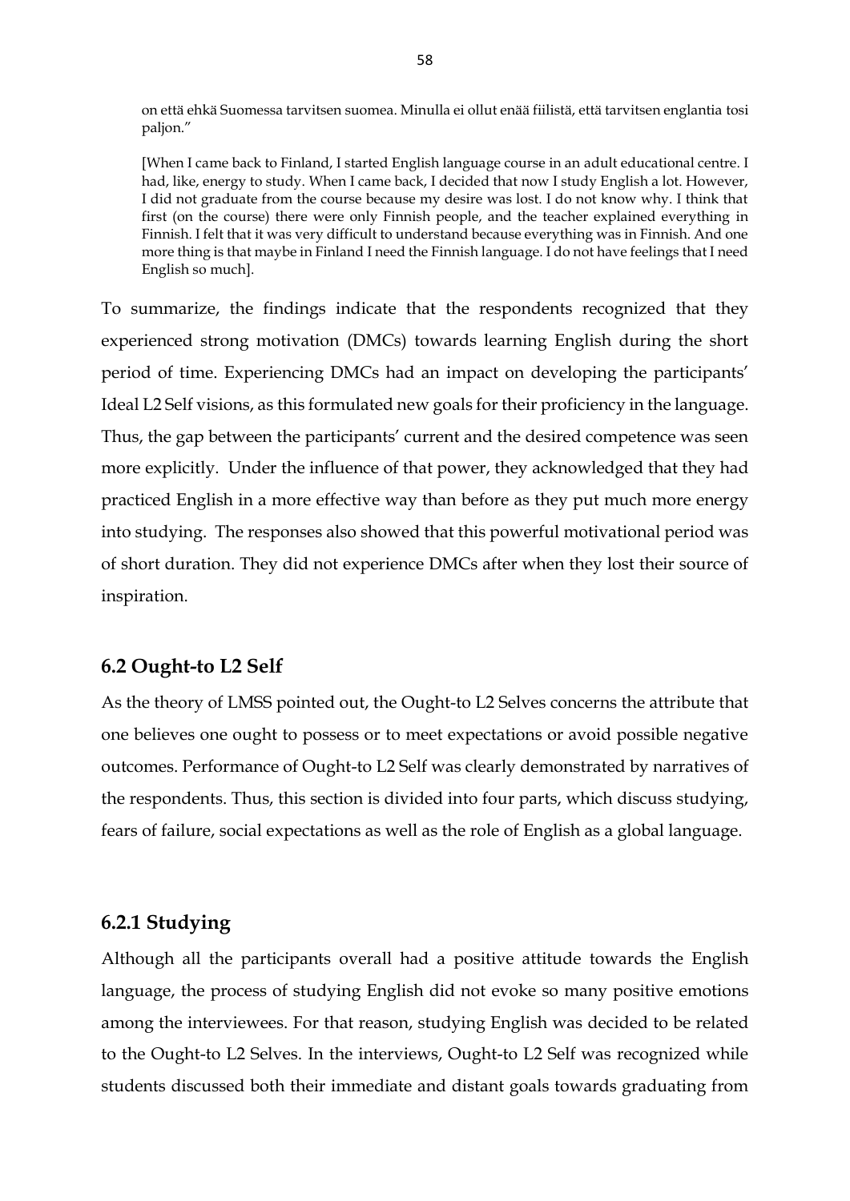on että ehkä Suomessa tarvitsen suomea. Minulla ei ollut enää fiilistä, että tarvitsen englantia tosi paljon."

[When I came back to Finland, I started English language course in an adult educational centre. I had, like, energy to study. When I came back, I decided that now I study English a lot. However, I did not graduate from the course because my desire was lost. I do not know why. I think that first (on the course) there were only Finnish people, and the teacher explained everything in Finnish. I felt that it was very difficult to understand because everything was in Finnish. And one more thing is that maybe in Finland I need the Finnish language. I do not have feelings that I need English so much].

To summarize, the findings indicate that the respondents recognized that they experienced strong motivation (DMCs) towards learning English during the short period of time. Experiencing DMCs had an impact on developing the participants' Ideal L2 Self visions, as this formulated new goals for their proficiency in the language. Thus, the gap between the participants' current and the desired competence was seen more explicitly. Under the influence of that power, they acknowledged that they had practiced English in a more effective way than before as they put much more energy into studying. The responses also showed that this powerful motivational period was of short duration. They did not experience DMCs after when they lost their source of inspiration.

## 6.2 Ought-to L2 Self

As the theory of LMSS pointed out, the Ought-to L2 Selves concerns the attribute that one believes one ought to possess or to meet expectations or avoid possible negative outcomes. Performance of Ought-to L2 Self was clearly demonstrated by narratives of the respondents. Thus, this section is divided into four parts, which discuss studying, fears of failure, social expectations as well as the role of English as a global language.

### 6.2.1 Studying

Although all the participants overall had a positive attitude towards the English language, the process of studying English did not evoke so many positive emotions among the interviewees. For that reason, studying English was decided to be related to the Ought-to L2 Selves. In the interviews, Ought-to L2 Self was recognized while students discussed both their immediate and distant goals towards graduating from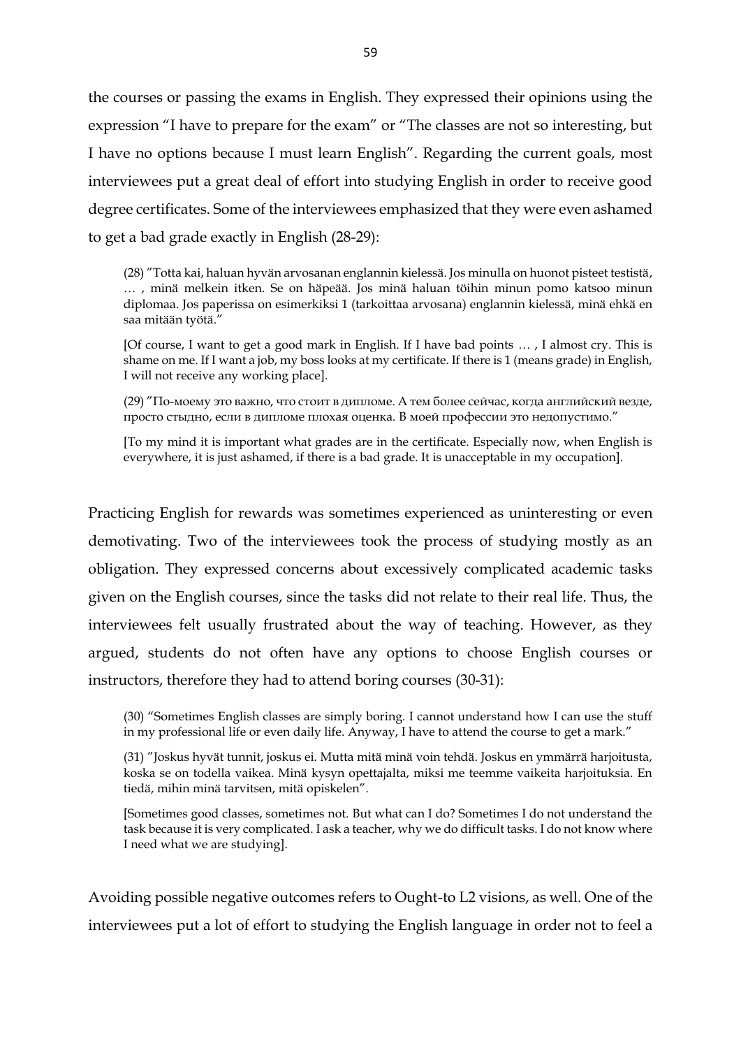the courses or passing the exams in English. They expressed their opinions using the expression "I have to prepare for the exam" or "The classes are not so interesting, but I have no options because I must learn English". Regarding the current goals, most interviewees put a great deal of effort into studying English in order to receive good degree certificates. Some of the interviewees emphasized that they were even ashamed to get a bad grade exactly in English (28-29):

> (28) "Totta kai, haluan hyvän arvosanan englannin kielessä. Jos minulla on huonot pisteet testistä, … , minä melkein itken. Se on häpeää. Jos minä haluan töihin minun pomo katsoo minun diplomaa. Jos paperissa on esimerkiksi 1 (tarkoittaa arvosana) englannin kielessä, minä ehkä en saa mitään työtä."
>
> [Of course, I want to get a good mark in English. If I have bad points … , I almost cry. This is shame on me. If I want a job, my boss looks at my certificate. If there is 1 (means grade) in English, I will not receive any working place].
>
> (29) "По-моему это важно, что стоит в дипломе. А тем более сейчас, когда английский везде, просто стыдно, если в дипломе плохая оценка. В моей профессии это недопустимо."
>
> [To my mind it is important what grades are in the certificate. Especially now, when English is everywhere, it is just ashamed, if there is a bad grade. It is unacceptable in my occupation].

Practicing English for rewards was sometimes experienced as uninteresting or even demotivating. Two of the interviewees took the process of studying mostly as an obligation. They expressed concerns about excessively complicated academic tasks given on the English courses, since the tasks did not relate to their real life. Thus, the interviewees felt usually frustrated about the way of teaching. However, as they argued, students do not often have any options to choose English courses or instructors, therefore they had to attend boring courses (30-31):

> (30) "Sometimes English classes are simply boring. I cannot understand how I can use the stuff in my professional life or even daily life. Anyway, I have to attend the course to get a mark."
>
> (31) "Joskus hyvät tunnit, joskus ei. Mutta mitä minä voin tehdä. Joskus en ymmärrä harjoitusta, koska se on todella vaikea. Minä kysyn opettajalta, miksi me teemme vaikeita harjoituksia. En tiedä, mihin minä tarvitsen, mitä opiskelen".
>
> [Sometimes good classes, sometimes not. But what can I do? Sometimes I do not understand the task because it is very complicated. I ask a teacher, why we do difficult tasks. I do not know where I need what we are studying].

Avoiding possible negative outcomes refers to Ought-to L2 visions, as well. One of the interviewees put a lot of effort to studying the English language in order not to feel a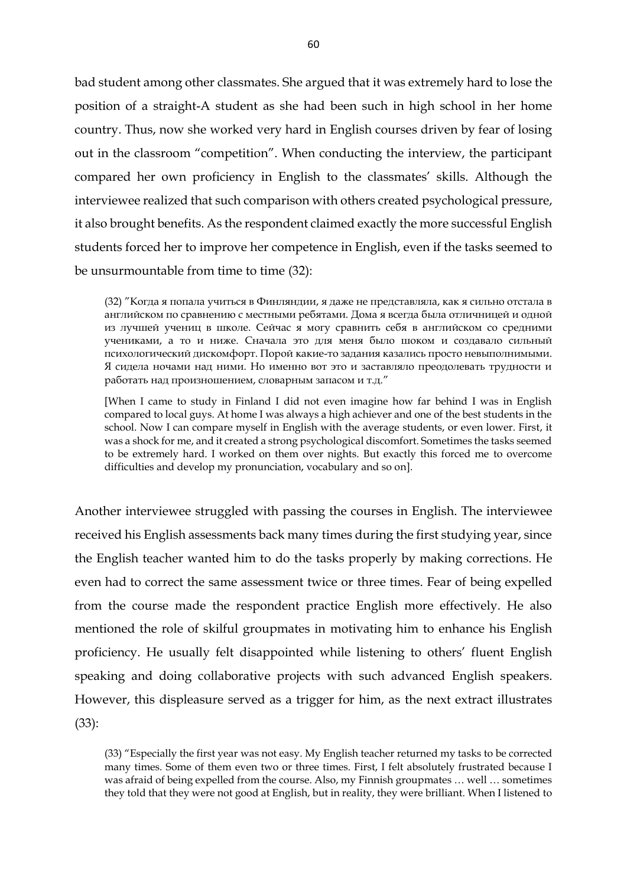bad student among other classmates. She argued that it was extremely hard to lose the position of a straight-A student as she had been such in high school in her home country. Thus, now she worked very hard in English courses driven by fear of losing out in the classroom "competition". When conducting the interview, the participant compared her own proficiency in English to the classmates' skills. Although the interviewee realized that such comparison with others created psychological pressure, it also brought benefits. As the respondent claimed exactly the more successful English students forced her to improve her competence in English, even if the tasks seemed to be unsurmountable from time to time (32):

> (32) "Когда я попала учиться в Финляндии, я даже не представляла, как я сильно отстала в английском по сравнению с местными ребятами. Дома я всегда была отличницей и одной из лучшей учениц в школе. Сейчас я могу сравнить себя в английском со средними учениками, а то и ниже. Сначала это для меня было шоком и создавало сильный психологический дискомфорт. Порой какие-то задания казались просто невыполнимыми. Я сидела ночами над ними. Но именно вот это и заставляло преодолевать трудности и работать над произношением, словарным запасом и т.д."
>
> [When I came to study in Finland I did not even imagine how far behind I was in English compared to local guys. At home I was always a high achiever and one of the best students in the school. Now I can compare myself in English with the average students, or even lower. First, it was a shock for me, and it created a strong psychological discomfort. Sometimes the tasks seemed to be extremely hard. I worked on them over nights. But exactly this forced me to overcome difficulties and develop my pronunciation, vocabulary and so on].

Another interviewee struggled with passing the courses in English. The interviewee received his English assessments back many times during the first studying year, since the English teacher wanted him to do the tasks properly by making corrections. He even had to correct the same assessment twice or three times. Fear of being expelled from the course made the respondent practice English more effectively. He also mentioned the role of skilful groupmates in motivating him to enhance his English proficiency. He usually felt disappointed while listening to others' fluent English speaking and doing collaborative projects with such advanced English speakers. However, this displeasure served as a trigger for him, as the next extract illustrates (33):

> (33) "Especially the first year was not easy. My English teacher returned my tasks to be corrected many times. Some of them even two or three times. First, I felt absolutely frustrated because I was afraid of being expelled from the course. Also, my Finnish groupmates … well … sometimes they told that they were not good at English, but in reality, they were brilliant. When I listened to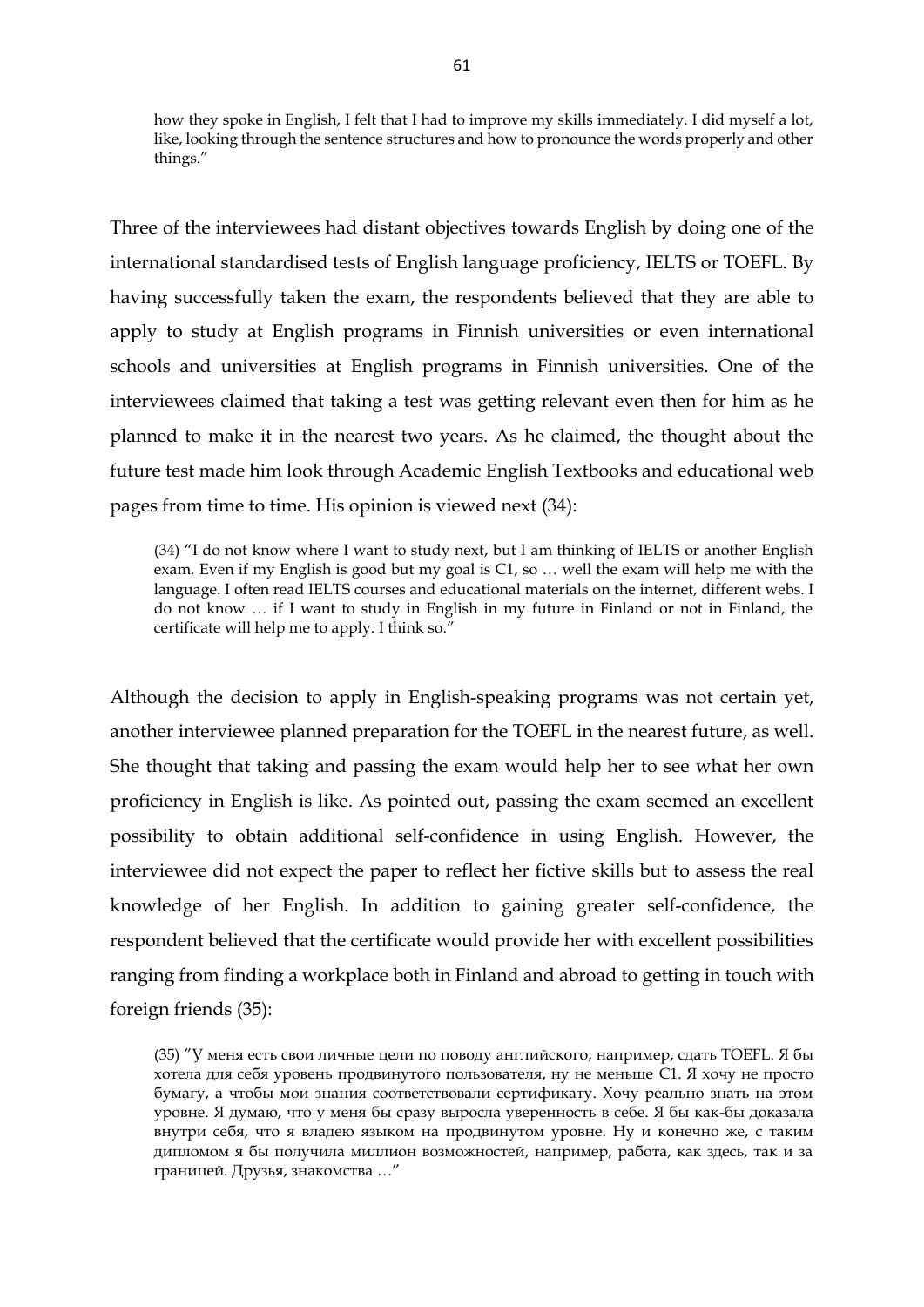how they spoke in English, I felt that I had to improve my skills immediately. I did myself a lot, like, looking through the sentence structures and how to pronounce the words properly and other things."

Three of the interviewees had distant objectives towards English by doing one of the international standardised tests of English language proficiency, IELTS or TOEFL. By having successfully taken the exam, the respondents believed that they are able to apply to study at English programs in Finnish universities or even international schools and universities at English programs in Finnish universities. One of the interviewees claimed that taking a test was getting relevant even then for him as he planned to make it in the nearest two years. As he claimed, the thought about the future test made him look through Academic English Textbooks and educational web pages from time to time. His opinion is viewed next (34):

> (34) "I do not know where I want to study next, but I am thinking of IELTS or another English exam. Even if my English is good but my goal is C1, so … well the exam will help me with the language. I often read IELTS courses and educational materials on the internet, different webs. I do not know … if I want to study in English in my future in Finland or not in Finland, the certificate will help me to apply. I think so."

Although the decision to apply in English-speaking programs was not certain yet, another interviewee planned preparation for the TOEFL in the nearest future, as well. She thought that taking and passing the exam would help her to see what her own proficiency in English is like. As pointed out, passing the exam seemed an excellent possibility to obtain additional self-confidence in using English. However, the interviewee did not expect the paper to reflect her fictive skills but to assess the real knowledge of her English. In addition to gaining greater self-confidence, the respondent believed that the certificate would provide her with excellent possibilities ranging from finding a workplace both in Finland and abroad to getting in touch with foreign friends (35):

> (35) "У меня есть свои личные цели по поводу английского, например, сдать TOEFL. Я бы хотела для себя уровень продвинутого пользователя, ну не меньше C1. Я хочу не просто бумагу, а чтобы мои знания соответствовали сертификату. Хочу реально знать на этом уровне. Я думаю, что у меня бы сразу выросла уверенность в себе. Я бы как-бы доказала внутри себя, что я владею языком на продвинутом уровне. Ну и конечно же, с таким дипломом я бы получила миллион возможностей, например, работа, как здесь, так и за границей. Друзья, знакомства …"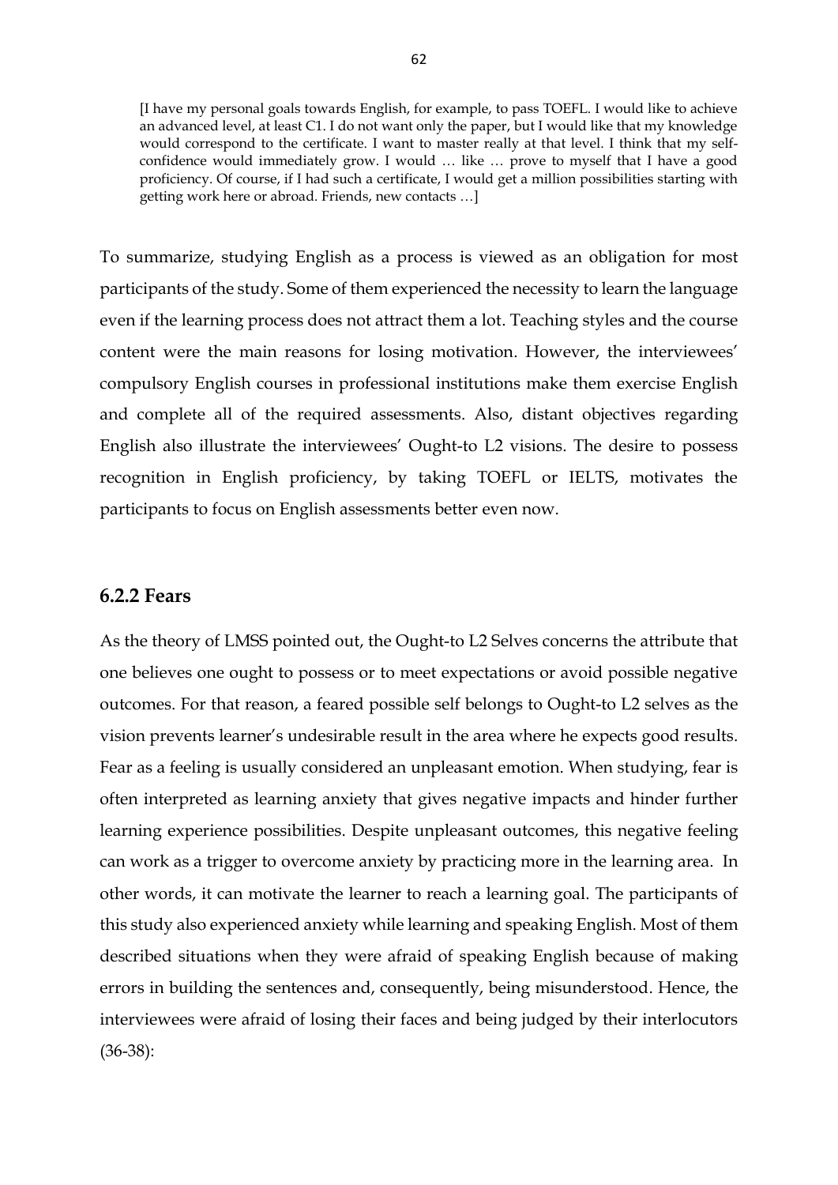> [I have my personal goals towards English, for example, to pass TOEFL. I would like to achieve an advanced level, at least C1. I do not want only the paper, but I would like that my knowledge would correspond to the certificate. I want to master really at that level. I think that my self-confidence would immediately grow. I would … like … prove to myself that I have a good proficiency. Of course, if I had such a certificate, I would get a million possibilities starting with getting work here or abroad. Friends, new contacts …]

To summarize, studying English as a process is viewed as an obligation for most participants of the study. Some of them experienced the necessity to learn the language even if the learning process does not attract them a lot. Teaching styles and the course content were the main reasons for losing motivation. However, the interviewees' compulsory English courses in professional institutions make them exercise English and complete all of the required assessments. Also, distant objectives regarding English also illustrate the interviewees' Ought-to L2 visions. The desire to possess recognition in English proficiency, by taking TOEFL or IELTS, motivates the participants to focus on English assessments better even now.

### 6.2.2 Fears

As the theory of LMSS pointed out, the Ought-to L2 Selves concerns the attribute that one believes one ought to possess or to meet expectations or avoid possible negative outcomes. For that reason, a feared possible self belongs to Ought-to L2 selves as the vision prevents learner's undesirable result in the area where he expects good results. Fear as a feeling is usually considered an unpleasant emotion. When studying, fear is often interpreted as learning anxiety that gives negative impacts and hinder further learning experience possibilities. Despite unpleasant outcomes, this negative feeling can work as a trigger to overcome anxiety by practicing more in the learning area. In other words, it can motivate the learner to reach a learning goal. The participants of this study also experienced anxiety while learning and speaking English. Most of them described situations when they were afraid of speaking English because of making errors in building the sentences and, consequently, being misunderstood. Hence, the interviewees were afraid of losing their faces and being judged by their interlocutors (36-38):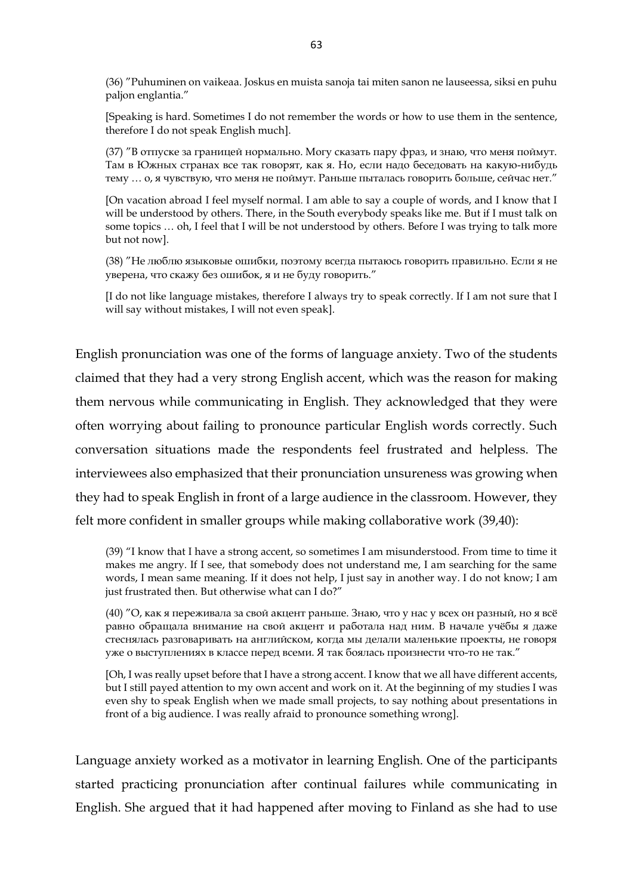(36) ”Puhuminen on vaikeaa. Joskus en muista sanoja tai miten sanon ne lauseessa, siksi en puhu paljon englantia.”

[Speaking is hard. Sometimes I do not remember the words or how to use them in the sentence, therefore I do not speak English much].

(37) ”В отпуске за границей нормально. Могу сказать пару фраз, и знаю, что меня поймут. Там в Южных странах все так говорят, как я. Но, если надо беседовать на какую-нибудь тему … о, я чувствую, что меня не поймут. Раньше пыталась говорить больше, сейчас нет.”

[On vacation abroad I feel myself normal. I am able to say a couple of words, and I know that I will be understood by others. There, in the South everybody speaks like me. But if I must talk on some topics … oh, I feel that I will be not understood by others. Before I was trying to talk more but not now].

(38) ”Не люблю языковые ошибки, поэтому всегда пытаюсь говорить правильно. Если я не уверена, что скажу без ошибок, я и не буду говорить.”

[I do not like language mistakes, therefore I always try to speak correctly. If I am not sure that I will say without mistakes, I will not even speak].

English pronunciation was one of the forms of language anxiety. Two of the students claimed that they had a very strong English accent, which was the reason for making them nervous while communicating in English. They acknowledged that they were often worrying about failing to pronounce particular English words correctly. Such conversation situations made the respondents feel frustrated and helpless. The interviewees also emphasized that their pronunciation unsureness was growing when they had to speak English in front of a large audience in the classroom. However, they felt more confident in smaller groups while making collaborative work (39,40):

(39) “I know that I have a strong accent, so sometimes I am misunderstood. From time to time it makes me angry. If I see, that somebody does not understand me, I am searching for the same words, I mean same meaning. If it does not help, I just say in another way. I do not know; I am just frustrated then. But otherwise what can I do?”

(40) ”О, как я переживала за свой акцент раньше. Знаю, что у нас у всех он разный, но я всё равно обращала внимание на свой акцент и работала над ним. В начале учёбы я даже стеснялась разговаривать на английском, когда мы делали маленькие проекты, не говоря уже о выступлениях в классе перед всеми. Я так боялась произнести что-то не так.”

[Oh, I was really upset before that I have a strong accent. I know that we all have different accents, but I still payed attention to my own accent and work on it. At the beginning of my studies I was even shy to speak English when we made small projects, to say nothing about presentations in front of a big audience. I was really afraid to pronounce something wrong].

Language anxiety worked as a motivator in learning English. One of the participants started practicing pronunciation after continual failures while communicating in English. She argued that it had happened after moving to Finland as she had to use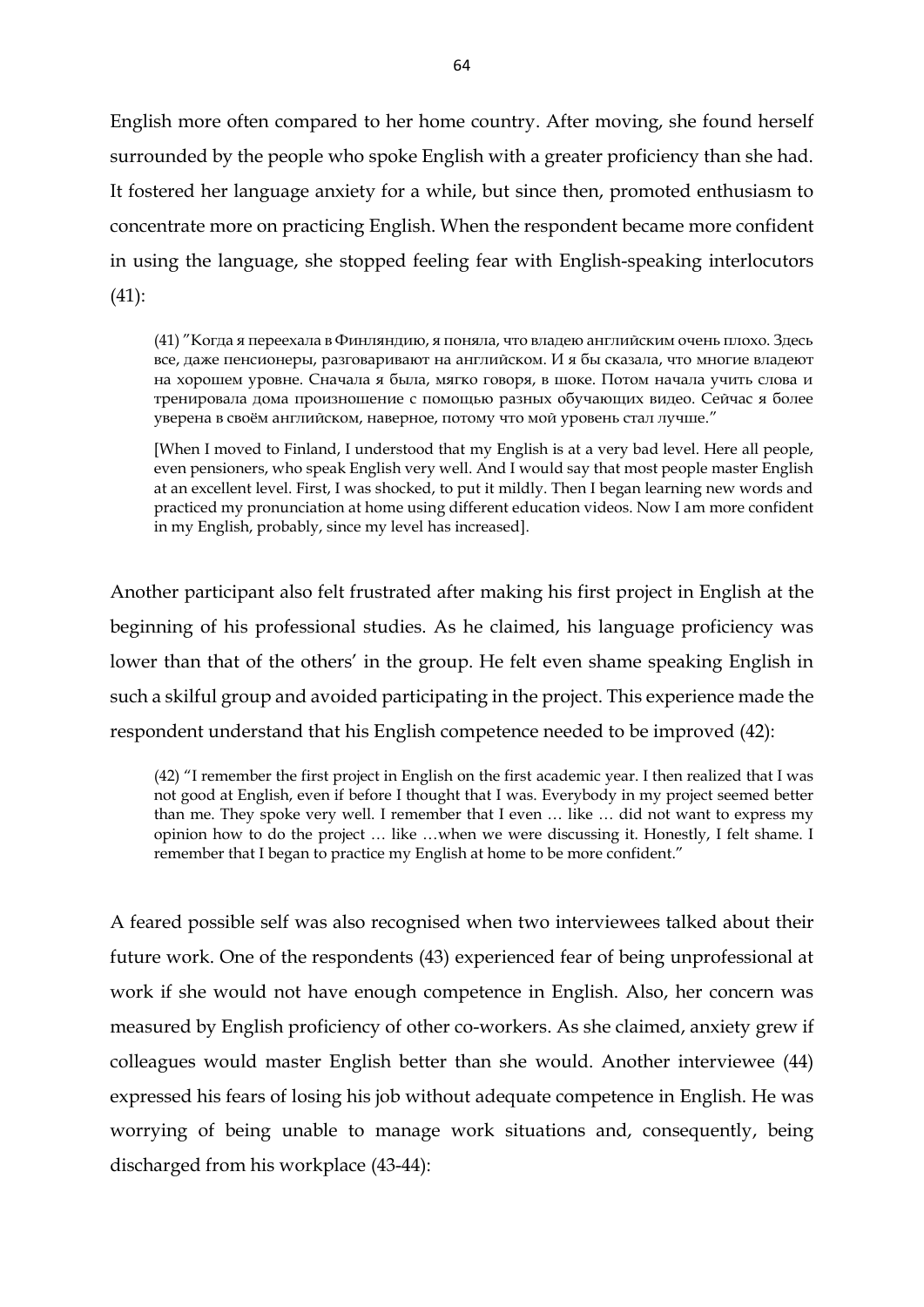English more often compared to her home country. After moving, she found herself surrounded by the people who spoke English with a greater proficiency than she had. It fostered her language anxiety for a while, but since then, promoted enthusiasm to concentrate more on practicing English. When the respondent became more confident in using the language, she stopped feeling fear with English-speaking interlocutors (41):

> (41) "Когда я переехала в Финляндию, я поняла, что владею английским очень плохо. Здесь все, даже пенсионеры, разговаривают на английском. И я бы сказала, что многие владеют на хорошем уровне. Сначала я была, мягко говоря, в шоке. Потом начала учить слова и тренировала дома произношение с помощью разных обучающих видео. Сейчас я более уверена в своём английском, наверное, потому что мой уровень стал лучше."
>
> [When I moved to Finland, I understood that my English is at a very bad level. Here all people, even pensioners, who speak English very well. And I would say that most people master English at an excellent level. First, I was shocked, to put it mildly. Then I began learning new words and practiced my pronunciation at home using different education videos. Now I am more confident in my English, probably, since my level has increased].

Another participant also felt frustrated after making his first project in English at the beginning of his professional studies. As he claimed, his language proficiency was lower than that of the others' in the group. He felt even shame speaking English in such a skilful group and avoided participating in the project. This experience made the respondent understand that his English competence needed to be improved (42):

> (42) "I remember the first project in English on the first academic year. I then realized that I was not good at English, even if before I thought that I was. Everybody in my project seemed better than me. They spoke very well. I remember that I even … like … did not want to express my opinion how to do the project … like …when we were discussing it. Honestly, I felt shame. I remember that I began to practice my English at home to be more confident."

A feared possible self was also recognised when two interviewees talked about their future work. One of the respondents (43) experienced fear of being unprofessional at work if she would not have enough competence in English. Also, her concern was measured by English proficiency of other co-workers. As she claimed, anxiety grew if colleagues would master English better than she would. Another interviewee (44) expressed his fears of losing his job without adequate competence in English. He was worrying of being unable to manage work situations and, consequently, being discharged from his workplace (43-44):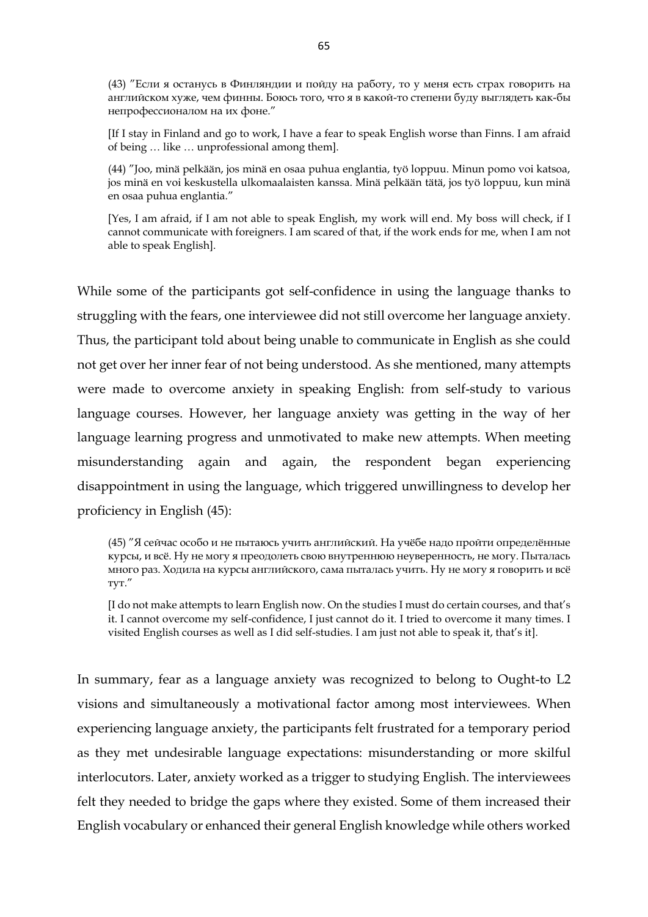(43) ”Если я останусь в Финляндии и пойду на работу, то у меня есть страх говорить на английском хуже, чем финны. Боюсь того, что я в какой-то степени буду выглядеть как-бы непрофессионалом на их фоне.”

[If I stay in Finland and go to work, I have a fear to speak English worse than Finns. I am afraid of being … like … unprofessional among them].

(44) ”Joo, minä pelkään, jos minä en osaa puhua englantia, työ loppuu. Minun pomo voi katsoa, jos minä en voi keskustella ulkomaalaisten kanssa. Minä pelkään tätä, jos työ loppuu, kun minä en osaa puhua englantia.”

[Yes, I am afraid, if I am not able to speak English, my work will end. My boss will check, if I cannot communicate with foreigners. I am scared of that, if the work ends for me, when I am not able to speak English].

While some of the participants got self-confidence in using the language thanks to struggling with the fears, one interviewee did not still overcome her language anxiety. Thus, the participant told about being unable to communicate in English as she could not get over her inner fear of not being understood. As she mentioned, many attempts were made to overcome anxiety in speaking English: from self-study to various language courses. However, her language anxiety was getting in the way of her language learning progress and unmotivated to make new attempts. When meeting misunderstanding again and again, the respondent began experiencing disappointment in using the language, which triggered unwillingness to develop her proficiency in English (45):

(45) ”Я сейчас особо и не пытаюсь учить английский. На учёбе надо пройти определённые курсы, и всё. Ну не могу я преодолеть свою внутреннюю неуверенность, не могу. Пыталась много раз. Ходила на курсы английского, сама пыталась учить. Ну не могу я говорить и всё тут.”

[I do not make attempts to learn English now. On the studies I must do certain courses, and that's it. I cannot overcome my self-confidence, I just cannot do it. I tried to overcome it many times. I visited English courses as well as I did self-studies. I am just not able to speak it, that's it].

In summary, fear as a language anxiety was recognized to belong to Ought-to L2 visions and simultaneously a motivational factor among most interviewees. When experiencing language anxiety, the participants felt frustrated for a temporary period as they met undesirable language expectations: misunderstanding or more skilful interlocutors. Later, anxiety worked as a trigger to studying English. The interviewees felt they needed to bridge the gaps where they existed. Some of them increased their English vocabulary or enhanced their general English knowledge while others worked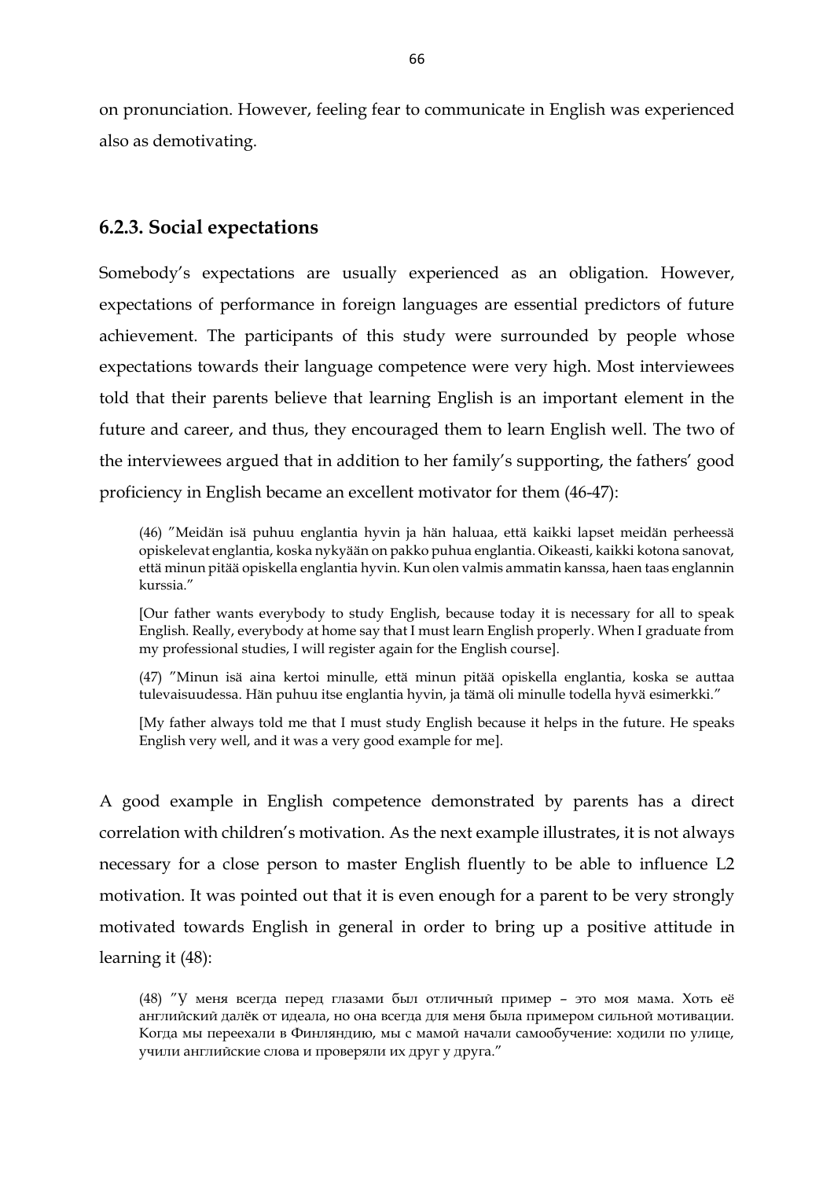on pronunciation. However, feeling fear to communicate in English was experienced also as demotivating.

### 6.2.3. Social expectations

Somebody's expectations are usually experienced as an obligation. However, expectations of performance in foreign languages are essential predictors of future achievement. The participants of this study were surrounded by people whose expectations towards their language competence were very high. Most interviewees told that their parents believe that learning English is an important element in the future and career, and thus, they encouraged them to learn English well. The two of the interviewees argued that in addition to her family's supporting, the fathers' good proficiency in English became an excellent motivator for them (46-47):

> (46) "Meidän isä puhuu englantia hyvin ja hän haluaa, että kaikki lapset meidän perheessä opiskelevat englantia, koska nykyään on pakko puhua englantia. Oikeasti, kaikki kotona sanovat, että minun pitää opiskella englantia hyvin. Kun olen valmis ammatin kanssa, haen taas englannin kurssia."
>
> [Our father wants everybody to study English, because today it is necessary for all to speak English. Really, everybody at home say that I must learn English properly. When I graduate from my professional studies, I will register again for the English course].
>
> (47) "Minun isä aina kertoi minulle, että minun pitää opiskella englantia, koska se auttaa tulevaisuudessa. Hän puhuu itse englantia hyvin, ja tämä oli minulle todella hyvä esimerkki."
>
> [My father always told me that I must study English because it helps in the future. He speaks English very well, and it was a very good example for me].

A good example in English competence demonstrated by parents has a direct correlation with children's motivation. As the next example illustrates, it is not always necessary for a close person to master English fluently to be able to influence L2 motivation. It was pointed out that it is even enough for a parent to be very strongly motivated towards English in general in order to bring up a positive attitude in learning it (48):

> (48) "У меня всегда перед глазами был отличный пример – это моя мама. Хоть её английский далёк от идеала, но она всегда для меня была примером сильной мотивации. Когда мы переехали в Финляндию, мы с мамой начали самообучение: ходили по улице, учили английские слова и проверяли их друг у друга."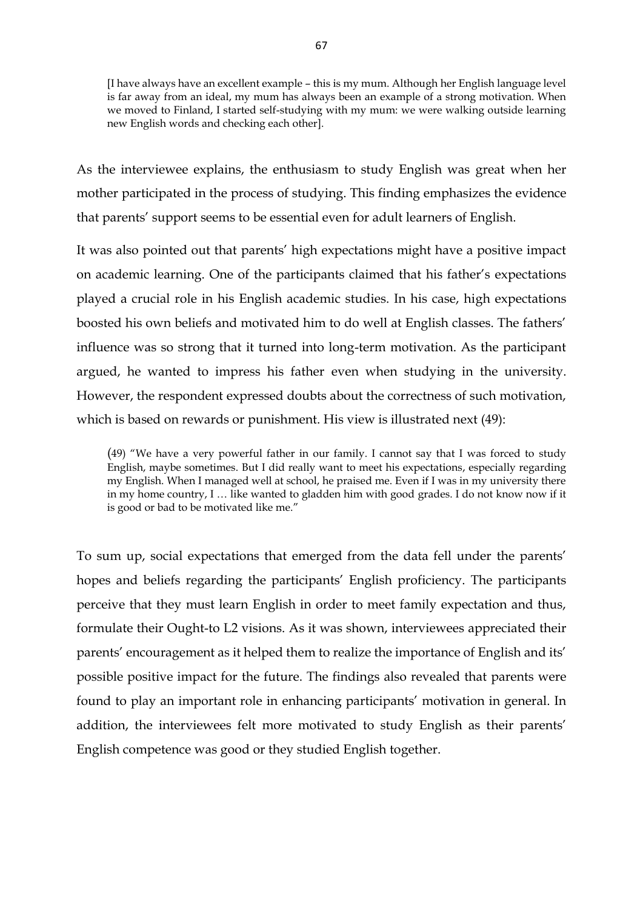> [I have always have an excellent example – this is my mum. Although her English language level is far away from an ideal, my mum has always been an example of a strong motivation. When we moved to Finland, I started self-studying with my mum: we were walking outside learning new English words and checking each other].

As the interviewee explains, the enthusiasm to study English was great when her mother participated in the process of studying. This finding emphasizes the evidence that parents' support seems to be essential even for adult learners of English.

It was also pointed out that parents' high expectations might have a positive impact on academic learning. One of the participants claimed that his father's expectations played a crucial role in his English academic studies. In his case, high expectations boosted his own beliefs and motivated him to do well at English classes. The fathers' influence was so strong that it turned into long-term motivation. As the participant argued, he wanted to impress his father even when studying in the university. However, the respondent expressed doubts about the correctness of such motivation, which is based on rewards or punishment. His view is illustrated next (49):

> (49) "We have a very powerful father in our family. I cannot say that I was forced to study English, maybe sometimes. But I did really want to meet his expectations, especially regarding my English. When I managed well at school, he praised me. Even if I was in my university there in my home country, I … like wanted to gladden him with good grades. I do not know now if it is good or bad to be motivated like me."

To sum up, social expectations that emerged from the data fell under the parents' hopes and beliefs regarding the participants' English proficiency. The participants perceive that they must learn English in order to meet family expectation and thus, formulate their Ought-to L2 visions. As it was shown, interviewees appreciated their parents' encouragement as it helped them to realize the importance of English and its' possible positive impact for the future. The findings also revealed that parents were found to play an important role in enhancing participants' motivation in general. In addition, the interviewees felt more motivated to study English as their parents' English competence was good or they studied English together.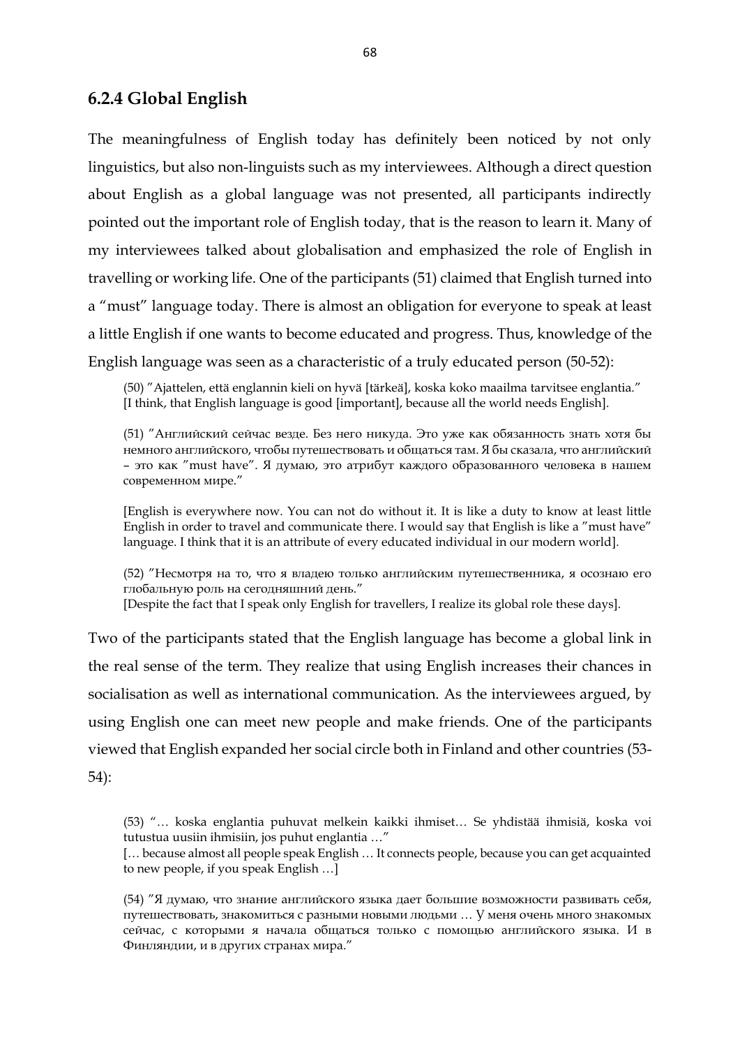### 6.2.4 Global English

The meaningfulness of English today has definitely been noticed by not only linguistics, but also non-linguists such as my interviewees. Although a direct question about English as a global language was not presented, all participants indirectly pointed out the important role of English today, that is the reason to learn it. Many of my interviewees talked about globalisation and emphasized the role of English in travelling or working life. One of the participants (51) claimed that English turned into a "must" language today. There is almost an obligation for everyone to speak at least a little English if one wants to become educated and progress. Thus, knowledge of the English language was seen as a characteristic of a truly educated person (50-52):

> (50) ″Ajattelen, että englannin kieli on hyvä [tärkeä], koska koko maailma tarvitsee englantia.″ [I think, that English language is good [important], because all the world needs English].
>
> (51) ″Английский сейчас везде. Без него никуда. Это уже как обязанность знать хотя бы немного английского, чтобы путешествовать и общаться там. Я бы сказала, что английский – это как ″must have″. Я думаю, это атрибут каждого образованного человека в нашем современном мире.″
>
> [English is everywhere now. You can not do without it. It is like a duty to know at least little English in order to travel and communicate there. I would say that English is like a ″must have″ language. I think that it is an attribute of every educated individual in our modern world].
>
> (52) ″Несмотря на то, что я владею только английским путешественника, я осознаю его глобальную роль на сегодняшний день.″
> [Despite the fact that I speak only English for travellers, I realize its global role these days].

Two of the participants stated that the English language has become a global link in the real sense of the term. They realize that using English increases their chances in socialisation as well as international communication. As the interviewees argued, by using English one can meet new people and make friends. One of the participants viewed that English expanded her social circle both in Finland and other countries (53-54):

> (53) "… koska englantia puhuvat melkein kaikki ihmiset… Se yhdistää ihmisiä, koska voi tutustua uusiin ihmisiin, jos puhut englantia …"
> [… because almost all people speak English … It connects people, because you can get acquainted to new people, if you speak English …]
>
> (54) ″Я думаю, что знание английского языка дает большие возможности развивать себя, путешествовать, знакомиться с разными новыми людьми … У меня очень много знакомых сейчас, с которыми я начала общаться только с помощью английского языка. И в Финляндии, и в других странах мира.″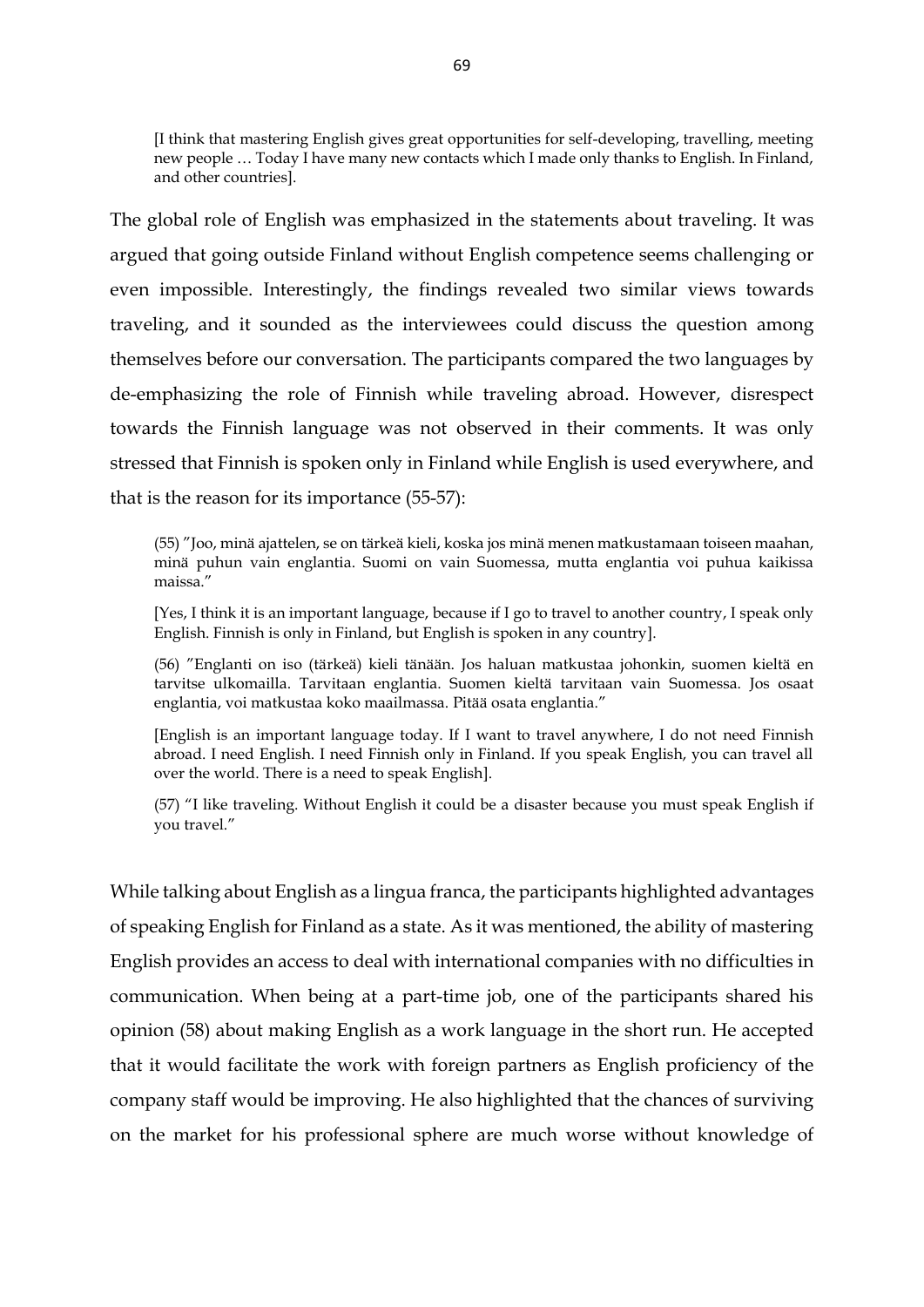> [I think that mastering English gives great opportunities for self-developing, travelling, meeting new people … Today I have many new contacts which I made only thanks to English. In Finland, and other countries].

The global role of English was emphasized in the statements about traveling. It was argued that going outside Finland without English competence seems challenging or even impossible. Interestingly, the findings revealed two similar views towards traveling, and it sounded as the interviewees could discuss the question among themselves before our conversation. The participants compared the two languages by de-emphasizing the role of Finnish while traveling abroad. However, disrespect towards the Finnish language was not observed in their comments. It was only stressed that Finnish is spoken only in Finland while English is used everywhere, and that is the reason for its importance (55-57):

> (55) ”Joo, minä ajattelen, se on tärkeä kieli, koska jos minä menen matkustamaan toiseen maahan, minä puhun vain englantia. Suomi on vain Suomessa, mutta englantia voi puhua kaikissa maissa.”
>
> [Yes, I think it is an important language, because if I go to travel to another country, I speak only English. Finnish is only in Finland, but English is spoken in any country].
>
> (56) ”Englanti on iso (tärkeä) kieli tänään. Jos haluan matkustaa johonkin, suomen kieltä en tarvitse ulkomailla. Tarvitaan englantia. Suomen kieltä tarvitaan vain Suomessa. Jos osaat englantia, voi matkustaa koko maailmassa. Pitää osata englantia.”
>
> [English is an important language today. If I want to travel anywhere, I do not need Finnish abroad. I need English. I need Finnish only in Finland. If you speak English, you can travel all over the world. There is a need to speak English].
>
> (57) “I like traveling. Without English it could be a disaster because you must speak English if you travel.”

While talking about English as a lingua franca, the participants highlighted advantages of speaking English for Finland as a state. As it was mentioned, the ability of mastering English provides an access to deal with international companies with no difficulties in communication. When being at a part-time job, one of the participants shared his opinion (58) about making English as a work language in the short run. He accepted that it would facilitate the work with foreign partners as English proficiency of the company staff would be improving. He also highlighted that the chances of surviving on the market for his professional sphere are much worse without knowledge of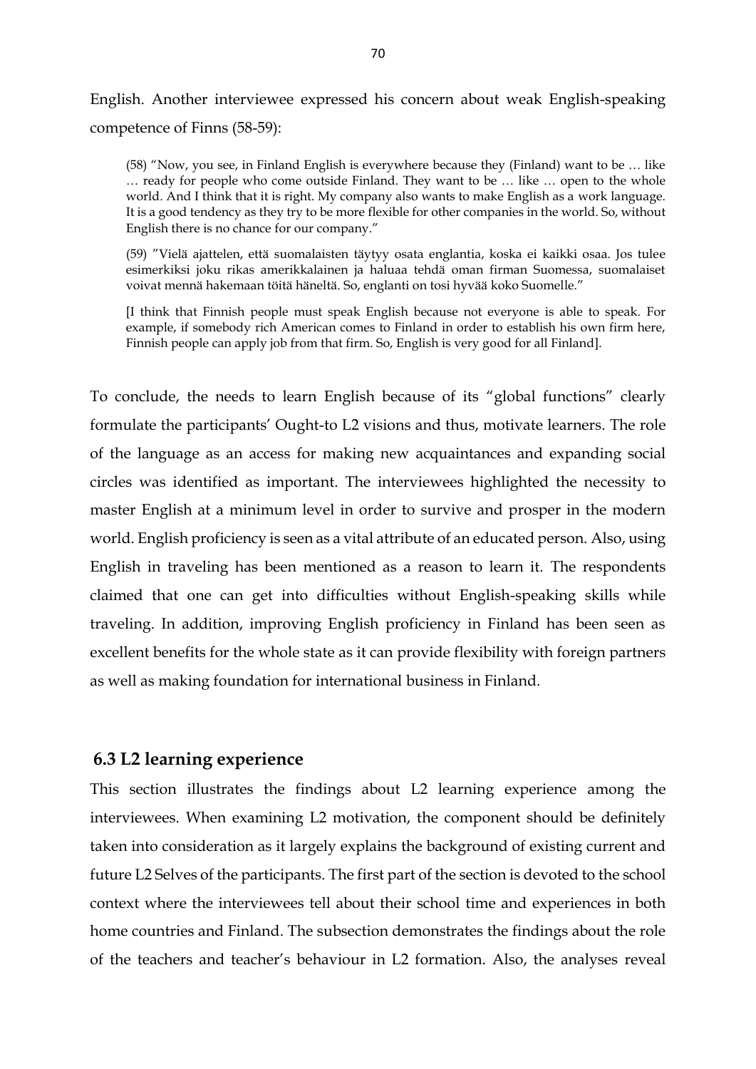English. Another interviewee expressed his concern about weak English-speaking competence of Finns (58-59):

> (58) “Now, you see, in Finland English is everywhere because they (Finland) want to be … like … ready for people who come outside Finland. They want to be … like … open to the whole world. And I think that it is right. My company also wants to make English as a work language. It is a good tendency as they try to be more flexible for other companies in the world. So, without English there is no chance for our company.”
>
> (59) ”Vielä ajattelen, että suomalaisten täytyy osata englantia, koska ei kaikki osaa. Jos tulee esimerkiksi joku rikas amerikkalainen ja haluaa tehdä oman firman Suomessa, suomalaiset voivat mennä hakemaan töitä häneltä. So, englanti on tosi hyvää koko Suomelle.”
>
> [I think that Finnish people must speak English because not everyone is able to speak. For example, if somebody rich American comes to Finland in order to establish his own firm here, Finnish people can apply job from that firm. So, English is very good for all Finland].

To conclude, the needs to learn English because of its “global functions” clearly formulate the participants’ Ought-to L2 visions and thus, motivate learners. The role of the language as an access for making new acquaintances and expanding social circles was identified as important. The interviewees highlighted the necessity to master English at a minimum level in order to survive and prosper in the modern world. English proficiency is seen as a vital attribute of an educated person. Also, using English in traveling has been mentioned as a reason to learn it. The respondents claimed that one can get into difficulties without English-speaking skills while traveling. In addition, improving English proficiency in Finland has been seen as excellent benefits for the whole state as it can provide flexibility with foreign partners as well as making foundation for international business in Finland.

## 6.3 L2 learning experience

This section illustrates the findings about L2 learning experience among the interviewees. When examining L2 motivation, the component should be definitely taken into consideration as it largely explains the background of existing current and future L2 Selves of the participants. The first part of the section is devoted to the school context where the interviewees tell about their school time and experiences in both home countries and Finland. The subsection demonstrates the findings about the role of the teachers and teacher’s behaviour in L2 formation. Also, the analyses reveal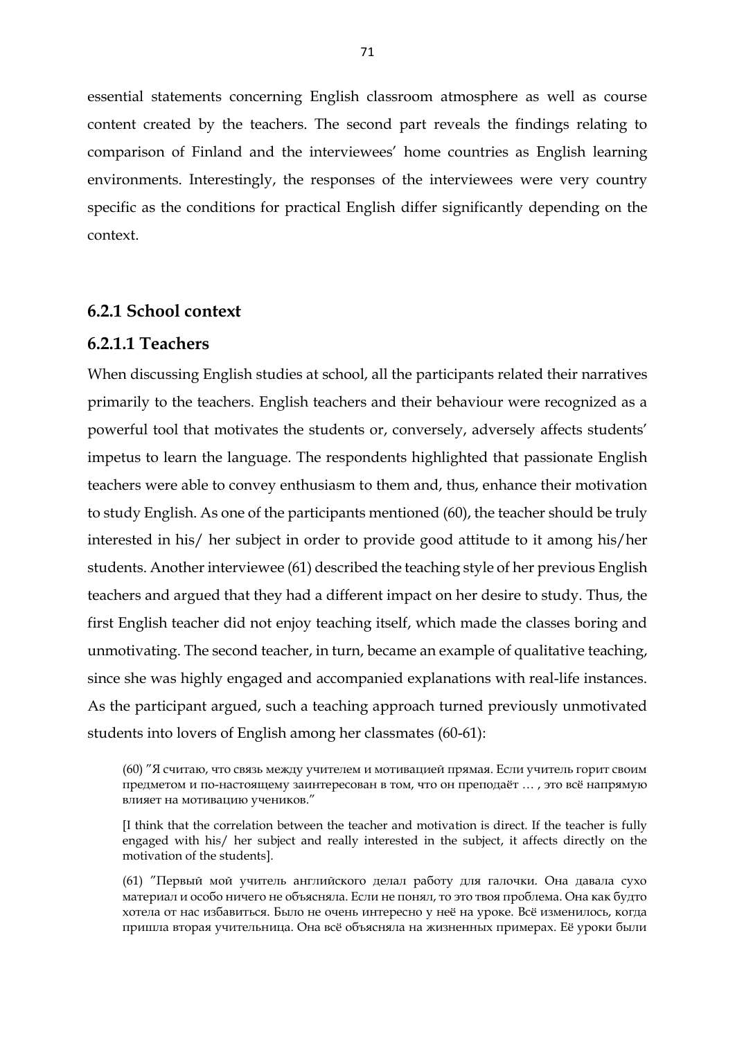essential statements concerning English classroom atmosphere as well as course content created by the teachers. The second part reveals the findings relating to comparison of Finland and the interviewees' home countries as English learning environments. Interestingly, the responses of the interviewees were very country specific as the conditions for practical English differ significantly depending on the context.

### 6.2.1 School context

#### 6.2.1.1 Teachers

When discussing English studies at school, all the participants related their narratives primarily to the teachers. English teachers and their behaviour were recognized as a powerful tool that motivates the students or, conversely, adversely affects students' impetus to learn the language. The respondents highlighted that passionate English teachers were able to convey enthusiasm to them and, thus, enhance their motivation to study English. As one of the participants mentioned (60), the teacher should be truly interested in his/ her subject in order to provide good attitude to it among his/her students. Another interviewee (61) described the teaching style of her previous English teachers and argued that they had a different impact on her desire to study. Thus, the first English teacher did not enjoy teaching itself, which made the classes boring and unmotivating. The second teacher, in turn, became an example of qualitative teaching, since she was highly engaged and accompanied explanations with real-life instances. As the participant argued, such a teaching approach turned previously unmotivated students into lovers of English among her classmates (60-61):

> (60) "Я считаю, что связь между учителем и мотивацией прямая. Если учитель горит своим предметом и по-настоящему заинтересован в том, что он преподаёт … , это всё напрямую влияет на мотивацию учеников."
>
> [I think that the correlation between the teacher and motivation is direct. If the teacher is fully engaged with his/ her subject and really interested in the subject, it affects directly on the motivation of the students].
>
> (61) "Первый мой учитель английского делал работу для галочки. Она давала сухо материал и особо ничего не объясняла. Если не понял, то это твоя проблема. Она как будто хотела от нас избавиться. Было не очень интересно у неё на уроке. Всё изменилось, когда пришла вторая учительница. Она всё объясняла на жизненных примерах. Её уроки были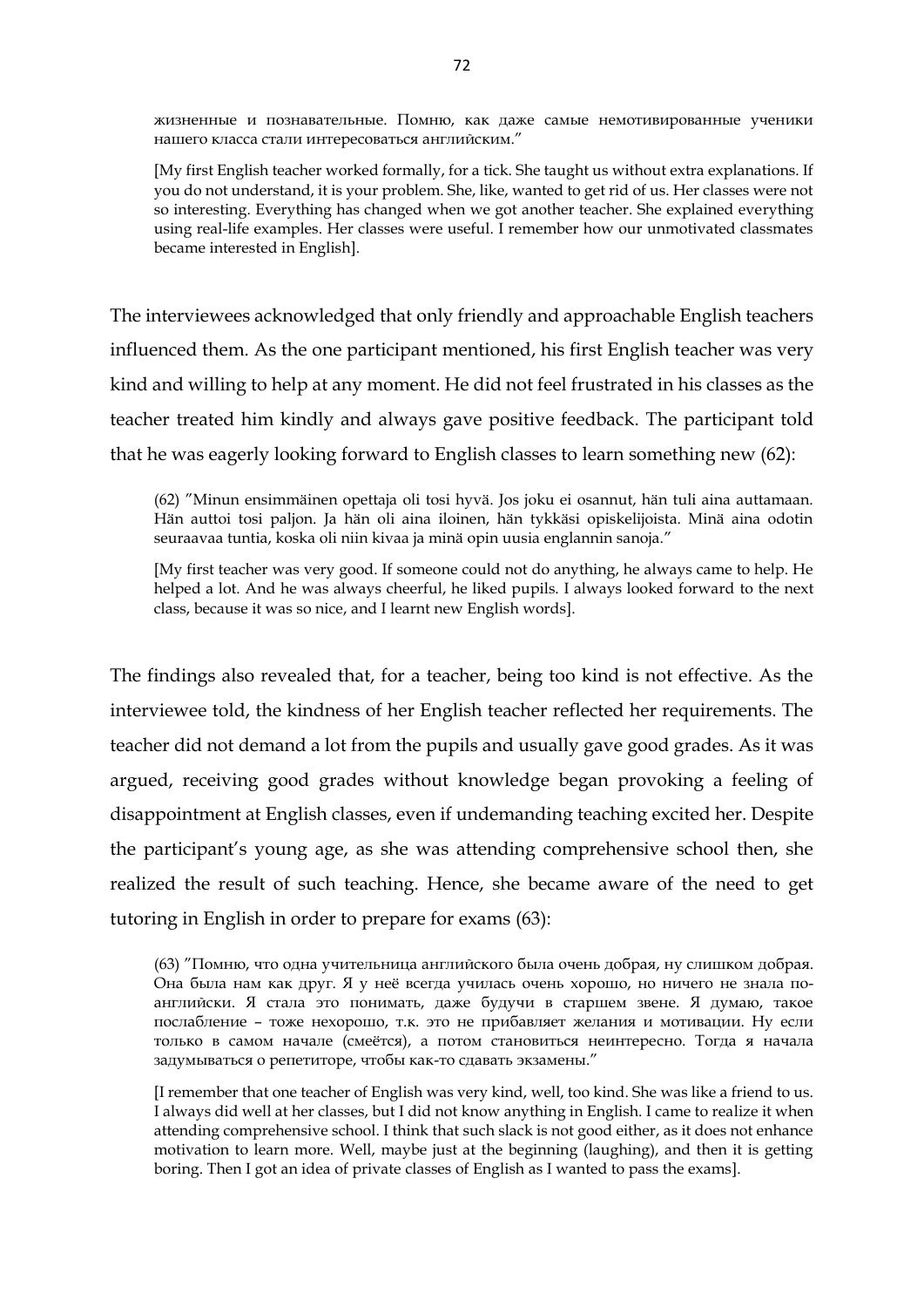жизненные и познавательные. Помню, как даже самые немотивированные ученики нашего класса стали интересоваться английским."

[My first English teacher worked formally, for a tick. She taught us without extra explanations. If you do not understand, it is your problem. She, like, wanted to get rid of us. Her classes were not so interesting. Everything has changed when we got another teacher. She explained everything using real-life examples. Her classes were useful. I remember how our unmotivated classmates became interested in English].

The interviewees acknowledged that only friendly and approachable English teachers influenced them. As the one participant mentioned, his first English teacher was very kind and willing to help at any moment. He did not feel frustrated in his classes as the teacher treated him kindly and always gave positive feedback. The participant told that he was eagerly looking forward to English classes to learn something new (62):

(62) "Minun ensimmäinen opettaja oli tosi hyvä. Jos joku ei osannut, hän tuli aina auttamaan. Hän auttoi tosi paljon. Ja hän oli aina iloinen, hän tykkäsi opiskelijoista. Minä aina odotin seuraavaa tuntia, koska oli niin kivaa ja minä opin uusia englannin sanoja."

[My first teacher was very good. If someone could not do anything, he always came to help. He helped a lot. And he was always cheerful, he liked pupils. I always looked forward to the next class, because it was so nice, and I learnt new English words].

The findings also revealed that, for a teacher, being too kind is not effective. As the interviewee told, the kindness of her English teacher reflected her requirements. The teacher did not demand a lot from the pupils and usually gave good grades. As it was argued, receiving good grades without knowledge began provoking a feeling of disappointment at English classes, even if undemanding teaching excited her. Despite the participant's young age, as she was attending comprehensive school then, she realized the result of such teaching. Hence, she became aware of the need to get tutoring in English in order to prepare for exams (63):

(63) "Помню, что одна учительница английского была очень добрая, ну слишком добрая. Она была нам как друг. Я у неё всегда училась очень хорошо, но ничего не знала по-английски. Я стала это понимать, даже будучи в старшем звене. Я думаю, такое послабление – тоже нехорошо, т.к. это не прибавляет желания и мотивации. Ну если только в самом начале (смеётся), а потом становиться неинтересно. Тогда я начала задумываться о репетиторе, чтобы как-то сдавать экзамены."

[I remember that one teacher of English was very kind, well, too kind. She was like a friend to us. I always did well at her classes, but I did not know anything in English. I came to realize it when attending comprehensive school. I think that such slack is not good either, as it does not enhance motivation to learn more. Well, maybe just at the beginning (laughing), and then it is getting boring. Then I got an idea of private classes of English as I wanted to pass the exams].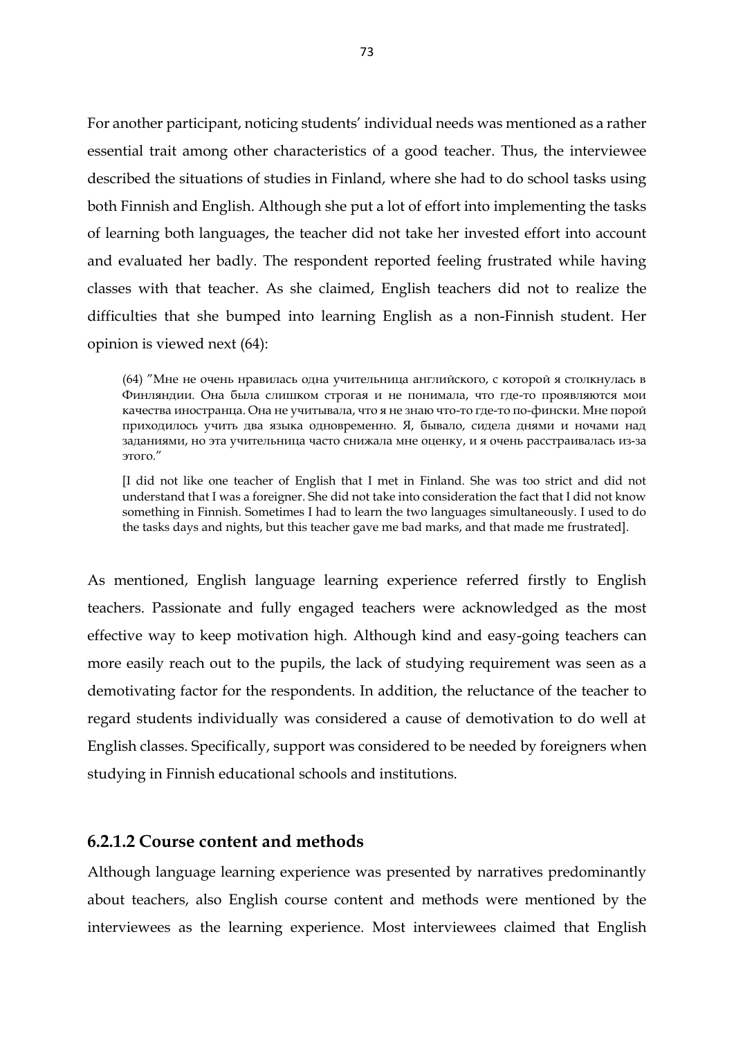For another participant, noticing students' individual needs was mentioned as a rather essential trait among other characteristics of a good teacher. Thus, the interviewee described the situations of studies in Finland, where she had to do school tasks using both Finnish and English. Although she put a lot of effort into implementing the tasks of learning both languages, the teacher did not take her invested effort into account and evaluated her badly. The respondent reported feeling frustrated while having classes with that teacher. As she claimed, English teachers did not to realize the difficulties that she bumped into learning English as a non-Finnish student. Her opinion is viewed next (64):

> (64) "Мне не очень нравилась одна учительница английского, с которой я столкнулась в Финляндии. Она была слишком строгая и не понимала, что где-то проявляются мои качества иностранца. Она не учитывала, что я не знаю что-то где-то по-фински. Мне порой приходилось учить два языка одновременно. Я, бывало, сидела днями и ночами над заданиями, но эта учительница часто снижала мне оценку, и я очень расстраивалась из-за этого."
>
> [I did not like one teacher of English that I met in Finland. She was too strict and did not understand that I was a foreigner. She did not take into consideration the fact that I did not know something in Finnish. Sometimes I had to learn the two languages simultaneously. I used to do the tasks days and nights, but this teacher gave me bad marks, and that made me frustrated].

As mentioned, English language learning experience referred firstly to English teachers. Passionate and fully engaged teachers were acknowledged as the most effective way to keep motivation high. Although kind and easy-going teachers can more easily reach out to the pupils, the lack of studying requirement was seen as a demotivating factor for the respondents. In addition, the reluctance of the teacher to regard students individually was considered a cause of demotivation to do well at English classes. Specifically, support was considered to be needed by foreigners when studying in Finnish educational schools and institutions.

#### 6.2.1.2 Course content and methods

Although language learning experience was presented by narratives predominantly about teachers, also English course content and methods were mentioned by the interviewees as the learning experience. Most interviewees claimed that English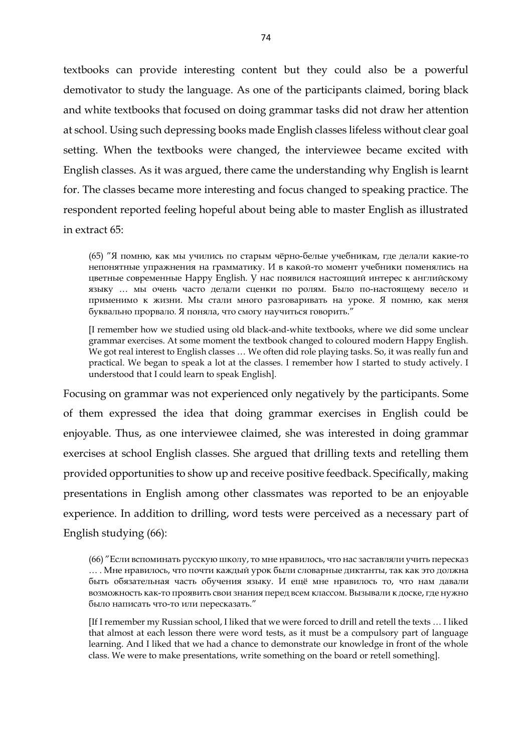textbooks can provide interesting content but they could also be a powerful demotivator to study the language. As one of the participants claimed, boring black and white textbooks that focused on doing grammar tasks did not draw her attention at school. Using such depressing books made English classes lifeless without clear goal setting. When the textbooks were changed, the interviewee became excited with English classes. As it was argued, there came the understanding why English is learnt for. The classes became more interesting and focus changed to speaking practice. The respondent reported feeling hopeful about being able to master English as illustrated in extract 65:

> (65) ″Я помню, как мы учились по старым чёрно-белые учебникам, где делали какие-то непонятные упражнения на грамматику. И в какой-то момент учебники поменялись на цветные современные Happy English. У нас появился настоящий интерес к английскому языку … мы очень часто делали сценки по ролям. Было по-настоящему весело и применимо к жизни. Мы стали много разговаривать на уроке. Я помню, как меня буквально прорвало. Я поняла, что смогу научиться говорить.″
>
> [I remember how we studied using old black-and-white textbooks, where we did some unclear grammar exercises. At some moment the textbook changed to coloured modern Happy English. We got real interest to English classes … We often did role playing tasks. So, it was really fun and practical. We began to speak a lot at the classes. I remember how I started to study actively. I understood that I could learn to speak English].

Focusing on grammar was not experienced only negatively by the participants. Some of them expressed the idea that doing grammar exercises in English could be enjoyable. Thus, as one interviewee claimed, she was interested in doing grammar exercises at school English classes. She argued that drilling texts and retelling them provided opportunities to show up and receive positive feedback. Specifically, making presentations in English among other classmates was reported to be an enjoyable experience. In addition to drilling, word tests were perceived as a necessary part of English studying (66):

> (66) ″Если вспоминать русскую школу, то мне нравилось, что нас заставляли учить пересказ … . Мне нравилось, что почти каждый урок были словарные диктанты, так как это должна быть обязательная часть обучения языку. И ещё мне нравилось то, что нам давали возможность как-то проявить свои знания перед всем классом. Вызывали к доске, где нужно было написать что-то или пересказать.″
>
> [If I remember my Russian school, I liked that we were forced to drill and retell the texts … I liked that almost at each lesson there were word tests, as it must be a compulsory part of language learning. And I liked that we had a chance to demonstrate our knowledge in front of the whole class. We were to make presentations, write something on the board or retell something].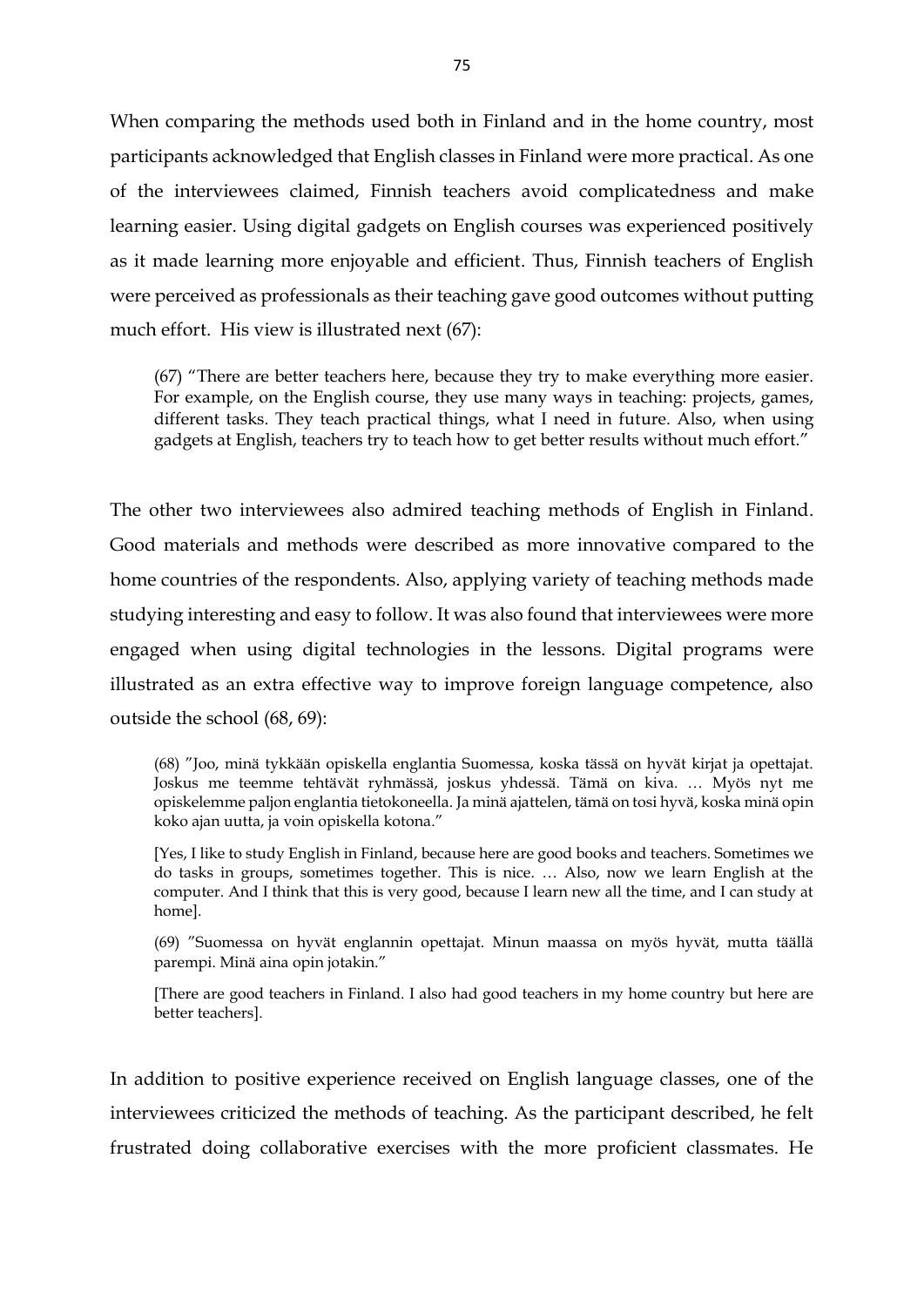When comparing the methods used both in Finland and in the home country, most participants acknowledged that English classes in Finland were more practical. As one of the interviewees claimed, Finnish teachers avoid complicatedness and make learning easier. Using digital gadgets on English courses was experienced positively as it made learning more enjoyable and efficient. Thus, Finnish teachers of English were perceived as professionals as their teaching gave good outcomes without putting much effort. His view is illustrated next (67):

> (67) "There are better teachers here, because they try to make everything more easier. For example, on the English course, they use many ways in teaching: projects, games, different tasks. They teach practical things, what I need in future. Also, when using gadgets at English, teachers try to teach how to get better results without much effort."

The other two interviewees also admired teaching methods of English in Finland. Good materials and methods were described as more innovative compared to the home countries of the respondents. Also, applying variety of teaching methods made studying interesting and easy to follow. It was also found that interviewees were more engaged when using digital technologies in the lessons. Digital programs were illustrated as an extra effective way to improve foreign language competence, also outside the school (68, 69):

> (68) "Joo, minä tykkään opiskella englantia Suomessa, koska tässä on hyvät kirjat ja opettajat. Joskus me teemme tehtävät ryhmässä, joskus yhdessä. Tämä on kiva. … Myös nyt me opiskelemme paljon englantia tietokoneella. Ja minä ajattelen, tämä on tosi hyvä, koska minä opin koko ajan uutta, ja voin opiskella kotona."
>
> [Yes, I like to study English in Finland, because here are good books and teachers. Sometimes we do tasks in groups, sometimes together. This is nice. … Also, now we learn English at the computer. And I think that this is very good, because I learn new all the time, and I can study at home].
>
> (69) "Suomessa on hyvät englannin opettajat. Minun maassa on myös hyvät, mutta täällä parempi. Minä aina opin jotakin."
>
> [There are good teachers in Finland. I also had good teachers in my home country but here are better teachers].

In addition to positive experience received on English language classes, one of the interviewees criticized the methods of teaching. As the participant described, he felt frustrated doing collaborative exercises with the more proficient classmates. He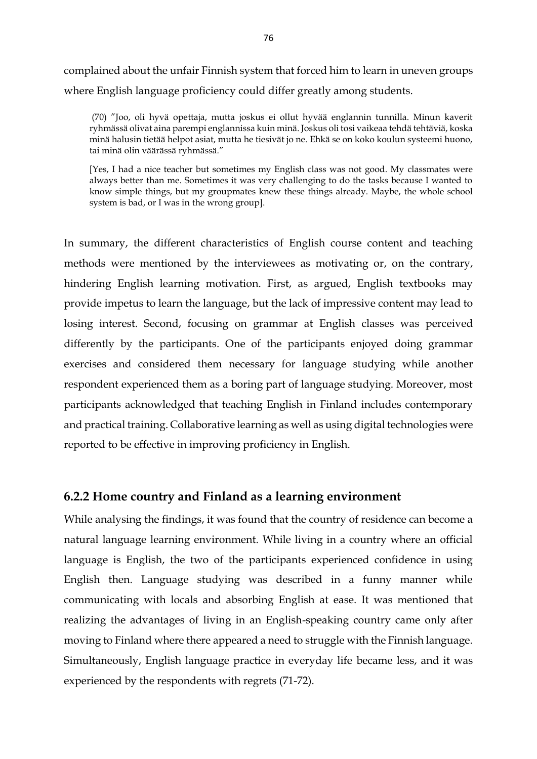complained about the unfair Finnish system that forced him to learn in uneven groups where English language proficiency could differ greatly among students.

> (70) ”Joo, oli hyvä opettaja, mutta joskus ei ollut hyvää englannin tunnilla. Minun kaverit ryhmässä olivat aina parempi englannissa kuin minä. Joskus oli tosi vaikeaa tehdä tehtäviä, koska minä halusin tietää helpot asiat, mutta he tiesivät jo ne. Ehkä se on koko koulun systeemi huono, tai minä olin väärässä ryhmässä.”
>
> [Yes, I had a nice teacher but sometimes my English class was not good. My classmates were always better than me. Sometimes it was very challenging to do the tasks because I wanted to know simple things, but my groupmates knew these things already. Maybe, the whole school system is bad, or I was in the wrong group].

In summary, the different characteristics of English course content and teaching methods were mentioned by the interviewees as motivating or, on the contrary, hindering English learning motivation. First, as argued, English textbooks may provide impetus to learn the language, but the lack of impressive content may lead to losing interest. Second, focusing on grammar at English classes was perceived differently by the participants. One of the participants enjoyed doing grammar exercises and considered them necessary for language studying while another respondent experienced them as a boring part of language studying. Moreover, most participants acknowledged that teaching English in Finland includes contemporary and practical training. Collaborative learning as well as using digital technologies were reported to be effective in improving proficiency in English.

### 6.2.2 Home country and Finland as a learning environment

While analysing the findings, it was found that the country of residence can become a natural language learning environment. While living in a country where an official language is English, the two of the participants experienced confidence in using English then. Language studying was described in a funny manner while communicating with locals and absorbing English at ease. It was mentioned that realizing the advantages of living in an English-speaking country came only after moving to Finland where there appeared a need to struggle with the Finnish language. Simultaneously, English language practice in everyday life became less, and it was experienced by the respondents with regrets (71-72).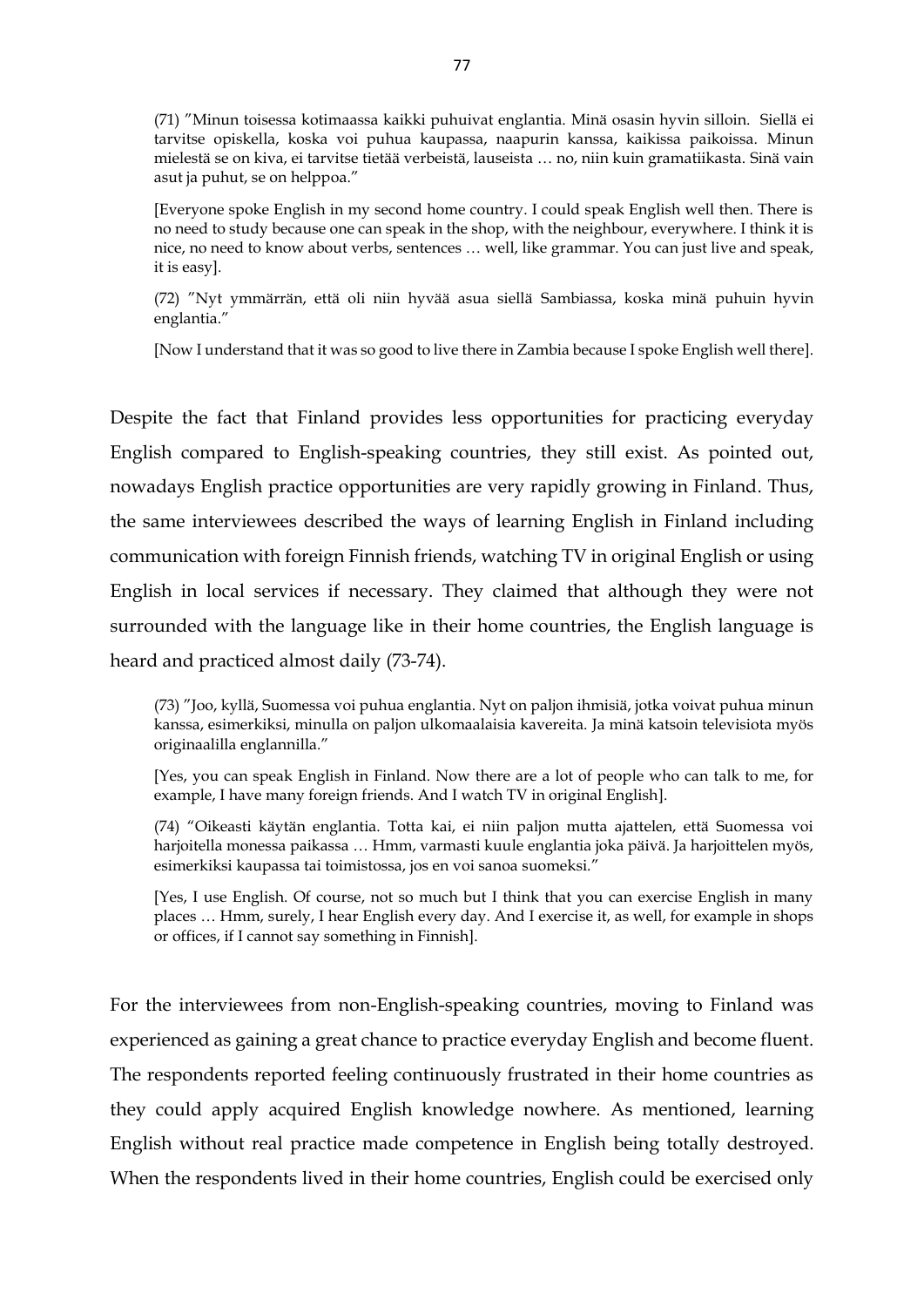(71) ”Minun toisessa kotimaassa kaikki puhuivat englantia. Minä osasin hyvin silloin. Siellä ei tarvitse opiskella, koska voi puhua kaupassa, naapurin kanssa, kaikissa paikoissa. Minun mielestä se on kiva, ei tarvitse tietää verbeistä, lauseista … no, niin kuin gramatiikasta. Sinä vain asut ja puhut, se on helppoa.”

[Everyone spoke English in my second home country. I could speak English well then. There is no need to study because one can speak in the shop, with the neighbour, everywhere. I think it is nice, no need to know about verbs, sentences … well, like grammar. You can just live and speak, it is easy].

(72) ”Nyt ymmärrän, että oli niin hyvää asua siellä Sambiassa, koska minä puhuin hyvin englantia.”

[Now I understand that it was so good to live there in Zambia because I spoke English well there].

Despite the fact that Finland provides less opportunities for practicing everyday English compared to English-speaking countries, they still exist. As pointed out, nowadays English practice opportunities are very rapidly growing in Finland. Thus, the same interviewees described the ways of learning English in Finland including communication with foreign Finnish friends, watching TV in original English or using English in local services if necessary. They claimed that although they were not surrounded with the language like in their home countries, the English language is heard and practiced almost daily (73-74).

(73) ”Joo, kyllä, Suomessa voi puhua englantia. Nyt on paljon ihmisiä, jotka voivat puhua minun kanssa, esimerkiksi, minulla on paljon ulkomaalaisia kavereita. Ja minä katsoin televisiota myös originaalilla englannilla.”

[Yes, you can speak English in Finland. Now there are a lot of people who can talk to me, for example, I have many foreign friends. And I watch TV in original English].

(74) “Oikeasti käytän englantia. Totta kai, ei niin paljon mutta ajattelen, että Suomessa voi harjoitella monessa paikassa … Hmm, varmasti kuule englantia joka päivä. Ja harjoittelen myös, esimerkiksi kaupassa tai toimistossa, jos en voi sanoa suomeksi.”

[Yes, I use English. Of course, not so much but I think that you can exercise English in many places … Hmm, surely, I hear English every day. And I exercise it, as well, for example in shops or offices, if I cannot say something in Finnish].

For the interviewees from non-English-speaking countries, moving to Finland was experienced as gaining a great chance to practice everyday English and become fluent. The respondents reported feeling continuously frustrated in their home countries as they could apply acquired English knowledge nowhere. As mentioned, learning English without real practice made competence in English being totally destroyed. When the respondents lived in their home countries, English could be exercised only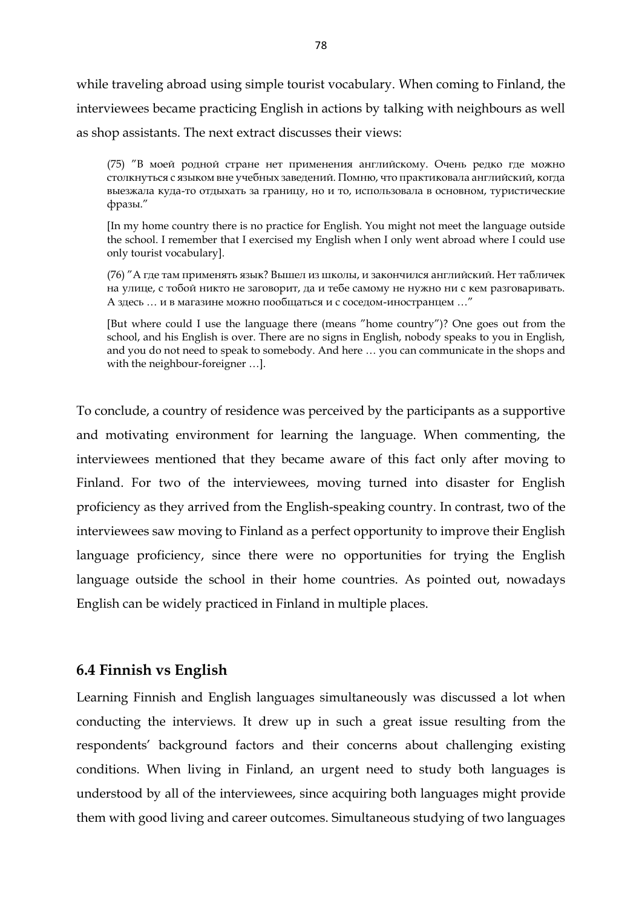while traveling abroad using simple tourist vocabulary. When coming to Finland, the interviewees became practicing English in actions by talking with neighbours as well as shop assistants. The next extract discusses their views:

> (75) ”В моей родной стране нет применения английскому. Очень редко где можно столкнуться с языком вне учебных заведений. Помню, что практиковала английский, когда выезжала куда-то отдыхать за границу, но и то, использовала в основном, туристические фразы.”
>
> [In my home country there is no practice for English. You might not meet the language outside the school. I remember that I exercised my English when I only went abroad where I could use only tourist vocabulary].
>
> (76) ”А где там применять язык? Вышел из школы, и закончился английский. Нет табличек на улице, с тобой никто не заговорит, да и тебе самому не нужно ни с кем разговаривать. А здесь … и в магазине можно пообщаться и с соседом-иностранцем …”
>
> [But where could I use the language there (means ”home country”)? One goes out from the school, and his English is over. There are no signs in English, nobody speaks to you in English, and you do not need to speak to somebody. And here … you can communicate in the shops and with the neighbour-foreigner …].

To conclude, a country of residence was perceived by the participants as a supportive and motivating environment for learning the language. When commenting, the interviewees mentioned that they became aware of this fact only after moving to Finland. For two of the interviewees, moving turned into disaster for English proficiency as they arrived from the English-speaking country. In contrast, two of the interviewees saw moving to Finland as a perfect opportunity to improve their English language proficiency, since there were no opportunities for trying the English language outside the school in their home countries. As pointed out, nowadays English can be widely practiced in Finland in multiple places.

## 6.4 Finnish vs English

Learning Finnish and English languages simultaneously was discussed a lot when conducting the interviews. It drew up in such a great issue resulting from the respondents' background factors and their concerns about challenging existing conditions. When living in Finland, an urgent need to study both languages is understood by all of the interviewees, since acquiring both languages might provide them with good living and career outcomes. Simultaneous studying of two languages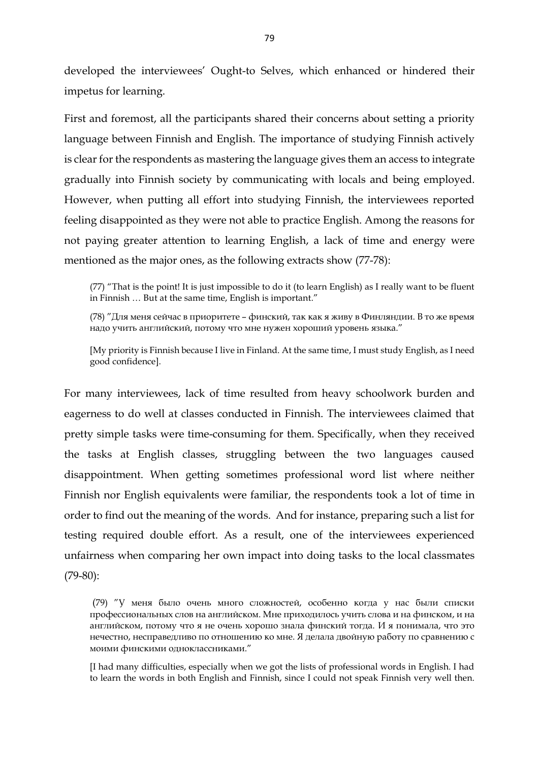developed the interviewees' Ought-to Selves, which enhanced or hindered their impetus for learning.

First and foremost, all the participants shared their concerns about setting a priority language between Finnish and English. The importance of studying Finnish actively is clear for the respondents as mastering the language gives them an access to integrate gradually into Finnish society by communicating with locals and being employed. However, when putting all effort into studying Finnish, the interviewees reported feeling disappointed as they were not able to practice English. Among the reasons for not paying greater attention to learning English, a lack of time and energy were mentioned as the major ones, as the following extracts show (77-78):

> (77) "That is the point! It is just impossible to do it (to learn English) as I really want to be fluent in Finnish … But at the same time, English is important."
>
> (78) "Для меня сейчас в приоритете – финский, так как я живу в Финляндии. В то же время надо учить английский, потому что мне нужен хороший уровень языка."
>
> [My priority is Finnish because I live in Finland. At the same time, I must study English, as I need good confidence].

For many interviewees, lack of time resulted from heavy schoolwork burden and eagerness to do well at classes conducted in Finnish. The interviewees claimed that pretty simple tasks were time-consuming for them. Specifically, when they received the tasks at English classes, struggling between the two languages caused disappointment. When getting sometimes professional word list where neither Finnish nor English equivalents were familiar, the respondents took a lot of time in order to find out the meaning of the words. And for instance, preparing such a list for testing required double effort. As a result, one of the interviewees experienced unfairness when comparing her own impact into doing tasks to the local classmates (79-80):

> (79) "У меня было очень много сложностей, особенно когда у нас были списки профессиональных слов на английском. Мне приходилось учить слова и на финском, и на английском, потому что я не очень хорошо знала финский тогда. И я понимала, что это нечестно, несправедливо по отношению ко мне. Я делала двойную работу по сравнению с моими финскими одноклассниками."
>
> [I had many difficulties, especially when we got the lists of professional words in English. I had to learn the words in both English and Finnish, since I could not speak Finnish very well then.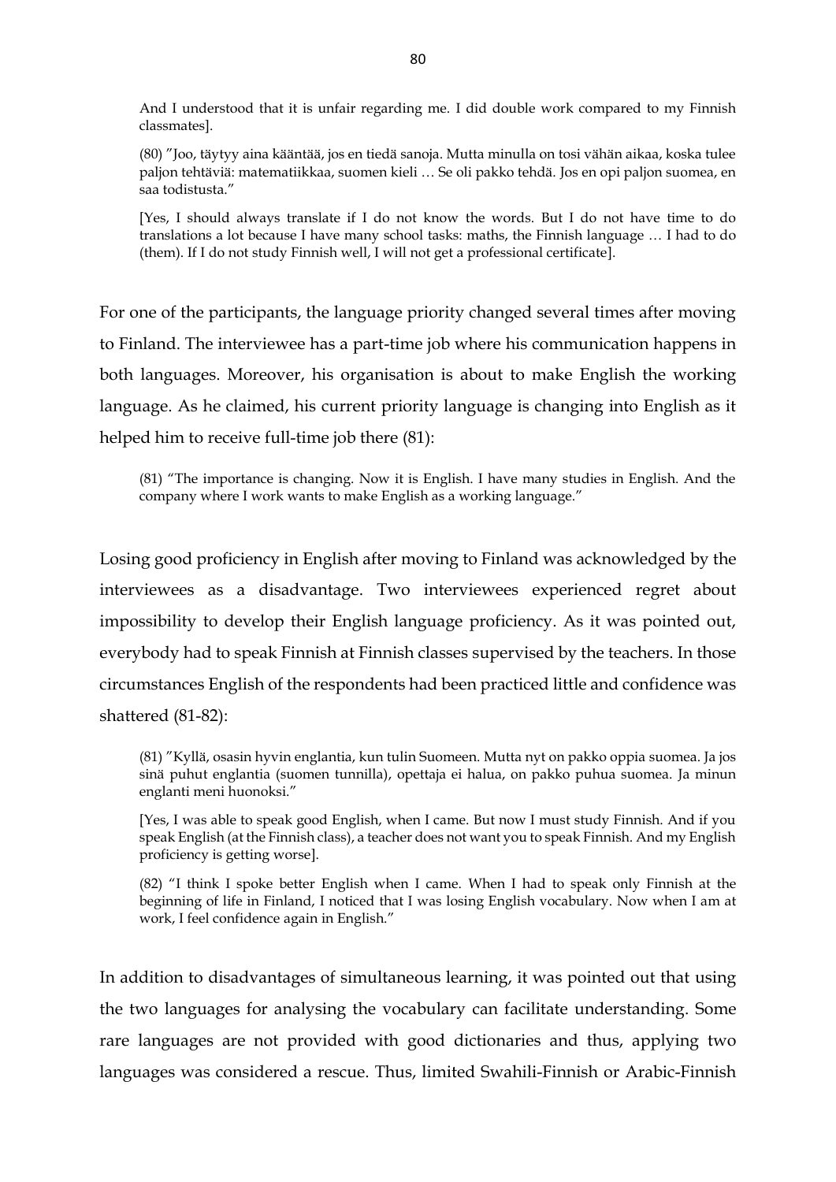And I understood that it is unfair regarding me. I did double work compared to my Finnish classmates].

(80) ”Joo, täytyy aina kääntää, jos en tiedä sanoja. Mutta minulla on tosi vähän aikaa, koska tulee paljon tehtäviä: matematiikkaa, suomen kieli … Se oli pakko tehdä. Jos en opi paljon suomea, en saa todistusta.”

[Yes, I should always translate if I do not know the words. But I do not have time to do translations a lot because I have many school tasks: maths, the Finnish language … I had to do (them). If I do not study Finnish well, I will not get a professional certificate].

For one of the participants, the language priority changed several times after moving to Finland. The interviewee has a part-time job where his communication happens in both languages. Moreover, his organisation is about to make English the working language. As he claimed, his current priority language is changing into English as it helped him to receive full-time job there (81):

(81) “The importance is changing. Now it is English. I have many studies in English. And the company where I work wants to make English as a working language.”

Losing good proficiency in English after moving to Finland was acknowledged by the interviewees as a disadvantage. Two interviewees experienced regret about impossibility to develop their English language proficiency. As it was pointed out, everybody had to speak Finnish at Finnish classes supervised by the teachers. In those circumstances English of the respondents had been practiced little and confidence was shattered (81-82):

(81) ”Kyllä, osasin hyvin englantia, kun tulin Suomeen. Mutta nyt on pakko oppia suomea. Ja jos sinä puhut englantia (suomen tunnilla), opettaja ei halua, on pakko puhua suomea. Ja minun englanti meni huonoksi.”

[Yes, I was able to speak good English, when I came. But now I must study Finnish. And if you speak English (at the Finnish class), a teacher does not want you to speak Finnish. And my English proficiency is getting worse].

(82) “I think I spoke better English when I came. When I had to speak only Finnish at the beginning of life in Finland, I noticed that I was losing English vocabulary. Now when I am at work, I feel confidence again in English.”

In addition to disadvantages of simultaneous learning, it was pointed out that using the two languages for analysing the vocabulary can facilitate understanding. Some rare languages are not provided with good dictionaries and thus, applying two languages was considered a rescue. Thus, limited Swahili-Finnish or Arabic-Finnish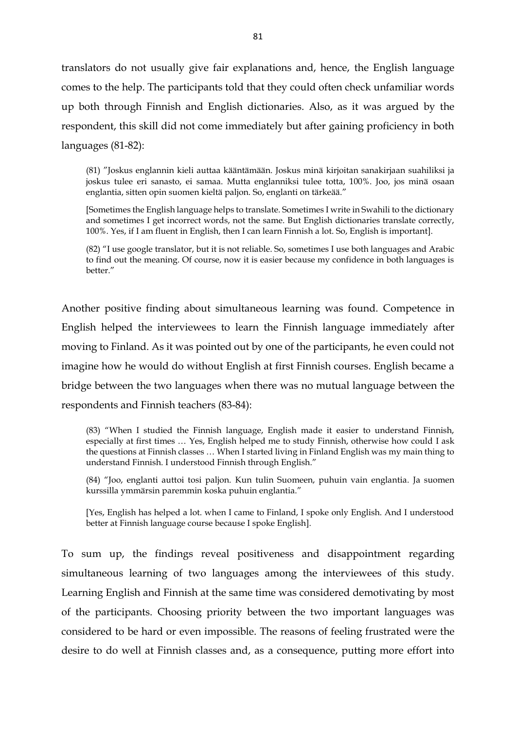translators do not usually give fair explanations and, hence, the English language comes to the help. The participants told that they could often check unfamiliar words up both through Finnish and English dictionaries. Also, as it was argued by the respondent, this skill did not come immediately but after gaining proficiency in both languages (81-82):

> (81) "Joskus englannin kieli auttaa kääntämään. Joskus minä kirjoitan sanakirjaan suahiliksi ja joskus tulee eri sanasto, ei samaa. Mutta englanniksi tulee totta, 100%. Joo, jos minä osaan englantia, sitten opin suomen kieltä paljon. So, englanti on tärkeää."
>
> [Sometimes the English language helps to translate. Sometimes I write in Swahili to the dictionary and sometimes I get incorrect words, not the same. But English dictionaries translate correctly, 100%. Yes, if I am fluent in English, then I can learn Finnish a lot. So, English is important].
>
> (82) "I use google translator, but it is not reliable. So, sometimes I use both languages and Arabic to find out the meaning. Of course, now it is easier because my confidence in both languages is better."

Another positive finding about simultaneous learning was found. Competence in English helped the interviewees to learn the Finnish language immediately after moving to Finland. As it was pointed out by one of the participants, he even could not imagine how he would do without English at first Finnish courses. English became a bridge between the two languages when there was no mutual language between the respondents and Finnish teachers (83-84):

> (83) "When I studied the Finnish language, English made it easier to understand Finnish, especially at first times … Yes, English helped me to study Finnish, otherwise how could I ask the questions at Finnish classes … When I started living in Finland English was my main thing to understand Finnish. I understood Finnish through English."
>
> (84) "Joo, englanti auttoi tosi paljon. Kun tulin Suomeen, puhuin vain englantia. Ja suomen kurssilla ymmärsin paremmin koska puhuin englantia."
>
> [Yes, English has helped a lot. when I came to Finland, I spoke only English. And I understood better at Finnish language course because I spoke English].

To sum up, the findings reveal positiveness and disappointment regarding simultaneous learning of two languages among the interviewees of this study. Learning English and Finnish at the same time was considered demotivating by most of the participants. Choosing priority between the two important languages was considered to be hard or even impossible. The reasons of feeling frustrated were the desire to do well at Finnish classes and, as a consequence, putting more effort into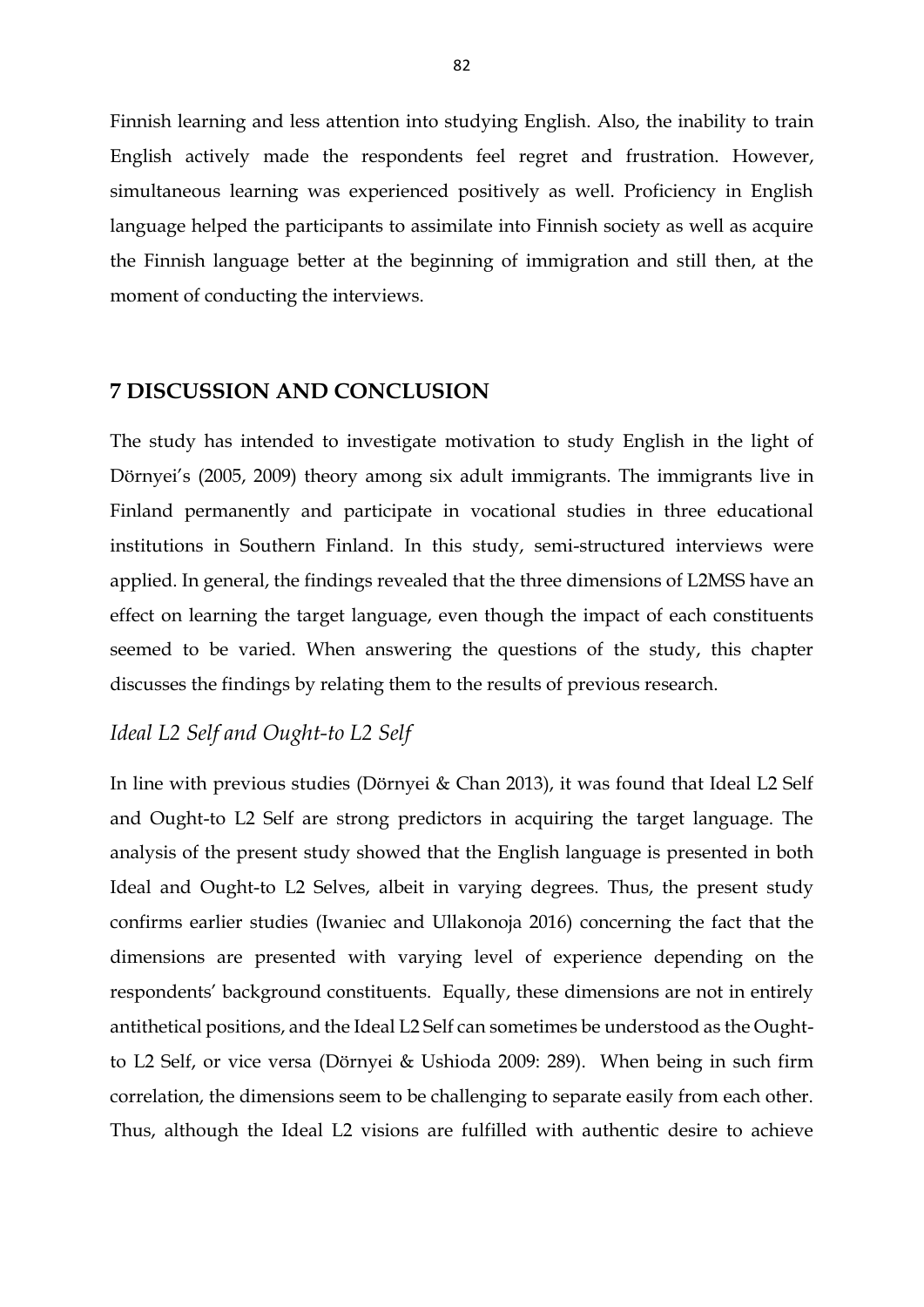Finnish learning and less attention into studying English. Also, the inability to train English actively made the respondents feel regret and frustration. However, simultaneous learning was experienced positively as well. Proficiency in English language helped the participants to assimilate into Finnish society as well as acquire the Finnish language better at the beginning of immigration and still then, at the moment of conducting the interviews.

# 7 DISCUSSION AND CONCLUSION

The study has intended to investigate motivation to study English in the light of Dörnyei's (2005, 2009) theory among six adult immigrants. The immigrants live in Finland permanently and participate in vocational studies in three educational institutions in Southern Finland. In this study, semi-structured interviews were applied. In general, the findings revealed that the three dimensions of L2MSS have an effect on learning the target language, even though the impact of each constituents seemed to be varied. When answering the questions of the study, this chapter discusses the findings by relating them to the results of previous research.

### *Ideal L2 Self and Ought-to L2 Self*

In line with previous studies (Dörnyei & Chan 2013), it was found that Ideal L2 Self and Ought-to L2 Self are strong predictors in acquiring the target language. The analysis of the present study showed that the English language is presented in both Ideal and Ought-to L2 Selves, albeit in varying degrees. Thus, the present study confirms earlier studies (Iwaniec and Ullakonoja 2016) concerning the fact that the dimensions are presented with varying level of experience depending on the respondents' background constituents. Equally, these dimensions are not in entirely antithetical positions, and the Ideal L2 Self can sometimes be understood as the Ought-to L2 Self, or vice versa (Dörnyei & Ushioda 2009: 289). When being in such firm correlation, the dimensions seem to be challenging to separate easily from each other. Thus, although the Ideal L2 visions are fulfilled with authentic desire to achieve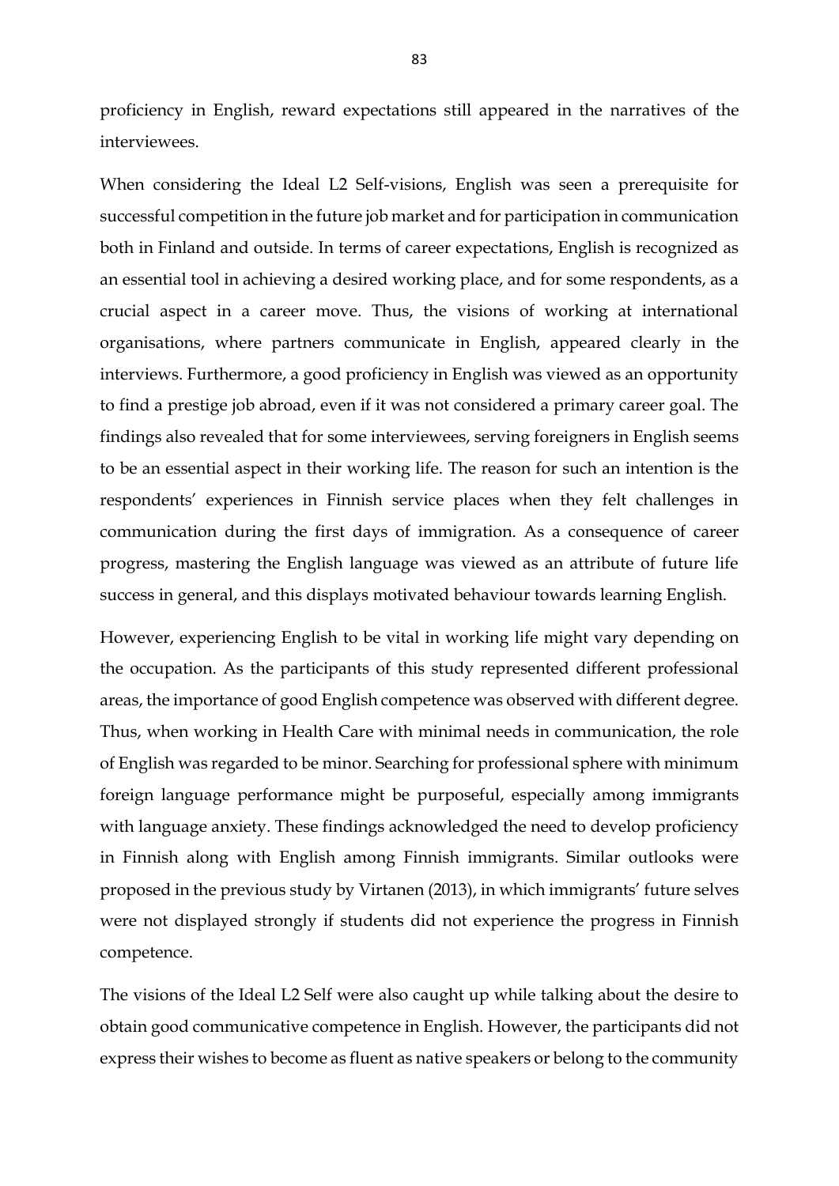proficiency in English, reward expectations still appeared in the narratives of the interviewees.

When considering the Ideal L2 Self-visions, English was seen a prerequisite for successful competition in the future job market and for participation in communication both in Finland and outside. In terms of career expectations, English is recognized as an essential tool in achieving a desired working place, and for some respondents, as a crucial aspect in a career move. Thus, the visions of working at international organisations, where partners communicate in English, appeared clearly in the interviews. Furthermore, a good proficiency in English was viewed as an opportunity to find a prestige job abroad, even if it was not considered a primary career goal. The findings also revealed that for some interviewees, serving foreigners in English seems to be an essential aspect in their working life. The reason for such an intention is the respondents' experiences in Finnish service places when they felt challenges in communication during the first days of immigration. As a consequence of career progress, mastering the English language was viewed as an attribute of future life success in general, and this displays motivated behaviour towards learning English.

However, experiencing English to be vital in working life might vary depending on the occupation. As the participants of this study represented different professional areas, the importance of good English competence was observed with different degree. Thus, when working in Health Care with minimal needs in communication, the role of English was regarded to be minor. Searching for professional sphere with minimum foreign language performance might be purposeful, especially among immigrants with language anxiety. These findings acknowledged the need to develop proficiency in Finnish along with English among Finnish immigrants. Similar outlooks were proposed in the previous study by Virtanen (2013), in which immigrants' future selves were not displayed strongly if students did not experience the progress in Finnish competence.

The visions of the Ideal L2 Self were also caught up while talking about the desire to obtain good communicative competence in English. However, the participants did not express their wishes to become as fluent as native speakers or belong to the community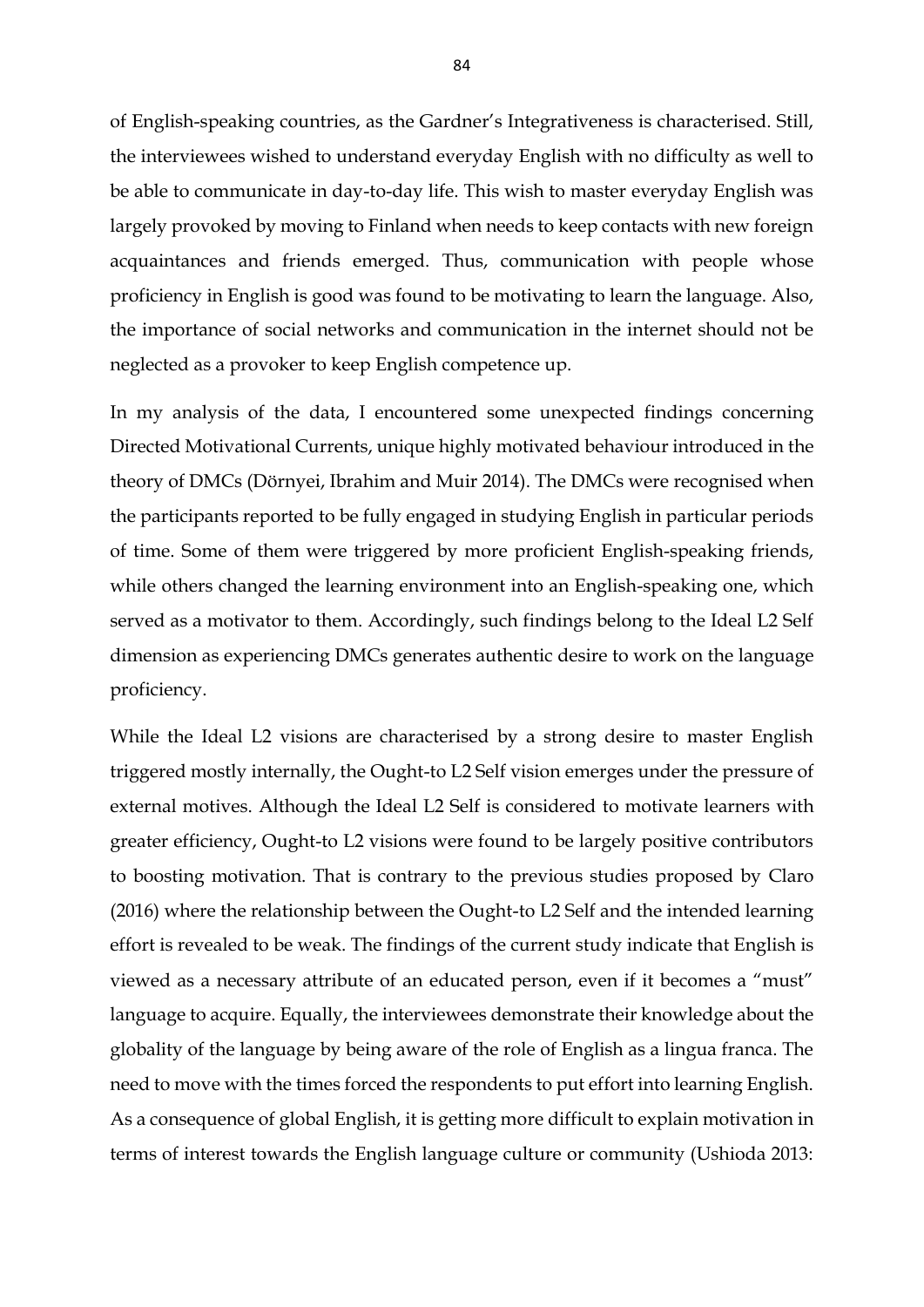of English-speaking countries, as the Gardner's Integrativeness is characterised. Still, the interviewees wished to understand everyday English with no difficulty as well to be able to communicate in day-to-day life. This wish to master everyday English was largely provoked by moving to Finland when needs to keep contacts with new foreign acquaintances and friends emerged. Thus, communication with people whose proficiency in English is good was found to be motivating to learn the language. Also, the importance of social networks and communication in the internet should not be neglected as a provoker to keep English competence up.

In my analysis of the data, I encountered some unexpected findings concerning Directed Motivational Currents, unique highly motivated behaviour introduced in the theory of DMCs (Dörnyei, Ibrahim and Muir 2014). The DMCs were recognised when the participants reported to be fully engaged in studying English in particular periods of time. Some of them were triggered by more proficient English-speaking friends, while others changed the learning environment into an English-speaking one, which served as a motivator to them. Accordingly, such findings belong to the Ideal L2 Self dimension as experiencing DMCs generates authentic desire to work on the language proficiency.

While the Ideal L2 visions are characterised by a strong desire to master English triggered mostly internally, the Ought-to L2 Self vision emerges under the pressure of external motives. Although the Ideal L2 Self is considered to motivate learners with greater efficiency, Ought-to L2 visions were found to be largely positive contributors to boosting motivation. That is contrary to the previous studies proposed by Claro (2016) where the relationship between the Ought-to L2 Self and the intended learning effort is revealed to be weak. The findings of the current study indicate that English is viewed as a necessary attribute of an educated person, even if it becomes a "must" language to acquire. Equally, the interviewees demonstrate their knowledge about the globality of the language by being aware of the role of English as a lingua franca. The need to move with the times forced the respondents to put effort into learning English. As a consequence of global English, it is getting more difficult to explain motivation in terms of interest towards the English language culture or community (Ushioda 2013: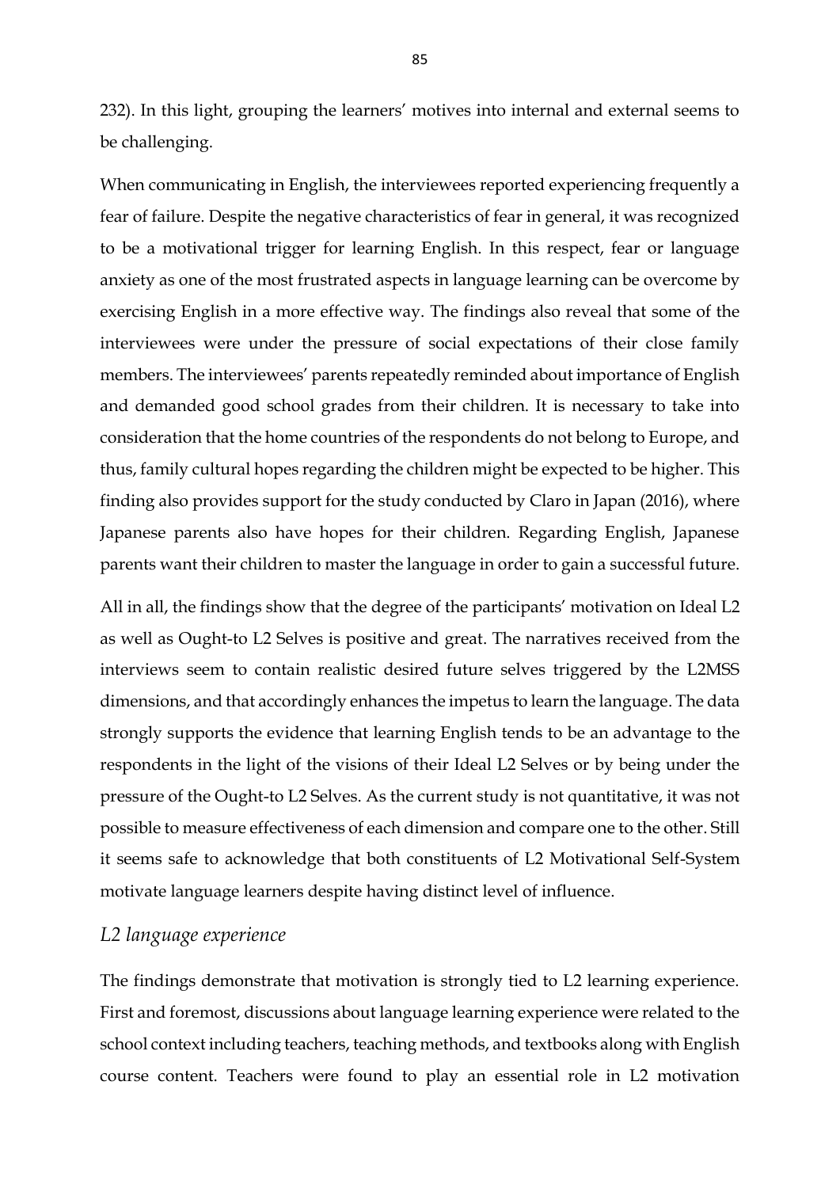232). In this light, grouping the learners' motives into internal and external seems to be challenging.

When communicating in English, the interviewees reported experiencing frequently a fear of failure. Despite the negative characteristics of fear in general, it was recognized to be a motivational trigger for learning English. In this respect, fear or language anxiety as one of the most frustrated aspects in language learning can be overcome by exercising English in a more effective way. The findings also reveal that some of the interviewees were under the pressure of social expectations of their close family members. The interviewees' parents repeatedly reminded about importance of English and demanded good school grades from their children. It is necessary to take into consideration that the home countries of the respondents do not belong to Europe, and thus, family cultural hopes regarding the children might be expected to be higher. This finding also provides support for the study conducted by Claro in Japan (2016), where Japanese parents also have hopes for their children. Regarding English, Japanese parents want their children to master the language in order to gain a successful future.

All in all, the findings show that the degree of the participants' motivation on Ideal L2 as well as Ought-to L2 Selves is positive and great. The narratives received from the interviews seem to contain realistic desired future selves triggered by the L2MSS dimensions, and that accordingly enhances the impetus to learn the language. The data strongly supports the evidence that learning English tends to be an advantage to the respondents in the light of the visions of their Ideal L2 Selves or by being under the pressure of the Ought-to L2 Selves. As the current study is not quantitative, it was not possible to measure effectiveness of each dimension and compare one to the other. Still it seems safe to acknowledge that both constituents of L2 Motivational Self-System motivate language learners despite having distinct level of influence.

### *L2 language experience*

The findings demonstrate that motivation is strongly tied to L2 learning experience. First and foremost, discussions about language learning experience were related to the school context including teachers, teaching methods, and textbooks along with English course content. Teachers were found to play an essential role in L2 motivation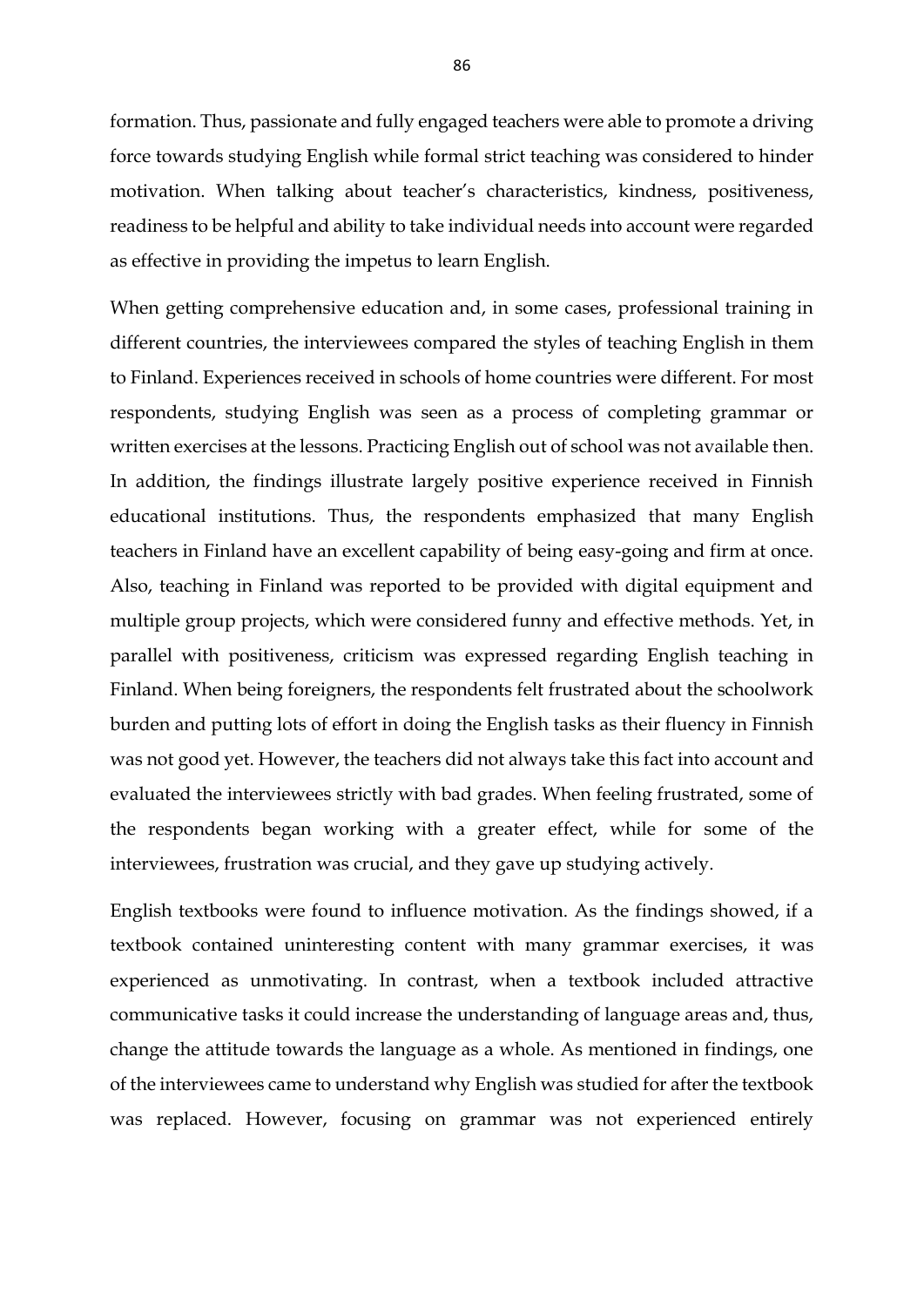formation. Thus, passionate and fully engaged teachers were able to promote a driving force towards studying English while formal strict teaching was considered to hinder motivation. When talking about teacher's characteristics, kindness, positiveness, readiness to be helpful and ability to take individual needs into account were regarded as effective in providing the impetus to learn English.

When getting comprehensive education and, in some cases, professional training in different countries, the interviewees compared the styles of teaching English in them to Finland. Experiences received in schools of home countries were different. For most respondents, studying English was seen as a process of completing grammar or written exercises at the lessons. Practicing English out of school was not available then. In addition, the findings illustrate largely positive experience received in Finnish educational institutions. Thus, the respondents emphasized that many English teachers in Finland have an excellent capability of being easy-going and firm at once. Also, teaching in Finland was reported to be provided with digital equipment and multiple group projects, which were considered funny and effective methods. Yet, in parallel with positiveness, criticism was expressed regarding English teaching in Finland. When being foreigners, the respondents felt frustrated about the schoolwork burden and putting lots of effort in doing the English tasks as their fluency in Finnish was not good yet. However, the teachers did not always take this fact into account and evaluated the interviewees strictly with bad grades. When feeling frustrated, some of the respondents began working with a greater effect, while for some of the interviewees, frustration was crucial, and they gave up studying actively.

English textbooks were found to influence motivation. As the findings showed, if a textbook contained uninteresting content with many grammar exercises, it was experienced as unmotivating. In contrast, when a textbook included attractive communicative tasks it could increase the understanding of language areas and, thus, change the attitude towards the language as a whole. As mentioned in findings, one of the interviewees came to understand why English was studied for after the textbook was replaced. However, focusing on grammar was not experienced entirely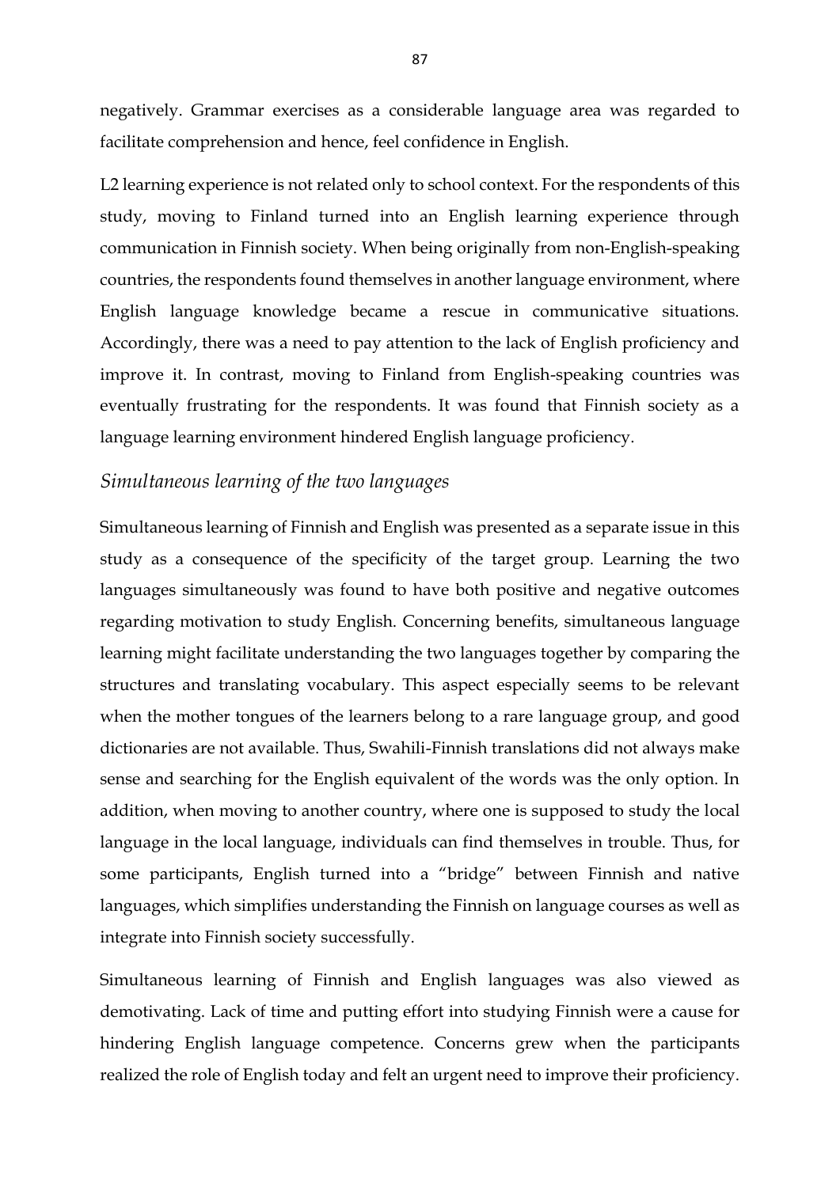negatively. Grammar exercises as a considerable language area was regarded to facilitate comprehension and hence, feel confidence in English.

L2 learning experience is not related only to school context. For the respondents of this study, moving to Finland turned into an English learning experience through communication in Finnish society. When being originally from non-English-speaking countries, the respondents found themselves in another language environment, where English language knowledge became a rescue in communicative situations. Accordingly, there was a need to pay attention to the lack of English proficiency and improve it. In contrast, moving to Finland from English-speaking countries was eventually frustrating for the respondents. It was found that Finnish society as a language learning environment hindered English language proficiency.

### *Simultaneous learning of the two languages*

Simultaneous learning of Finnish and English was presented as a separate issue in this study as a consequence of the specificity of the target group. Learning the two languages simultaneously was found to have both positive and negative outcomes regarding motivation to study English. Concerning benefits, simultaneous language learning might facilitate understanding the two languages together by comparing the structures and translating vocabulary. This aspect especially seems to be relevant when the mother tongues of the learners belong to a rare language group, and good dictionaries are not available. Thus, Swahili-Finnish translations did not always make sense and searching for the English equivalent of the words was the only option. In addition, when moving to another country, where one is supposed to study the local language in the local language, individuals can find themselves in trouble. Thus, for some participants, English turned into a "bridge" between Finnish and native languages, which simplifies understanding the Finnish on language courses as well as integrate into Finnish society successfully.

Simultaneous learning of Finnish and English languages was also viewed as demotivating. Lack of time and putting effort into studying Finnish were a cause for hindering English language competence. Concerns grew when the participants realized the role of English today and felt an urgent need to improve their proficiency.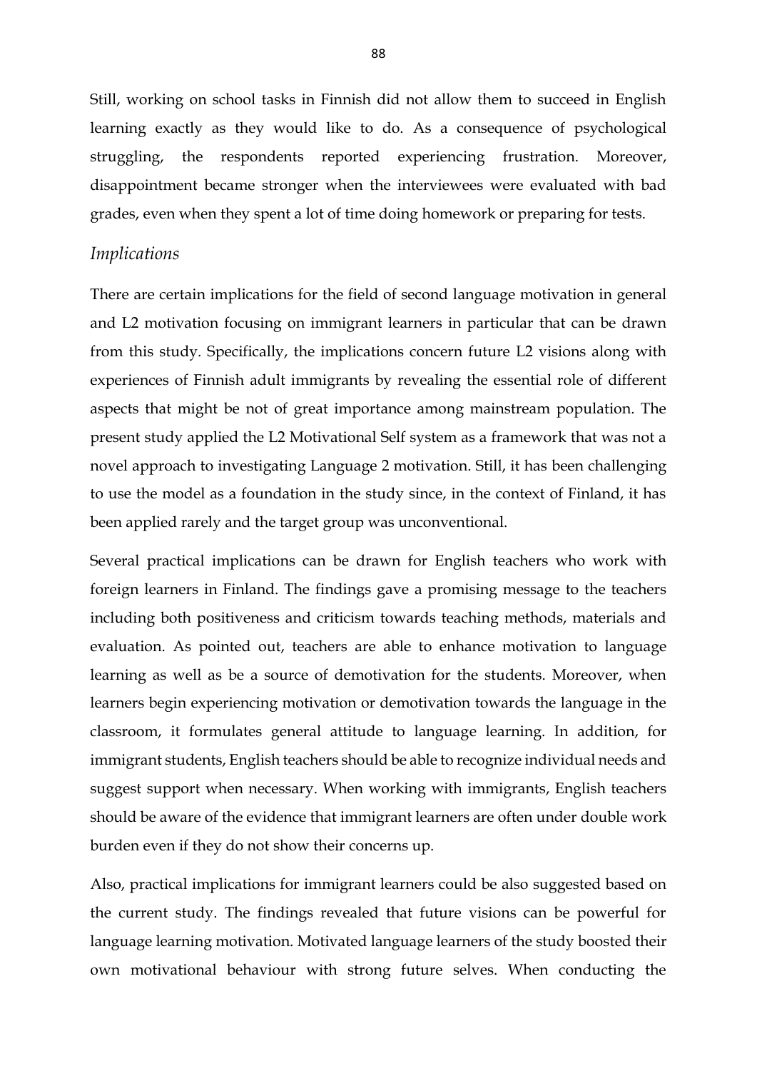Still, working on school tasks in Finnish did not allow them to succeed in English learning exactly as they would like to do. As a consequence of psychological struggling, the respondents reported experiencing frustration. Moreover, disappointment became stronger when the interviewees were evaluated with bad grades, even when they spent a lot of time doing homework or preparing for tests.

### *Implications*

There are certain implications for the field of second language motivation in general and L2 motivation focusing on immigrant learners in particular that can be drawn from this study. Specifically, the implications concern future L2 visions along with experiences of Finnish adult immigrants by revealing the essential role of different aspects that might be not of great importance among mainstream population. The present study applied the L2 Motivational Self system as a framework that was not a novel approach to investigating Language 2 motivation. Still, it has been challenging to use the model as a foundation in the study since, in the context of Finland, it has been applied rarely and the target group was unconventional.

Several practical implications can be drawn for English teachers who work with foreign learners in Finland. The findings gave a promising message to the teachers including both positiveness and criticism towards teaching methods, materials and evaluation. As pointed out, teachers are able to enhance motivation to language learning as well as be a source of demotivation for the students. Moreover, when learners begin experiencing motivation or demotivation towards the language in the classroom, it formulates general attitude to language learning. In addition, for immigrant students, English teachers should be able to recognize individual needs and suggest support when necessary. When working with immigrants, English teachers should be aware of the evidence that immigrant learners are often under double work burden even if they do not show their concerns up.

Also, practical implications for immigrant learners could be also suggested based on the current study. The findings revealed that future visions can be powerful for language learning motivation. Motivated language learners of the study boosted their own motivational behaviour with strong future selves. When conducting the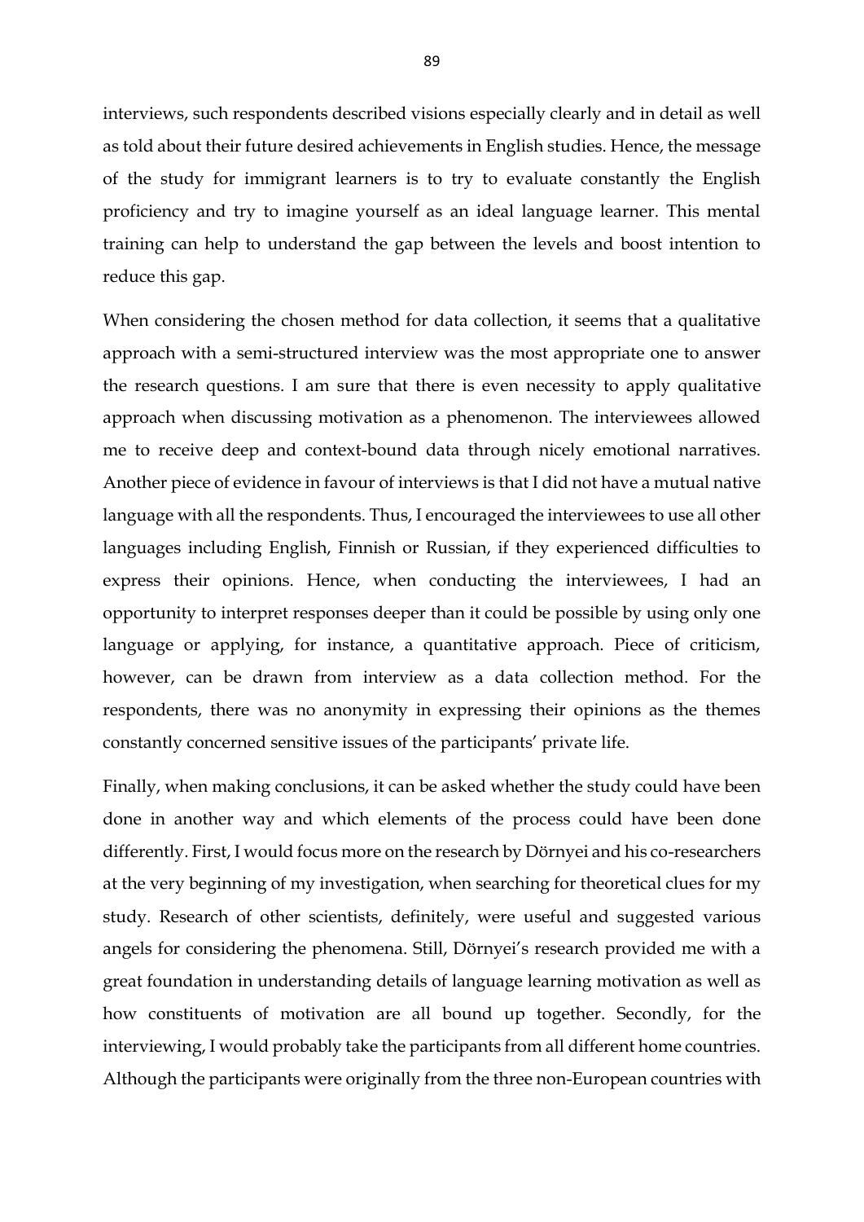interviews, such respondents described visions especially clearly and in detail as well as told about their future desired achievements in English studies. Hence, the message of the study for immigrant learners is to try to evaluate constantly the English proficiency and try to imagine yourself as an ideal language learner. This mental training can help to understand the gap between the levels and boost intention to reduce this gap.

When considering the chosen method for data collection, it seems that a qualitative approach with a semi-structured interview was the most appropriate one to answer the research questions. I am sure that there is even necessity to apply qualitative approach when discussing motivation as a phenomenon. The interviewees allowed me to receive deep and context-bound data through nicely emotional narratives. Another piece of evidence in favour of interviews is that I did not have a mutual native language with all the respondents. Thus, I encouraged the interviewees to use all other languages including English, Finnish or Russian, if they experienced difficulties to express their opinions. Hence, when conducting the interviewees, I had an opportunity to interpret responses deeper than it could be possible by using only one language or applying, for instance, a quantitative approach. Piece of criticism, however, can be drawn from interview as a data collection method. For the respondents, there was no anonymity in expressing their opinions as the themes constantly concerned sensitive issues of the participants' private life.

Finally, when making conclusions, it can be asked whether the study could have been done in another way and which elements of the process could have been done differently. First, I would focus more on the research by Dörnyei and his co-researchers at the very beginning of my investigation, when searching for theoretical clues for my study. Research of other scientists, definitely, were useful and suggested various angels for considering the phenomena. Still, Dörnyei's research provided me with a great foundation in understanding details of language learning motivation as well as how constituents of motivation are all bound up together. Secondly, for the interviewing, I would probably take the participants from all different home countries. Although the participants were originally from the three non-European countries with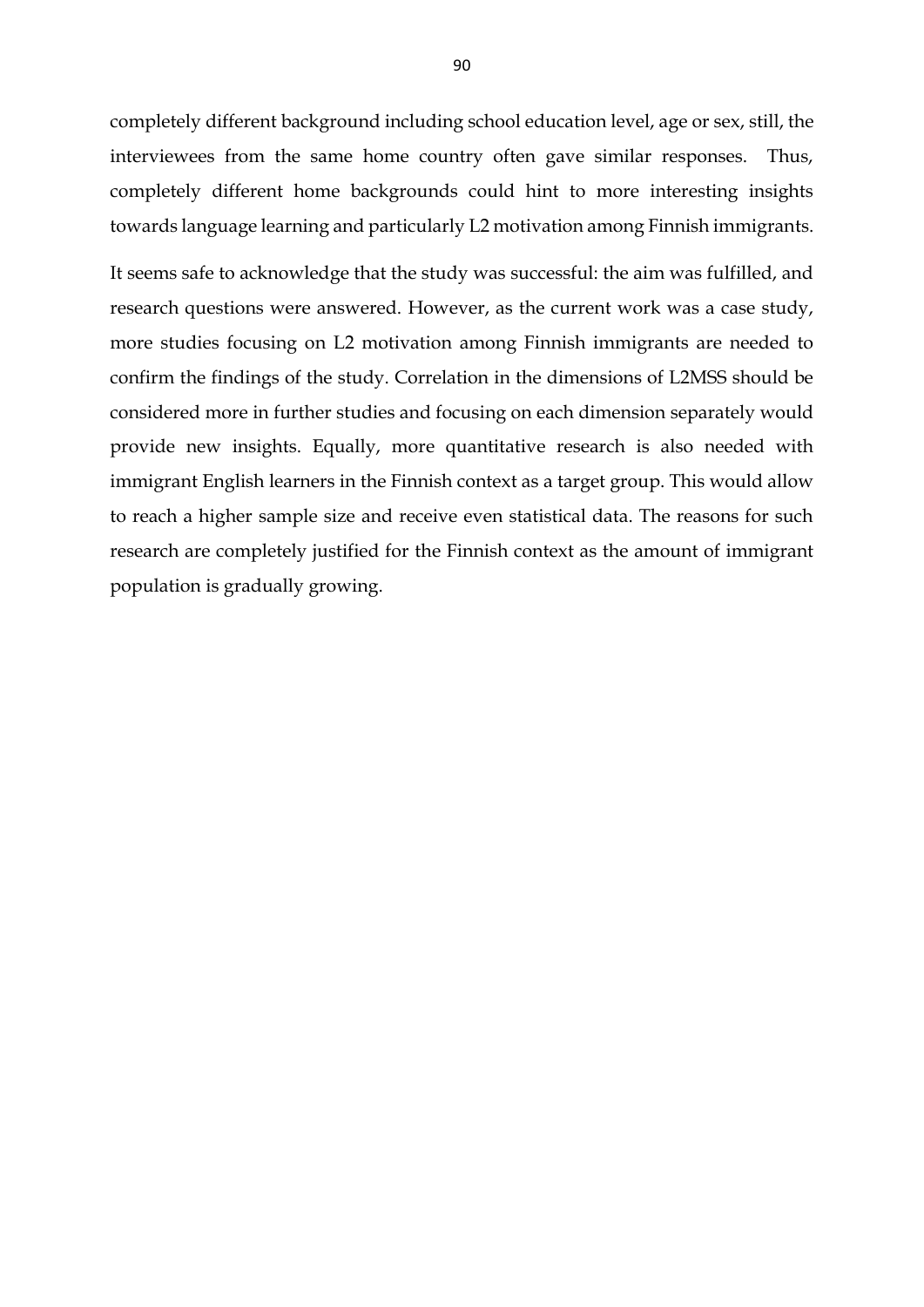completely different background including school education level, age or sex, still, the interviewees from the same home country often gave similar responses. Thus, completely different home backgrounds could hint to more interesting insights towards language learning and particularly L2 motivation among Finnish immigrants.

It seems safe to acknowledge that the study was successful: the aim was fulfilled, and research questions were answered. However, as the current work was a case study, more studies focusing on L2 motivation among Finnish immigrants are needed to confirm the findings of the study. Correlation in the dimensions of L2MSS should be considered more in further studies and focusing on each dimension separately would provide new insights. Equally, more quantitative research is also needed with immigrant English learners in the Finnish context as a target group. This would allow to reach a higher sample size and receive even statistical data. The reasons for such research are completely justified for the Finnish context as the amount of immigrant population is gradually growing.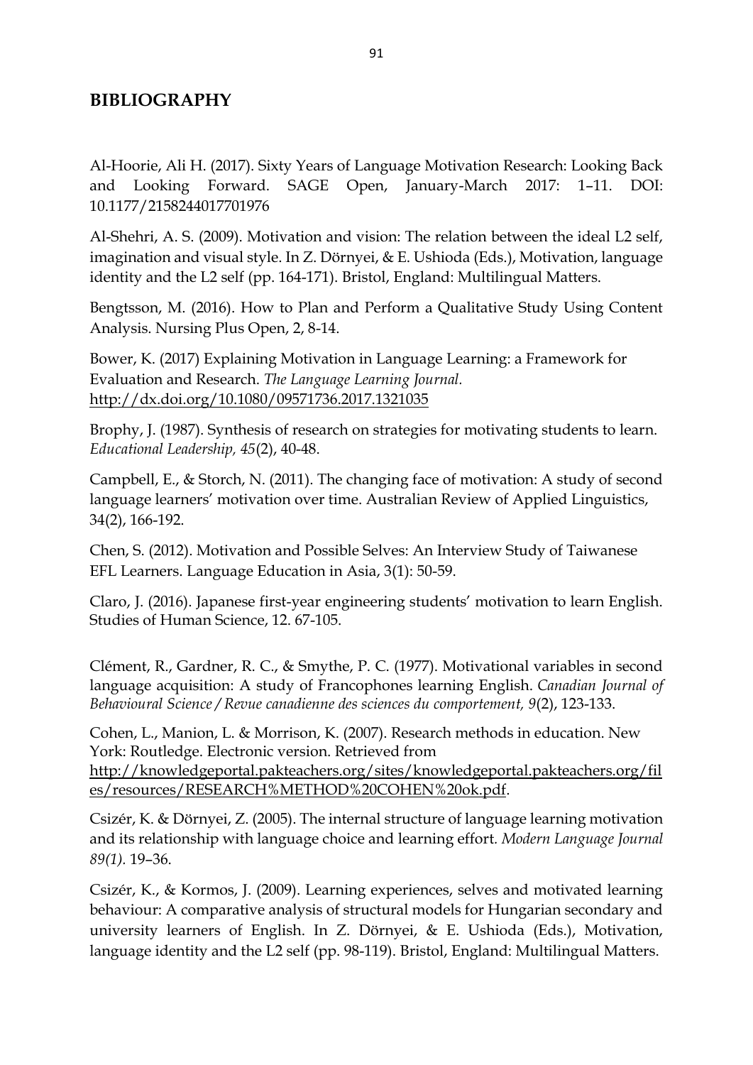## BIBLIOGRAPHY

Al-Hoorie, Ali H. (2017). Sixty Years of Language Motivation Research: Looking Back and Looking Forward. SAGE Open, January-March 2017: 1–11. DOI: 10.1177/2158244017701976

Al-Shehri, A. S. (2009). Motivation and vision: The relation between the ideal L2 self, imagination and visual style. In Z. Dörnyei, & E. Ushioda (Eds.), Motivation, language identity and the L2 self (pp. 164-171). Bristol, England: Multilingual Matters.

Bengtsson, M. (2016). How to Plan and Perform a Qualitative Study Using Content Analysis. Nursing Plus Open, 2, 8-14.

Bower, K. (2017) Explaining Motivation in Language Learning: a Framework for Evaluation and Research. *The Language Learning Journal.* http://dx.doi.org/10.1080/09571736.2017.1321035

Brophy, J. (1987). Synthesis of research on strategies for motivating students to learn. *Educational Leadership, 45*(2), 40-48.

Campbell, E., & Storch, N. (2011). The changing face of motivation: A study of second language learners' motivation over time. Australian Review of Applied Linguistics, 34(2), 166-192.

Chen, S. (2012). Motivation and Possible Selves: An Interview Study of Taiwanese EFL Learners. Language Education in Asia, 3(1): 50-59.

Claro, J. (2016). Japanese first-year engineering students' motivation to learn English. Studies of Human Science, 12. 67-105.

Clément, R., Gardner, R. C., & Smythe, P. C. (1977). Motivational variables in second language acquisition: A study of Francophones learning English. *Canadian Journal of Behavioural Science / Revue canadienne des sciences du comportement, 9*(2), 123-133.

Cohen, L., Manion, L. & Morrison, K. (2007). Research methods in education. New York: Routledge. Electronic version. Retrieved from http://knowledgeportal.pakteachers.org/sites/knowledgeportal.pakteachers.org/files/resources/RESEARCH%METHOD%20COHEN%20ok.pdf.

Csizér, K. & Dörnyei, Z. (2005). The internal structure of language learning motivation and its relationship with language choice and learning effort. *Modern Language Journal 89(1).* 19–36.

Csizér, K., & Kormos, J. (2009). Learning experiences, selves and motivated learning behaviour: A comparative analysis of structural models for Hungarian secondary and university learners of English. In Z. Dörnyei, & E. Ushioda (Eds.), Motivation, language identity and the L2 self (pp. 98-119). Bristol, England: Multilingual Matters.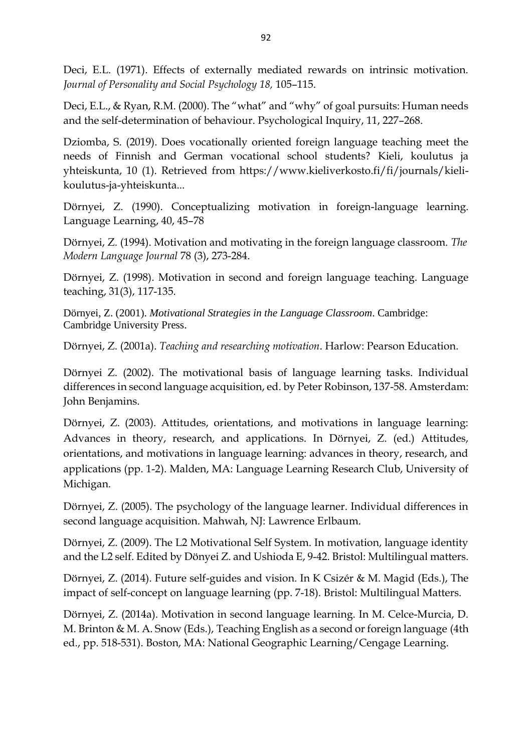Deci, E.L. (1971). Effects of externally mediated rewards on intrinsic motivation. *Journal of Personality and Social Psychology 18,* 105–115.

Deci, E.L., & Ryan, R.M. (2000). The "what" and "why" of goal pursuits: Human needs and the self-determination of behaviour. Psychological Inquiry, 11, 227–268.

Dziomba, S. (2019). Does vocationally oriented foreign language teaching meet the needs of Finnish and German vocational school students? Kieli, koulutus ja yhteiskunta, 10 (1). Retrieved from https://www.kieliverkosto.fi/fi/journals/kieli-koulutus-ja-yhteiskunta...

Dörnyei, Z. (1990). Conceptualizing motivation in foreign-language learning. Language Learning, 40, 45–78

Dörnyei, Z. (1994). Motivation and motivating in the foreign language classroom. *The Modern Language Journal* 78 (3), 273-284.

Dörnyei, Z. (1998). Motivation in second and foreign language teaching. Language teaching, 31(3), 117-135.

Dörnyei, Z. (2001). *Motivational Strategies in the Language Classroom*. Cambridge: Cambridge University Press.

Dörnyei, Z. (2001a). *Teaching and researching motivation*. Harlow: Pearson Education.

Dörnyei Z. (2002). The motivational basis of language learning tasks. Individual differences in second language acquisition, ed. by Peter Robinson, 137-58. Amsterdam: John Benjamins.

Dörnyei, Z. (2003). Attitudes, orientations, and motivations in language learning: Advances in theory, research, and applications. In Dörnyei, Z. (ed.) Attitudes, orientations, and motivations in language learning: advances in theory, research, and applications (pp. 1-2). Malden, MA: Language Learning Research Club, University of Michigan.

Dörnyei, Z. (2005). The psychology of the language learner. Individual differences in second language acquisition. Mahwah, NJ: Lawrence Erlbaum.

Dörnyei, Z. (2009). The L2 Motivational Self System. In motivation, language identity and the L2 self. Edited by Dönyei Z. and Ushioda E, 9-42. Bristol: Multilingual matters.

Dörnyei, Z. (2014). Future self-guides and vision. In K Csizér & M. Magid (Eds.), The impact of self-concept on language learning (pp. 7-18). Bristol: Multilingual Matters.

Dörnyei, Z. (2014a). Motivation in second language learning. In M. Celce-Murcia, D. M. Brinton & M. A. Snow (Eds.), Teaching English as a second or foreign language (4th ed., pp. 518-531). Boston, MA: National Geographic Learning/Cengage Learning.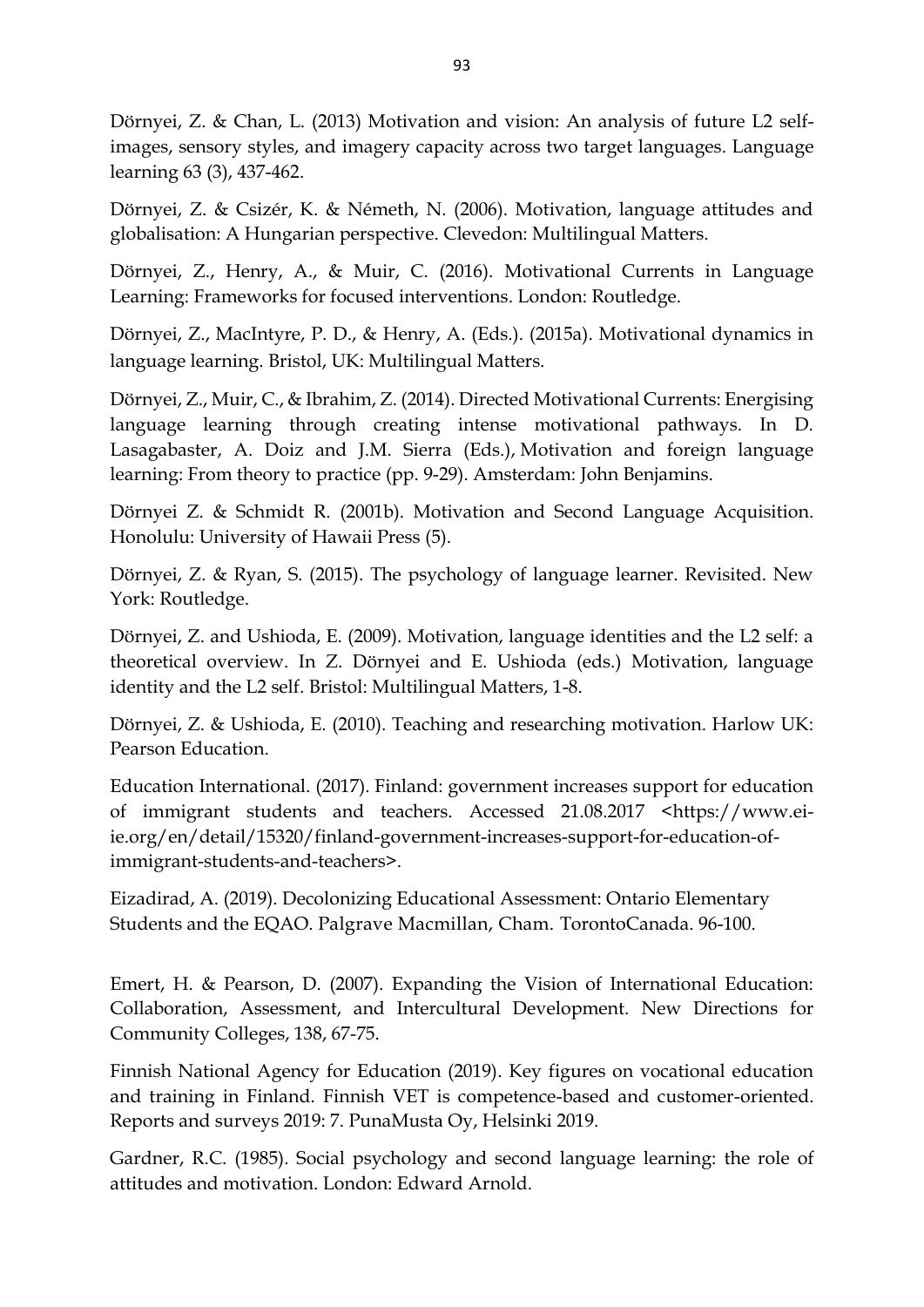Dörnyei, Z. & Chan, L. (2013) Motivation and vision: An analysis of future L2 self-images, sensory styles, and imagery capacity across two target languages. Language learning 63 (3), 437-462.

Dörnyei, Z. & Csizér, K. & Németh, N. (2006). Motivation, language attitudes and globalisation: A Hungarian perspective. Clevedon: Multilingual Matters.

Dörnyei, Z., Henry, A., & Muir, C. (2016). Motivational Currents in Language Learning: Frameworks for focused interventions. London: Routledge.

Dörnyei, Z., MacIntyre, P. D., & Henry, A. (Eds.). (2015a). Motivational dynamics in language learning. Bristol, UK: Multilingual Matters.

Dörnyei, Z., Muir, C., & Ibrahim, Z. (2014). Directed Motivational Currents: Energising language learning through creating intense motivational pathways. In D. Lasagabaster, A. Doiz and J.M. Sierra (Eds.), Motivation and foreign language learning: From theory to practice (pp. 9-29). Amsterdam: John Benjamins.

Dörnyei Z. & Schmidt R. (2001b). Motivation and Second Language Acquisition. Honolulu: University of Hawaii Press (5).

Dörnyei, Z. & Ryan, S. (2015). The psychology of language learner. Revisited. New York: Routledge.

Dörnyei, Z. and Ushioda, E. (2009). Motivation, language identities and the L2 self: a theoretical overview. In Z. Dörnyei and E. Ushioda (eds.) Motivation, language identity and the L2 self. Bristol: Multilingual Matters, 1-8.

Dörnyei, Z. & Ushioda, E. (2010). Teaching and researching motivation. Harlow UK: Pearson Education.

Education International. (2017). Finland: government increases support for education of immigrant students and teachers. Accessed 21.08.2017 <https://www.ei-ie.org/en/detail/15320/finland-government-increases-support-for-education-of-immigrant-students-and-teachers>.

Eizadirad, A. (2019). Decolonizing Educational Assessment: Ontario Elementary Students and the EQAO. Palgrave Macmillan, Cham. TorontoCanada. 96-100.

Emert, H. & Pearson, D. (2007). Expanding the Vision of International Education: Collaboration, Assessment, and Intercultural Development. New Directions for Community Colleges, 138, 67-75.

Finnish National Agency for Education (2019). Key figures on vocational education and training in Finland. Finnish VET is competence-based and customer-oriented. Reports and surveys 2019: 7. PunaMusta Oy, Helsinki 2019.

Gardner, R.C. (1985). Social psychology and second language learning: the role of attitudes and motivation. London: Edward Arnold.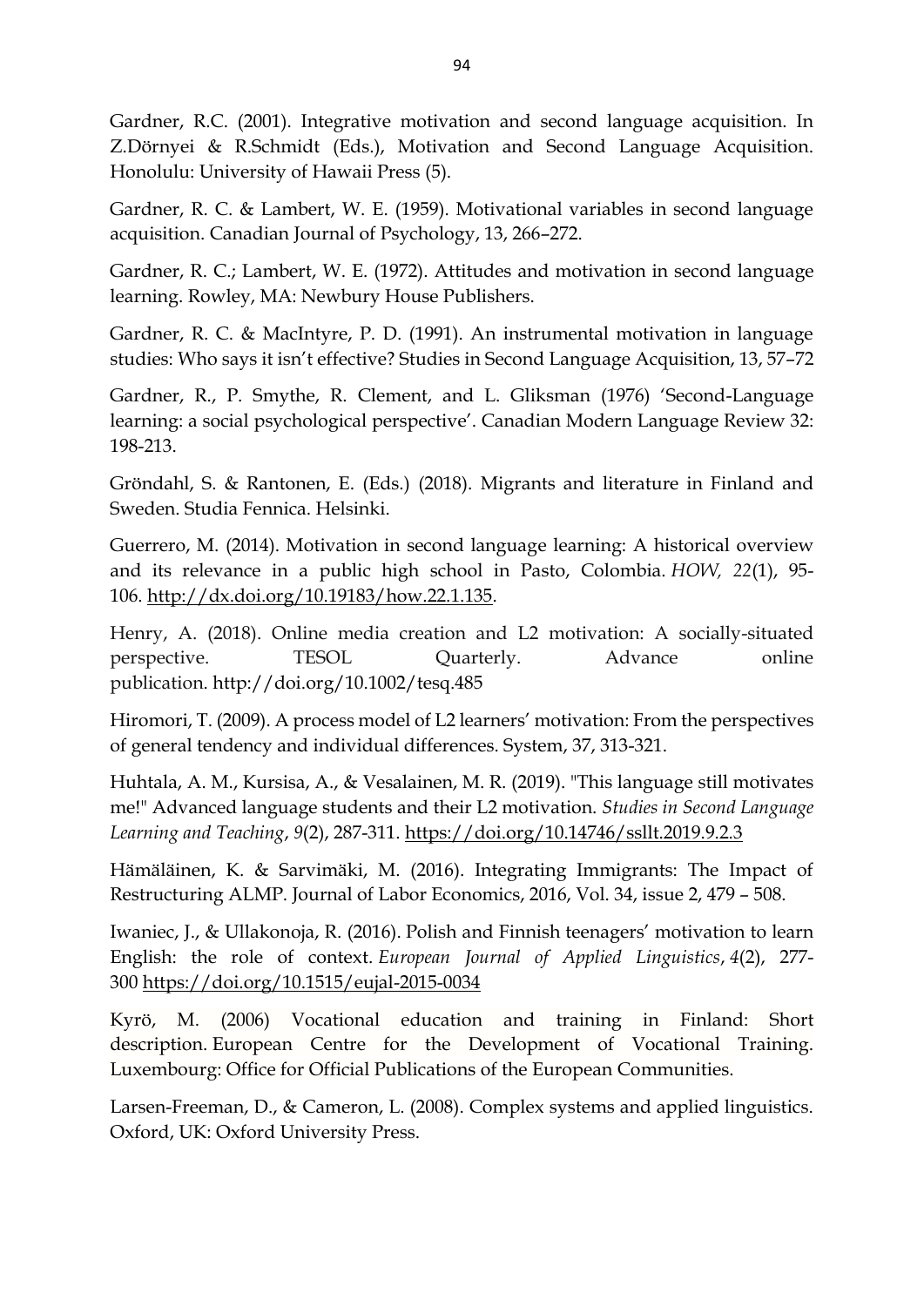Gardner, R.C. (2001). Integrative motivation and second language acquisition. In Z.Dörnyei & R.Schmidt (Eds.), Motivation and Second Language Acquisition. Honolulu: University of Hawaii Press (5).

Gardner, R. C. & Lambert, W. E. (1959). Motivational variables in second language acquisition. Canadian Journal of Psychology, 13, 266–272.

Gardner, R. C.; Lambert, W. E. (1972). Attitudes and motivation in second language learning. Rowley, MA: Newbury House Publishers.

Gardner, R. C. & MacIntyre, P. D. (1991). An instrumental motivation in language studies: Who says it isn't effective? Studies in Second Language Acquisition, 13, 57–72

Gardner, R., P. Smythe, R. Clement, and L. Gliksman (1976) 'Second-Language learning: a social psychological perspective'. Canadian Modern Language Review 32: 198-213.

Gröndahl, S. & Rantonen, E. (Eds.) (2018). Migrants and literature in Finland and Sweden. Studia Fennica. Helsinki.

Guerrero, M. (2014). Motivation in second language learning: A historical overview and its relevance in a public high school in Pasto, Colombia. *HOW, 22*(1), 95-106. http://dx.doi.org/10.19183/how.22.1.135.

Henry, A. (2018). Online media creation and L2 motivation: A socially-situated perspective. TESOL Quarterly. Advance online publication. http://doi.org/10.1002/tesq.485

Hiromori, T. (2009). A process model of L2 learners' motivation: From the perspectives of general tendency and individual differences. System, 37, 313-321.

Huhtala, A. M., Kursisa, A., & Vesalainen, M. R. (2019). "This language still motivates me!" Advanced language students and their L2 motivation. *Studies in Second Language Learning and Teaching*, *9*(2), 287-311. https://doi.org/10.14746/ssllt.2019.9.2.3

Hämäläinen, K. & Sarvimäki, M. (2016). Integrating Immigrants: The Impact of Restructuring ALMP. Journal of Labor Economics, 2016, Vol. 34, issue 2, 479 – 508.

Iwaniec, J., & Ullakonoja, R. (2016). Polish and Finnish teenagers' motivation to learn English: the role of context. *European Journal of Applied Linguistics*, *4*(2), 277-300 https://doi.org/10.1515/eujal-2015-0034

Kyrö, M. (2006) Vocational education and training in Finland: Short description. European Centre for the Development of Vocational Training. Luxembourg: Office for Official Publications of the European Communities.

Larsen-Freeman, D., & Cameron, L. (2008). Complex systems and applied linguistics. Oxford, UK: Oxford University Press.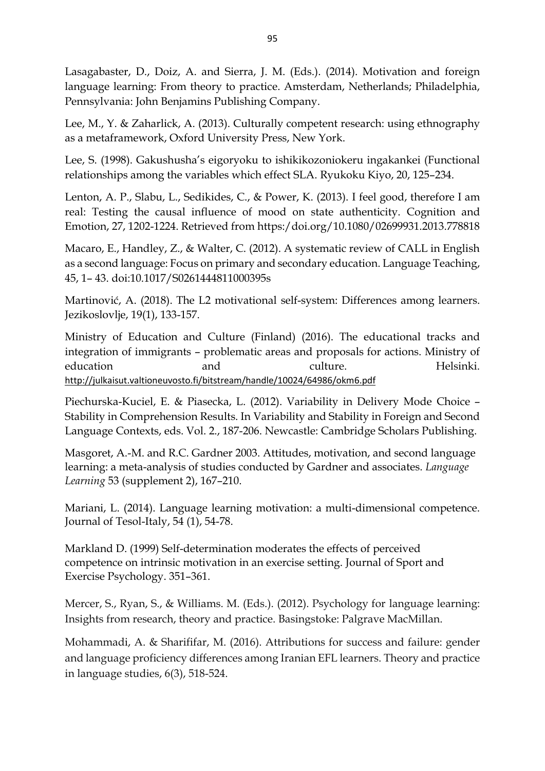Lasagabaster, D., Doiz, A. and Sierra, J. M. (Eds.). (2014). Motivation and foreign language learning: From theory to practice. Amsterdam, Netherlands; Philadelphia, Pennsylvania: John Benjamins Publishing Company.

Lee, M., Y. & Zaharlick, A. (2013). Culturally competent research: using ethnography as a metaframework, Oxford University Press, New York.

Lee, S. (1998). Gakushusha's eigoryoku to ishikikozoniokeru ingakankei (Functional relationships among the variables which effect SLA. Ryukoku Kiyo, 20, 125–234.

Lenton, A. P., Slabu, L., Sedikides, C., & Power, K. (2013). I feel good, therefore I am real: Testing the causal influence of mood on state authenticity. Cognition and Emotion, 27, 1202-1224. Retrieved from https:/doi.org/10.1080/02699931.2013.778818

Macaro, E., Handley, Z., & Walter, C. (2012). A systematic review of CALL in English as a second language: Focus on primary and secondary education. Language Teaching, 45, 1– 43. doi:10.1017/S0261444811000395s

Martinović, A. (2018). The L2 motivational self-system: Differences among learners. Jezikoslovlje, 19(1), 133-157.

Ministry of Education and Culture (Finland) (2016). The educational tracks and integration of immigrants – problematic areas and proposals for actions. Ministry of education and culture. Helsinki. http://julkaisut.valtioneuvosto.fi/bitstream/handle/10024/64986/okm6.pdf

Piechurska-Kuciel, E. & Piasecka, L. (2012). Variability in Delivery Mode Choice – Stability in Comprehension Results. In Variability and Stability in Foreign and Second Language Contexts, eds. Vol. 2., 187-206. Newcastle: Cambridge Scholars Publishing.

Masgoret, A.-M. and R.C. Gardner 2003. Attitudes, motivation, and second language learning: a meta-analysis of studies conducted by Gardner and associates. *Language Learning* 53 (supplement 2), 167–210.

Mariani, L. (2014). Language learning motivation: a multi-dimensional competence. Journal of Tesol-Italy, 54 (1), 54-78.

Markland D. (1999) Self-determination moderates the effects of perceived competence on intrinsic motivation in an exercise setting. Journal of Sport and Exercise Psychology. 351–361.

Mercer, S., Ryan, S., & Williams. M. (Eds.). (2012). Psychology for language learning: Insights from research, theory and practice. Basingstoke: Palgrave MacMillan.

Mohammadi, A. & Sharififar, M. (2016). Attributions for success and failure: gender and language proficiency differences among Iranian EFL learners. Theory and practice in language studies, 6(3), 518-524.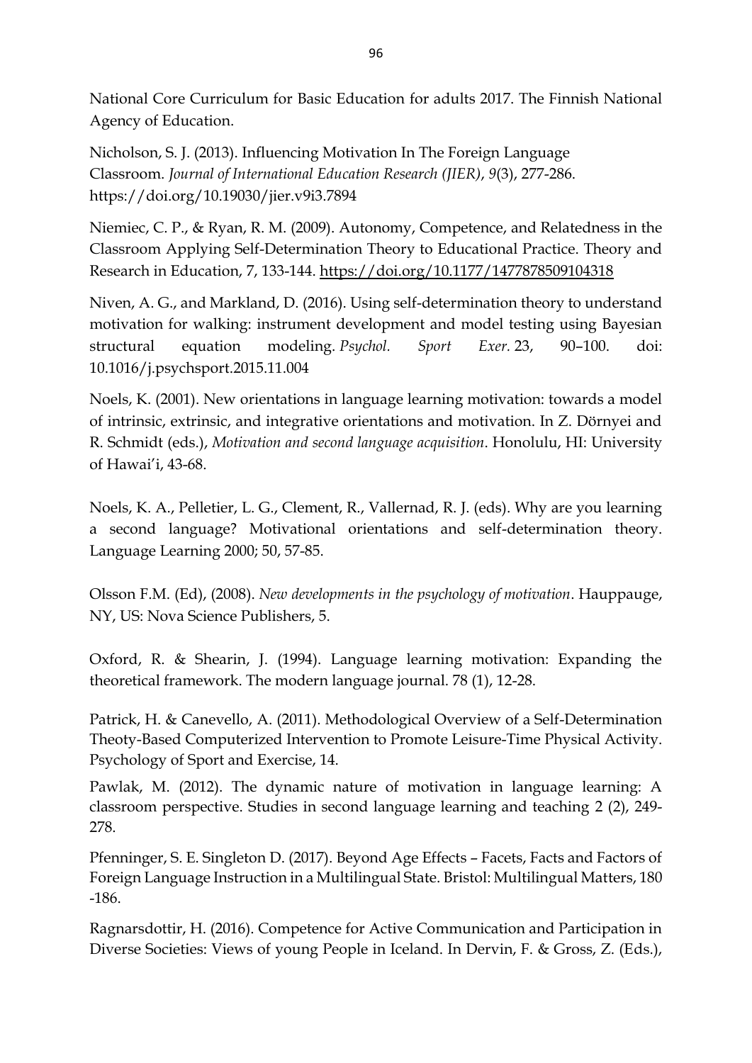National Core Curriculum for Basic Education for adults 2017. The Finnish National Agency of Education.

Nicholson, S. J. (2013). Influencing Motivation In The Foreign Language Classroom. *Journal of International Education Research (JIER)*, *9*(3), 277-286. https://doi.org/10.19030/jier.v9i3.7894

Niemiec, C. P., & Ryan, R. M. (2009). Autonomy, Competence, and Relatedness in the Classroom Applying Self-Determination Theory to Educational Practice. Theory and Research in Education, 7, 133-144. https://doi.org/10.1177/1477878509104318

Niven, A. G., and Markland, D. (2016). Using self-determination theory to understand motivation for walking: instrument development and model testing using Bayesian structural equation modeling. *Psychol. Sport Exer.* 23, 90–100. doi: 10.1016/j.psychsport.2015.11.004

Noels, K. (2001). New orientations in language learning motivation: towards a model of intrinsic, extrinsic, and integrative orientations and motivation. In Z. Dörnyei and R. Schmidt (eds.), *Motivation and second language acquisition*. Honolulu, HI: University of Hawai'i, 43-68.

Noels, K. A., Pelletier, L. G., Clement, R., Vallernad, R. J. (eds). Why are you learning a second language? Motivational orientations and self-determination theory. Language Learning 2000; 50, 57-85.

Olsson F.M. (Ed), (2008). *New developments in the psychology of motivation*. Hauppauge, NY, US: Nova Science Publishers, 5.

Oxford, R. & Shearin, J. (1994). Language learning motivation: Expanding the theoretical framework. The modern language journal. 78 (1), 12-28.

Patrick, H. & Canevello, A. (2011). Methodological Overview of a Self-Determination Theoty-Based Computerized Intervention to Promote Leisure-Time Physical Activity. Psychology of Sport and Exercise, 14.

Pawlak, M. (2012). The dynamic nature of motivation in language learning: A classroom perspective. Studies in second language learning and teaching 2 (2), 249-278.

Pfenninger, S. E. Singleton D. (2017). Beyond Age Effects – Facets, Facts and Factors of Foreign Language Instruction in a Multilingual State. Bristol: Multilingual Matters, 180 -186.

Ragnarsdottir, H. (2016). Competence for Active Communication and Participation in Diverse Societies: Views of young People in Iceland. In Dervin, F. & Gross, Z. (Eds.),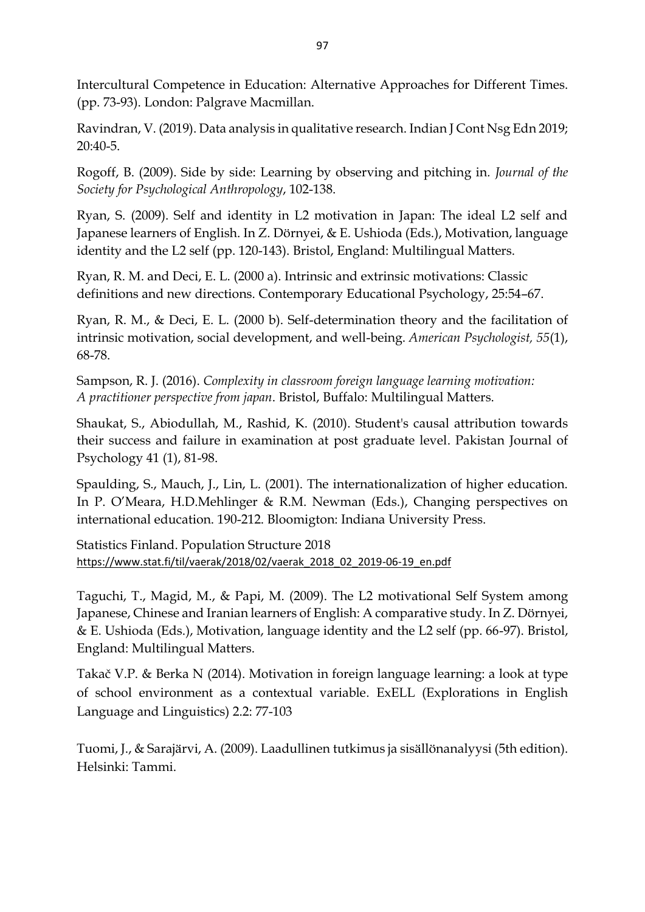Intercultural Competence in Education: Alternative Approaches for Different Times. (pp. 73-93). London: Palgrave Macmillan.

Ravindran, V. (2019). Data analysis in qualitative research. Indian J Cont Nsg Edn 2019; 20:40-5.

Rogoff, B. (2009). Side by side: Learning by observing and pitching in. *Journal of the Society for Psychological Anthropology*, 102-138.

Ryan, S. (2009). Self and identity in L2 motivation in Japan: The ideal L2 self and Japanese learners of English. In Z. Dörnyei, & E. Ushioda (Eds.), Motivation, language identity and the L2 self (pp. 120-143). Bristol, England: Multilingual Matters.

Ryan, R. M. and Deci, E. L. (2000 a). Intrinsic and extrinsic motivations: Classic definitions and new directions. Contemporary Educational Psychology, 25:54–67.

Ryan, R. M., & Deci, E. L. (2000 b). Self-determination theory and the facilitation of intrinsic motivation, social development, and well-being. *American Psychologist, 55*(1), 68-78.

Sampson, R. J. (2016). *Complexity in classroom foreign language learning motivation: A practitioner perspective from japan*. Bristol, Buffalo: Multilingual Matters.

Shaukat, S., Abiodullah, M., Rashid, K. (2010). Student's causal attribution towards their success and failure in examination at post graduate level. Pakistan Journal of Psychology 41 (1), 81-98.

Spaulding, S., Mauch, J., Lin, L. (2001). The internationalization of higher education. In P. O'Meara, H.D.Mehlinger & R.M. Newman (Eds.), Changing perspectives on international education. 190-212. Bloomigton: Indiana University Press.

Statistics Finland. Population Structure 2018 https://www.stat.fi/til/vaerak/2018/02/vaerak_2018_02_2019-06-19_en.pdf

Taguchi, T., Magid, M., & Papi, M. (2009). The L2 motivational Self System among Japanese, Chinese and Iranian learners of English: A comparative study. In Z. Dörnyei, & E. Ushioda (Eds.), Motivation, language identity and the L2 self (pp. 66-97). Bristol, England: Multilingual Matters.

Takač V.P. & Berka N (2014). Motivation in foreign language learning: a look at type of school environment as a contextual variable. ExELL (Explorations in English Language and Linguistics) 2.2: 77-103

Tuomi, J., & Sarajärvi, A. (2009). Laadullinen tutkimus ja sisällönanalyysi (5th edition). Helsinki: Tammi.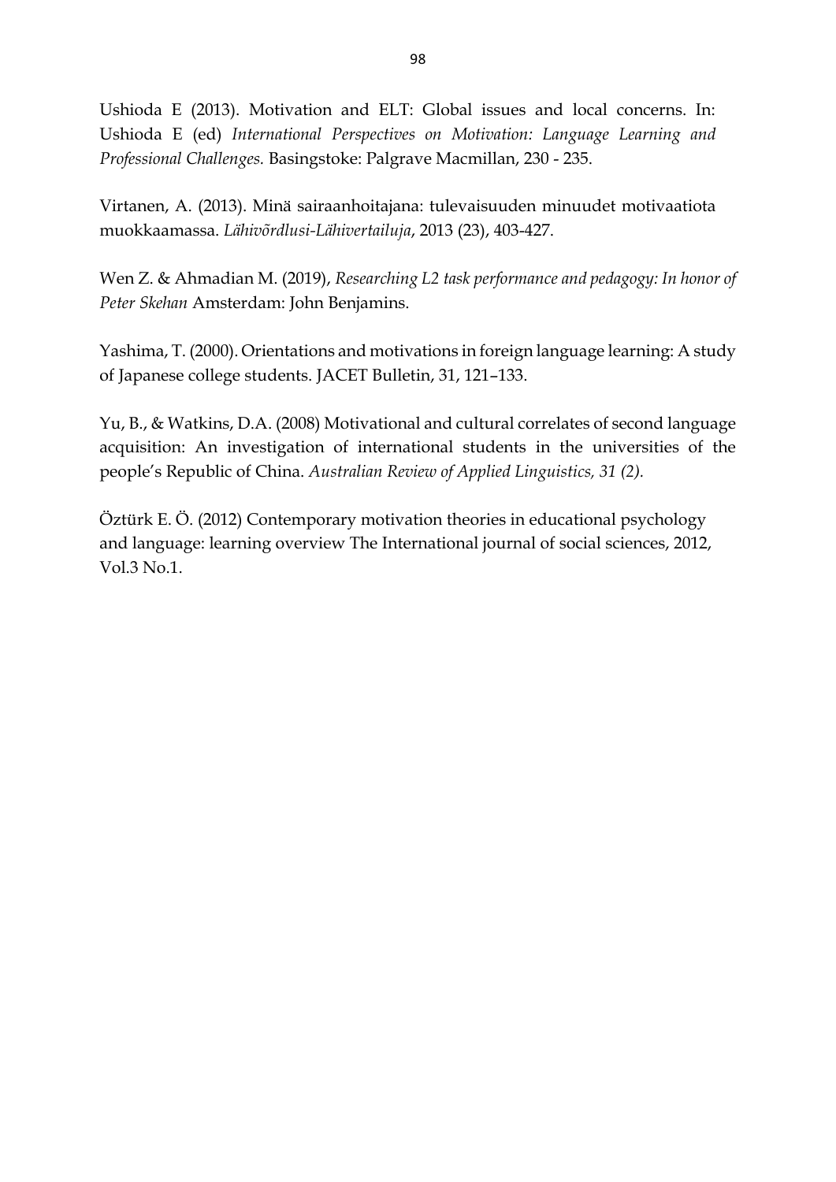Ushioda E (2013). Motivation and ELT: Global issues and local concerns. In: Ushioda E (ed) *International Perspectives on Motivation: Language Learning and Professional Challenges.* Basingstoke: Palgrave Macmillan, 230 - 235.

Virtanen, A. (2013). Minä sairaanhoitajana: tulevaisuuden minuudet motivaatiota muokkaamassa. *Lähivõrdlusi-Lähivertailuja*, 2013 (23), 403-427.

Wen Z. & Ahmadian M. (2019), *Researching L2 task performance and pedagogy: In honor of Peter Skehan* Amsterdam: John Benjamins.

Yashima, T. (2000). Orientations and motivations in foreign language learning: A study of Japanese college students. JACET Bulletin, 31, 121–133.

Yu, B., & Watkins, D.A. (2008) Motivational and cultural correlates of second language acquisition: An investigation of international students in the universities of the people's Republic of China. *Australian Review of Applied Linguistics, 31 (2).*

Öztürk E. Ö. (2012) Contemporary motivation theories in educational psychology and language: learning overview The International journal of social sciences, 2012, Vol.3 No.1.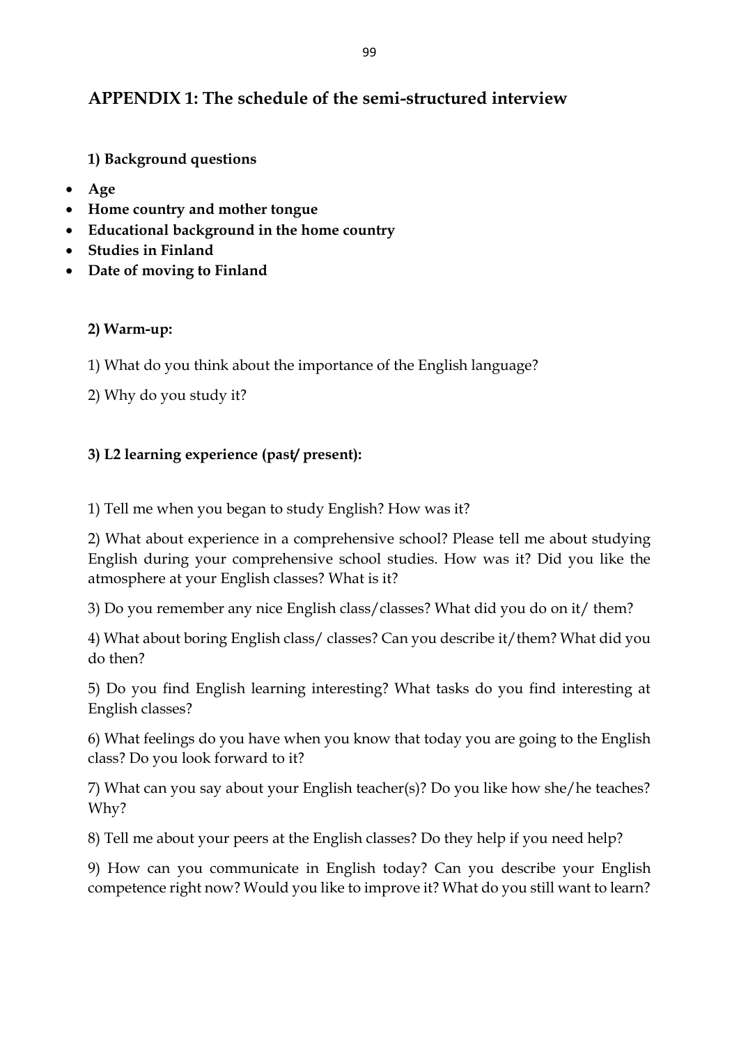# APPENDIX 1: The schedule of the semi-structured interview

**1) Background questions**

- **Age**
- **Home country and mother tongue**
- **Educational background in the home country**
- **Studies in Finland**
- **Date of moving to Finland**

**2) Warm-up:**

1) What do you think about the importance of the English language?

2) Why do you study it?

**3) L2 learning experience (past/ present):**

1) Tell me when you began to study English? How was it?

2) What about experience in a comprehensive school? Please tell me about studying English during your comprehensive school studies. How was it? Did you like the atmosphere at your English classes? What is it?

3) Do you remember any nice English class/classes? What did you do on it/ them?

4) What about boring English class/ classes? Can you describe it/them? What did you do then?

5) Do you find English learning interesting? What tasks do you find interesting at English classes?

6) What feelings do you have when you know that today you are going to the English class? Do you look forward to it?

7) What can you say about your English teacher(s)? Do you like how she/he teaches? Why?

8) Tell me about your peers at the English classes? Do they help if you need help?

9) How can you communicate in English today? Can you describe your English competence right now? Would you like to improve it? What do you still want to learn?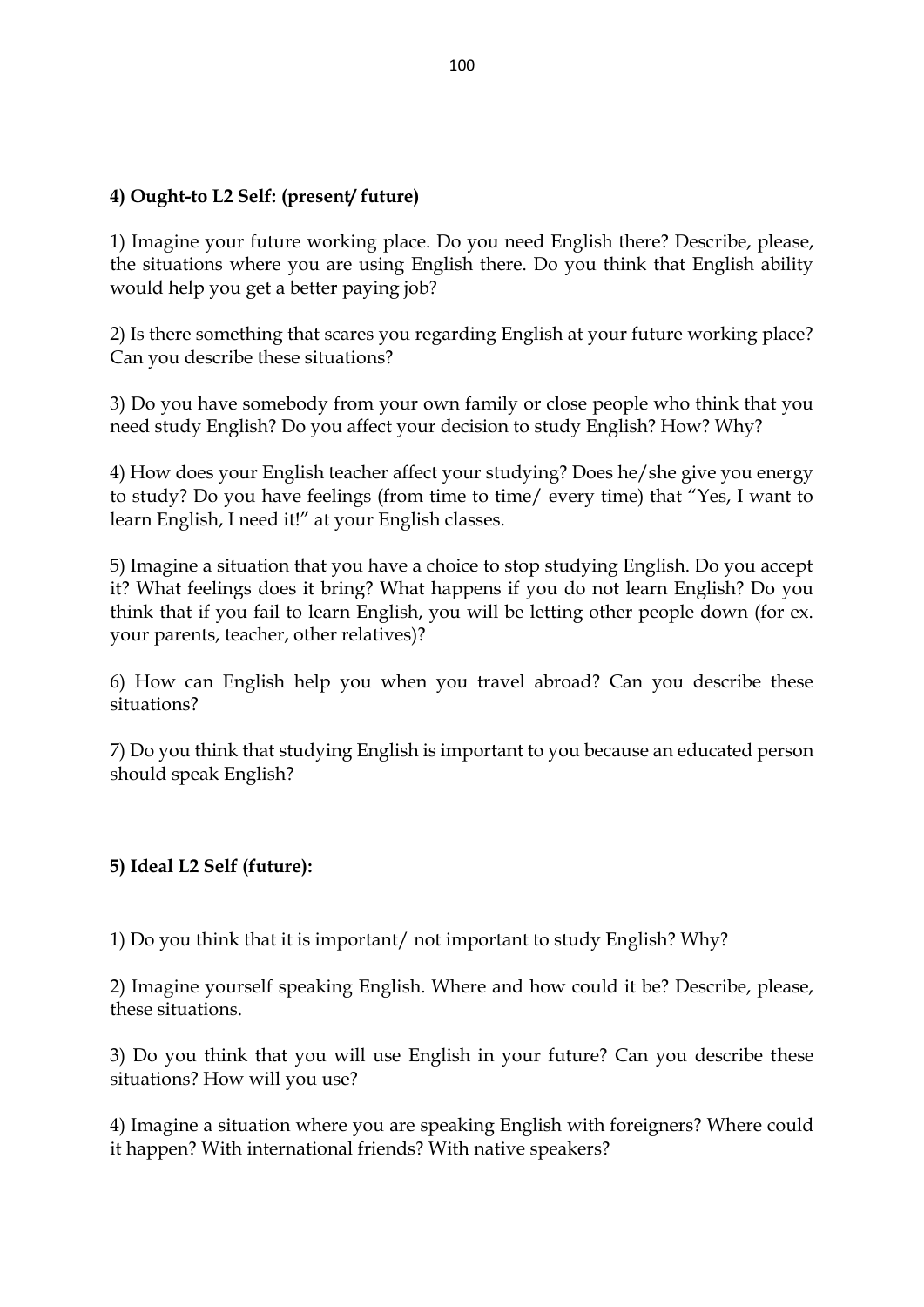**4) Ought-to L2 Self: (present/ future)**

1) Imagine your future working place. Do you need English there? Describe, please, the situations where you are using English there. Do you think that English ability would help you get a better paying job?

2) Is there something that scares you regarding English at your future working place? Can you describe these situations?

3) Do you have somebody from your own family or close people who think that you need study English? Do you affect your decision to study English? How? Why?

4) How does your English teacher affect your studying? Does he/she give you energy to study? Do you have feelings (from time to time/ every time) that "Yes, I want to learn English, I need it!" at your English classes.

5) Imagine a situation that you have a choice to stop studying English. Do you accept it? What feelings does it bring? What happens if you do not learn English? Do you think that if you fail to learn English, you will be letting other people down (for ex. your parents, teacher, other relatives)?

6) How can English help you when you travel abroad? Can you describe these situations?

7) Do you think that studying English is important to you because an educated person should speak English?

**5) Ideal L2 Self (future):**

1) Do you think that it is important/ not important to study English? Why?

2) Imagine yourself speaking English. Where and how could it be? Describe, please, these situations.

3) Do you think that you will use English in your future? Can you describe these situations? How will you use?

4) Imagine a situation where you are speaking English with foreigners? Where could it happen? With international friends? With native speakers?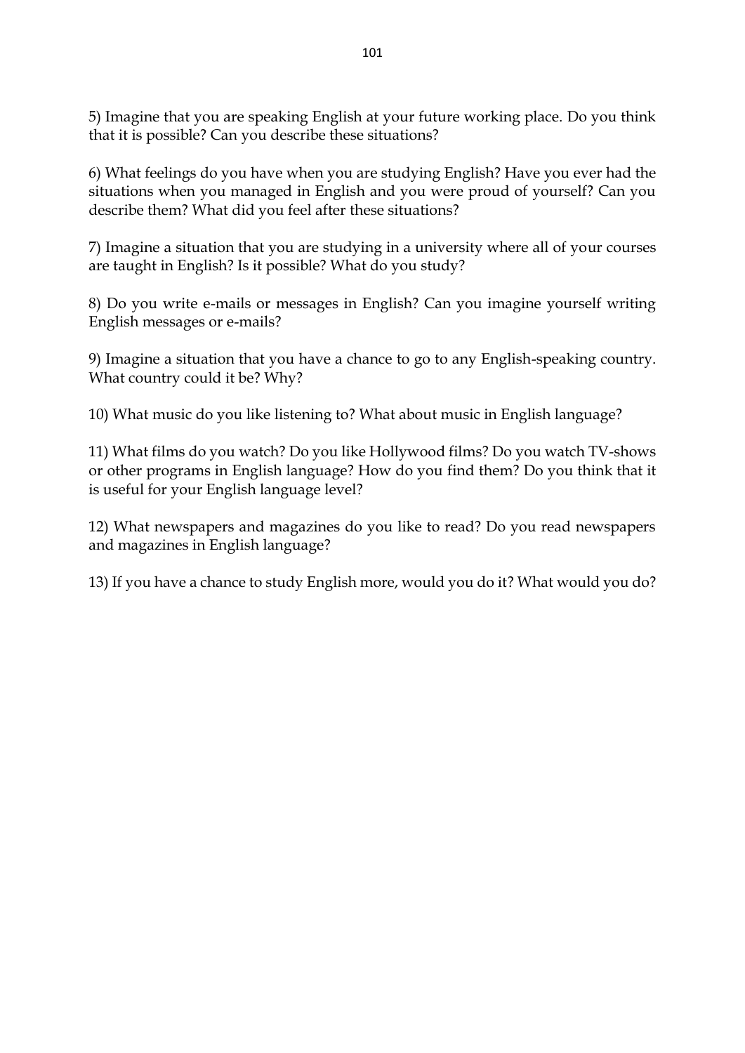5) Imagine that you are speaking English at your future working place. Do you think that it is possible? Can you describe these situations?

6) What feelings do you have when you are studying English? Have you ever had the situations when you managed in English and you were proud of yourself? Can you describe them? What did you feel after these situations?

7) Imagine a situation that you are studying in a university where all of your courses are taught in English? Is it possible? What do you study?

8) Do you write e-mails or messages in English? Can you imagine yourself writing English messages or e-mails?

9) Imagine a situation that you have a chance to go to any English-speaking country. What country could it be? Why?

10) What music do you like listening to? What about music in English language?

11) What films do you watch? Do you like Hollywood films? Do you watch TV-shows or other programs in English language? How do you find them? Do you think that it is useful for your English language level?

12) What newspapers and magazines do you like to read? Do you read newspapers and magazines in English language?

13) If you have a chance to study English more, would you do it? What would you do?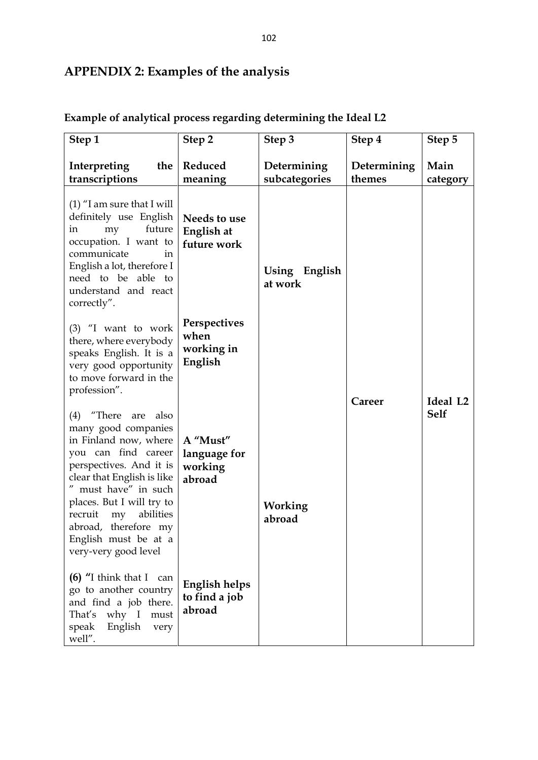# APPENDIX 2: Examples of the analysis

**Example of analytical process regarding determining the Ideal L2**

| Step 1<br><br>Interpreting the transcriptions | Step 2<br><br>Reduced meaning | Step 3<br><br>Determining subcategories | Step 4<br><br>Determining themes | Step 5<br><br>Main category |
|---|---|---|---|---|
| (1) "I am sure that I will definitely use English in my future occupation. I want to communicate in English a lot, therefore I need to be able to understand and react correctly". | **Needs to use English at future work** | **Using English at work** | **Career** | **Ideal L2 Self** |
| (3) "I want to work there, where everybody speaks English. It is a very good opportunity to move forward in the profession". | **Perspectives when working in English** | | | |
| (4) "There are also many good companies in Finland now, where you can find career perspectives. And it is clear that English is like " must have" in such places. But I will try to recruit my abilities abroad, therefore my English must be at a very-very good level | **A "Must" language for working abroad** | **Working abroad** | | |
| **(6) "**I think that I can go to another country and find a job there. That's why I must speak English very well". | **English helps to find a job abroad** | | | |